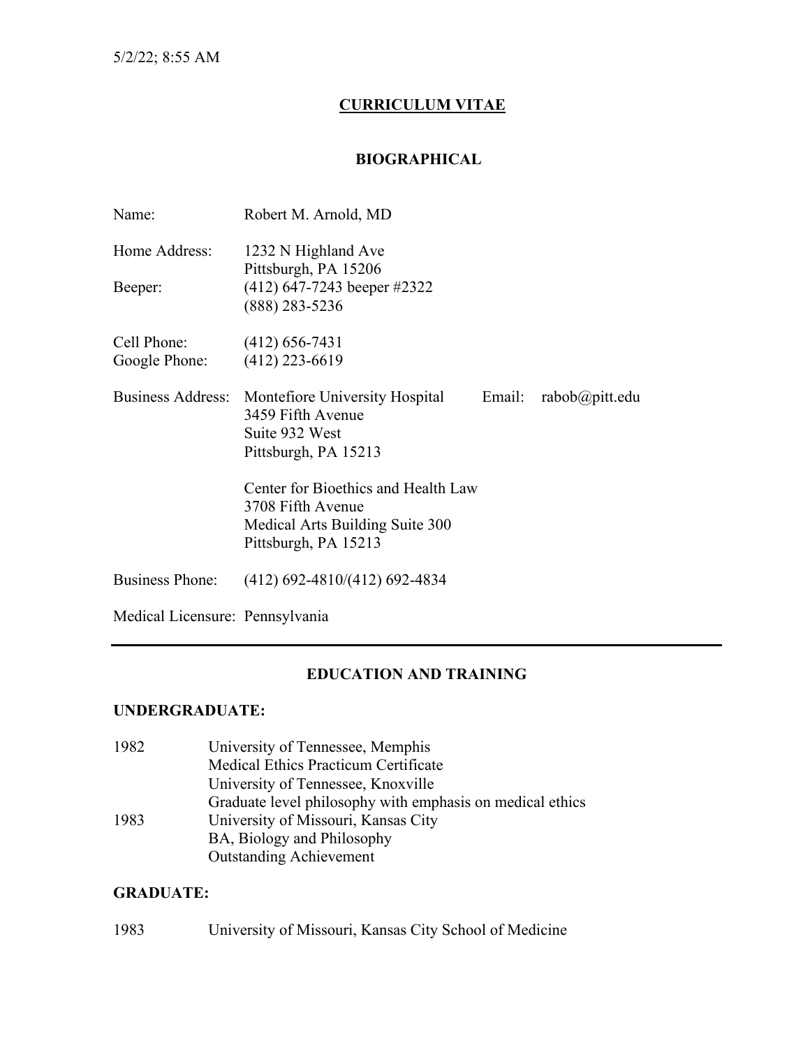5/2/22; 8:55 AM

# CURRICULUM VITAE

## BIOGRAPHICAL

Name: Robert M. Arnold, MD

Home Address: 1232 N Highland Ave
Pittsburgh, PA 15206

Beeper: (412) 647-7243 beeper #2322
(888) 283-5236

Cell Phone: (412) 656-7431
Google Phone: (412) 223-6619

Business Address: Montefiore University Hospital
3459 Fifth Avenue
Suite 932 West
Pittsburgh, PA 15213

Email: rabob@pitt.edu

Center for Bioethics and Health Law
3708 Fifth Avenue
Medical Arts Building Suite 300
Pittsburgh, PA 15213

Business Phone: (412) 692-4810/(412) 692-4834

Medical Licensure: Pennsylvania

---

## EDUCATION AND TRAINING

### UNDERGRADUATE:

1982 University of Tennessee, Memphis
Medical Ethics Practicum Certificate
University of Tennessee, Knoxville
Graduate level philosophy with emphasis on medical ethics

1983 University of Missouri, Kansas City
BA, Biology and Philosophy
Outstanding Achievement

### GRADUATE:

1983 University of Missouri, Kansas City School of Medicine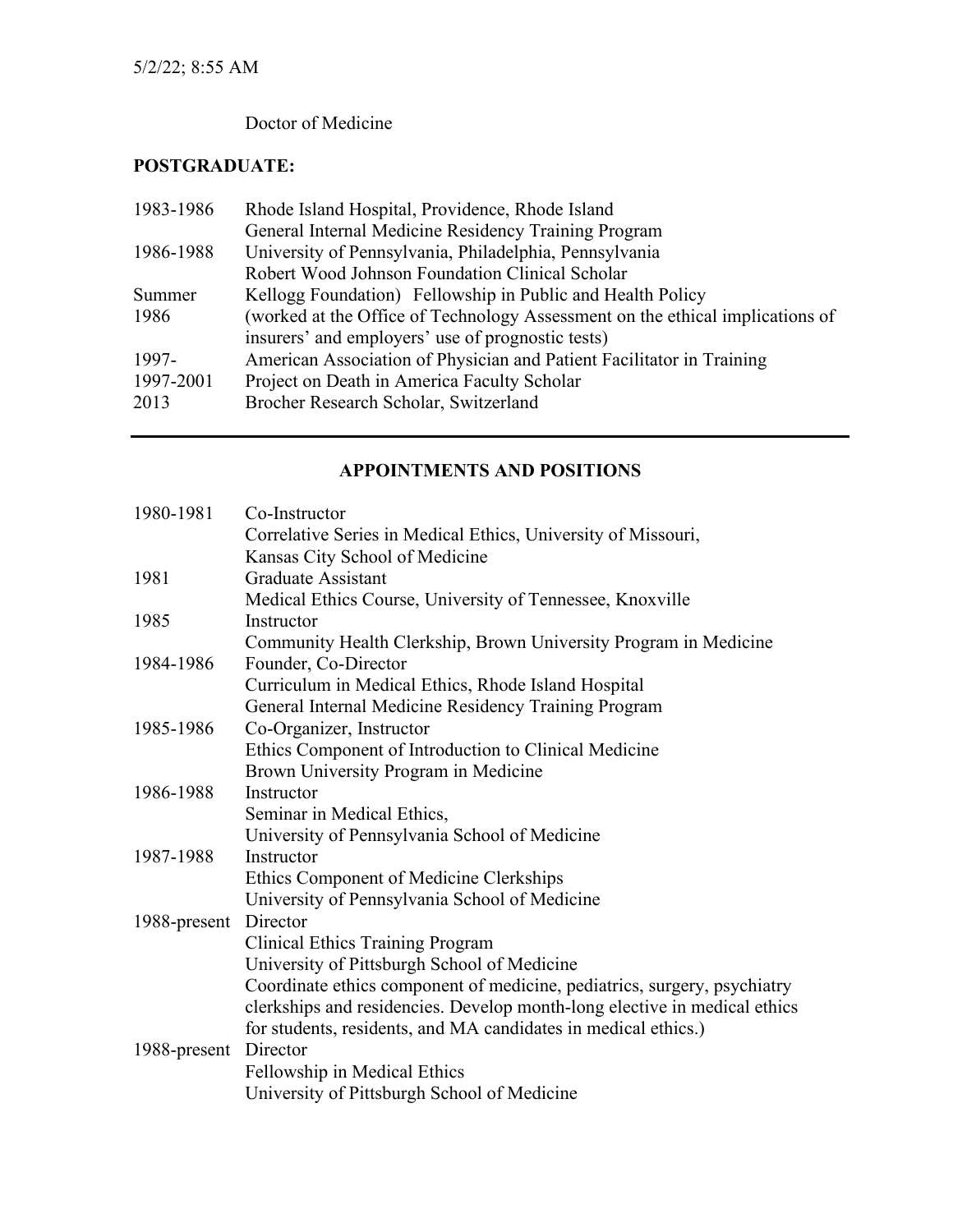Doctor of Medicine

**POSTGRADUATE:**

| | |
|---|---|
| 1983-1986 | Rhode Island Hospital, Providence, Rhode Island<br>General Internal Medicine Residency Training Program |
| 1986-1988 | University of Pennsylvania, Philadelphia, Pennsylvania<br>Robert Wood Johnson Foundation Clinical Scholar |
| Summer 1986 | Kellogg Foundation) Fellowship in Public and Health Policy<br>(worked at the Office of Technology Assessment on the ethical implications of insurers' and employers' use of prognostic tests) |
| 1997- | American Association of Physician and Patient Facilitator in Training |
| 1997-2001 | Project on Death in America Faculty Scholar |
| 2013 | Brocher Research Scholar, Switzerland |

---

## APPOINTMENTS AND POSITIONS

| | |
|---|---|
| 1980-1981 | Co-Instructor<br>Correlative Series in Medical Ethics, University of Missouri, Kansas City School of Medicine |
| 1981 | Graduate Assistant<br>Medical Ethics Course, University of Tennessee, Knoxville |
| 1985 | Instructor<br>Community Health Clerkship, Brown University Program in Medicine |
| 1984-1986 | Founder, Co-Director<br>Curriculum in Medical Ethics, Rhode Island Hospital<br>General Internal Medicine Residency Training Program |
| 1985-1986 | Co-Organizer, Instructor<br>Ethics Component of Introduction to Clinical Medicine<br>Brown University Program in Medicine |
| 1986-1988 | Instructor<br>Seminar in Medical Ethics,<br>University of Pennsylvania School of Medicine |
| 1987-1988 | Instructor<br>Ethics Component of Medicine Clerkships<br>University of Pennsylvania School of Medicine |
| 1988-present | Director<br>Clinical Ethics Training Program<br>University of Pittsburgh School of Medicine<br>Coordinate ethics component of medicine, pediatrics, surgery, psychiatry clerkships and residencies. Develop month-long elective in medical ethics for students, residents, and MA candidates in medical ethics.) |
| 1988-present | Director<br>Fellowship in Medical Ethics<br>University of Pittsburgh School of Medicine |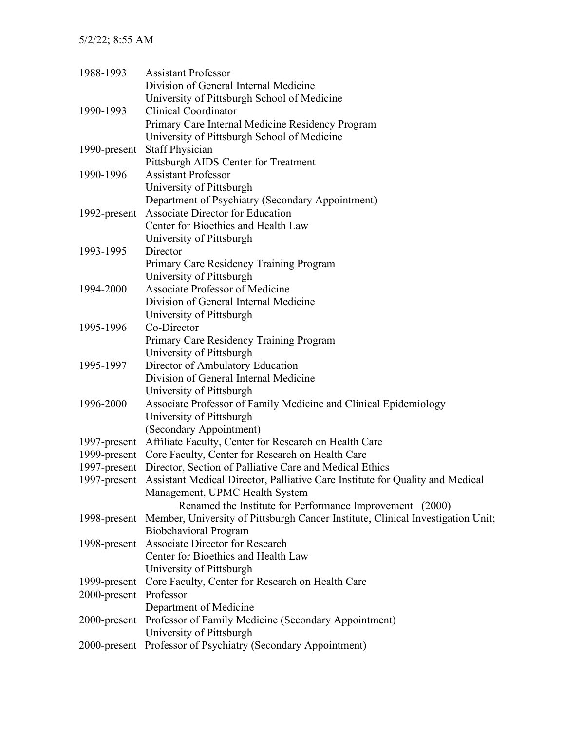| | |
|---|---|
| 1988-1993 | Assistant Professor<br>Division of General Internal Medicine<br>University of Pittsburgh School of Medicine |
| 1990-1993 | Clinical Coordinator<br>Primary Care Internal Medicine Residency Program<br>University of Pittsburgh School of Medicine |
| 1990-present | Staff Physician<br>Pittsburgh AIDS Center for Treatment |
| 1990-1996 | Assistant Professor<br>University of Pittsburgh<br>Department of Psychiatry (Secondary Appointment) |
| 1992-present | Associate Director for Education<br>Center for Bioethics and Health Law<br>University of Pittsburgh |
| 1993-1995 | Director<br>Primary Care Residency Training Program<br>University of Pittsburgh |
| 1994-2000 | Associate Professor of Medicine<br>Division of General Internal Medicine<br>University of Pittsburgh |
| 1995-1996 | Co-Director<br>Primary Care Residency Training Program<br>University of Pittsburgh |
| 1995-1997 | Director of Ambulatory Education<br>Division of General Internal Medicine<br>University of Pittsburgh |
| 1996-2000 | Associate Professor of Family Medicine and Clinical Epidemiology<br>University of Pittsburgh<br>(Secondary Appointment) |
| 1997-present | Affiliate Faculty, Center for Research on Health Care |
| 1999-present | Core Faculty, Center for Research on Health Care |
| 1997-present | Director, Section of Palliative Care and Medical Ethics |
| 1997-present | Assistant Medical Director, Palliative Care Institute for Quality and Medical Management, UPMC Health System<br>Renamed the Institute for Performance Improvement (2000) |
| 1998-present | Member, University of Pittsburgh Cancer Institute, Clinical Investigation Unit; Biobehavioral Program |
| 1998-present | Associate Director for Research<br>Center for Bioethics and Health Law<br>University of Pittsburgh |
| 1999-present | Core Faculty, Center for Research on Health Care |
| 2000-present | Professor<br>Department of Medicine |
| 2000-present | Professor of Family Medicine (Secondary Appointment)<br>University of Pittsburgh |
| 2000-present | Professor of Psychiatry (Secondary Appointment) |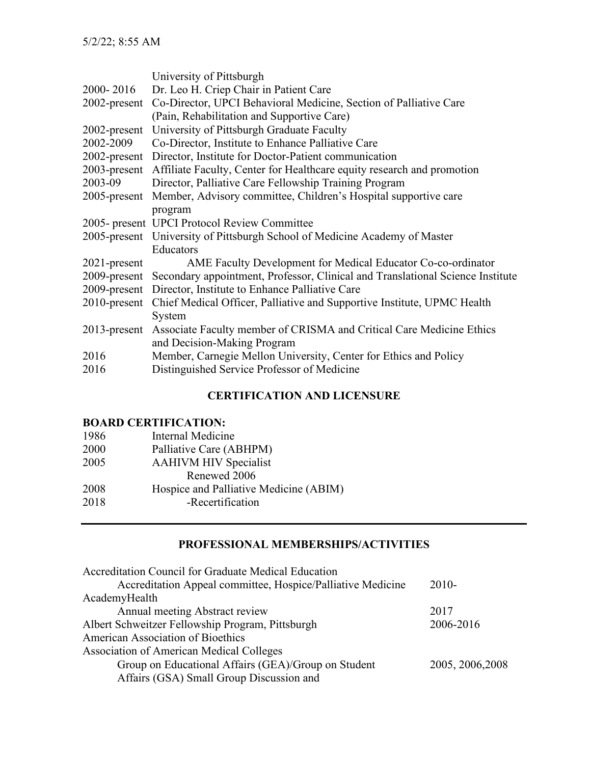| | |
|---|---|
| | University of Pittsburgh |
| 2000- 2016 | Dr. Leo H. Criep Chair in Patient Care |
| 2002-present | Co-Director, UPCI Behavioral Medicine, Section of Palliative Care (Pain, Rehabilitation and Supportive Care) |
| 2002-present | University of Pittsburgh Graduate Faculty |
| 2002-2009 | Co-Director, Institute to Enhance Palliative Care |
| 2002-present | Director, Institute for Doctor-Patient communication |
| 2003-present | Affiliate Faculty, Center for Healthcare equity research and promotion |
| 2003-09 | Director, Palliative Care Fellowship Training Program |
| 2005-present | Member, Advisory committee, Children's Hospital supportive care program |
| 2005- present | UPCI Protocol Review Committee |
| 2005-present | University of Pittsburgh School of Medicine Academy of Master Educators |
| 2021-present | AME Faculty Development for Medical Educator Co-co-ordinator |
| 2009-present | Secondary appointment, Professor, Clinical and Translational Science Institute |
| 2009-present | Director, Institute to Enhance Palliative Care |
| 2010-present | Chief Medical Officer, Palliative and Supportive Institute, UPMC Health System |
| 2013-present | Associate Faculty member of CRISMA and Critical Care Medicine Ethics and Decision-Making Program |
| 2016 | Member, Carnegie Mellon University, Center for Ethics and Policy |
| 2016 | Distinguished Service Professor of Medicine |

## CERTIFICATION AND LICENSURE

**BOARD CERTIFICATION:**

| | |
|---|---|
| 1986 | Internal Medicine |
| 2000 | Palliative Care (ABHPM) |
| 2005 | AAHIVM HIV Specialist |
| | Renewed 2006 |
| 2008 | Hospice and Palliative Medicine (ABIM) |
| 2018 | -Recertification |

---

## PROFESSIONAL MEMBERSHIPS/ACTIVITIES

| | |
|---|---|
| Accreditation Council for Graduate Medical Education | |
| Accreditation Appeal committee, Hospice/Palliative Medicine | 2010- |
| AcademyHealth | |
| Annual meeting Abstract review | 2017 |
| Albert Schweitzer Fellowship Program, Pittsburgh | 2006-2016 |
| American Association of Bioethics | |
| Association of American Medical Colleges | |
| Group on Educational Affairs (GEA)/Group on Student Affairs (GSA) Small Group Discussion and | 2005, 2006,2008 |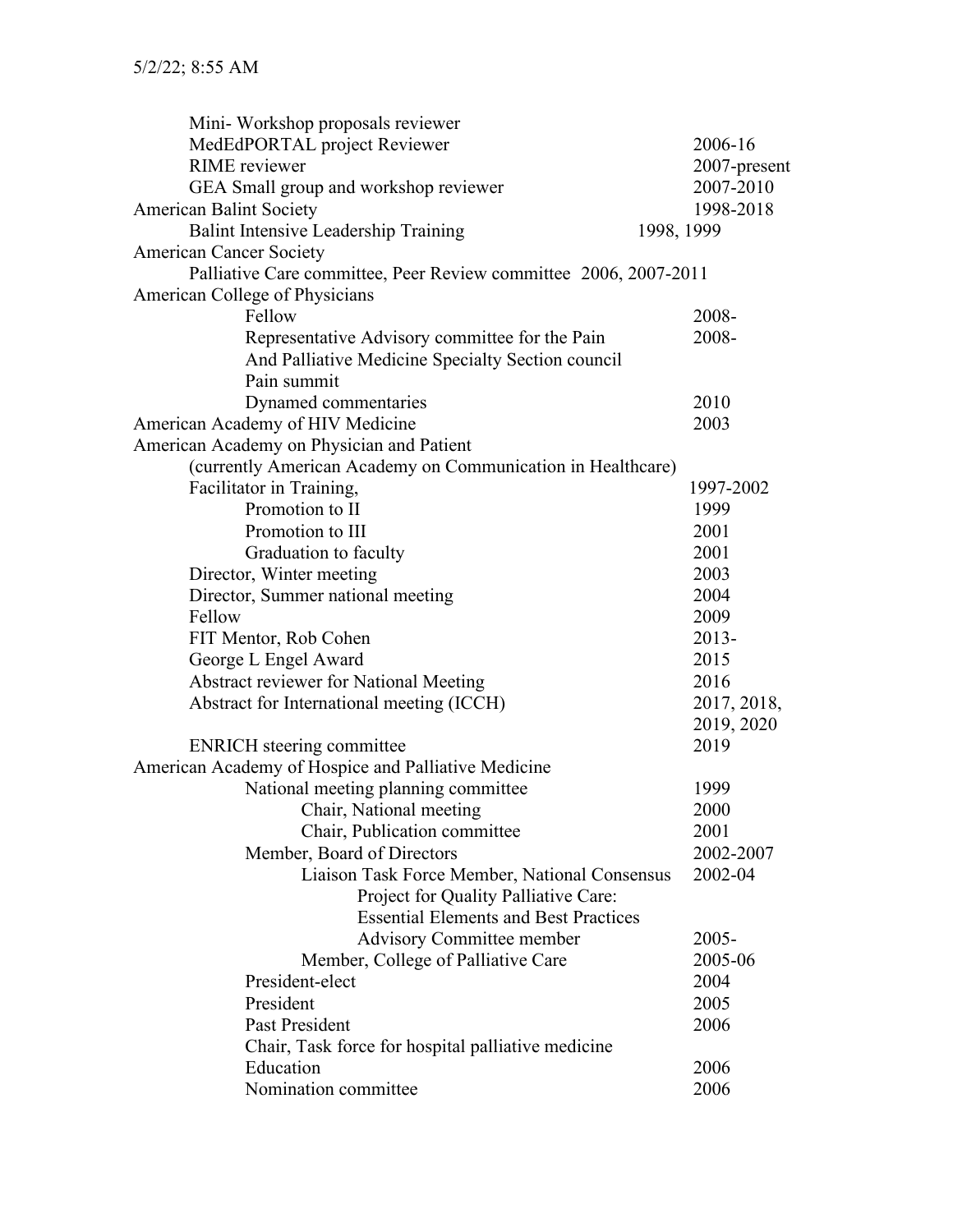Mini- Workshop proposals reviewer
MedEdPORTAL project Reviewer 2006-16
RIME reviewer 2007-present
GEA Small group and workshop reviewer 2007-2010

American Balint Society 1998-2018
- Balint Intensive Leadership Training 1998, 1999

American Cancer Society
- Palliative Care committee, Peer Review committee 2006, 2007-2011

American College of Physicians
- Fellow 2008-
- Representative Advisory committee for the Pain And Palliative Medicine Specialty Section council 2008-
- Pain summit
- Dynamed commentaries 2010

American Academy of HIV Medicine 2003

American Academy on Physician and Patient (currently American Academy on Communication in Healthcare)
- Facilitator in Training, 1997-2002
  - Promotion to II 1999
  - Promotion to III 2001
  - Graduation to faculty 2001
- Director, Winter meeting 2003
- Director, Summer national meeting 2004
- Fellow 2009
- FIT Mentor, Rob Cohen 2013-
- George L Engel Award 2015
- Abstract reviewer for National Meeting 2016
- Abstract for International meeting (ICCH) 2017, 2018, 2019, 2020
- ENRICH steering committee 2019

American Academy of Hospice and Palliative Medicine
- National meeting planning committee 1999
  - Chair, National meeting 2000
  - Chair, Publication committee 2001
- Member, Board of Directors 2002-2007
  - Liaison Task Force Member, National Consensus Project for Quality Palliative Care: Essential Elements and Best Practices 2002-04
    - Advisory Committee member 2005-
  - Member, College of Palliative Care 2005-06
- President-elect 2004
- President 2005
- Past President 2006
- Chair, Task force for hospital palliative medicine Education 2006
- Nomination committee 2006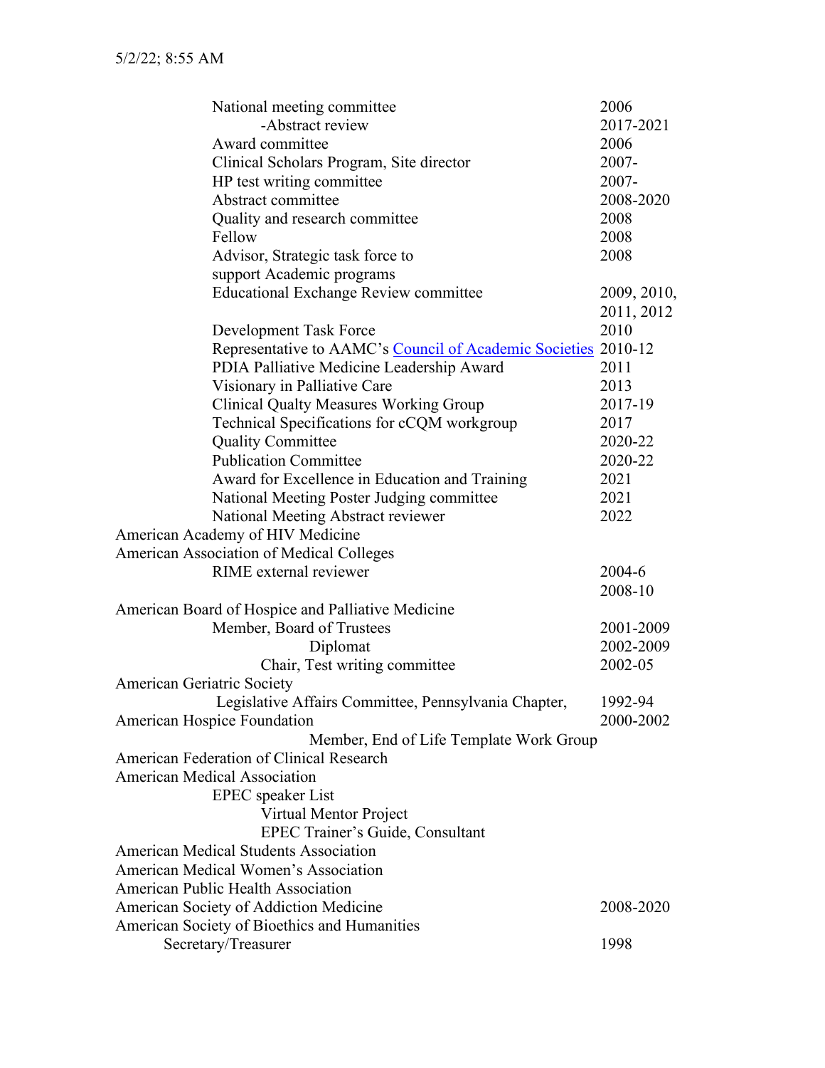| | |
|---|---|
| National meeting committee | 2006 |
| -Abstract review | 2017-2021 |
| Award committee | 2006 |
| Clinical Scholars Program, Site director | 2007- |
| HP test writing committee | 2007- |
| Abstract committee | 2008-2020 |
| Quality and research committee | 2008 |
| Fellow | 2008 |
| Advisor, Strategic task force to support Academic programs | 2008 |
| Educational Exchange Review committee | 2009, 2010, 2011, 2012 |
| Development Task Force | 2010 |
| Representative to AAMC's Council of Academic Societies | 2010-12 |
| PDIA Palliative Medicine Leadership Award | 2011 |
| Visionary in Palliative Care | 2013 |
| Clinical Qualty Measures Working Group | 2017-19 |
| Technical Specifications for cCQM workgroup | 2017 |
| Quality Committee | 2020-22 |
| Publication Committee | 2020-22 |
| Award for Excellence in Education and Training | 2021 |
| National Meeting Poster Judging committee | 2021 |
| National Meeting Abstract reviewer | 2022 |

American Academy of HIV Medicine

American Association of Medical Colleges

| | |
|---|---|
| RIME external reviewer | 2004-6<br>2008-10 |

American Board of Hospice and Palliative Medicine

| | |
|---|---|
| Member, Board of Trustees | 2001-2009 |
| Diplomat | 2002-2009 |
| Chair, Test writing committee | 2002-05 |

American Geriatric Society

| | |
|---|---|
| Legislative Affairs Committee, Pennsylvania Chapter, | 1992-94 |

| | |
|---|---|
| American Hospice Foundation | 2000-2002 |

Member, End of Life Template Work Group

American Federation of Clinical Research

American Medical Association

- EPEC speaker List
  - Virtual Mentor Project
  - EPEC Trainer's Guide, Consultant

American Medical Students Association

American Medical Women's Association

American Public Health Association

| | |
|---|---|
| American Society of Addiction Medicine | 2008-2020 |

American Society of Bioethics and Humanities

| | |
|---|---|
| Secretary/Treasurer | 1998 |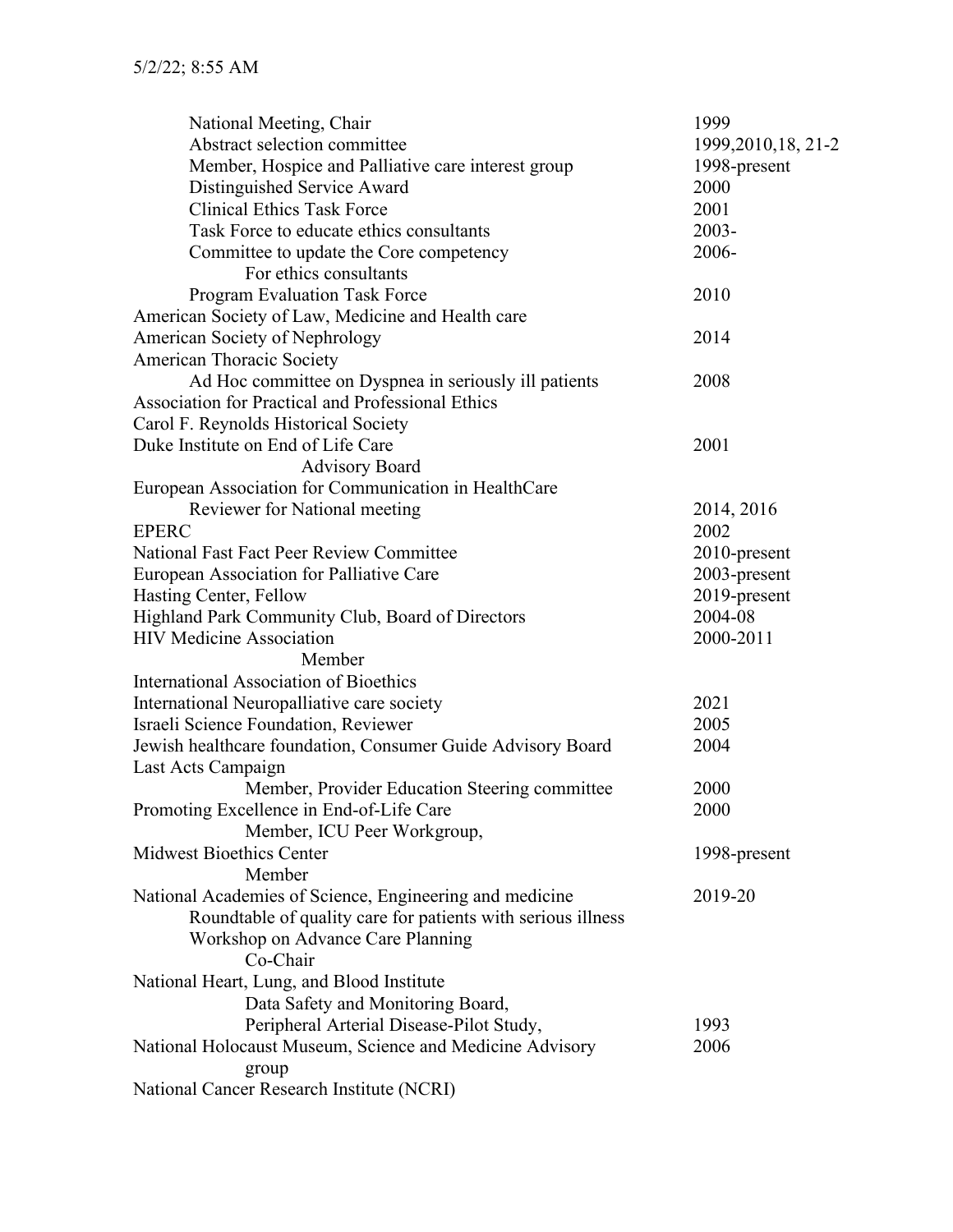| | |
|---|---|
| National Meeting, Chair | 1999 |
| Abstract selection committee | 1999,2010,18, 21-2 |
| Member, Hospice and Palliative care interest group | 1998-present |
| Distinguished Service Award | 2000 |
| Clinical Ethics Task Force | 2001 |
| Task Force to educate ethics consultants | 2003- |
| Committee to update the Core competency For ethics consultants | 2006- |
| Program Evaluation Task Force | 2010 |
| American Society of Law, Medicine and Health care | |
| American Society of Nephrology | 2014 |
| American Thoracic Society | |
| Ad Hoc committee on Dyspnea in seriously ill patients | 2008 |
| Association for Practical and Professional Ethics | |
| Carol F. Reynolds Historical Society | |
| Duke Institute on End of Life Care | 2001 |
| Advisory Board | |
| European Association for Communication in HealthCare | |
| Reviewer for National meeting | 2014, 2016 |
| EPERC | 2002 |
| National Fast Fact Peer Review Committee | 2010-present |
| European Association for Palliative Care | 2003-present |
| Hasting Center, Fellow | 2019-present |
| Highland Park Community Club, Board of Directors | 2004-08 |
| HIV Medicine Association | 2000-2011 |
| Member | |
| International Association of Bioethics | |
| International Neuropalliative care society | 2021 |
| Israeli Science Foundation, Reviewer | 2005 |
| Jewish healthcare foundation, Consumer Guide Advisory Board | 2004 |
| Last Acts Campaign | |
| Member, Provider Education Steering committee | 2000 |
| Promoting Excellence in End-of-Life Care | 2000 |
| Member, ICU Peer Workgroup, | |
| Midwest Bioethics Center | 1998-present |
| Member | |
| National Academies of Science, Engineering and medicine | 2019-20 |
| Roundtable of quality care for patients with serious illness | |
| Workshop on Advance Care Planning | |
| Co-Chair | |
| National Heart, Lung, and Blood Institute | |
| Data Safety and Monitoring Board, | |
| Peripheral Arterial Disease-Pilot Study, | 1993 |
| National Holocaust Museum, Science and Medicine Advisory group | 2006 |
| National Cancer Research Institute (NCRI) | |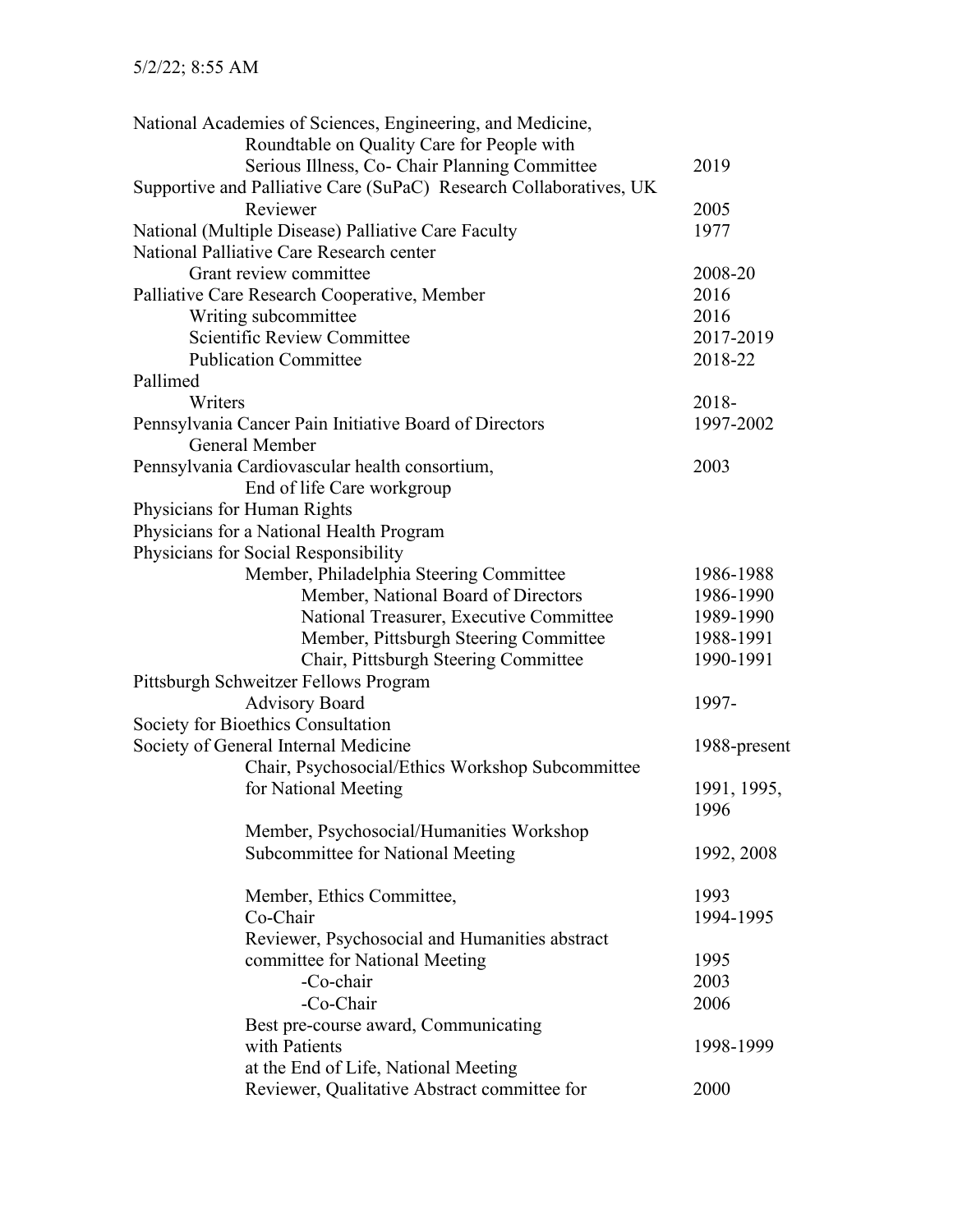| | |
|---|---|
| National Academies of Sciences, Engineering, and Medicine, Roundtable on Quality Care for People with Serious Illness, Co- Chair Planning Committee | 2019 |
| Supportive and Palliative Care (SuPaC) Research Collaboratives, UK | |
| Reviewer | 2005 |
| National (Multiple Disease) Palliative Care Faculty | 1977 |
| National Palliative Care Research center | |
| Grant review committee | 2008-20 |
| Palliative Care Research Cooperative, Member | 2016 |
| Writing subcommittee | 2016 |
| Scientific Review Committee | 2017-2019 |
| Publication Committee | 2018-22 |
| Pallimed | |
| Writers | 2018- |
| Pennsylvania Cancer Pain Initiative Board of Directors | 1997-2002 |
| General Member | |
| Pennsylvania Cardiovascular health consortium, | 2003 |
| End of life Care workgroup | |
| Physicians for Human Rights | |
| Physicians for a National Health Program | |
| Physicians for Social Responsibility | |
| Member, Philadelphia Steering Committee | 1986-1988 |
| Member, National Board of Directors | 1986-1990 |
| National Treasurer, Executive Committee | 1989-1990 |
| Member, Pittsburgh Steering Committee | 1988-1991 |
| Chair, Pittsburgh Steering Committee | 1990-1991 |
| Pittsburgh Schweitzer Fellows Program | |
| Advisory Board | 1997- |
| Society for Bioethics Consultation | |
| Society of General Internal Medicine | 1988-present |
| Chair, Psychosocial/Ethics Workshop Subcommittee for National Meeting | 1991, 1995, 1996 |
| Member, Psychosocial/Humanities Workshop Subcommittee for National Meeting | 1992, 2008 |
| Member, Ethics Committee, | 1993 |
| Co-Chair | 1994-1995 |
| Reviewer, Psychosocial and Humanities abstract committee for National Meeting | 1995 |
| -Co-chair | 2003 |
| -Co-Chair | 2006 |
| Best pre-course award, Communicating with Patients at the End of Life, National Meeting | 1998-1999 |
| Reviewer, Qualitative Abstract committee for | 2000 |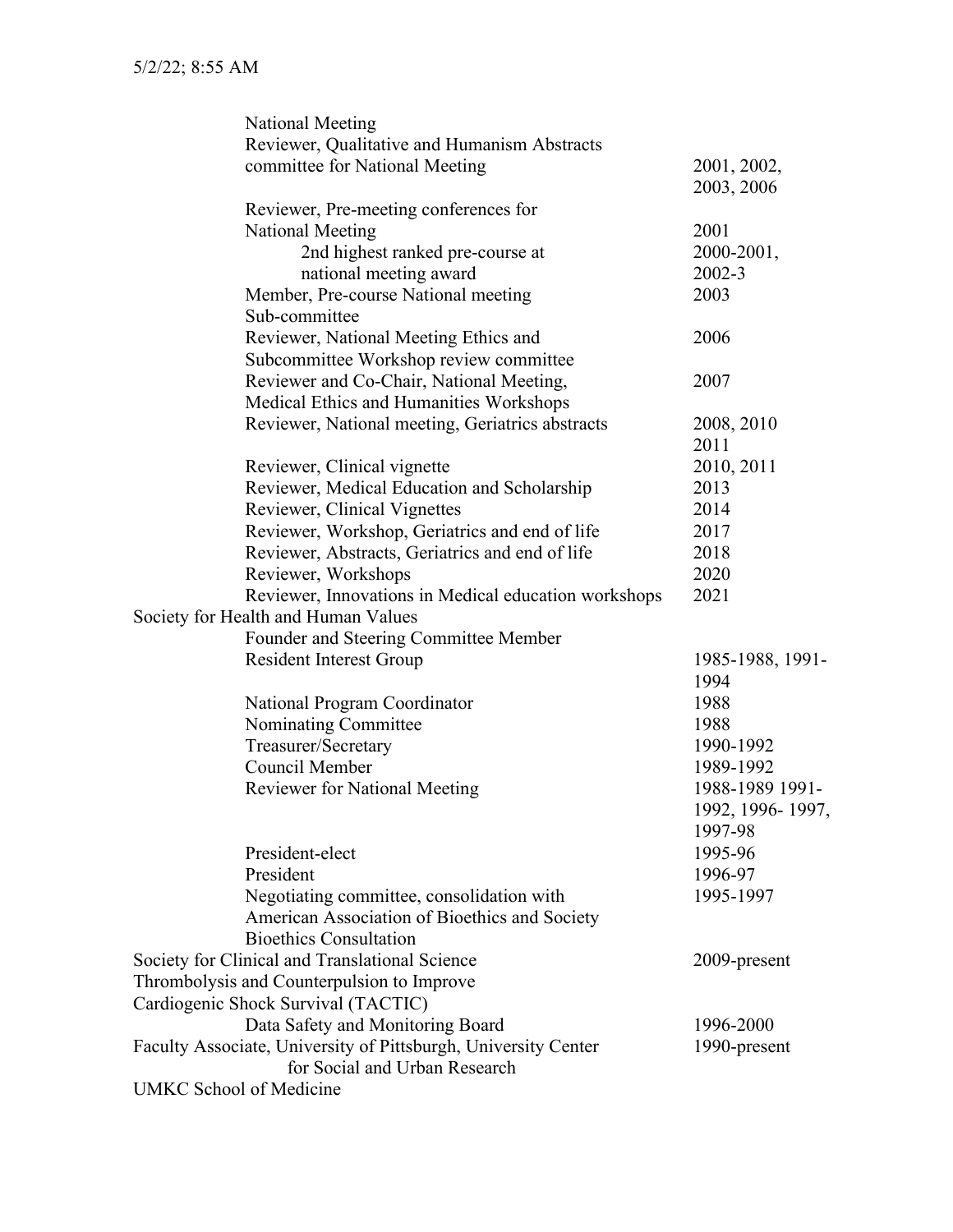| | |
|---|---|
| National Meeting | |
| Reviewer, Qualitative and Humanism Abstracts committee for National Meeting | 2001, 2002, 2003, 2006 |
| Reviewer, Pre-meeting conferences for National Meeting | 2001 |
| 2nd highest ranked pre-course at national meeting award | 2000-2001, 2002-3 |
| Member, Pre-course National meeting Sub-committee | 2003 |
| Reviewer, National Meeting Ethics and Subcommittee Workshop review committee | 2006 |
| Reviewer and Co-Chair, National Meeting, Medical Ethics and Humanities Workshops | 2007 |
| Reviewer, National meeting, Geriatrics abstracts | 2008, 2010 2011 |
| Reviewer, Clinical vignette | 2010, 2011 |
| Reviewer, Medical Education and Scholarship | 2013 |
| Reviewer, Clinical Vignettes | 2014 |
| Reviewer, Workshop, Geriatrics and end of life | 2017 |
| Reviewer, Abstracts, Geriatrics and end of life | 2018 |
| Reviewer, Workshops | 2020 |
| Reviewer, Innovations in Medical education workshops | 2021 |
| **Society for Health and Human Values** | |
| Founder and Steering Committee Member Resident Interest Group | 1985-1988, 1991-1994 |
| National Program Coordinator | 1988 |
| Nominating Committee | 1988 |
| Treasurer/Secretary | 1990-1992 |
| Council Member | 1989-1992 |
| Reviewer for National Meeting | 1988-1989 1991-1992, 1996- 1997, 1997-98 |
| President-elect | 1995-96 |
| President | 1996-97 |
| Negotiating committee, consolidation with American Association of Bioethics and Society Bioethics Consultation | 1995-1997 |
| **Society for Clinical and Translational Science** | 2009-present |
| **Thrombolysis and Counterpulsion to Improve Cardiogenic Shock Survival (TACTIC)** | |
| Data Safety and Monitoring Board | 1996-2000 |
| **Faculty Associate, University of Pittsburgh, University Center for Social and Urban Research** | 1990-present |
| **UMKC School of Medicine** | |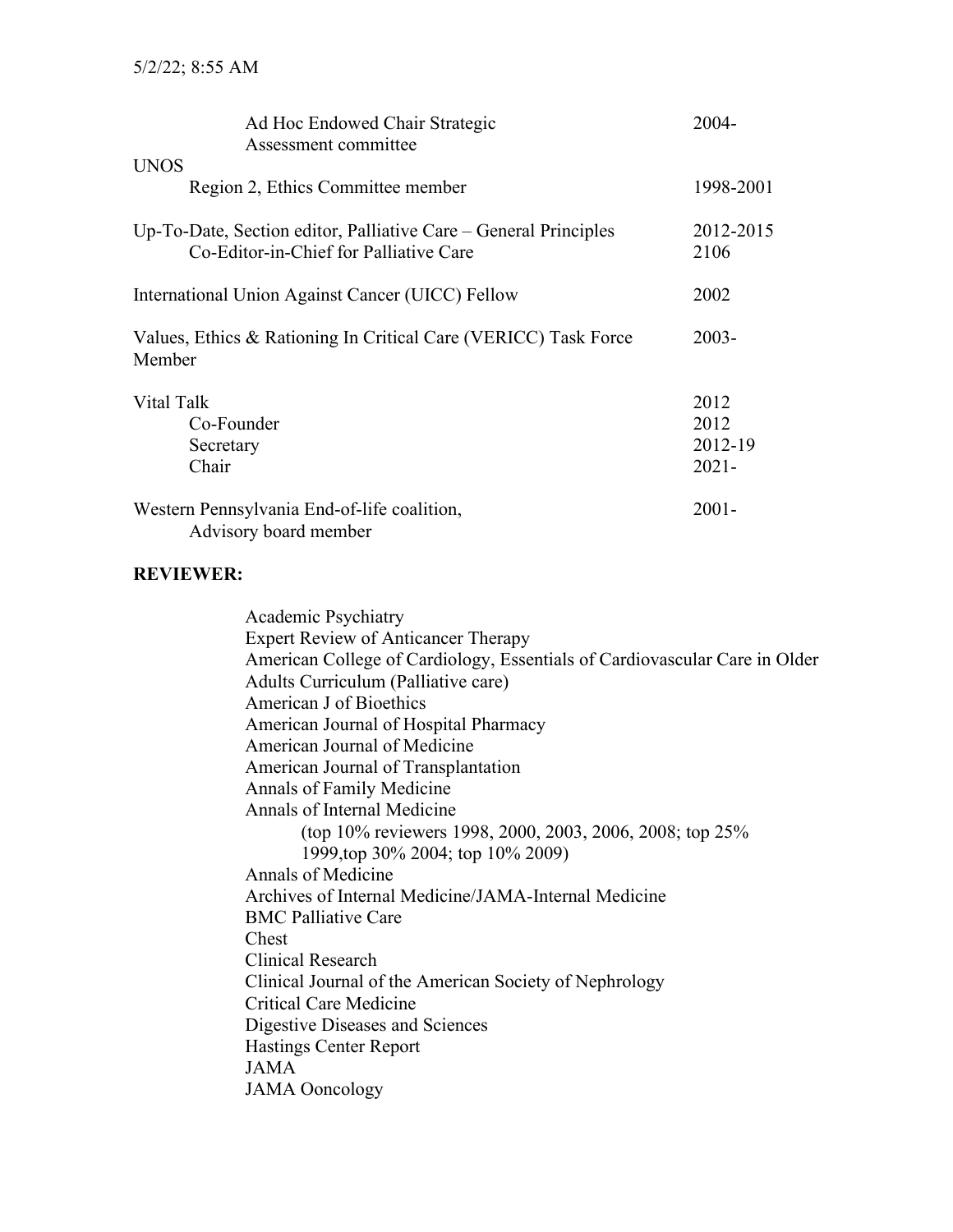| | |
|---|---|
| Ad Hoc Endowed Chair Strategic Assessment committee | 2004- |
| UNOS | |
| Region 2, Ethics Committee member | 1998-2001 |
| Up-To-Date, Section editor, Palliative Care – General Principles | 2012-2015 |
| Co-Editor-in-Chief for Palliative Care | 2106 |
| International Union Against Cancer (UICC) Fellow | 2002 |
| Values, Ethics & Rationing In Critical Care (VERICC) Task Force Member | 2003- |
| Vital Talk | 2012 |
| Co-Founder | 2012 |
| Secretary | 2012-19 |
| Chair | 2021- |
| Western Pennsylvania End-of-life coalition, Advisory board member | 2001- |

**REVIEWER:**

Academic Psychiatry
Expert Review of Anticancer Therapy
American College of Cardiology, Essentials of Cardiovascular Care in Older Adults Curriculum (Palliative care)
American J of Bioethics
American Journal of Hospital Pharmacy
American Journal of Medicine
American Journal of Transplantation
Annals of Family Medicine
Annals of Internal Medicine
(top 10% reviewers 1998, 2000, 2003, 2006, 2008; top 25% 1999,top 30% 2004; top 10% 2009)
Annals of Medicine
Archives of Internal Medicine/JAMA-Internal Medicine
BMC Palliative Care
Chest
Clinical Research
Clinical Journal of the American Society of Nephrology
Critical Care Medicine
Digestive Diseases and Sciences
Hastings Center Report
JAMA
JAMA Ooncology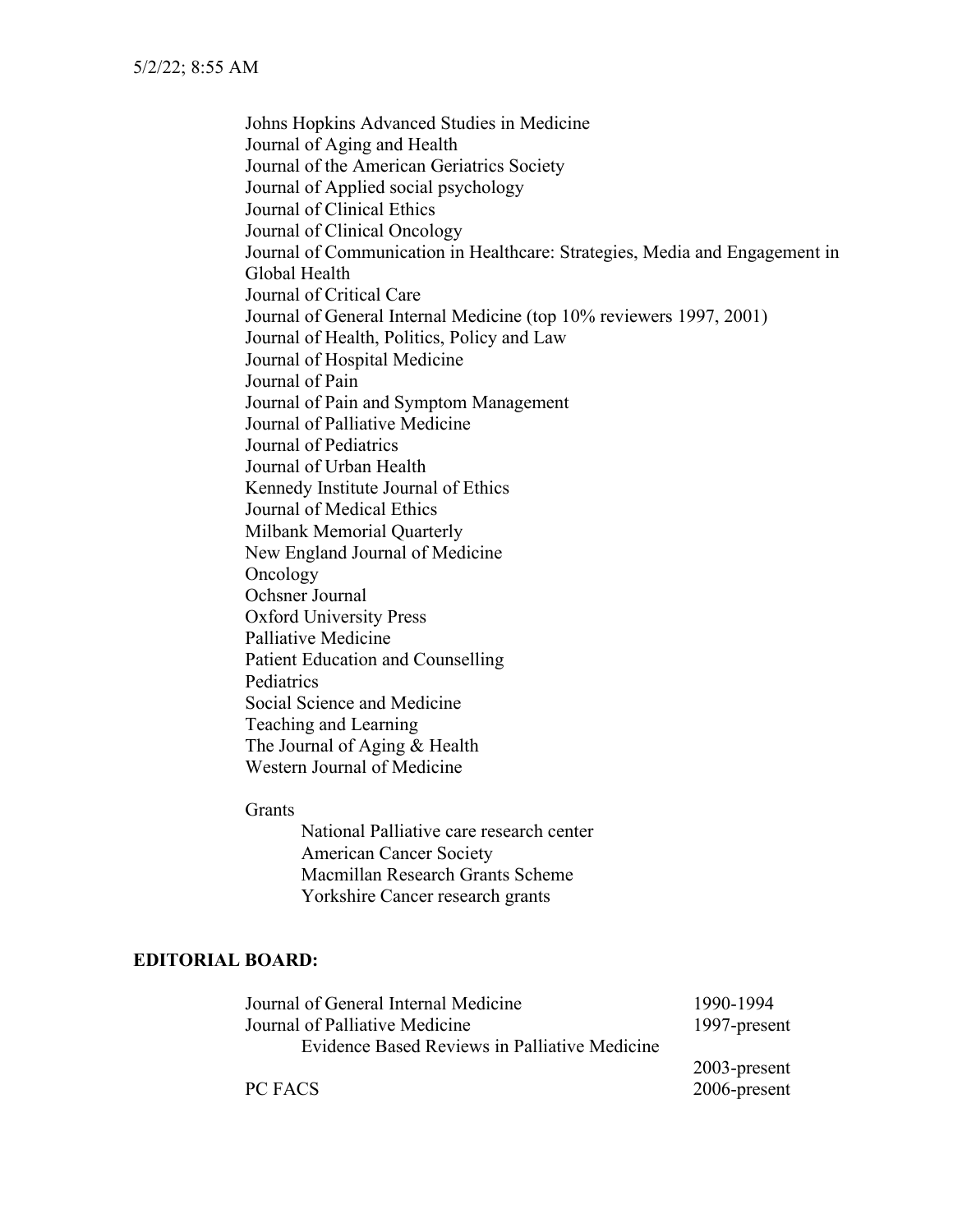Johns Hopkins Advanced Studies in Medicine
Journal of Aging and Health
Journal of the American Geriatrics Society
Journal of Applied social psychology
Journal of Clinical Ethics
Journal of Clinical Oncology
Journal of Communication in Healthcare: Strategies, Media and Engagement in Global Health
Journal of Critical Care
Journal of General Internal Medicine (top 10% reviewers 1997, 2001)
Journal of Health, Politics, Policy and Law
Journal of Hospital Medicine
Journal of Pain
Journal of Pain and Symptom Management
Journal of Palliative Medicine
Journal of Pediatrics
Journal of Urban Health
Kennedy Institute Journal of Ethics
Journal of Medical Ethics
Milbank Memorial Quarterly
New England Journal of Medicine
Oncology
Ochsner Journal
Oxford University Press
Palliative Medicine
Patient Education and Counselling
Pediatrics
Social Science and Medicine
Teaching and Learning
The Journal of Aging & Health
Western Journal of Medicine

Grants

- National Palliative care research center
- American Cancer Society
- Macmillan Research Grants Scheme
- Yorkshire Cancer research grants

**EDITORIAL BOARD:**

| | |
|---|---|
| Journal of General Internal Medicine | 1990-1994 |
| Journal of Palliative Medicine | 1997-present |
| Evidence Based Reviews in Palliative Medicine | 2003-present |
| PC FACS | 2006-present |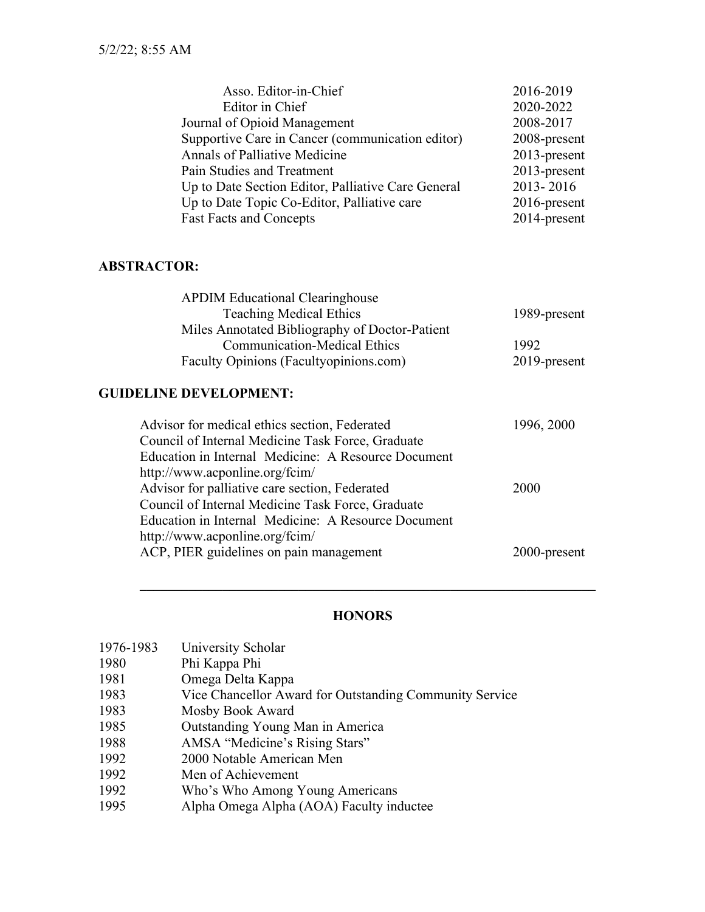| | |
|---|---|
| Asso. Editor-in-Chief | 2016-2019 |
| Editor in Chief | 2020-2022 |
| Journal of Opioid Management | 2008-2017 |
| Supportive Care in Cancer (communication editor) | 2008-present |
| Annals of Palliative Medicine | 2013-present |
| Pain Studies and Treatment | 2013-present |
| Up to Date Section Editor, Palliative Care General | 2013- 2016 |
| Up to Date Topic Co-Editor, Palliative care | 2016-present |
| Fast Facts and Concepts | 2014-present |

**ABSTRACTOR:**

| | |
|---|---|
| APDIM Educational Clearinghouse<br>Teaching Medical Ethics | 1989-present |
| Miles Annotated Bibliography of Doctor-Patient<br>Communication-Medical Ethics | 1992 |
| Faculty Opinions (Facultyopinions.com) | 2019-present |

**GUIDELINE DEVELOPMENT:**

| | |
|---|---|
| Advisor for medical ethics section, Federated Council of Internal Medicine Task Force, Graduate Education in Internal Medicine: A Resource Document http://www.acponline.org/fcim/ | 1996, 2000 |
| Advisor for palliative care section, Federated Council of Internal Medicine Task Force, Graduate Education in Internal Medicine: A Resource Document http://www.acponline.org/fcim/ | 2000 |
| ACP, PIER guidelines on pain management | 2000-present |

---

## HONORS

| | |
|---|---|
| 1976-1983 | University Scholar |
| 1980 | Phi Kappa Phi |
| 1981 | Omega Delta Kappa |
| 1983 | Vice Chancellor Award for Outstanding Community Service |
| 1983 | Mosby Book Award |
| 1985 | Outstanding Young Man in America |
| 1988 | AMSA "Medicine's Rising Stars" |
| 1992 | 2000 Notable American Men |
| 1992 | Men of Achievement |
| 1992 | Who's Who Among Young Americans |
| 1995 | Alpha Omega Alpha (AOA) Faculty inductee |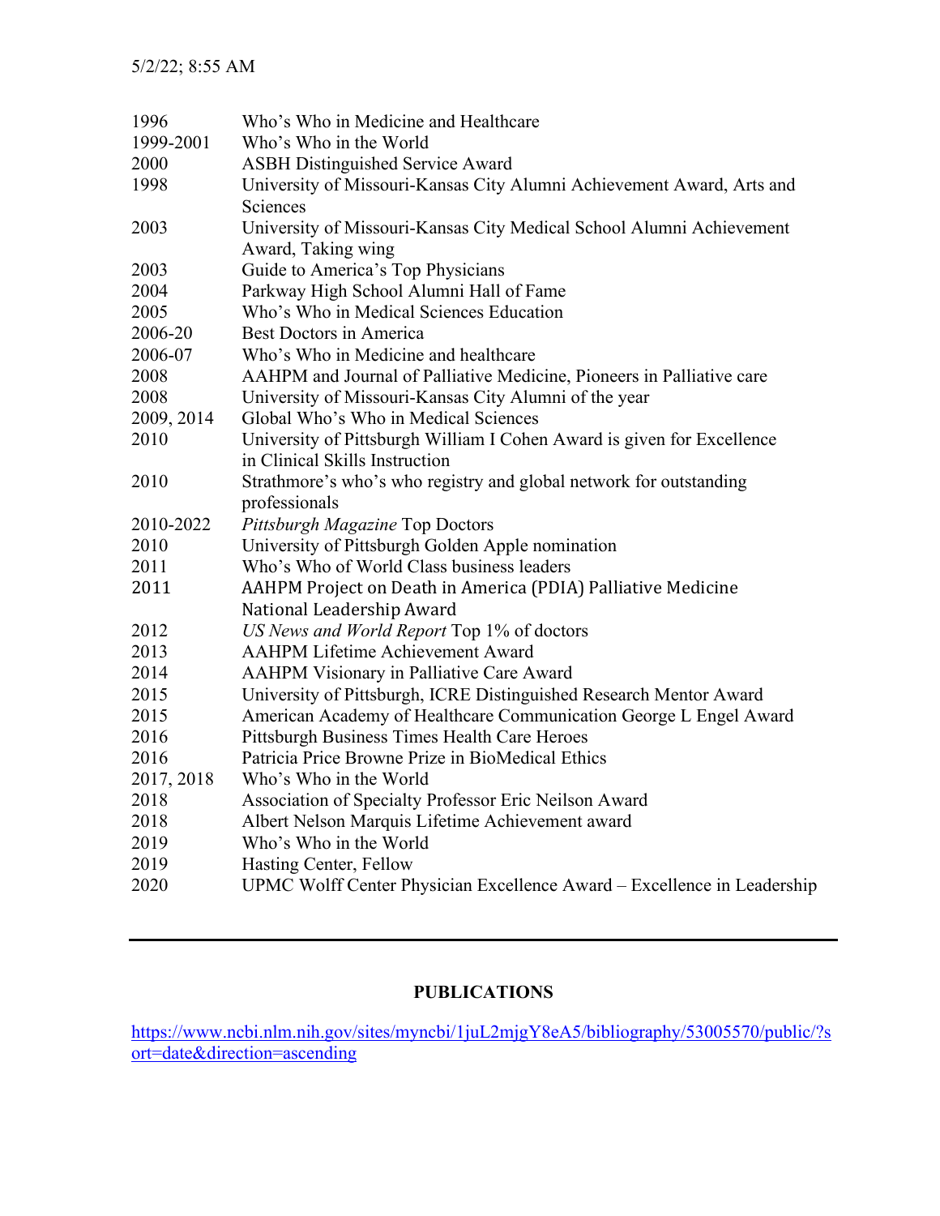| | |
|---|---|
| 1996 | Who's Who in Medicine and Healthcare |
| 1999-2001 | Who's Who in the World |
| 2000 | ASBH Distinguished Service Award |
| 1998 | University of Missouri-Kansas City Alumni Achievement Award, Arts and Sciences |
| 2003 | University of Missouri-Kansas City Medical School Alumni Achievement Award, Taking wing |
| 2003 | Guide to America's Top Physicians |
| 2004 | Parkway High School Alumni Hall of Fame |
| 2005 | Who's Who in Medical Sciences Education |
| 2006-20 | Best Doctors in America |
| 2006-07 | Who's Who in Medicine and healthcare |
| 2008 | AAHPM and Journal of Palliative Medicine, Pioneers in Palliative care |
| 2008 | University of Missouri-Kansas City Alumni of the year |
| 2009, 2014 | Global Who's Who in Medical Sciences |
| 2010 | University of Pittsburgh William I Cohen Award is given for Excellence in Clinical Skills Instruction |
| 2010 | Strathmore's who's who registry and global network for outstanding professionals |
| 2010-2022 | *Pittsburgh Magazine* Top Doctors |
| 2010 | University of Pittsburgh Golden Apple nomination |
| 2011 | Who's Who of World Class business leaders |
| 2011 | AAHPM Project on Death in America (PDIA) Palliative Medicine National Leadership Award |
| 2012 | *US News and World Report* Top 1% of doctors |
| 2013 | AAHPM Lifetime Achievement Award |
| 2014 | AAHPM Visionary in Palliative Care Award |
| 2015 | University of Pittsburgh, ICRE Distinguished Research Mentor Award |
| 2015 | American Academy of Healthcare Communication George L Engel Award |
| 2016 | Pittsburgh Business Times Health Care Heroes |
| 2016 | Patricia Price Browne Prize in BioMedical Ethics |
| 2017, 2018 | Who's Who in the World |
| 2018 | Association of Specialty Professor Eric Neilson Award |
| 2018 | Albert Nelson Marquis Lifetime Achievement award |
| 2019 | Who's Who in the World |
| 2019 | Hasting Center, Fellow |
| 2020 | UPMC Wolff Center Physician Excellence Award – Excellence in Leadership |

---

## PUBLICATIONS

https://www.ncbi.nlm.nih.gov/sites/myncbi/1juL2mjgY8eA5/bibliography/53005570/public/?sort=date&direction=ascending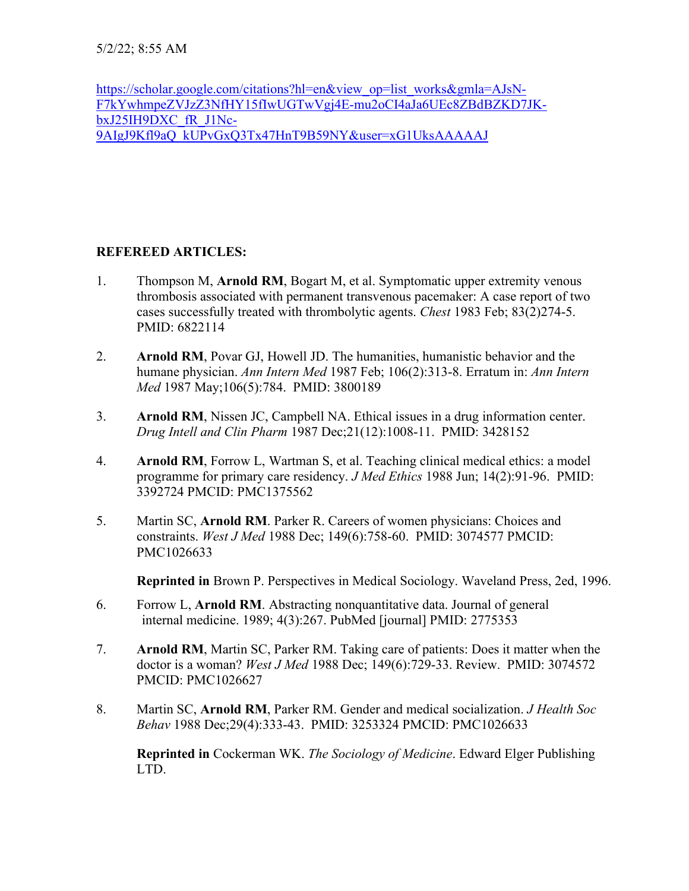5/2/22; 8:55 AM

https://scholar.google.com/citations?hl=en&view_op=list_works&gmla=AJsN-F7kYwhmpeZVJzZ3NfHY15fIwUGTwVgj4E-mu2oCI4aJa6UEc8ZBdBZKD7JK-bxJ25IH9DXC_fR_J1Nc-9AIgJ9Kfl9aQ_kUPvGxQ3Tx47HnT9B59NY&user=xG1UksAAAAAJ

**REFEREED ARTICLES:**

1. Thompson M, **Arnold RM**, Bogart M, et al. Symptomatic upper extremity venous thrombosis associated with permanent transvenous pacemaker: A case report of two cases successfully treated with thrombolytic agents. *Chest* 1983 Feb; 83(2)274-5. PMID: 6822114

2. **Arnold RM**, Povar GJ, Howell JD. The humanities, humanistic behavior and the humane physician. *Ann Intern Med* 1987 Feb; 106(2):313-8. Erratum in: *Ann Intern Med* 1987 May;106(5):784. PMID: 3800189

3. **Arnold RM**, Nissen JC, Campbell NA. Ethical issues in a drug information center. *Drug Intell and Clin Pharm* 1987 Dec;21(12):1008-11. PMID: 3428152

4. **Arnold RM**, Forrow L, Wartman S, et al. Teaching clinical medical ethics: a model programme for primary care residency. *J Med Ethics* 1988 Jun; 14(2):91-96. PMID: 3392724 PMCID: PMC1375562

5. Martin SC, **Arnold RM**. Parker R. Careers of women physicians: Choices and constraints. *West J Med* 1988 Dec; 149(6):758-60. PMID: 3074577 PMCID: PMC1026633

   **Reprinted in** Brown P. Perspectives in Medical Sociology. Waveland Press, 2ed, 1996.

6. Forrow L, **Arnold RM**. Abstracting nonquantitative data. Journal of general internal medicine. 1989; 4(3):267. PubMed [journal] PMID: 2775353

7. **Arnold RM**, Martin SC, Parker RM. Taking care of patients: Does it matter when the doctor is a woman? *West J Med* 1988 Dec; 149(6):729-33. Review. PMID: 3074572 PMCID: PMC1026627

8. Martin SC, **Arnold RM**, Parker RM. Gender and medical socialization. *J Health Soc Behav* 1988 Dec;29(4):333-43. PMID: 3253324 PMCID: PMC1026633

   **Reprinted in** Cockerman WK. *The Sociology of Medicine*. Edward Elger Publishing LTD.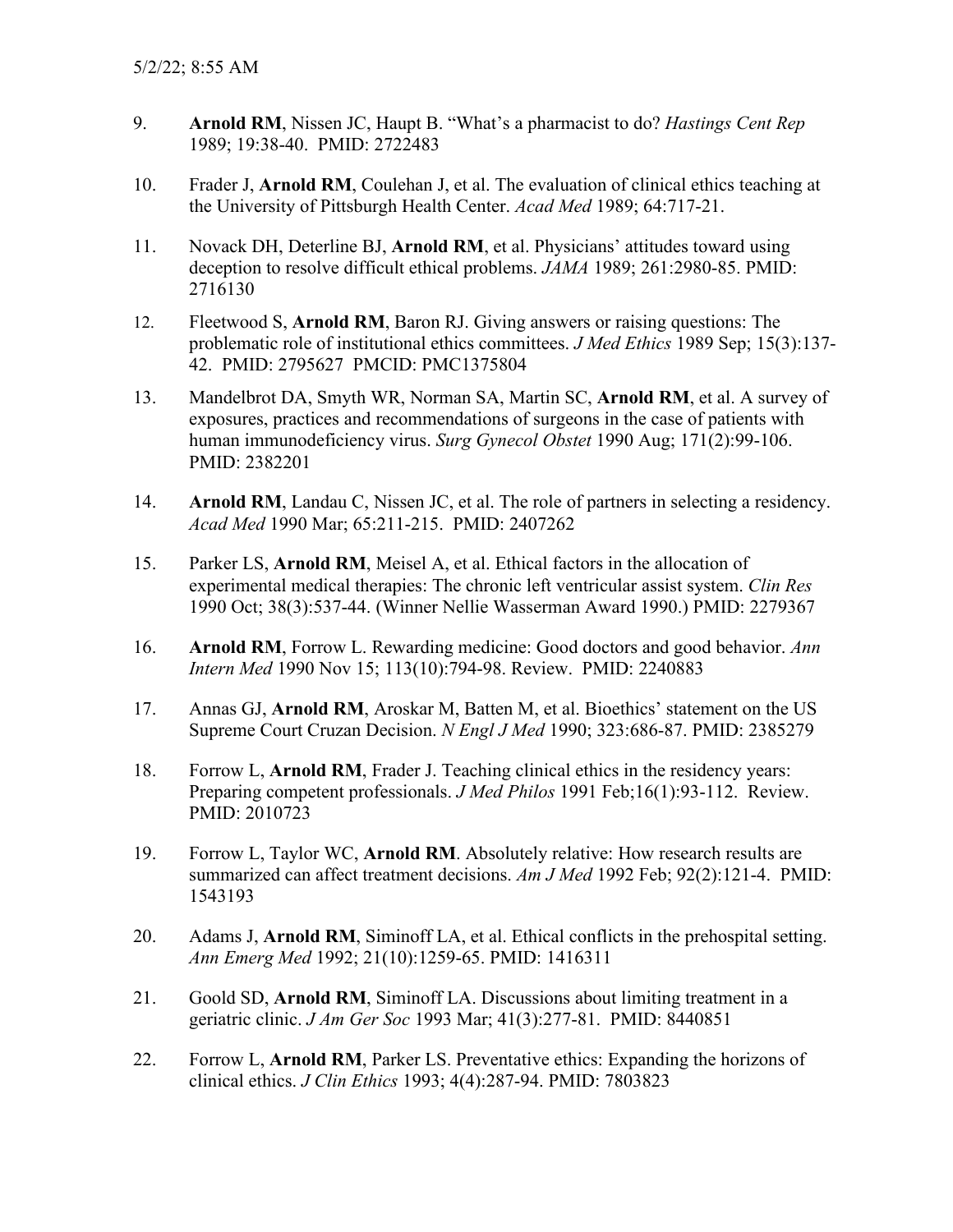9. **Arnold RM**, Nissen JC, Haupt B. "What's a pharmacist to do? *Hastings Cent Rep* 1989; 19:38-40. PMID: 2722483

10. Frader J, **Arnold RM**, Coulehan J, et al. The evaluation of clinical ethics teaching at the University of Pittsburgh Health Center. *Acad Med* 1989; 64:717-21.

11. Novack DH, Deterline BJ, **Arnold RM**, et al. Physicians' attitudes toward using deception to resolve difficult ethical problems. *JAMA* 1989; 261:2980-85. PMID: 2716130

12. Fleetwood S, **Arnold RM**, Baron RJ. Giving answers or raising questions: The problematic role of institutional ethics committees. *J Med Ethics* 1989 Sep; 15(3):137-42. PMID: 2795627 PMCID: PMC1375804

13. Mandelbrot DA, Smyth WR, Norman SA, Martin SC, **Arnold RM**, et al. A survey of exposures, practices and recommendations of surgeons in the case of patients with human immunodeficiency virus. *Surg Gynecol Obstet* 1990 Aug; 171(2):99-106. PMID: 2382201

14. **Arnold RM**, Landau C, Nissen JC, et al. The role of partners in selecting a residency. *Acad Med* 1990 Mar; 65:211-215. PMID: 2407262

15. Parker LS, **Arnold RM**, Meisel A, et al. Ethical factors in the allocation of experimental medical therapies: The chronic left ventricular assist system. *Clin Res* 1990 Oct; 38(3):537-44. (Winner Nellie Wasserman Award 1990.) PMID: 2279367

16. **Arnold RM**, Forrow L. Rewarding medicine: Good doctors and good behavior. *Ann Intern Med* 1990 Nov 15; 113(10):794-98. Review. PMID: 2240883

17. Annas GJ, **Arnold RM**, Aroskar M, Batten M, et al. Bioethics' statement on the US Supreme Court Cruzan Decision. *N Engl J Med* 1990; 323:686-87. PMID: 2385279

18. Forrow L, **Arnold RM**, Frader J. Teaching clinical ethics in the residency years: Preparing competent professionals. *J Med Philos* 1991 Feb;16(1):93-112. Review. PMID: 2010723

19. Forrow L, Taylor WC, **Arnold RM**. Absolutely relative: How research results are summarized can affect treatment decisions. *Am J Med* 1992 Feb; 92(2):121-4. PMID: 1543193

20. Adams J, **Arnold RM**, Siminoff LA, et al. Ethical conflicts in the prehospital setting. *Ann Emerg Med* 1992; 21(10):1259-65. PMID: 1416311

21. Goold SD, **Arnold RM**, Siminoff LA. Discussions about limiting treatment in a geriatric clinic. *J Am Ger Soc* 1993 Mar; 41(3):277-81. PMID: 8440851

22. Forrow L, **Arnold RM**, Parker LS. Preventative ethics: Expanding the horizons of clinical ethics. *J Clin Ethics* 1993; 4(4):287-94. PMID: 7803823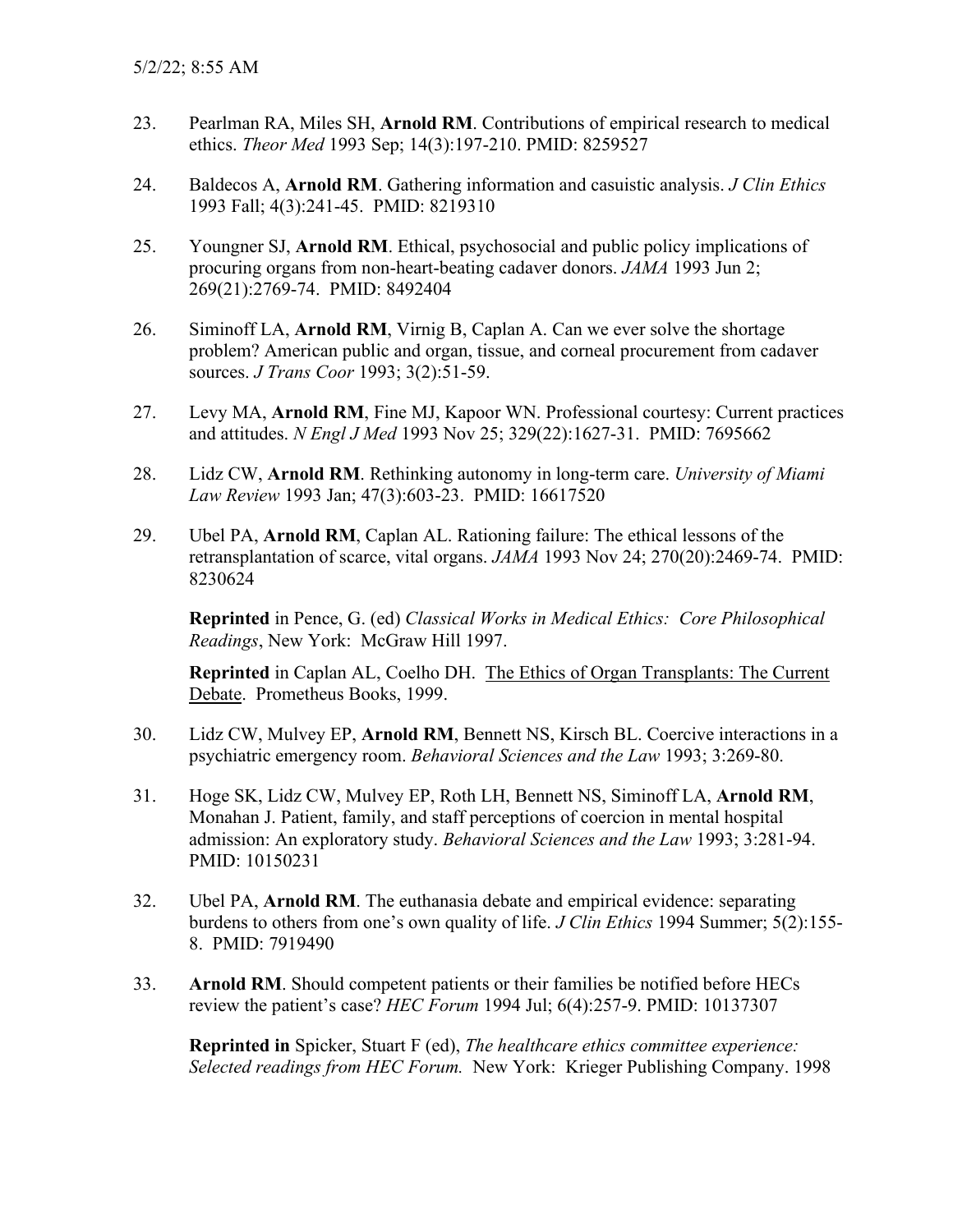23. Pearlman RA, Miles SH, **Arnold RM**. Contributions of empirical research to medical ethics. *Theor Med* 1993 Sep; 14(3):197-210. PMID: 8259527

24. Baldecos A, **Arnold RM**. Gathering information and casuistic analysis. *J Clin Ethics* 1993 Fall; 4(3):241-45. PMID: 8219310

25. Youngner SJ, **Arnold RM**. Ethical, psychosocial and public policy implications of procuring organs from non-heart-beating cadaver donors. *JAMA* 1993 Jun 2; 269(21):2769-74. PMID: 8492404

26. Siminoff LA, **Arnold RM**, Virnig B, Caplan A. Can we ever solve the shortage problem? American public and organ, tissue, and corneal procurement from cadaver sources. *J Trans Coor* 1993; 3(2):51-59.

27. Levy MA, **Arnold RM**, Fine MJ, Kapoor WN. Professional courtesy: Current practices and attitudes. *N Engl J Med* 1993 Nov 25; 329(22):1627-31. PMID: 7695662

28. Lidz CW, **Arnold RM**. Rethinking autonomy in long-term care. *University of Miami Law Review* 1993 Jan; 47(3):603-23. PMID: 16617520

29. Ubel PA, **Arnold RM**, Caplan AL. Rationing failure: The ethical lessons of the retransplantation of scarce, vital organs. *JAMA* 1993 Nov 24; 270(20):2469-74. PMID: 8230624

    **Reprinted** in Pence, G. (ed) *Classical Works in Medical Ethics: Core Philosophical Readings*, New York: McGraw Hill 1997.

    **Reprinted** in Caplan AL, Coelho DH. The Ethics of Organ Transplants: The Current Debate. Prometheus Books, 1999.

30. Lidz CW, Mulvey EP, **Arnold RM**, Bennett NS, Kirsch BL. Coercive interactions in a psychiatric emergency room. *Behavioral Sciences and the Law* 1993; 3:269-80.

31. Hoge SK, Lidz CW, Mulvey EP, Roth LH, Bennett NS, Siminoff LA, **Arnold RM**, Monahan J. Patient, family, and staff perceptions of coercion in mental hospital admission: An exploratory study. *Behavioral Sciences and the Law* 1993; 3:281-94. PMID: 10150231

32. Ubel PA, **Arnold RM**. The euthanasia debate and empirical evidence: separating burdens to others from one's own quality of life. *J Clin Ethics* 1994 Summer; 5(2):155-8. PMID: 7919490

33. **Arnold RM**. Should competent patients or their families be notified before HECs review the patient's case? *HEC Forum* 1994 Jul; 6(4):257-9. PMID: 10137307

    **Reprinted in** Spicker, Stuart F (ed), *The healthcare ethics committee experience: Selected readings from HEC Forum.* New York: Krieger Publishing Company. 1998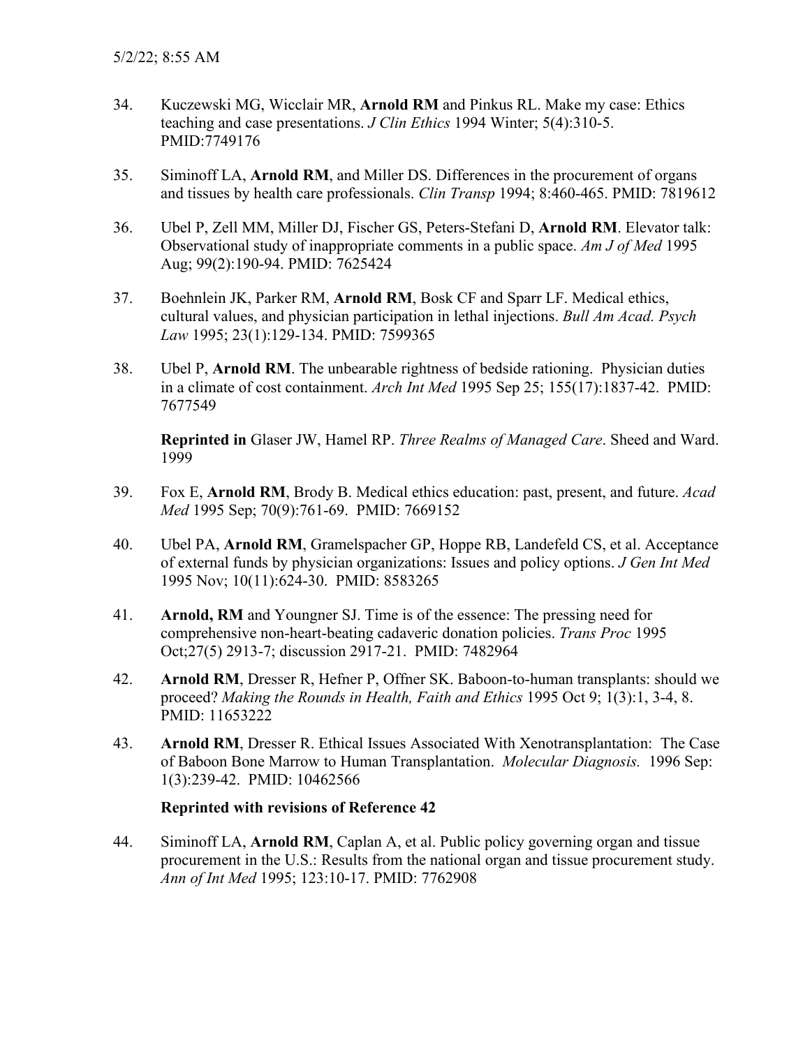34. Kuczewski MG, Wicclair MR, **Arnold RM** and Pinkus RL. Make my case: Ethics teaching and case presentations. *J Clin Ethics* 1994 Winter; 5(4):310-5. PMID:7749176

35. Siminoff LA, **Arnold RM**, and Miller DS. Differences in the procurement of organs and tissues by health care professionals. *Clin Transp* 1994; 8:460-465. PMID: 7819612

36. Ubel P, Zell MM, Miller DJ, Fischer GS, Peters-Stefani D, **Arnold RM**. Elevator talk: Observational study of inappropriate comments in a public space. *Am J of Med* 1995 Aug; 99(2):190-94. PMID: 7625424

37. Boehnlein JK, Parker RM, **Arnold RM**, Bosk CF and Sparr LF. Medical ethics, cultural values, and physician participation in lethal injections. *Bull Am Acad. Psych Law* 1995; 23(1):129-134. PMID: 7599365

38. Ubel P, **Arnold RM**. The unbearable rightness of bedside rationing. Physician duties in a climate of cost containment. *Arch Int Med* 1995 Sep 25; 155(17):1837-42. PMID: 7677549

    **Reprinted in** Glaser JW, Hamel RP. *Three Realms of Managed Care*. Sheed and Ward. 1999

39. Fox E, **Arnold RM**, Brody B. Medical ethics education: past, present, and future. *Acad Med* 1995 Sep; 70(9):761-69. PMID: 7669152

40. Ubel PA, **Arnold RM**, Gramelspacher GP, Hoppe RB, Landefeld CS, et al. Acceptance of external funds by physician organizations: Issues and policy options. *J Gen Int Med* 1995 Nov; 10(11):624-30. PMID: 8583265

41. **Arnold, RM** and Youngner SJ. Time is of the essence: The pressing need for comprehensive non-heart-beating cadaveric donation policies. *Trans Proc* 1995 Oct;27(5) 2913-7; discussion 2917-21. PMID: 7482964

42. **Arnold RM**, Dresser R, Hefner P, Offner SK. Baboon-to-human transplants: should we proceed? *Making the Rounds in Health, Faith and Ethics* 1995 Oct 9; 1(3):1, 3-4, 8. PMID: 11653222

43. **Arnold RM**, Dresser R. Ethical Issues Associated With Xenotransplantation: The Case of Baboon Bone Marrow to Human Transplantation. *Molecular Diagnosis.* 1996 Sep: 1(3):239-42. PMID: 10462566

    **Reprinted with revisions of Reference 42**

44. Siminoff LA, **Arnold RM**, Caplan A, et al. Public policy governing organ and tissue procurement in the U.S.: Results from the national organ and tissue procurement study. *Ann of Int Med* 1995; 123:10-17. PMID: 7762908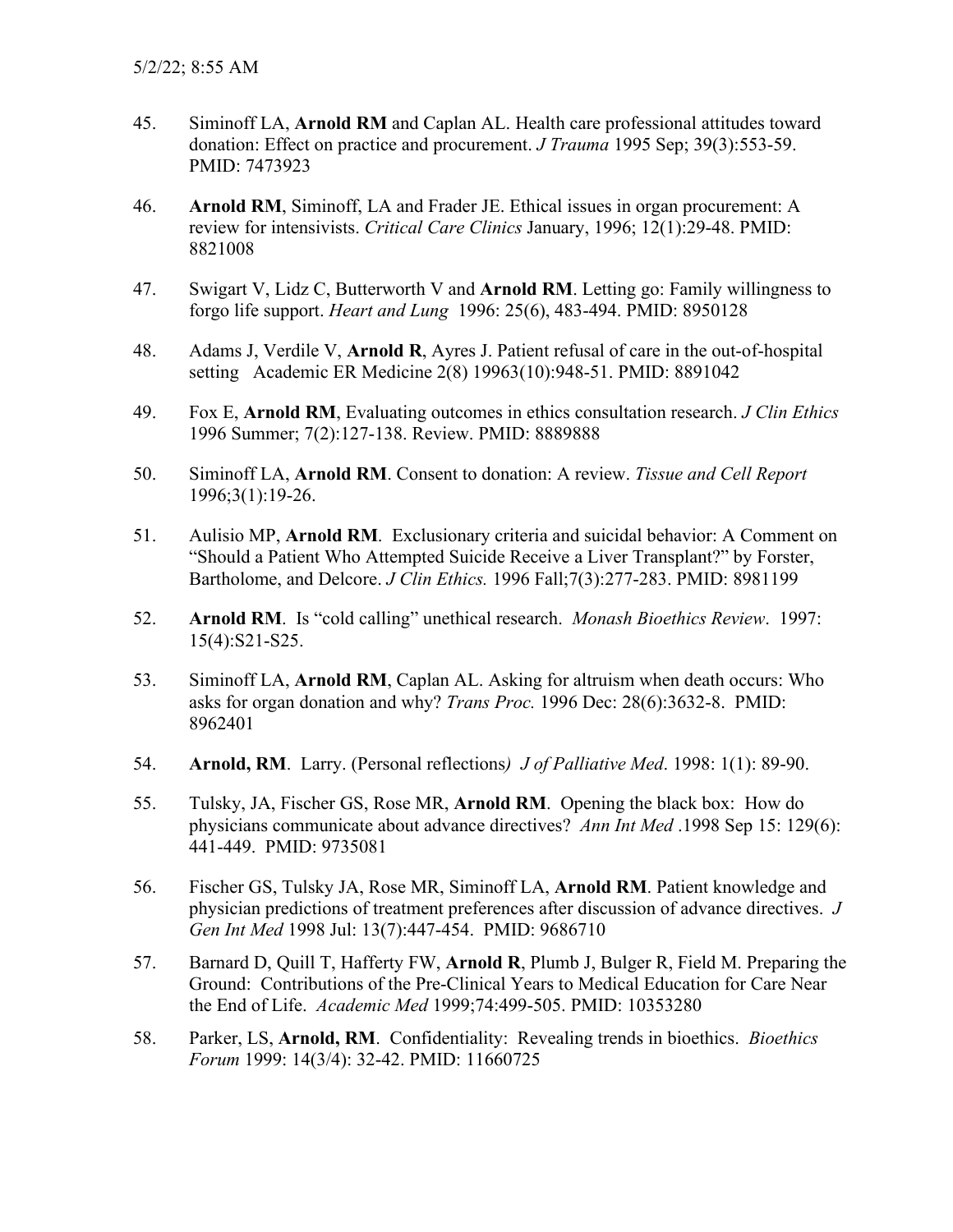45. Siminoff LA, **Arnold RM** and Caplan AL. Health care professional attitudes toward donation: Effect on practice and procurement. *J Trauma* 1995 Sep; 39(3):553-59. PMID: 7473923

46. **Arnold RM**, Siminoff, LA and Frader JE. Ethical issues in organ procurement: A review for intensivists. *Critical Care Clinics* January, 1996; 12(1):29-48. PMID: 8821008

47. Swigart V, Lidz C, Butterworth V and **Arnold RM**. Letting go: Family willingness to forgo life support. *Heart and Lung* 1996: 25(6), 483-494. PMID: 8950128

48. Adams J, Verdile V, **Arnold R**, Ayres J. Patient refusal of care in the out-of-hospital setting Academic ER Medicine 2(8) 19963(10):948-51. PMID: 8891042

49. Fox E, **Arnold RM**, Evaluating outcomes in ethics consultation research. *J Clin Ethics* 1996 Summer; 7(2):127-138. Review. PMID: 8889888

50. Siminoff LA, **Arnold RM**. Consent to donation: A review. *Tissue and Cell Report* 1996;3(1):19-26.

51. Aulisio MP, **Arnold RM**. Exclusionary criteria and suicidal behavior: A Comment on "Should a Patient Who Attempted Suicide Receive a Liver Transplant?" by Forster, Bartholome, and Delcore. *J Clin Ethics.* 1996 Fall;7(3):277-283. PMID: 8981199

52. **Arnold RM**. Is "cold calling" unethical research. *Monash Bioethics Review*. 1997: 15(4):S21-S25.

53. Siminoff LA, **Arnold RM**, Caplan AL. Asking for altruism when death occurs: Who asks for organ donation and why? *Trans Proc.* 1996 Dec: 28(6):3632-8. PMID: 8962401

54. **Arnold, RM**. Larry. (Personal reflections*) J of Palliative Med*. 1998: 1(1): 89-90.

55. Tulsky, JA, Fischer GS, Rose MR, **Arnold RM**. Opening the black box: How do physicians communicate about advance directives? *Ann Int Med* .1998 Sep 15: 129(6): 441-449. PMID: 9735081

56. Fischer GS, Tulsky JA, Rose MR, Siminoff LA, **Arnold RM**. Patient knowledge and physician predictions of treatment preferences after discussion of advance directives. *J Gen Int Med* 1998 Jul: 13(7):447-454. PMID: 9686710

57. Barnard D, Quill T, Hafferty FW, **Arnold R**, Plumb J, Bulger R, Field M. Preparing the Ground: Contributions of the Pre-Clinical Years to Medical Education for Care Near the End of Life. *Academic Med* 1999;74:499-505. PMID: 10353280

58. Parker, LS, **Arnold, RM**. Confidentiality: Revealing trends in bioethics. *Bioethics Forum* 1999: 14(3/4): 32-42. PMID: 11660725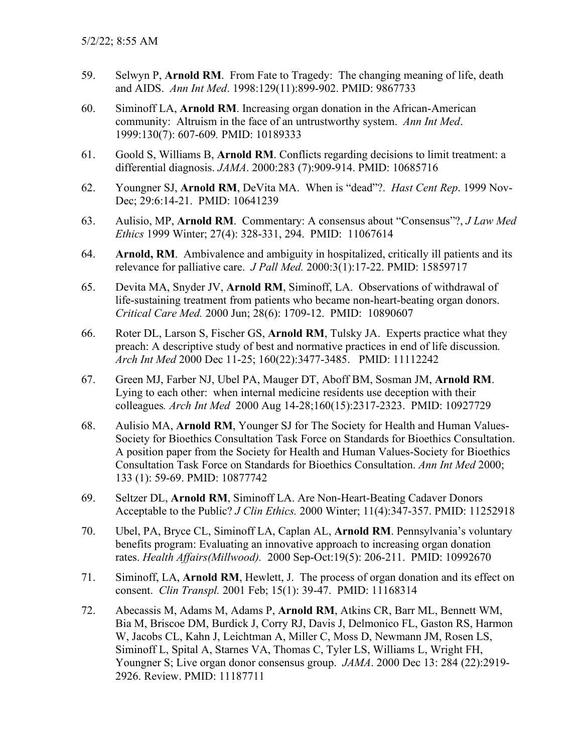59. Selwyn P, **Arnold RM**. From Fate to Tragedy: The changing meaning of life, death and AIDS. *Ann Int Med*. 1998:129(11):899-902. PMID: 9867733

60. Siminoff LA, **Arnold RM**. Increasing organ donation in the African-American community: Altruism in the face of an untrustworthy system. *Ann Int Med*. 1999:130(7): 607-609. PMID: 10189333

61. Goold S, Williams B, **Arnold RM**. Conflicts regarding decisions to limit treatment: a differential diagnosis. *JAMA*. 2000:283 (7):909-914. PMID: 10685716

62. Youngner SJ, **Arnold RM**, DeVita MA. When is "dead"?. *Hast Cent Rep*. 1999 Nov-Dec; 29:6:14-21. PMID: 10641239

63. Aulisio, MP, **Arnold RM**. Commentary: A consensus about "Consensus"?, *J Law Med Ethics* 1999 Winter; 27(4): 328-331, 294. PMID: 11067614

64. **Arnold, RM**. Ambivalence and ambiguity in hospitalized, critically ill patients and its relevance for palliative care. *J Pall Med.* 2000:3(1):17-22. PMID: 15859717

65. Devita MA, Snyder JV, **Arnold RM**, Siminoff, LA. Observations of withdrawal of life-sustaining treatment from patients who became non-heart-beating organ donors. *Critical Care Med.* 2000 Jun; 28(6): 1709-12. PMID: 10890607

66. Roter DL, Larson S, Fischer GS, **Arnold RM**, Tulsky JA. Experts practice what they preach: A descriptive study of best and normative practices in end of life discussion. *Arch Int Med* 2000 Dec 11-25; 160(22):3477-3485. PMID: 11112242

67. Green MJ, Farber NJ, Ubel PA, Mauger DT, Aboff BM, Sosman JM, **Arnold RM**. Lying to each other: when internal medicine residents use deception with their colleagues. *Arch Int Med* 2000 Aug 14-28;160(15):2317-2323. PMID: 10927729

68. Aulisio MA, **Arnold RM**, Younger SJ for The Society for Health and Human Values-Society for Bioethics Consultation Task Force on Standards for Bioethics Consultation. A position paper from the Society for Health and Human Values-Society for Bioethics Consultation Task Force on Standards for Bioethics Consultation. *Ann Int Med* 2000; 133 (1): 59-69. PMID: 10877742

69. Seltzer DL, **Arnold RM**, Siminoff LA. Are Non-Heart-Beating Cadaver Donors Acceptable to the Public? *J Clin Ethics.* 2000 Winter; 11(4):347-357. PMID: 11252918

70. Ubel, PA, Bryce CL, Siminoff LA, Caplan AL, **Arnold RM**. Pennsylvania's voluntary benefits program: Evaluating an innovative approach to increasing organ donation rates. *Health Affairs(Millwood).* 2000 Sep-Oct:19(5): 206-211. PMID: 10992670

71. Siminoff, LA, **Arnold RM**, Hewlett, J. The process of organ donation and its effect on consent. *Clin Transpl.* 2001 Feb; 15(1): 39-47. PMID: 11168314

72. Abecassis M, Adams M, Adams P, **Arnold RM**, Atkins CR, Barr ML, Bennett WM, Bia M, Briscoe DM, Burdick J, Corry RJ, Davis J, Delmonico FL, Gaston RS, Harmon W, Jacobs CL, Kahn J, Leichtman A, Miller C, Moss D, Newmann JM, Rosen LS, Siminoff L, Spital A, Starnes VA, Thomas C, Tyler LS, Williams L, Wright FH, Youngner S; Live organ donor consensus group. *JAMA*. 2000 Dec 13: 284 (22):2919-2926. Review. PMID: 11187711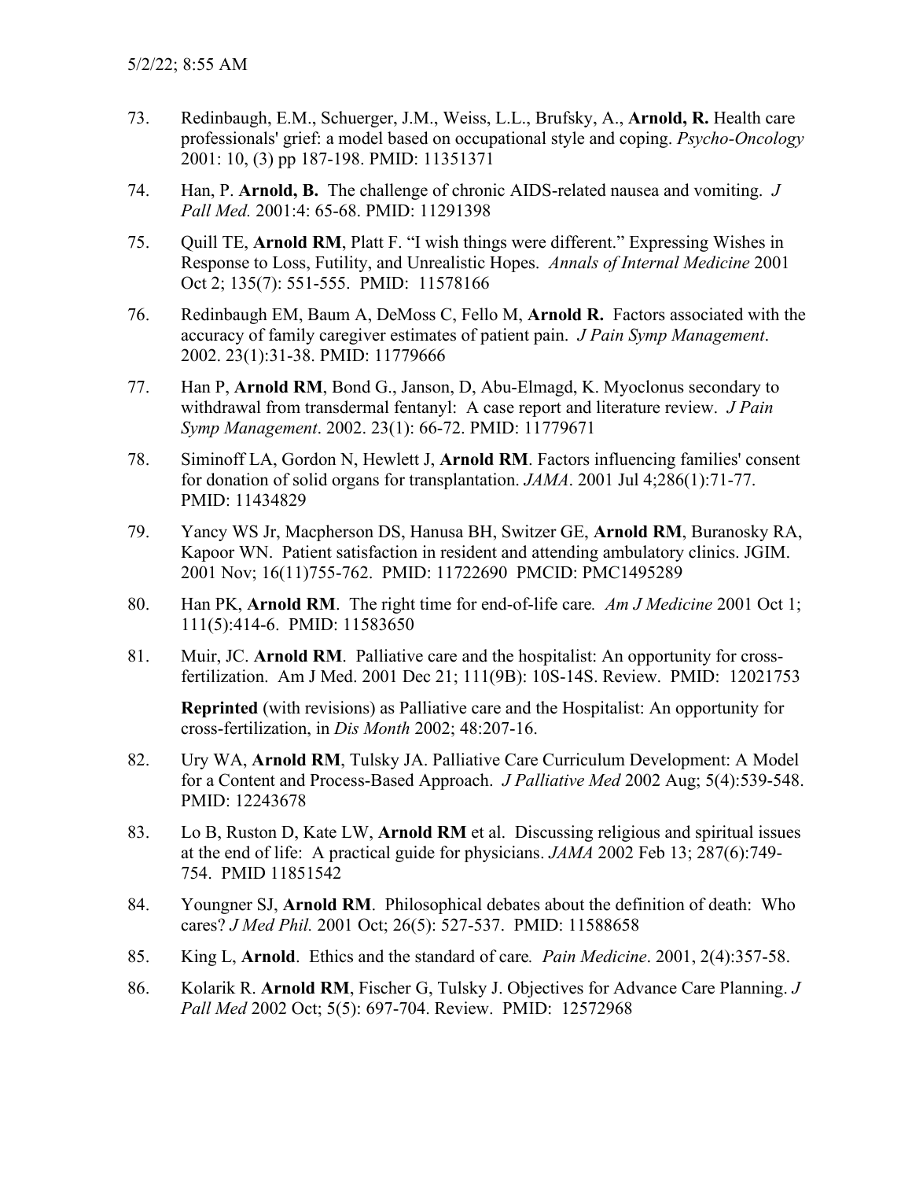73. Redinbaugh, E.M., Schuerger, J.M., Weiss, L.L., Brufsky, A., **Arnold, R.** Health care professionals' grief: a model based on occupational style and coping. *Psycho-Oncology* 2001: 10, (3) pp 187-198. PMID: 11351371

74. Han, P. **Arnold, B.** The challenge of chronic AIDS-related nausea and vomiting. *J Pall Med.* 2001:4: 65-68. PMID: 11291398

75. Quill TE, **Arnold RM**, Platt F. "I wish things were different." Expressing Wishes in Response to Loss, Futility, and Unrealistic Hopes. *Annals of Internal Medicine* 2001 Oct 2; 135(7): 551-555. PMID: 11578166

76. Redinbaugh EM, Baum A, DeMoss C, Fello M, **Arnold R.** Factors associated with the accuracy of family caregiver estimates of patient pain. *J Pain Symp Management*. 2002. 23(1):31-38. PMID: 11779666

77. Han P, **Arnold RM**, Bond G., Janson, D, Abu-Elmagd, K. Myoclonus secondary to withdrawal from transdermal fentanyl: A case report and literature review. *J Pain Symp Management*. 2002. 23(1): 66-72. PMID: 11779671

78. Siminoff LA, Gordon N, Hewlett J, **Arnold RM**. Factors influencing families' consent for donation of solid organs for transplantation. *JAMA*. 2001 Jul 4;286(1):71-77. PMID: 11434829

79. Yancy WS Jr, Macpherson DS, Hanusa BH, Switzer GE, **Arnold RM**, Buranosky RA, Kapoor WN. Patient satisfaction in resident and attending ambulatory clinics. JGIM. 2001 Nov; 16(11)755-762. PMID: 11722690 PMCID: PMC1495289

80. Han PK, **Arnold RM**. The right time for end-of-life care*. Am J Medicine* 2001 Oct 1; 111(5):414-6. PMID: 11583650

81. Muir, JC. **Arnold RM**. Palliative care and the hospitalist: An opportunity for cross-fertilization. Am J Med. 2001 Dec 21; 111(9B): 10S-14S. Review. PMID: 12021753

    **Reprinted** (with revisions) as Palliative care and the Hospitalist: An opportunity for cross-fertilization, in *Dis Month* 2002; 48:207-16.

82. Ury WA, **Arnold RM**, Tulsky JA. Palliative Care Curriculum Development: A Model for a Content and Process-Based Approach. *J Palliative Med* 2002 Aug; 5(4):539-548. PMID: 12243678

83. Lo B, Ruston D, Kate LW, **Arnold RM** et al. Discussing religious and spiritual issues at the end of life: A practical guide for physicians. *JAMA* 2002 Feb 13; 287(6):749-754. PMID 11851542

84. Youngner SJ, **Arnold RM**. Philosophical debates about the definition of death: Who cares? *J Med Phil.* 2001 Oct; 26(5): 527-537. PMID: 11588658

85. King L, **Arnold**. Ethics and the standard of care*. Pain Medicine*. 2001, 2(4):357-58.

86. Kolarik R. **Arnold RM**, Fischer G, Tulsky J. Objectives for Advance Care Planning. *J Pall Med* 2002 Oct; 5(5): 697-704. Review. PMID: 12572968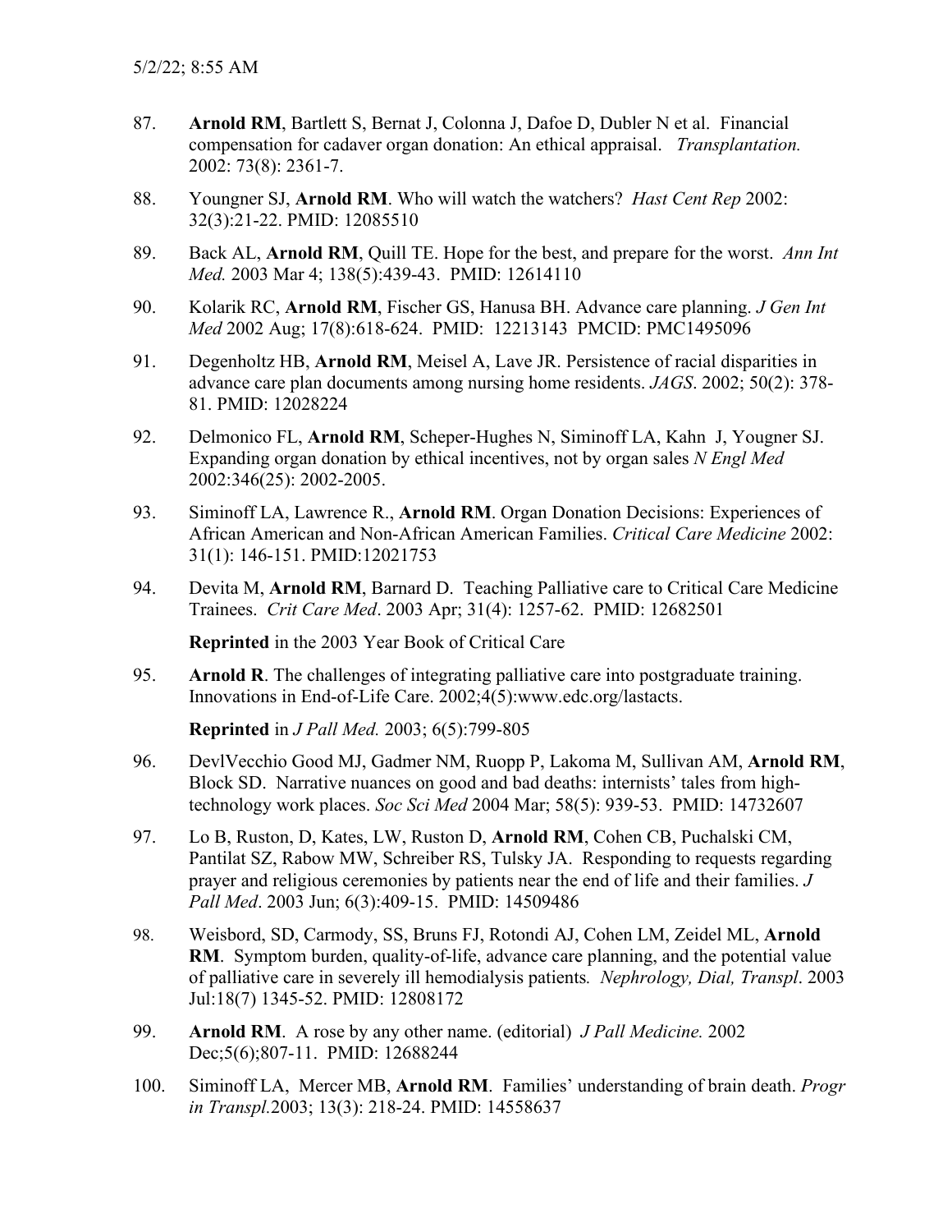87. **Arnold RM**, Bartlett S, Bernat J, Colonna J, Dafoe D, Dubler N et al. Financial compensation for cadaver organ donation: An ethical appraisal. *Transplantation.* 2002: 73(8): 2361-7.

88. Youngner SJ, **Arnold RM**. Who will watch the watchers? *Hast Cent Rep* 2002: 32(3):21-22. PMID: 12085510

89. Back AL, **Arnold RM**, Quill TE. Hope for the best, and prepare for the worst. *Ann Int Med.* 2003 Mar 4; 138(5):439-43. PMID: 12614110

90. Kolarik RC, **Arnold RM**, Fischer GS, Hanusa BH. Advance care planning. *J Gen Int Med* 2002 Aug; 17(8):618-624. PMID: 12213143 PMCID: PMC1495096

91. Degenholtz HB, **Arnold RM**, Meisel A, Lave JR. Persistence of racial disparities in advance care plan documents among nursing home residents. *JAGS*. 2002; 50(2): 378-81. PMID: 12028224

92. Delmonico FL, **Arnold RM**, Scheper-Hughes N, Siminoff LA, Kahn J, Yougner SJ. Expanding organ donation by ethical incentives, not by organ sales *N Engl Med* 2002:346(25): 2002-2005.

93. Siminoff LA, Lawrence R., **Arnold RM**. Organ Donation Decisions: Experiences of African American and Non-African American Families. *Critical Care Medicine* 2002: 31(1): 146-151. PMID:12021753

94. Devita M, **Arnold RM**, Barnard D. Teaching Palliative care to Critical Care Medicine Trainees. *Crit Care Med*. 2003 Apr; 31(4): 1257-62. PMID: 12682501

    **Reprinted** in the 2003 Year Book of Critical Care

95. **Arnold R**. The challenges of integrating palliative care into postgraduate training. Innovations in End-of-Life Care. 2002;4(5):www.edc.org/lastacts.

    **Reprinted** in *J Pall Med.* 2003; 6(5):799-805

96. DevlVecchio Good MJ, Gadmer NM, Ruopp P, Lakoma M, Sullivan AM, **Arnold RM**, Block SD. Narrative nuances on good and bad deaths: internists' tales from high-technology work places. *Soc Sci Med* 2004 Mar; 58(5): 939-53. PMID: 14732607

97. Lo B, Ruston, D, Kates, LW, Ruston D, **Arnold RM**, Cohen CB, Puchalski CM, Pantilat SZ, Rabow MW, Schreiber RS, Tulsky JA. Responding to requests regarding prayer and religious ceremonies by patients near the end of life and their families. *J Pall Med*. 2003 Jun; 6(3):409-15. PMID: 14509486

98. Weisbord, SD, Carmody, SS, Bruns FJ, Rotondi AJ, Cohen LM, Zeidel ML, **Arnold RM**. Symptom burden, quality-of-life, advance care planning, and the potential value of palliative care in severely ill hemodialysis patients. *Nephrology, Dial, Transpl*. 2003 Jul:18(7) 1345-52. PMID: 12808172

99. **Arnold RM**. A rose by any other name. (editorial) *J Pall Medicine.* 2002 Dec;5(6);807-11. PMID: 12688244

100. Siminoff LA, Mercer MB, **Arnold RM**. Families' understanding of brain death. *Progr in Transpl.*2003; 13(3): 218-24. PMID: 14558637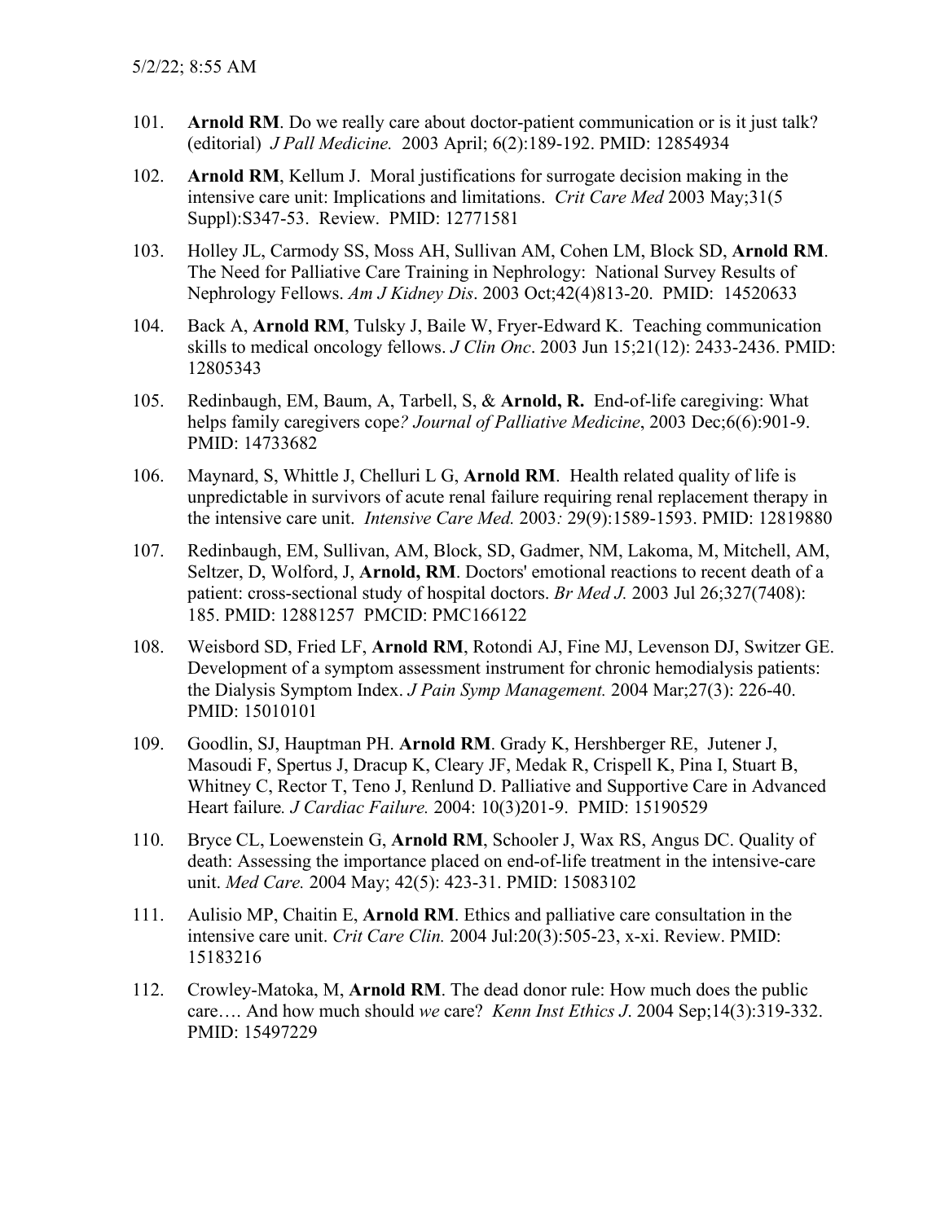101. **Arnold RM**. Do we really care about doctor-patient communication or is it just talk? (editorial) *J Pall Medicine.* 2003 April; 6(2):189-192. PMID: 12854934

102. **Arnold RM**, Kellum J. Moral justifications for surrogate decision making in the intensive care unit: Implications and limitations. *Crit Care Med* 2003 May;31(5 Suppl):S347-53. Review. PMID: 12771581

103. Holley JL, Carmody SS, Moss AH, Sullivan AM, Cohen LM, Block SD, **Arnold RM**. The Need for Palliative Care Training in Nephrology: National Survey Results of Nephrology Fellows. *Am J Kidney Dis*. 2003 Oct;42(4)813-20. PMID: 14520633

104. Back A, **Arnold RM**, Tulsky J, Baile W, Fryer-Edward K. Teaching communication skills to medical oncology fellows. *J Clin Onc*. 2003 Jun 15;21(12): 2433-2436. PMID: 12805343

105. Redinbaugh, EM, Baum, A, Tarbell, S, & **Arnold, R.** End-of-life caregiving: What helps family caregivers cope*? Journal of Palliative Medicine*, 2003 Dec;6(6):901-9. PMID: 14733682

106. Maynard, S, Whittle J, Chelluri L G, **Arnold RM**. Health related quality of life is unpredictable in survivors of acute renal failure requiring renal replacement therapy in the intensive care unit. *Intensive Care Med.* 2003*:* 29(9):1589-1593. PMID: 12819880

107. Redinbaugh, EM, Sullivan, AM, Block, SD, Gadmer, NM, Lakoma, M, Mitchell, AM, Seltzer, D, Wolford, J, **Arnold, RM**. Doctors' emotional reactions to recent death of a patient: cross-sectional study of hospital doctors. *Br Med J.* 2003 Jul 26;327(7408): 185. PMID: 12881257 PMCID: PMC166122

108. Weisbord SD, Fried LF, **Arnold RM**, Rotondi AJ, Fine MJ, Levenson DJ, Switzer GE. Development of a symptom assessment instrument for chronic hemodialysis patients: the Dialysis Symptom Index. *J Pain Symp Management.* 2004 Mar;27(3): 226-40. PMID: 15010101

109. Goodlin, SJ, Hauptman PH. **Arnold RM**. Grady K, Hershberger RE, Jutener J, Masoudi F, Spertus J, Dracup K, Cleary JF, Medak R, Crispell K, Pina I, Stuart B, Whitney C, Rector T, Teno J, Renlund D. Palliative and Supportive Care in Advanced Heart failure*. J Cardiac Failure.* 2004: 10(3)201-9. PMID: 15190529

110. Bryce CL, Loewenstein G, **Arnold RM**, Schooler J, Wax RS, Angus DC. Quality of death: Assessing the importance placed on end-of-life treatment in the intensive-care unit. *Med Care.* 2004 May; 42(5): 423-31. PMID: 15083102

111. Aulisio MP, Chaitin E, **Arnold RM**. Ethics and palliative care consultation in the intensive care unit. *Crit Care Clin.* 2004 Jul:20(3):505-23, x-xi. Review. PMID: 15183216

112. Crowley-Matoka, M, **Arnold RM**. The dead donor rule: How much does the public care…. And how much should *we* care? *Kenn Inst Ethics J*. 2004 Sep;14(3):319-332. PMID: 15497229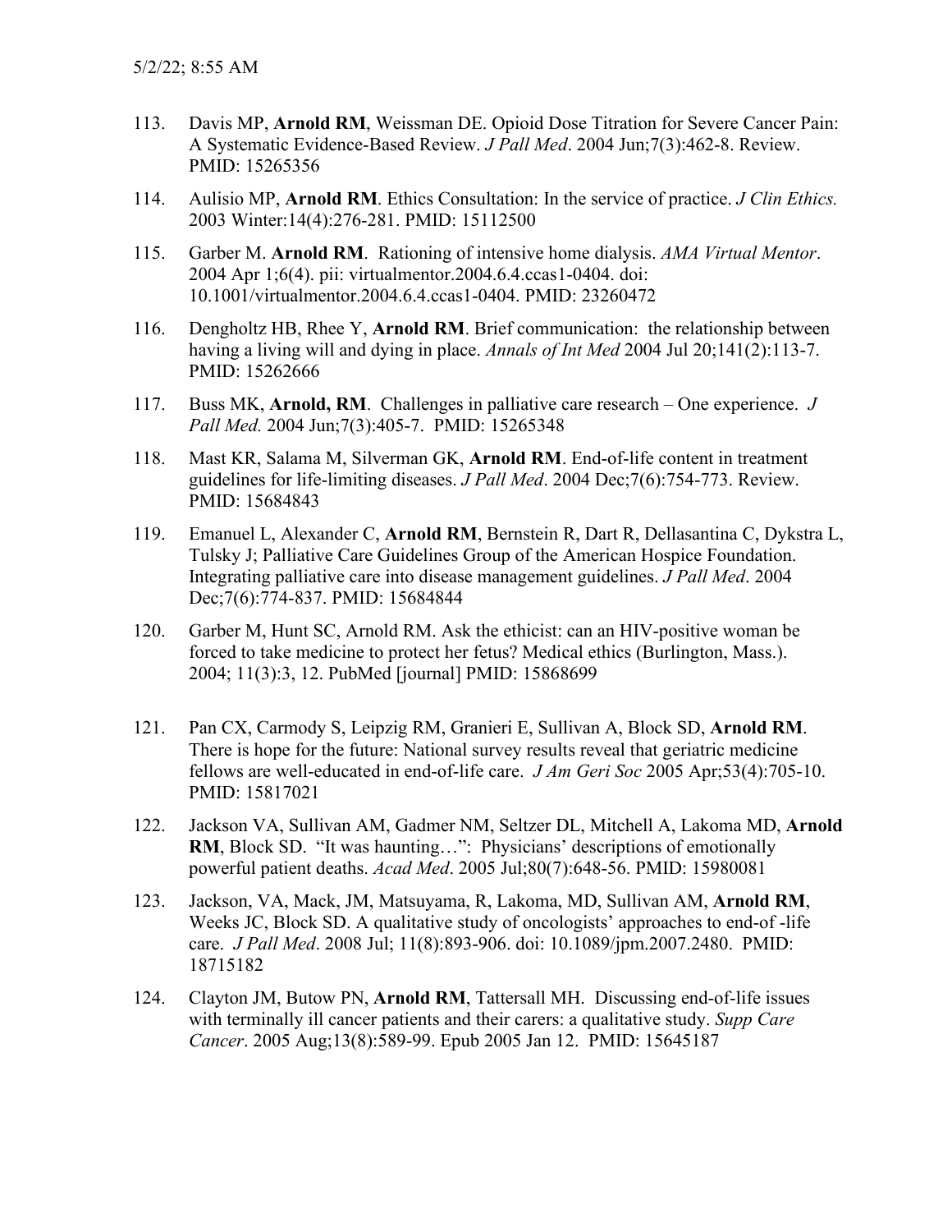113. Davis MP, **Arnold RM**, Weissman DE. Opioid Dose Titration for Severe Cancer Pain: A Systematic Evidence-Based Review. *J Pall Med*. 2004 Jun;7(3):462-8. Review. PMID: 15265356

114. Aulisio MP, **Arnold RM**. Ethics Consultation: In the service of practice. *J Clin Ethics.* 2003 Winter:14(4):276-281. PMID: 15112500

115. Garber M. **Arnold RM**. Rationing of intensive home dialysis. *AMA Virtual Mentor*. 2004 Apr 1;6(4). pii: virtualmentor.2004.6.4.ccas1-0404. doi: 10.1001/virtualmentor.2004.6.4.ccas1-0404. PMID: 23260472

116. Dengholtz HB, Rhee Y, **Arnold RM**. Brief communication: the relationship between having a living will and dying in place. *Annals of Int Med* 2004 Jul 20;141(2):113-7. PMID: 15262666

117. Buss MK, **Arnold, RM**. Challenges in palliative care research – One experience. *J Pall Med.* 2004 Jun;7(3):405-7. PMID: 15265348

118. Mast KR, Salama M, Silverman GK, **Arnold RM**. End-of-life content in treatment guidelines for life-limiting diseases. *J Pall Med*. 2004 Dec;7(6):754-773. Review. PMID: 15684843

119. Emanuel L, Alexander C, **Arnold RM**, Bernstein R, Dart R, Dellasantina C, Dykstra L, Tulsky J; Palliative Care Guidelines Group of the American Hospice Foundation. Integrating palliative care into disease management guidelines. *J Pall Med*. 2004 Dec;7(6):774-837. PMID: 15684844

120. Garber M, Hunt SC, Arnold RM. Ask the ethicist: can an HIV-positive woman be forced to take medicine to protect her fetus? Medical ethics (Burlington, Mass.). 2004; 11(3):3, 12. PubMed [journal] PMID: 15868699

121. Pan CX, Carmody S, Leipzig RM, Granieri E, Sullivan A, Block SD, **Arnold RM**. There is hope for the future: National survey results reveal that geriatric medicine fellows are well-educated in end-of-life care. *J Am Geri Soc* 2005 Apr;53(4):705-10. PMID: 15817021

122. Jackson VA, Sullivan AM, Gadmer NM, Seltzer DL, Mitchell A, Lakoma MD, **Arnold RM**, Block SD. "It was haunting…": Physicians' descriptions of emotionally powerful patient deaths. *Acad Med*. 2005 Jul;80(7):648-56. PMID: 15980081

123. Jackson, VA, Mack, JM, Matsuyama, R, Lakoma, MD, Sullivan AM, **Arnold RM**, Weeks JC, Block SD. A qualitative study of oncologists' approaches to end-of -life care. *J Pall Med*. 2008 Jul; 11(8):893-906. doi: 10.1089/jpm.2007.2480. PMID: 18715182

124. Clayton JM, Butow PN, **Arnold RM**, Tattersall MH. Discussing end-of-life issues with terminally ill cancer patients and their carers: a qualitative study. *Supp Care Cancer*. 2005 Aug;13(8):589-99. Epub 2005 Jan 12. PMID: 15645187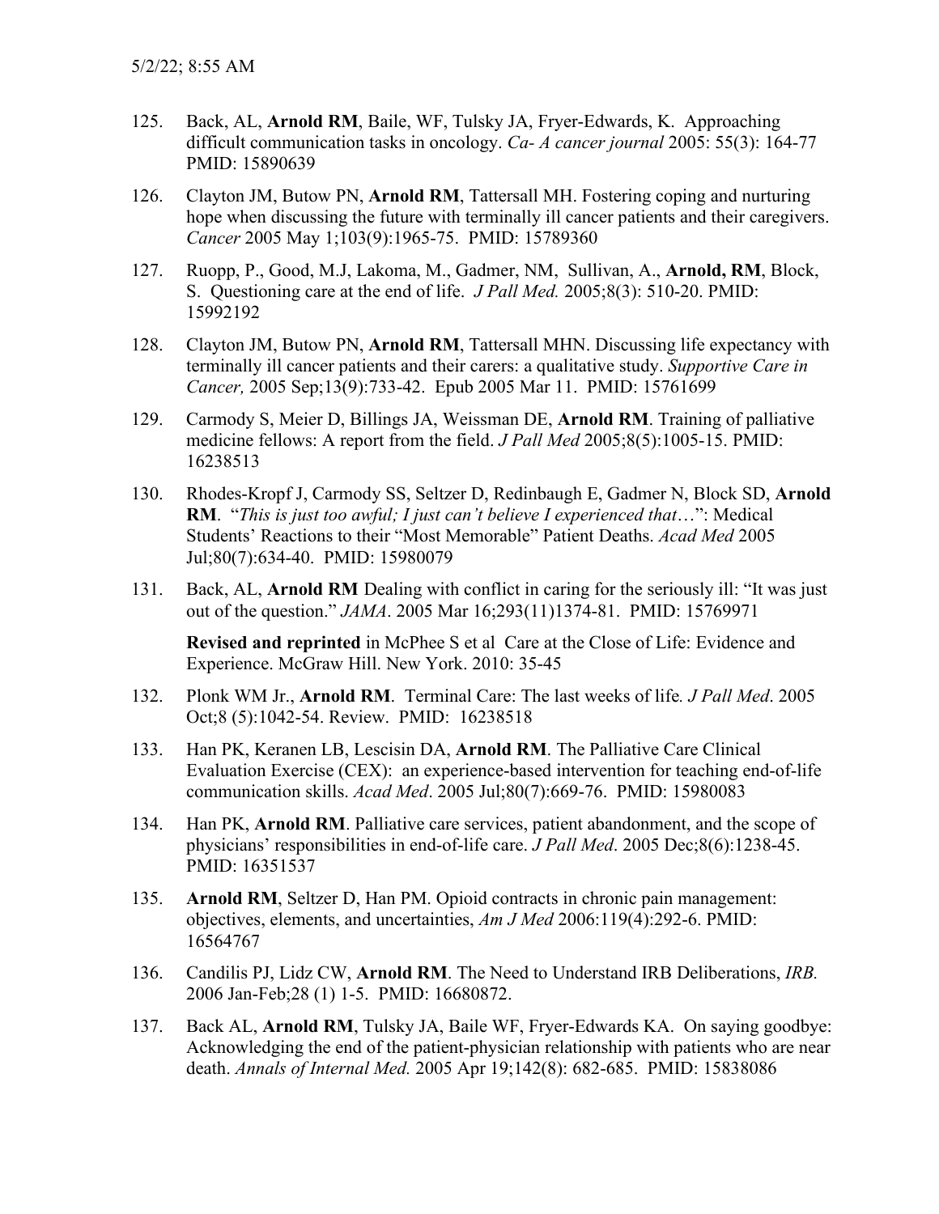125. Back, AL, **Arnold RM**, Baile, WF, Tulsky JA, Fryer-Edwards, K. Approaching difficult communication tasks in oncology. *Ca- A cancer journal* 2005: 55(3): 164-77 PMID: 15890639

126. Clayton JM, Butow PN, **Arnold RM**, Tattersall MH. Fostering coping and nurturing hope when discussing the future with terminally ill cancer patients and their caregivers. *Cancer* 2005 May 1;103(9):1965-75. PMID: 15789360

127. Ruopp, P., Good, M.J, Lakoma, M., Gadmer, NM, Sullivan, A., **Arnold, RM**, Block, S. Questioning care at the end of life. *J Pall Med.* 2005;8(3): 510-20. PMID: 15992192

128. Clayton JM, Butow PN, **Arnold RM**, Tattersall MHN. Discussing life expectancy with terminally ill cancer patients and their carers: a qualitative study. *Supportive Care in Cancer,* 2005 Sep;13(9):733-42. Epub 2005 Mar 11. PMID: 15761699

129. Carmody S, Meier D, Billings JA, Weissman DE, **Arnold RM**. Training of palliative medicine fellows: A report from the field. *J Pall Med* 2005;8(5):1005-15. PMID: 16238513

130. Rhodes-Kropf J, Carmody SS, Seltzer D, Redinbaugh E, Gadmer N, Block SD, **Arnold RM**. "*This is just too awful; I just can't believe I experienced that*…": Medical Students' Reactions to their "Most Memorable" Patient Deaths. *Acad Med* 2005 Jul;80(7):634-40. PMID: 15980079

131. Back, AL, **Arnold RM** Dealing with conflict in caring for the seriously ill: "It was just out of the question." *JAMA*. 2005 Mar 16;293(11)1374-81. PMID: 15769971

    **Revised and reprinted** in McPhee S et al Care at the Close of Life: Evidence and Experience. McGraw Hill. New York. 2010: 35-45

132. Plonk WM Jr., **Arnold RM**. Terminal Care: The last weeks of life. *J Pall Med*. 2005 Oct;8 (5):1042-54. Review. PMID: 16238518

133. Han PK, Keranen LB, Lescisin DA, **Arnold RM**. The Palliative Care Clinical Evaluation Exercise (CEX): an experience-based intervention for teaching end-of-life communication skills. *Acad Med*. 2005 Jul;80(7):669-76. PMID: 15980083

134. Han PK, **Arnold RM**. Palliative care services, patient abandonment, and the scope of physicians' responsibilities in end-of-life care. *J Pall Med*. 2005 Dec;8(6):1238-45. PMID: 16351537

135. **Arnold RM**, Seltzer D, Han PM. Opioid contracts in chronic pain management: objectives, elements, and uncertainties, *Am J Med* 2006:119(4):292-6. PMID: 16564767

136. Candilis PJ, Lidz CW, **Arnold RM**. The Need to Understand IRB Deliberations, *IRB.* 2006 Jan-Feb;28 (1) 1-5. PMID: 16680872.

137. Back AL, **Arnold RM**, Tulsky JA, Baile WF, Fryer-Edwards KA. On saying goodbye: Acknowledging the end of the patient-physician relationship with patients who are near death. *Annals of Internal Med.* 2005 Apr 19;142(8): 682-685. PMID: 15838086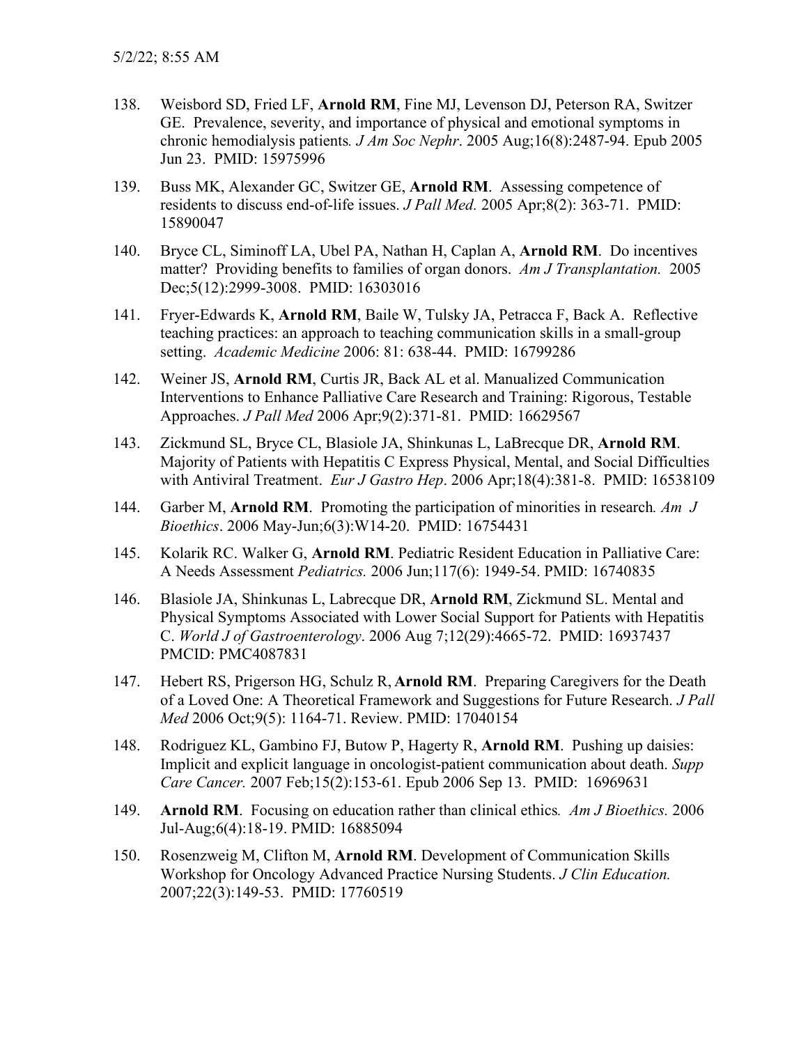138. Weisbord SD, Fried LF, **Arnold RM**, Fine MJ, Levenson DJ, Peterson RA, Switzer GE. Prevalence, severity, and importance of physical and emotional symptoms in chronic hemodialysis patients. *J Am Soc Nephr*. 2005 Aug;16(8):2487-94. Epub 2005 Jun 23. PMID: 15975996

139. Buss MK, Alexander GC, Switzer GE, **Arnold RM**. Assessing competence of residents to discuss end-of-life issues. *J Pall Med.* 2005 Apr;8(2): 363-71. PMID: 15890047

140. Bryce CL, Siminoff LA, Ubel PA, Nathan H, Caplan A, **Arnold RM**. Do incentives matter? Providing benefits to families of organ donors. *Am J Transplantation.* 2005 Dec;5(12):2999-3008. PMID: 16303016

141. Fryer-Edwards K, **Arnold RM**, Baile W, Tulsky JA, Petracca F, Back A. Reflective teaching practices: an approach to teaching communication skills in a small-group setting. *Academic Medicine* 2006: 81: 638-44. PMID: 16799286

142. Weiner JS, **Arnold RM**, Curtis JR, Back AL et al. Manualized Communication Interventions to Enhance Palliative Care Research and Training: Rigorous, Testable Approaches. *J Pall Med* 2006 Apr;9(2):371-81. PMID: 16629567

143. Zickmund SL, Bryce CL, Blasiole JA, Shinkunas L, LaBrecque DR, **Arnold RM**. Majority of Patients with Hepatitis C Express Physical, Mental, and Social Difficulties with Antiviral Treatment. *Eur J Gastro Hep*. 2006 Apr;18(4):381-8. PMID: 16538109

144. Garber M, **Arnold RM**. Promoting the participation of minorities in research. *Am J Bioethics*. 2006 May-Jun;6(3):W14-20. PMID: 16754431

145. Kolarik RC. Walker G, **Arnold RM**. Pediatric Resident Education in Palliative Care: A Needs Assessment *Pediatrics.* 2006 Jun;117(6): 1949-54. PMID: 16740835

146. Blasiole JA, Shinkunas L, Labrecque DR, **Arnold RM**, Zickmund SL. Mental and Physical Symptoms Associated with Lower Social Support for Patients with Hepatitis C. *World J of Gastroenterology*. 2006 Aug 7;12(29):4665-72. PMID: 16937437 PMCID: PMC4087831

147. Hebert RS, Prigerson HG, Schulz R, **Arnold RM**. Preparing Caregivers for the Death of a Loved One: A Theoretical Framework and Suggestions for Future Research. *J Pall Med* 2006 Oct;9(5): 1164-71. Review. PMID: 17040154

148. Rodriguez KL, Gambino FJ, Butow P, Hagerty R, **Arnold RM**. Pushing up daisies: Implicit and explicit language in oncologist-patient communication about death. *Supp Care Cancer.* 2007 Feb;15(2):153-61. Epub 2006 Sep 13. PMID: 16969631

149. **Arnold RM**. Focusing on education rather than clinical ethics. *Am J Bioethics.* 2006 Jul-Aug;6(4):18-19. PMID: 16885094

150. Rosenzweig M, Clifton M, **Arnold RM**. Development of Communication Skills Workshop for Oncology Advanced Practice Nursing Students. *J Clin Education.* 2007;22(3):149-53. PMID: 17760519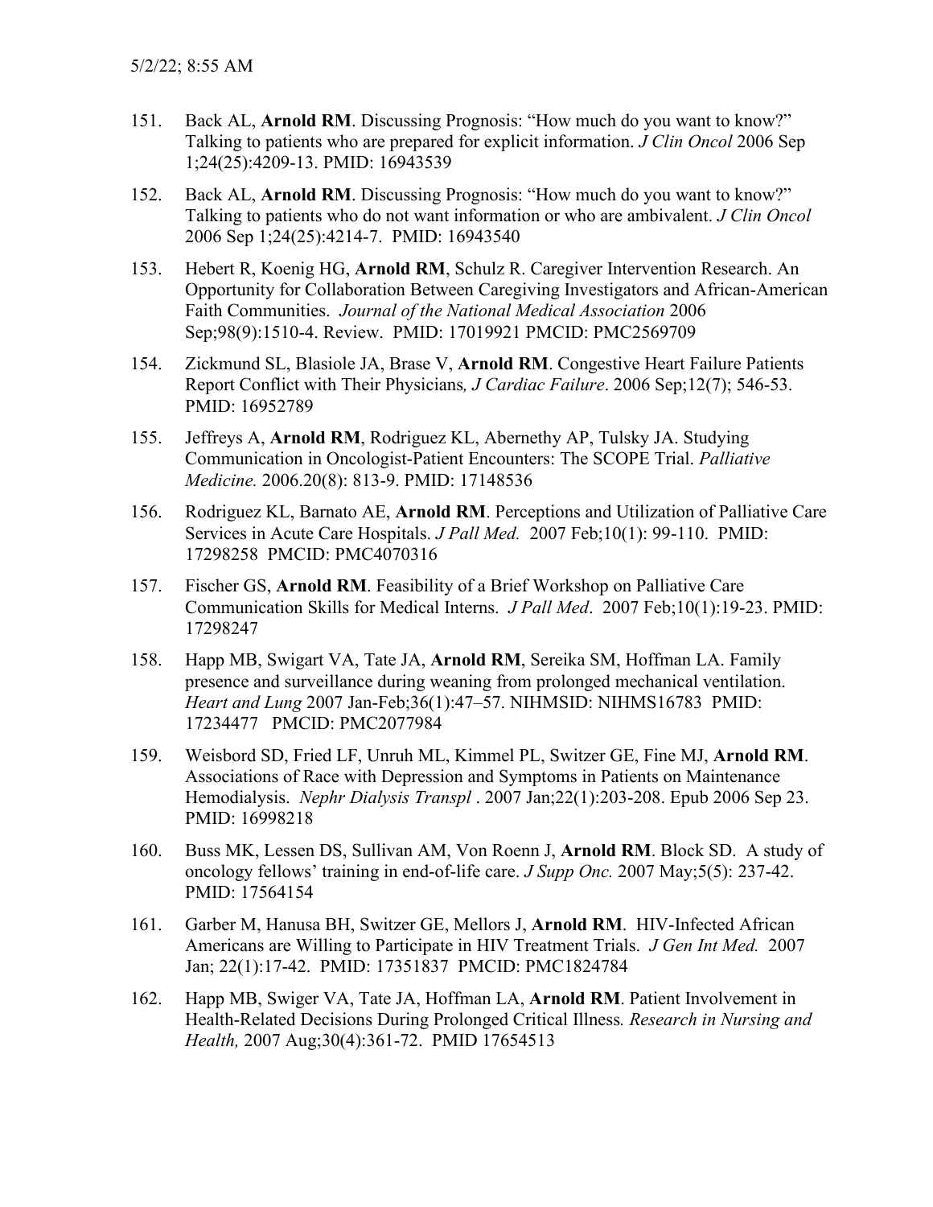151. Back AL, **Arnold RM**. Discussing Prognosis: "How much do you want to know?" Talking to patients who are prepared for explicit information. *J Clin Oncol* 2006 Sep 1;24(25):4209-13. PMID: 16943539

152. Back AL, **Arnold RM**. Discussing Prognosis: "How much do you want to know?" Talking to patients who do not want information or who are ambivalent. *J Clin Oncol* 2006 Sep 1;24(25):4214-7. PMID: 16943540

153. Hebert R, Koenig HG, **Arnold RM**, Schulz R. Caregiver Intervention Research. An Opportunity for Collaboration Between Caregiving Investigators and African-American Faith Communities. *Journal of the National Medical Association* 2006 Sep;98(9):1510-4. Review. PMID: 17019921 PMCID: PMC2569709

154. Zickmund SL, Blasiole JA, Brase V, **Arnold RM**. Congestive Heart Failure Patients Report Conflict with Their Physicians*, J Cardiac Failure*. 2006 Sep;12(7); 546-53. PMID: 16952789

155. Jeffreys A, **Arnold RM**, Rodriguez KL, Abernethy AP, Tulsky JA. Studying Communication in Oncologist-Patient Encounters: The SCOPE Trial. *Palliative Medicine.* 2006.20(8): 813-9. PMID: 17148536

156. Rodriguez KL, Barnato AE, **Arnold RM**. Perceptions and Utilization of Palliative Care Services in Acute Care Hospitals. *J Pall Med.* 2007 Feb;10(1): 99-110. PMID: 17298258 PMCID: PMC4070316

157. Fischer GS, **Arnold RM**. Feasibility of a Brief Workshop on Palliative Care Communication Skills for Medical Interns. *J Pall Med*. 2007 Feb;10(1):19-23. PMID: 17298247

158. Happ MB, Swigart VA, Tate JA, **Arnold RM**, Sereika SM, Hoffman LA. Family presence and surveillance during weaning from prolonged mechanical ventilation. *Heart and Lung* 2007 Jan-Feb;36(1):47–57. NIHMSID: NIHMS16783 PMID: 17234477 PMCID: PMC2077984

159. Weisbord SD, Fried LF, Unruh ML, Kimmel PL, Switzer GE, Fine MJ, **Arnold RM**. Associations of Race with Depression and Symptoms in Patients on Maintenance Hemodialysis. *Nephr Dialysis Transpl* . 2007 Jan;22(1):203-208. Epub 2006 Sep 23. PMID: 16998218

160. Buss MK, Lessen DS, Sullivan AM, Von Roenn J, **Arnold RM**. Block SD. A study of oncology fellows' training in end-of-life care. *J Supp Onc.* 2007 May;5(5): 237-42. PMID: 17564154

161. Garber M, Hanusa BH, Switzer GE, Mellors J, **Arnold RM**. HIV-Infected African Americans are Willing to Participate in HIV Treatment Trials. *J Gen Int Med.* 2007 Jan; 22(1):17-42. PMID: 17351837 PMCID: PMC1824784

162. Happ MB, Swiger VA, Tate JA, Hoffman LA, **Arnold RM**. Patient Involvement in Health-Related Decisions During Prolonged Critical Illness*. Research in Nursing and Health,* 2007 Aug;30(4):361-72. PMID 17654513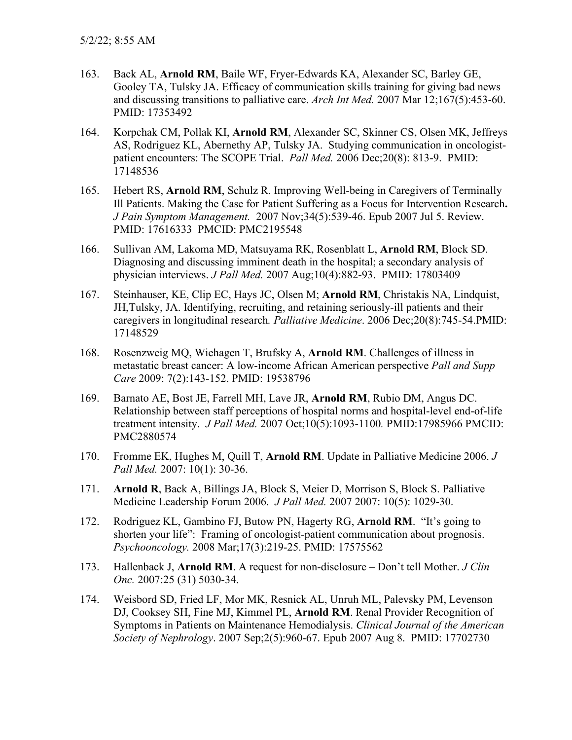163. Back AL, **Arnold RM**, Baile WF, Fryer-Edwards KA, Alexander SC, Barley GE, Gooley TA, Tulsky JA. Efficacy of communication skills training for giving bad news and discussing transitions to palliative care. *Arch Int Med.* 2007 Mar 12;167(5):453-60. PMID: 17353492

164. Korpchak CM, Pollak KI, **Arnold RM**, Alexander SC, Skinner CS, Olsen MK, Jeffreys AS, Rodriguez KL, Abernethy AP, Tulsky JA. Studying communication in oncologist-patient encounters: The SCOPE Trial. *Pall Med.* 2006 Dec;20(8): 813-9. PMID: 17148536

165. Hebert RS, **Arnold RM**, Schulz R. Improving Well-being in Caregivers of Terminally Ill Patients. Making the Case for Patient Suffering as a Focus for Intervention Research**.** *J Pain Symptom Management.* 2007 Nov;34(5):539-46. Epub 2007 Jul 5. Review. PMID: 17616333 PMCID: PMC2195548

166. Sullivan AM, Lakoma MD, Matsuyama RK, Rosenblatt L, **Arnold RM**, Block SD. Diagnosing and discussing imminent death in the hospital; a secondary analysis of physician interviews. *J Pall Med.* 2007 Aug;10(4):882-93. PMID: 17803409

167. Steinhauser, KE, Clip EC, Hays JC, Olsen M; **Arnold RM**, Christakis NA, Lindquist, JH,Tulsky, JA. Identifying, recruiting, and retaining seriously-ill patients and their caregivers in longitudinal research*. Palliative Medicine*. 2006 Dec;20(8):745-54.PMID: 17148529

168. Rosenzweig MQ, Wiehagen T, Brufsky A, **Arnold RM**. Challenges of illness in metastatic breast cancer: A low-income African American perspective *Pall and Supp Care* 2009: 7(2):143-152. PMID: 19538796

169. Barnato AE, Bost JE, Farrell MH, Lave JR, **Arnold RM**, Rubio DM, Angus DC. Relationship between staff perceptions of hospital norms and hospital-level end-of-life treatment intensity. *J Pall Med.* 2007 Oct;10(5):1093-1100*.* PMID:17985966 PMCID: PMC2880574

170. Fromme EK, Hughes M, Quill T, **Arnold RM**. Update in Palliative Medicine 2006. *J Pall Med.* 2007: 10(1): 30-36.

171. **Arnold R**, Back A, Billings JA, Block S, Meier D, Morrison S, Block S. Palliative Medicine Leadership Forum 2006. *J Pall Med.* 2007 2007: 10(5): 1029-30.

172. Rodriguez KL, Gambino FJ, Butow PN, Hagerty RG, **Arnold RM**. "It's going to shorten your life": Framing of oncologist-patient communication about prognosis. *Psychooncology.* 2008 Mar;17(3):219-25. PMID: 17575562

173. Hallenback J, **Arnold RM**. A request for non-disclosure – Don't tell Mother. *J Clin Onc.* 2007:25 (31) 5030-34.

174. Weisbord SD, Fried LF, Mor MK, Resnick AL, Unruh ML, Palevsky PM, Levenson DJ, Cooksey SH, Fine MJ, Kimmel PL, **Arnold RM**. Renal Provider Recognition of Symptoms in Patients on Maintenance Hemodialysis. *Clinical Journal of the American Society of Nephrology*. 2007 Sep;2(5):960-67. Epub 2007 Aug 8. PMID: 17702730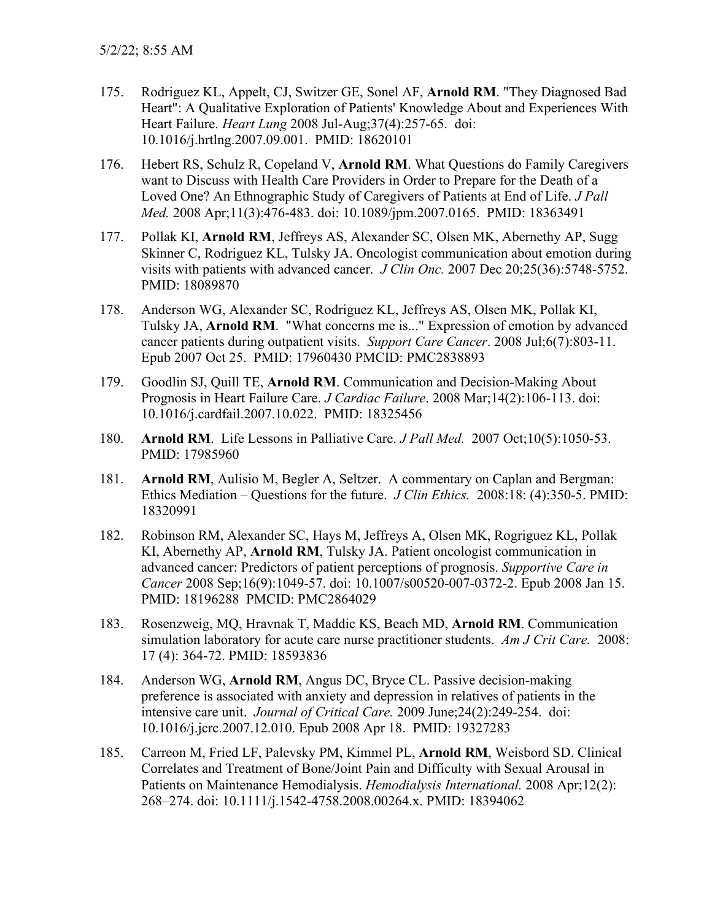175. Rodriguez KL, Appelt, CJ, Switzer GE, Sonel AF, **Arnold RM**. "They Diagnosed Bad Heart": A Qualitative Exploration of Patients' Knowledge About and Experiences With Heart Failure. *Heart Lung* 2008 Jul-Aug;37(4):257-65. doi: 10.1016/j.hrtlng.2007.09.001. PMID: 18620101

176. Hebert RS, Schulz R, Copeland V, **Arnold RM**. What Questions do Family Caregivers want to Discuss with Health Care Providers in Order to Prepare for the Death of a Loved One? An Ethnographic Study of Caregivers of Patients at End of Life. *J Pall Med.* 2008 Apr;11(3):476-483. doi: 10.1089/jpm.2007.0165. PMID: 18363491

177. Pollak KI, **Arnold RM**, Jeffreys AS, Alexander SC, Olsen MK, Abernethy AP, Sugg Skinner C, Rodriguez KL, Tulsky JA. Oncologist communication about emotion during visits with patients with advanced cancer. *J Clin Onc.* 2007 Dec 20;25(36):5748-5752. PMID: 18089870

178. Anderson WG, Alexander SC, Rodriguez KL, Jeffreys AS, Olsen MK, Pollak KI, Tulsky JA, **Arnold RM**. "What concerns me is..." Expression of emotion by advanced cancer patients during outpatient visits. *Support Care Cancer*. 2008 Jul;6(7):803-11. Epub 2007 Oct 25. PMID: 17960430 PMCID: PMC2838893

179. Goodlin SJ, Quill TE, **Arnold RM**. Communication and Decision-Making About Prognosis in Heart Failure Care. *J Cardiac Failure*. 2008 Mar;14(2):106-113. doi: 10.1016/j.cardfail.2007.10.022. PMID: 18325456

180. **Arnold RM**. Life Lessons in Palliative Care. *J Pall Med.* 2007 Oct;10(5):1050-53. PMID: 17985960

181. **Arnold RM**, Aulisio M, Begler A, Seltzer. A commentary on Caplan and Bergman: Ethics Mediation – Questions for the future. *J Clin Ethics.* 2008:18: (4):350-5. PMID: 18320991

182. Robinson RM, Alexander SC, Hays M, Jeffreys A, Olsen MK, Rogriguez KL, Pollak KI, Abernethy AP, **Arnold RM**, Tulsky JA. Patient oncologist communication in advanced cancer: Predictors of patient perceptions of prognosis. *Supportive Care in Cancer* 2008 Sep;16(9):1049-57. doi: 10.1007/s00520-007-0372-2. Epub 2008 Jan 15. PMID: 18196288 PMCID: PMC2864029

183. Rosenzweig, MQ, Hravnak T, Maddic KS, Beach MD, **Arnold RM**. Communication simulation laboratory for acute care nurse practitioner students. *Am J Crit Care.* 2008: 17 (4): 364-72. PMID: 18593836

184. Anderson WG, **Arnold RM**, Angus DC, Bryce CL. Passive decision-making preference is associated with anxiety and depression in relatives of patients in the intensive care unit. *Journal of Critical Care.* 2009 June;24(2):249-254. doi: 10.1016/j.jcrc.2007.12.010. Epub 2008 Apr 18. PMID: 19327283

185. Carreon M, Fried LF, Palevsky PM, Kimmel PL, **Arnold RM**, Weisbord SD. Clinical Correlates and Treatment of Bone/Joint Pain and Difficulty with Sexual Arousal in Patients on Maintenance Hemodialysis. *Hemodialysis International.* 2008 Apr;12(2): 268–274. doi: 10.1111/j.1542-4758.2008.00264.x. PMID: 18394062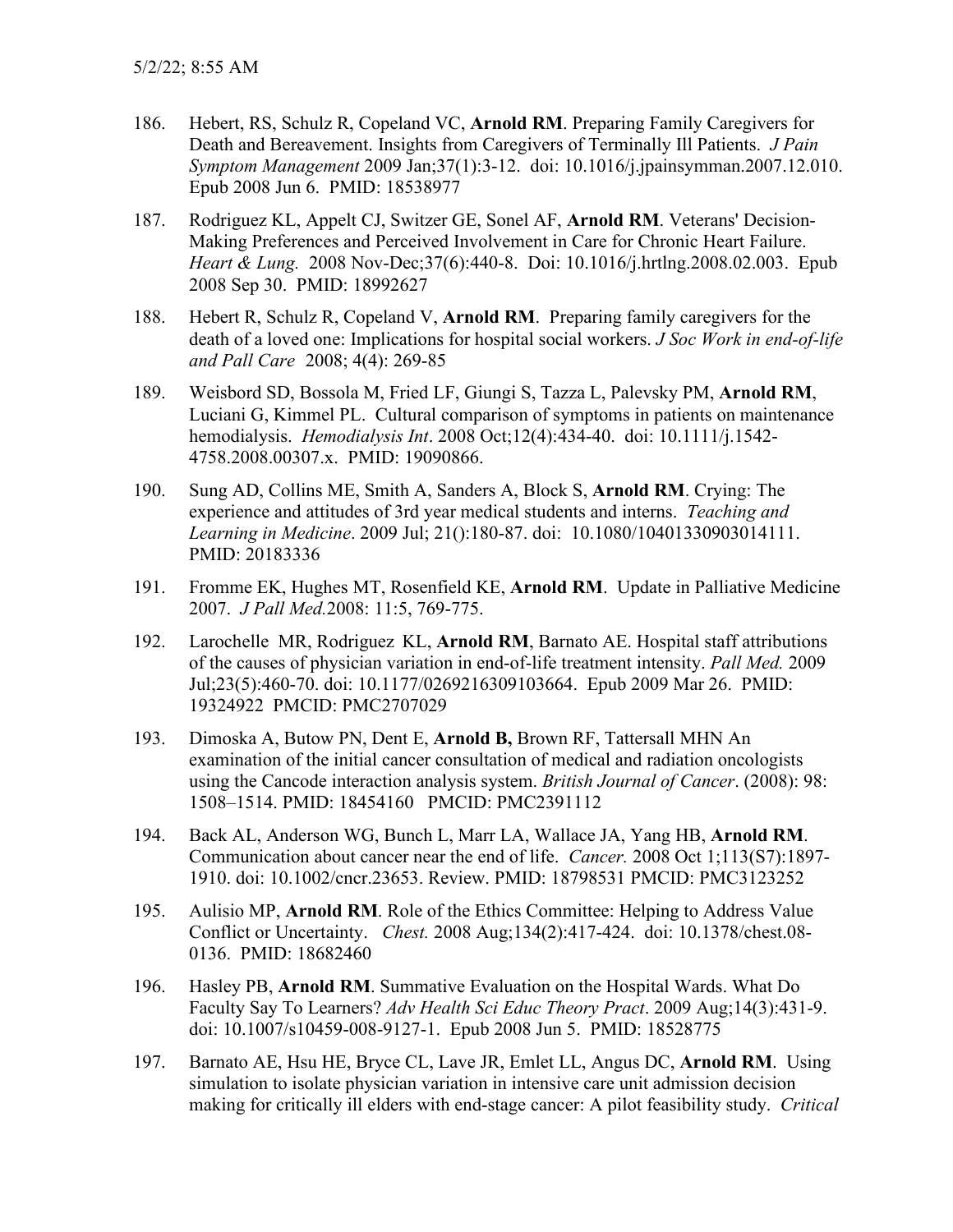186. Hebert, RS, Schulz R, Copeland VC, **Arnold RM**. Preparing Family Caregivers for Death and Bereavement. Insights from Caregivers of Terminally Ill Patients. *J Pain Symptom Management* 2009 Jan;37(1):3-12. doi: 10.1016/j.jpainsymman.2007.12.010. Epub 2008 Jun 6. PMID: 18538977

187. Rodriguez KL, Appelt CJ, Switzer GE, Sonel AF, **Arnold RM**. Veterans' Decision-Making Preferences and Perceived Involvement in Care for Chronic Heart Failure. *Heart & Lung.* 2008 Nov-Dec;37(6):440-8. Doi: 10.1016/j.hrtlng.2008.02.003. Epub 2008 Sep 30. PMID: 18992627

188. Hebert R, Schulz R, Copeland V, **Arnold RM**. Preparing family caregivers for the death of a loved one: Implications for hospital social workers. *J Soc Work in end-of-life and Pall Care* 2008; 4(4): 269-85

189. Weisbord SD, Bossola M, Fried LF, Giungi S, Tazza L, Palevsky PM, **Arnold RM**, Luciani G, Kimmel PL. Cultural comparison of symptoms in patients on maintenance hemodialysis. *Hemodialysis Int*. 2008 Oct;12(4):434-40. doi: 10.1111/j.1542-4758.2008.00307.x. PMID: 19090866.

190. Sung AD, Collins ME, Smith A, Sanders A, Block S, **Arnold RM**. Crying: The experience and attitudes of 3rd year medical students and interns. *Teaching and Learning in Medicine*. 2009 Jul; 21():180-87. doi: 10.1080/10401330903014111. PMID: 20183336

191. Fromme EK, Hughes MT, Rosenfield KE, **Arnold RM**. Update in Palliative Medicine 2007. *J Pall Med.*2008: 11:5, 769-775.

192. Larochelle MR, Rodriguez KL, **Arnold RM**, Barnato AE. Hospital staff attributions of the causes of physician variation in end-of-life treatment intensity. *Pall Med.* 2009 Jul;23(5):460-70. doi: 10.1177/0269216309103664. Epub 2009 Mar 26. PMID: 19324922 PMCID: PMC2707029

193. Dimoska A, Butow PN, Dent E, **Arnold B,** Brown RF, Tattersall MHN An examination of the initial cancer consultation of medical and radiation oncologists using the Cancode interaction analysis system. *British Journal of Cancer*. (2008): 98: 1508–1514. PMID: 18454160 PMCID: PMC2391112

194. Back AL, Anderson WG, Bunch L, Marr LA, Wallace JA, Yang HB, **Arnold RM**. Communication about cancer near the end of life. *Cancer.* 2008 Oct 1;113(S7):1897-1910. doi: 10.1002/cncr.23653. Review. PMID: 18798531 PMCID: PMC3123252

195. Aulisio MP, **Arnold RM**. Role of the Ethics Committee: Helping to Address Value Conflict or Uncertainty. *Chest.* 2008 Aug;134(2):417-424. doi: 10.1378/chest.08-0136. PMID: 18682460

196. Hasley PB, **Arnold RM**. Summative Evaluation on the Hospital Wards. What Do Faculty Say To Learners? *Adv Health Sci Educ Theory Pract*. 2009 Aug;14(3):431-9. doi: 10.1007/s10459-008-9127-1. Epub 2008 Jun 5. PMID: 18528775

197. Barnato AE, Hsu HE, Bryce CL, Lave JR, Emlet LL, Angus DC, **Arnold RM**. Using simulation to isolate physician variation in intensive care unit admission decision making for critically ill elders with end-stage cancer: A pilot feasibility study. *Critical*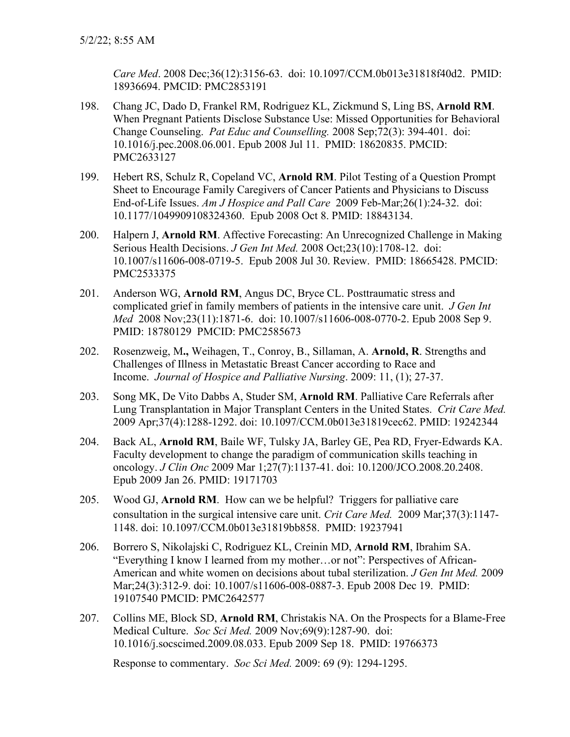*Care Med*. 2008 Dec;36(12):3156-63. doi: 10.1097/CCM.0b013e31818f40d2. PMID: 18936694. PMCID: PMC2853191

198. Chang JC, Dado D, Frankel RM, Rodriguez KL, Zickmund S, Ling BS, **Arnold RM**. When Pregnant Patients Disclose Substance Use: Missed Opportunities for Behavioral Change Counseling. *Pat Educ and Counselling.* 2008 Sep;72(3): 394-401. doi: 10.1016/j.pec.2008.06.001. Epub 2008 Jul 11. PMID: 18620835. PMCID: PMC2633127

199. Hebert RS, Schulz R, Copeland VC, **Arnold RM**. Pilot Testing of a Question Prompt Sheet to Encourage Family Caregivers of Cancer Patients and Physicians to Discuss End-of-Life Issues. *Am J Hospice and Pall Care* 2009 Feb-Mar;26(1):24-32. doi: 10.1177/1049909108324360. Epub 2008 Oct 8. PMID: 18843134.

200. Halpern J, **Arnold RM**. Affective Forecasting: An Unrecognized Challenge in Making Serious Health Decisions. *J Gen Int Med.* 2008 Oct;23(10):1708-12. doi: 10.1007/s11606-008-0719-5. Epub 2008 Jul 30. Review. PMID: 18665428. PMCID: PMC2533375

201. Anderson WG, **Arnold RM**, Angus DC, Bryce CL. Posttraumatic stress and complicated grief in family members of patients in the intensive care unit. *J Gen Int Med* 2008 Nov;23(11):1871-6. doi: 10.1007/s11606-008-0770-2. Epub 2008 Sep 9. PMID: 18780129 PMCID: PMC2585673

202. Rosenzweig, M**.,** Weihagen, T., Conroy, B., Sillaman, A. **Arnold, R**. Strengths and Challenges of Illness in Metastatic Breast Cancer according to Race and Income. *Journal of Hospice and Palliative Nursing*. 2009: 11, (1); 27-37.

203. Song MK, De Vito Dabbs A, Studer SM, **Arnold RM**. Palliative Care Referrals after Lung Transplantation in Major Transplant Centers in the United States. *Crit Care Med.* 2009 Apr;37(4):1288-1292. doi: 10.1097/CCM.0b013e31819cec62. PMID: 19242344

204. Back AL, **Arnold RM**, Baile WF, Tulsky JA, Barley GE, Pea RD, Fryer-Edwards KA. Faculty development to change the paradigm of communication skills teaching in oncology. *J Clin Onc* 2009 Mar 1;27(7):1137-41. doi: 10.1200/JCO.2008.20.2408. Epub 2009 Jan 26. PMID: 19171703

205. Wood GJ, **Arnold RM**. How can we be helpful? Triggers for palliative care consultation in the surgical intensive care unit. *Crit Care Med.* 2009 Mar;37(3):1147-1148. doi: 10.1097/CCM.0b013e31819bb858. PMID: 19237941

206. Borrero S, Nikolajski C, Rodriguez KL, Creinin MD, **Arnold RM**, Ibrahim SA. "Everything I know I learned from my mother…or not": Perspectives of African-American and white women on decisions about tubal sterilization. *J Gen Int Med.* 2009 Mar;24(3):312-9. doi: 10.1007/s11606-008-0887-3. Epub 2008 Dec 19. PMID: 19107540 PMCID: PMC2642577

207. Collins ME, Block SD, **Arnold RM**, Christakis NA. On the Prospects for a Blame-Free Medical Culture. *Soc Sci Med.* 2009 Nov;69(9):1287-90. doi: 10.1016/j.socscimed.2009.08.033. Epub 2009 Sep 18. PMID: 19766373

     Response to commentary. *Soc Sci Med.* 2009: 69 (9): 1294-1295.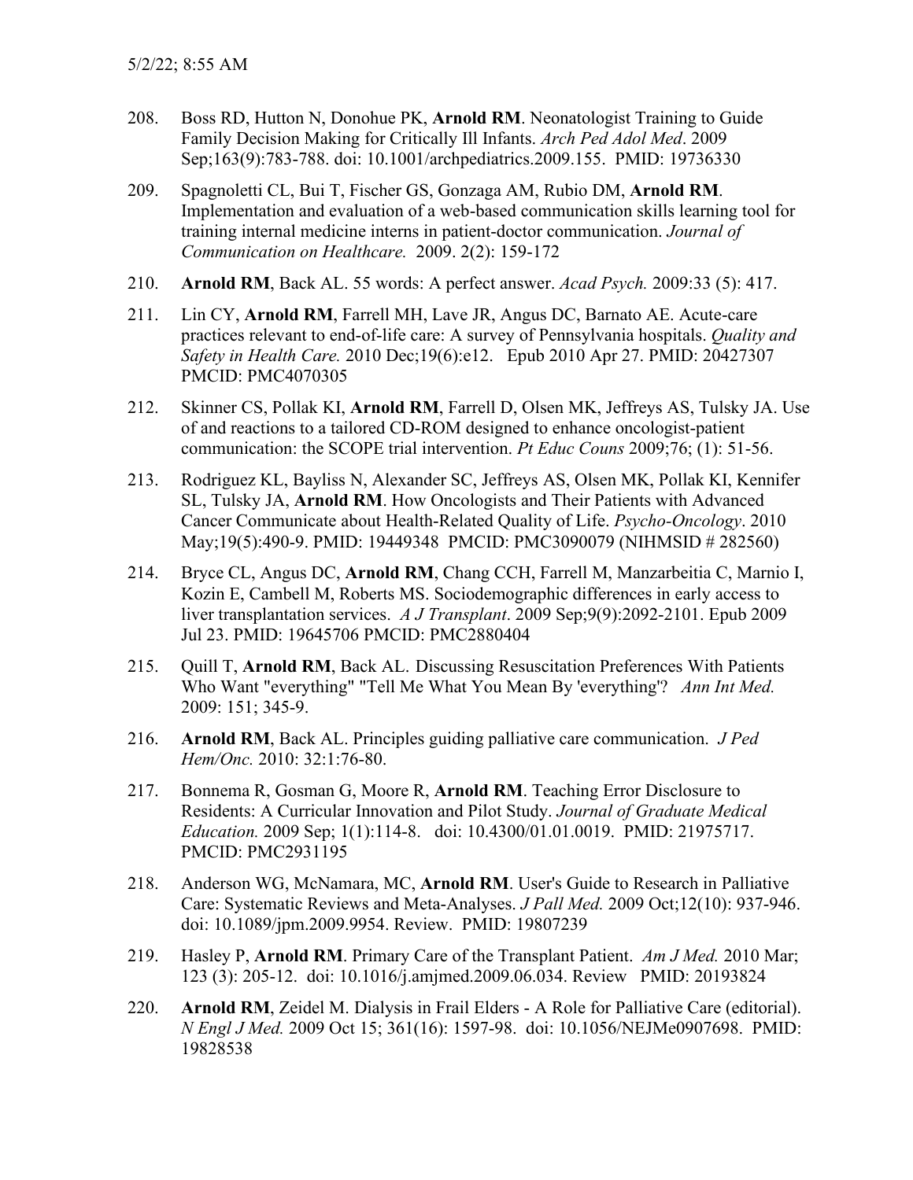208. Boss RD, Hutton N, Donohue PK, **Arnold RM**. Neonatologist Training to Guide Family Decision Making for Critically Ill Infants. *Arch Ped Adol Med*. 2009 Sep;163(9):783-788. doi: 10.1001/archpediatrics.2009.155. PMID: 19736330

209. Spagnoletti CL, Bui T, Fischer GS, Gonzaga AM, Rubio DM, **Arnold RM**. Implementation and evaluation of a web-based communication skills learning tool for training internal medicine interns in patient-doctor communication. *Journal of Communication on Healthcare.* 2009. 2(2): 159-172

210. **Arnold RM**, Back AL. 55 words: A perfect answer. *Acad Psych.* 2009:33 (5): 417.

211. Lin CY, **Arnold RM**, Farrell MH, Lave JR, Angus DC, Barnato AE. Acute-care practices relevant to end-of-life care: A survey of Pennsylvania hospitals. *Quality and Safety in Health Care.* 2010 Dec;19(6):e12. Epub 2010 Apr 27. PMID: 20427307 PMCID: PMC4070305

212. Skinner CS, Pollak KI, **Arnold RM**, Farrell D, Olsen MK, Jeffreys AS, Tulsky JA. Use of and reactions to a tailored CD-ROM designed to enhance oncologist-patient communication: the SCOPE trial intervention. *Pt Educ Couns* 2009;76; (1): 51-56.

213. Rodriguez KL, Bayliss N, Alexander SC, Jeffreys AS, Olsen MK, Pollak KI, Kennifer SL, Tulsky JA, **Arnold RM**. How Oncologists and Their Patients with Advanced Cancer Communicate about Health-Related Quality of Life. *Psycho-Oncology*. 2010 May;19(5):490-9. PMID: 19449348 PMCID: PMC3090079 (NIHMSID # 282560)

214. Bryce CL, Angus DC, **Arnold RM**, Chang CCH, Farrell M, Manzarbeitia C, Marnio I, Kozin E, Cambell M, Roberts MS. Sociodemographic differences in early access to liver transplantation services. *A J Transplant*. 2009 Sep;9(9):2092-2101. Epub 2009 Jul 23. PMID: 19645706 PMCID: PMC2880404

215. Quill T, **Arnold RM**, Back AL. Discussing Resuscitation Preferences With Patients Who Want "everything" "Tell Me What You Mean By 'everything'? *Ann Int Med.* 2009: 151; 345-9.

216. **Arnold RM**, Back AL. Principles guiding palliative care communication. *J Ped Hem/Onc.* 2010: 32:1:76-80.

217. Bonnema R, Gosman G, Moore R, **Arnold RM**. Teaching Error Disclosure to Residents: A Curricular Innovation and Pilot Study. *Journal of Graduate Medical Education.* 2009 Sep; 1(1):114-8. doi: 10.4300/01.01.0019. PMID: 21975717. PMCID: PMC2931195

218. Anderson WG, McNamara, MC, **Arnold RM**. User's Guide to Research in Palliative Care: Systematic Reviews and Meta-Analyses. *J Pall Med.* 2009 Oct;12(10): 937-946. doi: 10.1089/jpm.2009.9954. Review. PMID: 19807239

219. Hasley P, **Arnold RM**. Primary Care of the Transplant Patient. *Am J Med.* 2010 Mar; 123 (3): 205-12. doi: 10.1016/j.amjmed.2009.06.034. Review PMID: 20193824

220. **Arnold RM**, Zeidel M. Dialysis in Frail Elders - A Role for Palliative Care (editorial). *N Engl J Med.* 2009 Oct 15; 361(16): 1597-98. doi: 10.1056/NEJMe0907698. PMID: 19828538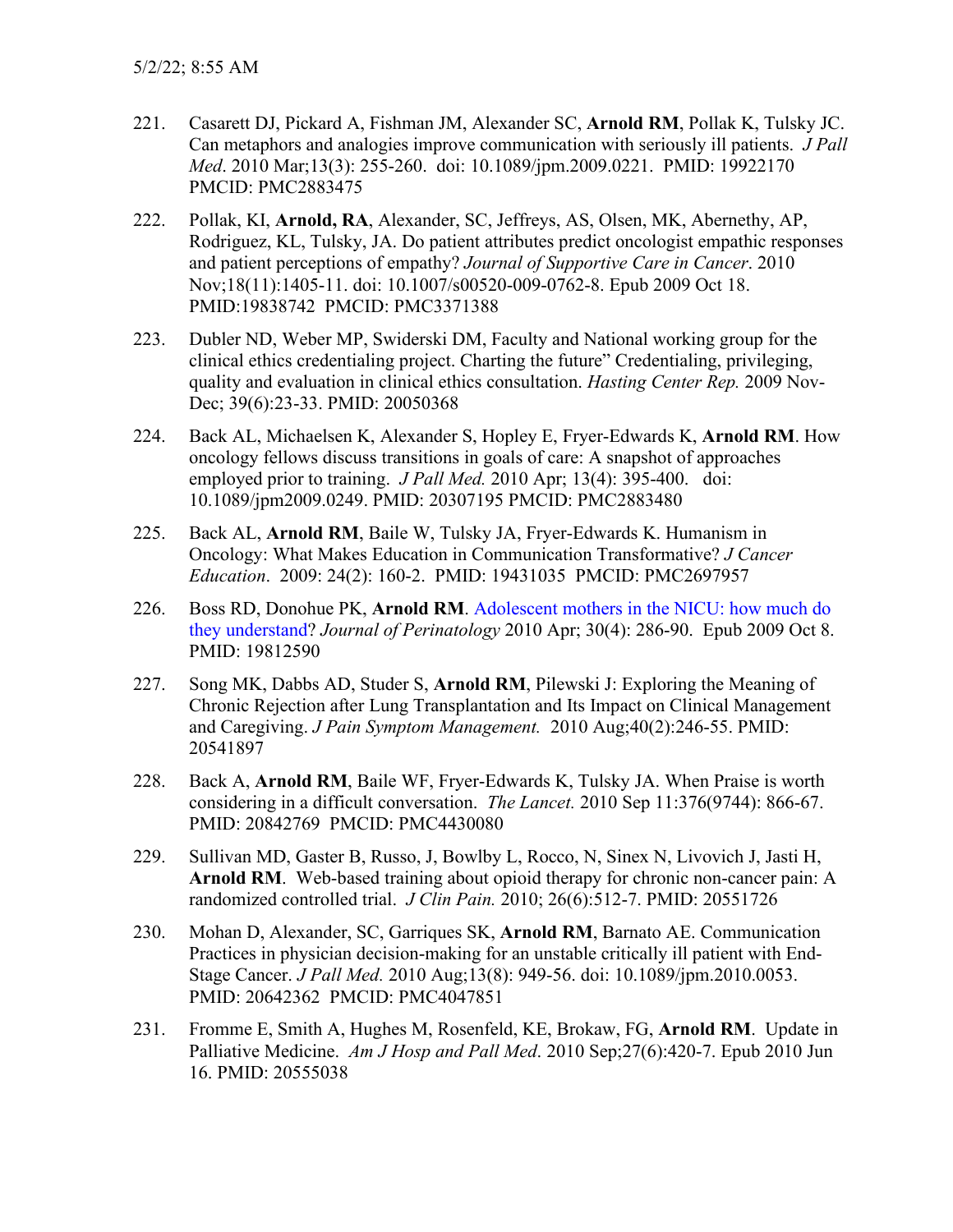221. Casarett DJ, Pickard A, Fishman JM, Alexander SC, **Arnold RM**, Pollak K, Tulsky JC. Can metaphors and analogies improve communication with seriously ill patients. *J Pall Med*. 2010 Mar;13(3): 255-260. doi: 10.1089/jpm.2009.0221. PMID: 19922170 PMCID: PMC2883475

222. Pollak, KI, **Arnold, RA**, Alexander, SC, Jeffreys, AS, Olsen, MK, Abernethy, AP, Rodriguez, KL, Tulsky, JA. Do patient attributes predict oncologist empathic responses and patient perceptions of empathy? *Journal of Supportive Care in Cancer*. 2010 Nov;18(11):1405-11. doi: 10.1007/s00520-009-0762-8. Epub 2009 Oct 18. PMID:19838742 PMCID: PMC3371388

223. Dubler ND, Weber MP, Swiderski DM, Faculty and National working group for the clinical ethics credentialing project. Charting the future" Credentialing, privileging, quality and evaluation in clinical ethics consultation. *Hasting Center Rep.* 2009 Nov-Dec; 39(6):23-33. PMID: 20050368

224. Back AL, Michaelsen K, Alexander S, Hopley E, Fryer-Edwards K, **Arnold RM**. How oncology fellows discuss transitions in goals of care: A snapshot of approaches employed prior to training. *J Pall Med.* 2010 Apr; 13(4): 395-400. doi: 10.1089/jpm2009.0249. PMID: 20307195 PMCID: PMC2883480

225. Back AL, **Arnold RM**, Baile W, Tulsky JA, Fryer-Edwards K. Humanism in Oncology: What Makes Education in Communication Transformative? *J Cancer Education*. 2009: 24(2): 160-2. PMID: 19431035 PMCID: PMC2697957

226. Boss RD, Donohue PK, **Arnold RM**. Adolescent mothers in the NICU: how much do they understand? *Journal of Perinatology* 2010 Apr; 30(4): 286-90. Epub 2009 Oct 8. PMID: 19812590

227. Song MK, Dabbs AD, Studer S, **Arnold RM**, Pilewski J: Exploring the Meaning of Chronic Rejection after Lung Transplantation and Its Impact on Clinical Management and Caregiving. *J Pain Symptom Management.* 2010 Aug;40(2):246-55. PMID: 20541897

228. Back A, **Arnold RM**, Baile WF, Fryer-Edwards K, Tulsky JA. When Praise is worth considering in a difficult conversation. *The Lancet.* 2010 Sep 11:376(9744): 866-67. PMID: 20842769 PMCID: PMC4430080

229. Sullivan MD, Gaster B, Russo, J, Bowlby L, Rocco, N, Sinex N, Livovich J, Jasti H, **Arnold RM**. Web-based training about opioid therapy for chronic non-cancer pain: A randomized controlled trial. *J Clin Pain.* 2010; 26(6):512-7. PMID: 20551726

230. Mohan D, Alexander, SC, Garriques SK, **Arnold RM**, Barnato AE. Communication Practices in physician decision-making for an unstable critically ill patient with End-Stage Cancer. *J Pall Med.* 2010 Aug;13(8): 949-56. doi: 10.1089/jpm.2010.0053. PMID: 20642362 PMCID: PMC4047851

231. Fromme E, Smith A, Hughes M, Rosenfeld, KE, Brokaw, FG, **Arnold RM**. Update in Palliative Medicine. *Am J Hosp and Pall Med*. 2010 Sep;27(6):420-7. Epub 2010 Jun 16. PMID: 20555038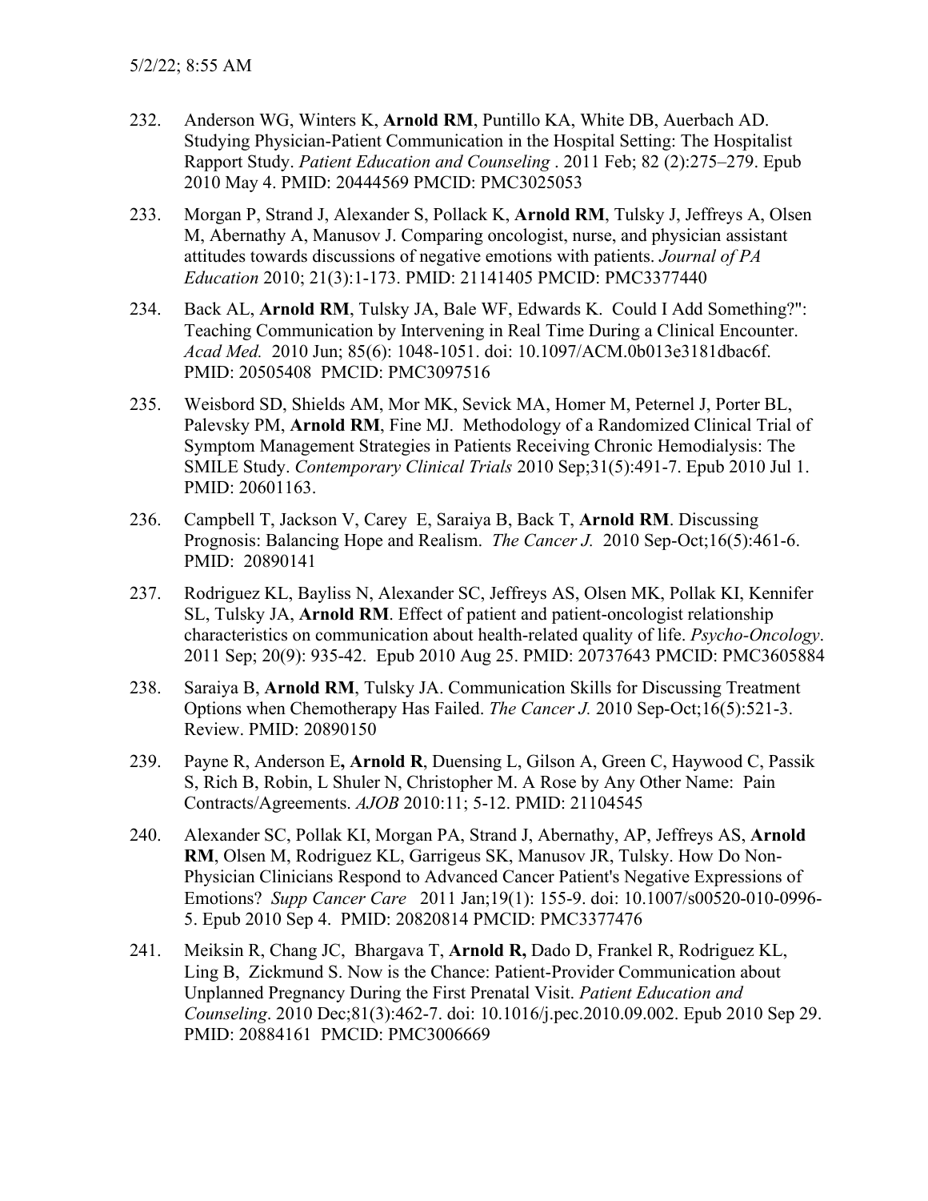232. Anderson WG, Winters K, **Arnold RM**, Puntillo KA, White DB, Auerbach AD. Studying Physician-Patient Communication in the Hospital Setting: The Hospitalist Rapport Study. *Patient Education and Counseling* . 2011 Feb; 82 (2):275–279. Epub 2010 May 4. PMID: 20444569 PMCID: PMC3025053

233. Morgan P, Strand J, Alexander S, Pollack K, **Arnold RM**, Tulsky J, Jeffreys A, Olsen M, Abernathy A, Manusov J. Comparing oncologist, nurse, and physician assistant attitudes towards discussions of negative emotions with patients. *Journal of PA Education* 2010; 21(3):1-173. PMID: 21141405 PMCID: PMC3377440

234. Back AL, **Arnold RM**, Tulsky JA, Bale WF, Edwards K. Could I Add Something?": Teaching Communication by Intervening in Real Time During a Clinical Encounter. *Acad Med.* 2010 Jun; 85(6): 1048-1051. doi: 10.1097/ACM.0b013e3181dbac6f. PMID: 20505408 PMCID: PMC3097516

235. Weisbord SD, Shields AM, Mor MK, Sevick MA, Homer M, Peternel J, Porter BL, Palevsky PM, **Arnold RM**, Fine MJ. Methodology of a Randomized Clinical Trial of Symptom Management Strategies in Patients Receiving Chronic Hemodialysis: The SMILE Study. *Contemporary Clinical Trials* 2010 Sep;31(5):491-7. Epub 2010 Jul 1. PMID: 20601163.

236. Campbell T, Jackson V, Carey E, Saraiya B, Back T, **Arnold RM**. Discussing Prognosis: Balancing Hope and Realism. *The Cancer J.* 2010 Sep-Oct;16(5):461-6. PMID: 20890141

237. Rodriguez KL, Bayliss N, Alexander SC, Jeffreys AS, Olsen MK, Pollak KI, Kennifer SL, Tulsky JA, **Arnold RM**. Effect of patient and patient-oncologist relationship characteristics on communication about health-related quality of life. *Psycho-Oncology*. 2011 Sep; 20(9): 935-42. Epub 2010 Aug 25. PMID: 20737643 PMCID: PMC3605884

238. Saraiya B, **Arnold RM**, Tulsky JA. Communication Skills for Discussing Treatment Options when Chemotherapy Has Failed. *The Cancer J.* 2010 Sep-Oct;16(5):521-3. Review. PMID: 20890150

239. Payne R, Anderson E**, Arnold R**, Duensing L, Gilson A, Green C, Haywood C, Passik S, Rich B, Robin, L Shuler N, Christopher M. A Rose by Any Other Name: Pain Contracts/Agreements. *AJOB* 2010:11; 5-12. PMID: 21104545

240. Alexander SC, Pollak KI, Morgan PA, Strand J, Abernathy, AP, Jeffreys AS, **Arnold RM**, Olsen M, Rodriguez KL, Garrigeus SK, Manusov JR, Tulsky. How Do Non-Physician Clinicians Respond to Advanced Cancer Patient's Negative Expressions of Emotions? *Supp Cancer Care* 2011 Jan;19(1): 155-9. doi: 10.1007/s00520-010-0996-5. Epub 2010 Sep 4. PMID: 20820814 PMCID: PMC3377476

241. Meiksin R, Chang JC, Bhargava T, **Arnold R,** Dado D, Frankel R, Rodriguez KL, Ling B, Zickmund S. Now is the Chance: Patient-Provider Communication about Unplanned Pregnancy During the First Prenatal Visit. *Patient Education and Counseling*. 2010 Dec;81(3):462-7. doi: 10.1016/j.pec.2010.09.002. Epub 2010 Sep 29. PMID: 20884161 PMCID: PMC3006669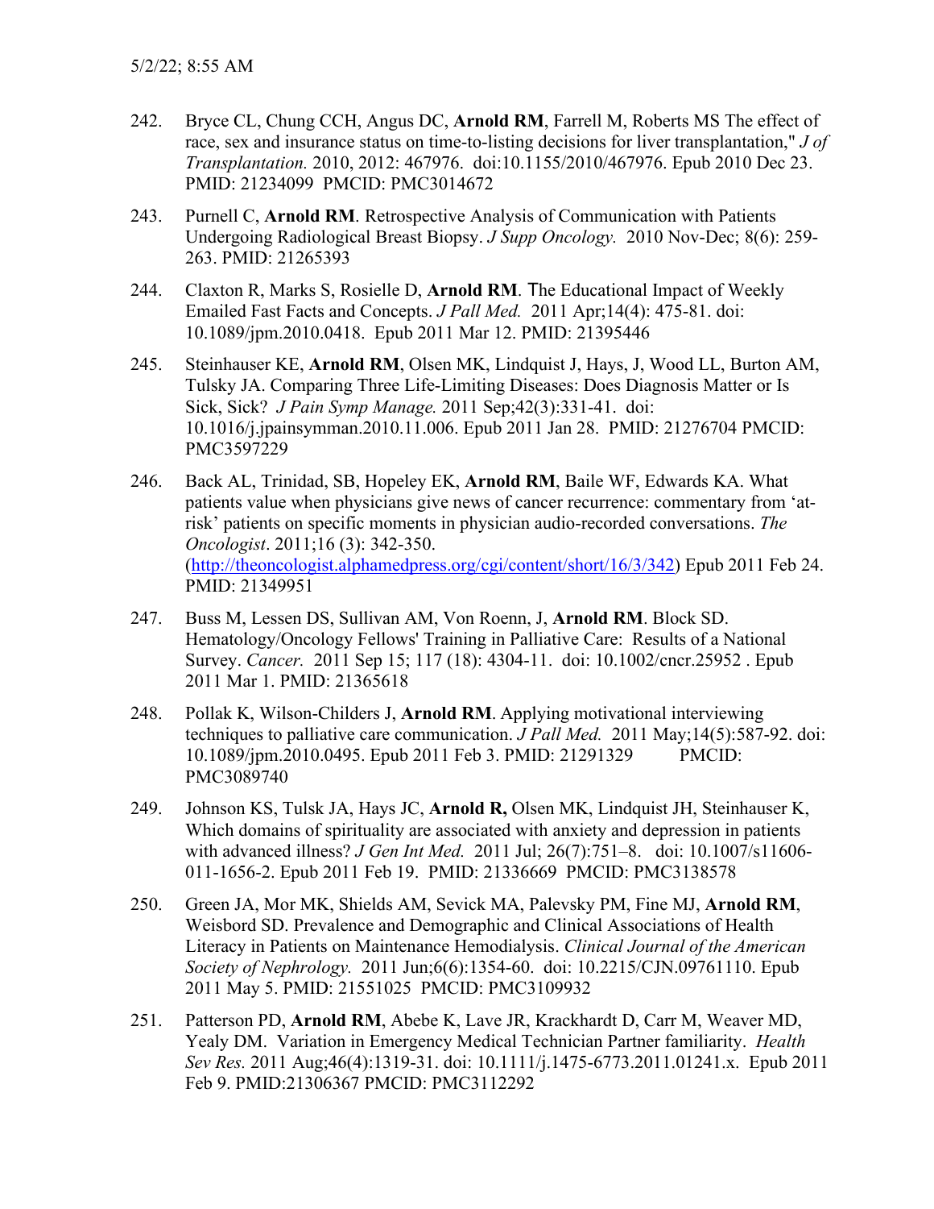242. Bryce CL, Chung CCH, Angus DC, **Arnold RM**, Farrell M, Roberts MS The effect of race, sex and insurance status on time-to-listing decisions for liver transplantation," *J of Transplantation.* 2010, 2012: 467976. doi:10.1155/2010/467976. Epub 2010 Dec 23. PMID: 21234099 PMCID: PMC3014672

243. Purnell C, **Arnold RM**. Retrospective Analysis of Communication with Patients Undergoing Radiological Breast Biopsy. *J Supp Oncology.* 2010 Nov-Dec; 8(6): 259-263. PMID: 21265393

244. Claxton R, Marks S, Rosielle D, **Arnold RM**. The Educational Impact of Weekly Emailed Fast Facts and Concepts. *J Pall Med.* 2011 Apr;14(4): 475-81. doi: 10.1089/jpm.2010.0418. Epub 2011 Mar 12. PMID: 21395446

245. Steinhauser KE, **Arnold RM**, Olsen MK, Lindquist J, Hays, J, Wood LL, Burton AM, Tulsky JA. Comparing Three Life-Limiting Diseases: Does Diagnosis Matter or Is Sick, Sick? *J Pain Symp Manage.* 2011 Sep;42(3):331-41. doi: 10.1016/j.jpainsymman.2010.11.006. Epub 2011 Jan 28. PMID: 21276704 PMCID: PMC3597229

246. Back AL, Trinidad, SB, Hopeley EK, **Arnold RM**, Baile WF, Edwards KA. What patients value when physicians give news of cancer recurrence: commentary from 'at-risk' patients on specific moments in physician audio-recorded conversations. *The Oncologist*. 2011;16 (3): 342-350. (http://theoncologist.alphamedpress.org/cgi/content/short/16/3/342) Epub 2011 Feb 24. PMID: 21349951

247. Buss M, Lessen DS, Sullivan AM, Von Roenn, J, **Arnold RM**. Block SD. Hematology/Oncology Fellows' Training in Palliative Care: Results of a National Survey. *Cancer.* 2011 Sep 15; 117 (18): 4304-11. doi: 10.1002/cncr.25952 . Epub 2011 Mar 1. PMID: 21365618

248. Pollak K, Wilson-Childers J, **Arnold RM**. Applying motivational interviewing techniques to palliative care communication. *J Pall Med.* 2011 May;14(5):587-92. doi: 10.1089/jpm.2010.0495. Epub 2011 Feb 3. PMID: 21291329 PMCID: PMC3089740

249. Johnson KS, Tulsk JA, Hays JC, **Arnold R,** Olsen MK, Lindquist JH, Steinhauser K, Which domains of spirituality are associated with anxiety and depression in patients with advanced illness? *J Gen Int Med.* 2011 Jul; 26(7):751–8. doi: 10.1007/s11606-011-1656-2. Epub 2011 Feb 19. PMID: 21336669 PMCID: PMC3138578

250. Green JA, Mor MK, Shields AM, Sevick MA, Palevsky PM, Fine MJ, **Arnold RM**, Weisbord SD. Prevalence and Demographic and Clinical Associations of Health Literacy in Patients on Maintenance Hemodialysis. *Clinical Journal of the American Society of Nephrology.* 2011 Jun;6(6):1354-60. doi: 10.2215/CJN.09761110. Epub 2011 May 5. PMID: 21551025 PMCID: PMC3109932

251. Patterson PD, **Arnold RM**, Abebe K, Lave JR, Krackhardt D, Carr M, Weaver MD, Yealy DM. Variation in Emergency Medical Technician Partner familiarity. *Health Sev Res.* 2011 Aug;46(4):1319-31. doi: 10.1111/j.1475-6773.2011.01241.x. Epub 2011 Feb 9. PMID:21306367 PMCID: PMC3112292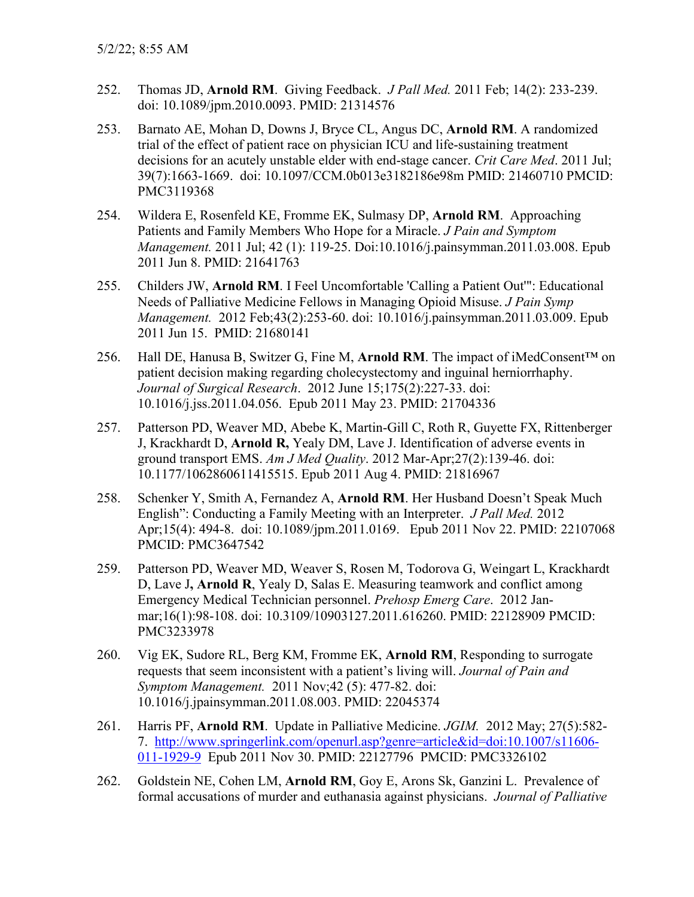252. Thomas JD, **Arnold RM**. Giving Feedback. *J Pall Med.* 2011 Feb; 14(2): 233-239. doi: 10.1089/jpm.2010.0093. PMID: 21314576

253. Barnato AE, Mohan D, Downs J, Bryce CL, Angus DC, **Arnold RM**. A randomized trial of the effect of patient race on physician ICU and life-sustaining treatment decisions for an acutely unstable elder with end-stage cancer. *Crit Care Med*. 2011 Jul; 39(7):1663-1669. doi: 10.1097/CCM.0b013e3182186e98m PMID: 21460710 PMCID: PMC3119368

254. Wildera E, Rosenfeld KE, Fromme EK, Sulmasy DP, **Arnold RM**. Approaching Patients and Family Members Who Hope for a Miracle. *J Pain and Symptom Management.* 2011 Jul; 42 (1): 119-25. Doi:10.1016/j.painsymman.2011.03.008. Epub 2011 Jun 8. PMID: 21641763

255. Childers JW, **Arnold RM**. I Feel Uncomfortable 'Calling a Patient Out'": Educational Needs of Palliative Medicine Fellows in Managing Opioid Misuse. *J Pain Symp Management.* 2012 Feb;43(2):253-60. doi: 10.1016/j.painsymman.2011.03.009. Epub 2011 Jun 15. PMID: 21680141

256. Hall DE, Hanusa B, Switzer G, Fine M, **Arnold RM**. The impact of iMedConsent™ on patient decision making regarding cholecystectomy and inguinal herniorrhaphy. *Journal of Surgical Research*. 2012 June 15;175(2):227-33. doi: 10.1016/j.jss.2011.04.056. Epub 2011 May 23. PMID: 21704336

257. Patterson PD, Weaver MD, Abebe K, Martin-Gill C, Roth R, Guyette FX, Rittenberger J, Krackhardt D, **Arnold R,** Yealy DM, Lave J. Identification of adverse events in ground transport EMS. *Am J Med Quality*. 2012 Mar-Apr;27(2):139-46. doi: 10.1177/1062860611415515. Epub 2011 Aug 4. PMID: 21816967

258. Schenker Y, Smith A, Fernandez A, **Arnold RM**. Her Husband Doesn't Speak Much English": Conducting a Family Meeting with an Interpreter. *J Pall Med.* 2012 Apr;15(4): 494-8. doi: 10.1089/jpm.2011.0169. Epub 2011 Nov 22. PMID: 22107068 PMCID: PMC3647542

259. Patterson PD, Weaver MD, Weaver S, Rosen M, Todorova G, Weingart L, Krackhardt D, Lave J**, Arnold R**, Yealy D, Salas E. Measuring teamwork and conflict among Emergency Medical Technician personnel. *Prehosp Emerg Care*. 2012 Jan-mar;16(1):98-108. doi: 10.3109/10903127.2011.616260. PMID: 22128909 PMCID: PMC3233978

260. Vig EK, Sudore RL, Berg KM, Fromme EK, **Arnold RM**, Responding to surrogate requests that seem inconsistent with a patient's living will. *Journal of Pain and Symptom Management.* 2011 Nov;42 (5): 477-82. doi: 10.1016/j.jpainsymman.2011.08.003. PMID: 22045374

261. Harris PF, **Arnold RM**. Update in Palliative Medicine. *JGIM.* 2012 May; 27(5):582-7. http://www.springerlink.com/openurl.asp?genre=article&id=doi:10.1007/s11606-011-1929-9 Epub 2011 Nov 30. PMID: 22127796 PMCID: PMC3326102

262. Goldstein NE, Cohen LM, **Arnold RM**, Goy E, Arons Sk, Ganzini L. Prevalence of formal accusations of murder and euthanasia against physicians. *Journal of Palliative*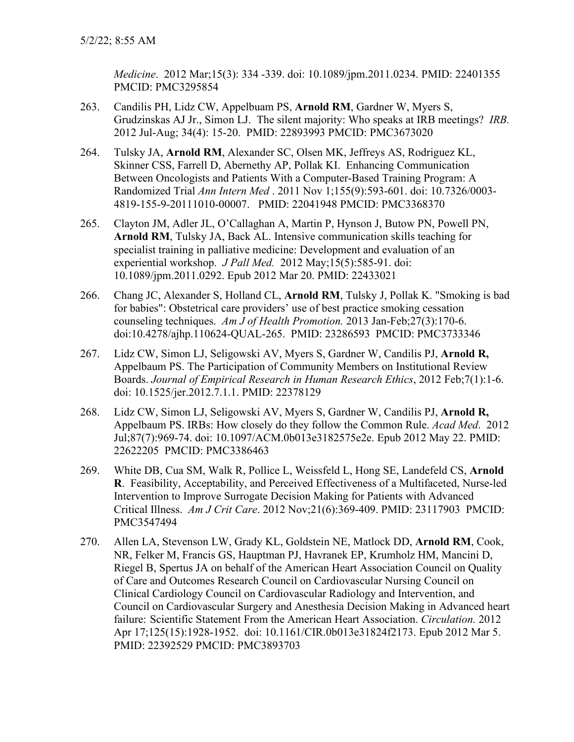*Medicine*. 2012 Mar;15(3): 334 -339. doi: 10.1089/jpm.2011.0234. PMID: 22401355 PMCID: PMC3295854

263. Candilis PH, Lidz CW, Appelbuam PS, **Arnold RM**, Gardner W, Myers S, Grudzinskas AJ Jr., Simon LJ. The silent majority: Who speaks at IRB meetings? *IRB.* 2012 Jul-Aug; 34(4): 15-20. PMID: 22893993 PMCID: PMC3673020

264. Tulsky JA, **Arnold RM**, Alexander SC, Olsen MK, Jeffreys AS, Rodriguez KL, Skinner CSS, Farrell D, Abernethy AP, Pollak KI. Enhancing Communication Between Oncologists and Patients With a Computer-Based Training Program: A Randomized Trial *Ann Intern Med* . 2011 Nov 1;155(9):593-601. doi: 10.7326/0003-4819-155-9-20111010-00007. PMID: 22041948 PMCID: PMC3368370

265. Clayton JM, Adler JL, O'Callaghan A, Martin P, Hynson J, Butow PN, Powell PN, **Arnold RM**, Tulsky JA, Back AL. Intensive communication skills teaching for specialist training in palliative medicine: Development and evaluation of an experiential workshop. *J Pall Med.* 2012 May;15(5):585-91. doi: 10.1089/jpm.2011.0292. Epub 2012 Mar 20. PMID: 22433021

266. Chang JC, Alexander S, Holland CL, **Arnold RM**, Tulsky J, Pollak K. "Smoking is bad for babies": Obstetrical care providers' use of best practice smoking cessation counseling techniques. *Am J of Health Promotion.* 2013 Jan-Feb;27(3):170-6. doi:10.4278/ajhp.110624-QUAL-265. PMID: 23286593 PMCID: PMC3733346

267. Lidz CW, Simon LJ, Seligowski AV, Myers S, Gardner W, Candilis PJ, **Arnold R,** Appelbaum PS. The Participation of Community Members on Institutional Review Boards. *Journal of Empirical Research in Human Research Ethics*, 2012 Feb;7(1):1-6. doi: 10.1525/jer.2012.7.1.1. PMID: 22378129

268. Lidz CW, Simon LJ, Seligowski AV, Myers S, Gardner W, Candilis PJ, **Arnold R,** Appelbaum PS. IRBs: How closely do they follow the Common Rule. *Acad Med*. 2012 Jul;87(7):969-74. doi: 10.1097/ACM.0b013e3182575e2e. Epub 2012 May 22. PMID: 22622205 PMCID: PMC3386463

269. White DB, Cua SM, Walk R, Pollice L, Weissfeld L, Hong SE, Landefeld CS, **Arnold R**. Feasibility, Acceptability, and Perceived Effectiveness of a Multifaceted, Nurse-led Intervention to Improve Surrogate Decision Making for Patients with Advanced Critical Illness. *Am J Crit Care*. 2012 Nov;21(6):369-409. PMID: 23117903 PMCID: PMC3547494

270. Allen LA, Stevenson LW, Grady KL, Goldstein NE, Matlock DD, **Arnold RM**, Cook, NR, Felker M, Francis GS, Hauptman PJ, Havranek EP, Krumholz HM, Mancini D, Riegel B, Spertus JA on behalf of the American Heart Association Council on Quality of Care and Outcomes Research Council on Cardiovascular Nursing Council on Clinical Cardiology Council on Cardiovascular Radiology and Intervention, and Council on Cardiovascular Surgery and Anesthesia Decision Making in Advanced heart failure: Scientific Statement From the American Heart Association. *Circulation.* 2012 Apr 17;125(15):1928-1952. doi: 10.1161/CIR.0b013e31824f2173. Epub 2012 Mar 5. PMID: 22392529 PMCID: PMC3893703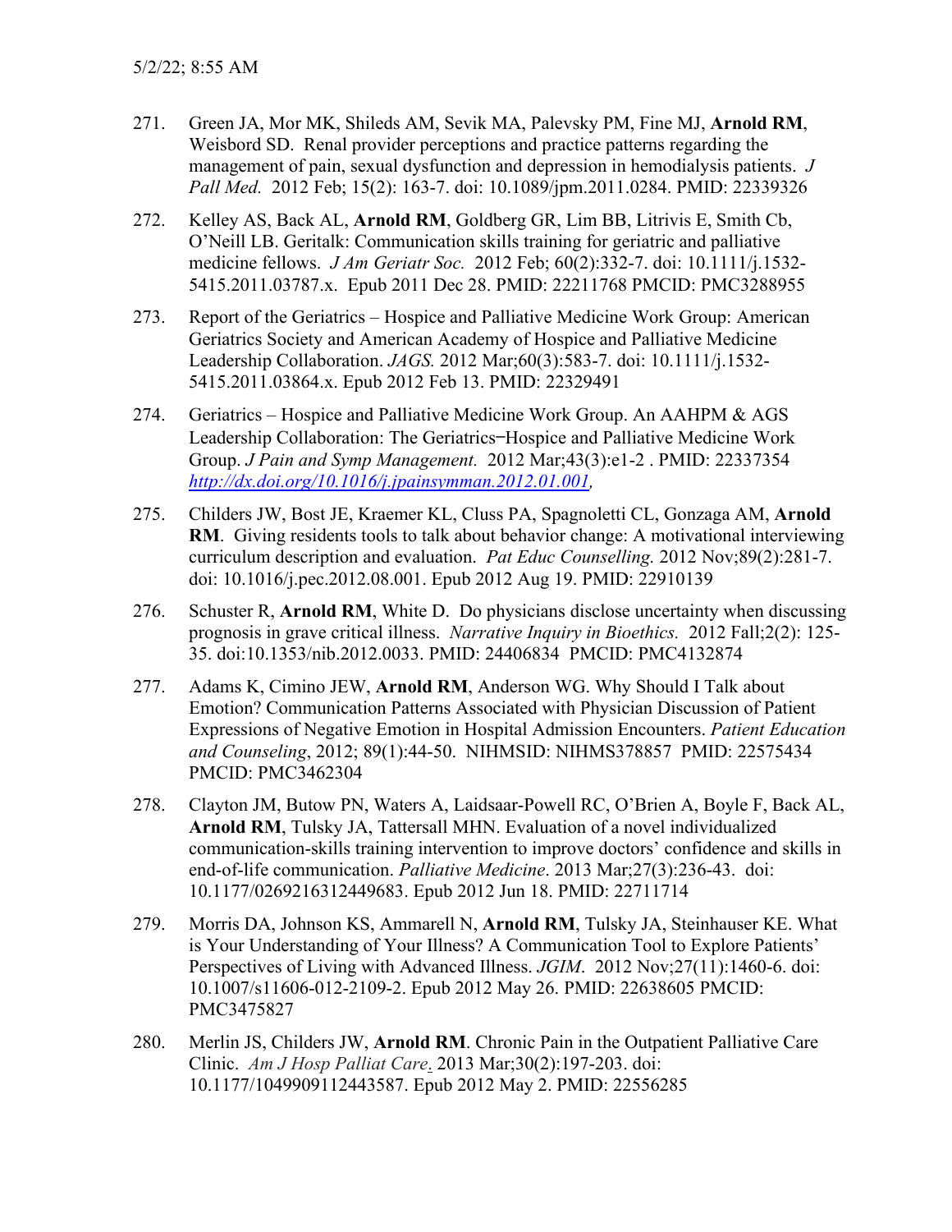271. Green JA, Mor MK, Shileds AM, Sevik MA, Palevsky PM, Fine MJ, **Arnold RM**, Weisbord SD. Renal provider perceptions and practice patterns regarding the management of pain, sexual dysfunction and depression in hemodialysis patients. *J Pall Med.* 2012 Feb; 15(2): 163-7. doi: 10.1089/jpm.2011.0284. PMID: 22339326

272. Kelley AS, Back AL, **Arnold RM**, Goldberg GR, Lim BB, Litrivis E, Smith Cb, O'Neill LB. Geritalk: Communication skills training for geriatric and palliative medicine fellows. *J Am Geriatr Soc.* 2012 Feb; 60(2):332-7. doi: 10.1111/j.1532-5415.2011.03787.x. Epub 2011 Dec 28. PMID: 22211768 PMCID: PMC3288955

273. Report of the Geriatrics – Hospice and Palliative Medicine Work Group: American Geriatrics Society and American Academy of Hospice and Palliative Medicine Leadership Collaboration. *JAGS.* 2012 Mar;60(3):583-7. doi: 10.1111/j.1532-5415.2011.03864.x. Epub 2012 Feb 13. PMID: 22329491

274. Geriatrics – Hospice and Palliative Medicine Work Group. An AAHPM & AGS Leadership Collaboration: The Geriatrics–Hospice and Palliative Medicine Work Group. *J Pain and Symp Management.* 2012 Mar;43(3):e1-2 . PMID: 22337354 *http://dx.doi.org/10.1016/j.jpainsymman.2012.01.001,*

275. Childers JW, Bost JE, Kraemer KL, Cluss PA, Spagnoletti CL, Gonzaga AM, **Arnold RM**. Giving residents tools to talk about behavior change: A motivational interviewing curriculum description and evaluation. *Pat Educ Counselling.* 2012 Nov;89(2):281-7. doi: 10.1016/j.pec.2012.08.001. Epub 2012 Aug 19. PMID: 22910139

276. Schuster R, **Arnold RM**, White D. Do physicians disclose uncertainty when discussing prognosis in grave critical illness. *Narrative Inquiry in Bioethics.* 2012 Fall;2(2): 125-35. doi:10.1353/nib.2012.0033. PMID: 24406834 PMCID: PMC4132874

277. Adams K, Cimino JEW, **Arnold RM**, Anderson WG. Why Should I Talk about Emotion? Communication Patterns Associated with Physician Discussion of Patient Expressions of Negative Emotion in Hospital Admission Encounters. *Patient Education and Counseling*, 2012; 89(1):44-50. NIHMSID: NIHMS378857 PMID: 22575434 PMCID: PMC3462304

278. Clayton JM, Butow PN, Waters A, Laidsaar-Powell RC, O'Brien A, Boyle F, Back AL, **Arnold RM**, Tulsky JA, Tattersall MHN. Evaluation of a novel individualized communication-skills training intervention to improve doctors' confidence and skills in end-of-life communication. *Palliative Medicine*. 2013 Mar;27(3):236-43. doi: 10.1177/0269216312449683. Epub 2012 Jun 18. PMID: 22711714

279. Morris DA, Johnson KS, Ammarell N, **Arnold RM**, Tulsky JA, Steinhauser KE. What is Your Understanding of Your Illness? A Communication Tool to Explore Patients' Perspectives of Living with Advanced Illness. *JGIM*. 2012 Nov;27(11):1460-6. doi: 10.1007/s11606-012-2109-2. Epub 2012 May 26. PMID: 22638605 PMCID: PMC3475827

280. Merlin JS, Childers JW, **Arnold RM**. Chronic Pain in the Outpatient Palliative Care Clinic. *Am J Hosp Palliat Care*. 2013 Mar;30(2):197-203. doi: 10.1177/1049909112443587. Epub 2012 May 2. PMID: 22556285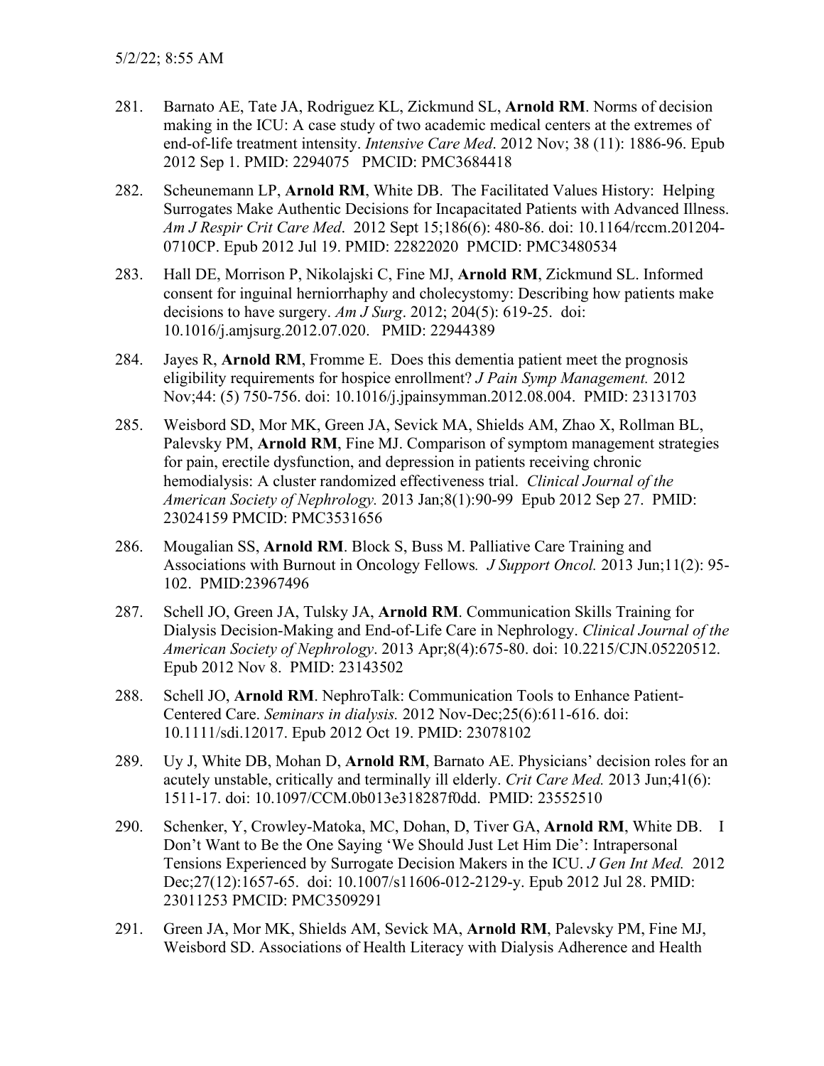281. Barnato AE, Tate JA, Rodriguez KL, Zickmund SL, **Arnold RM**. Norms of decision making in the ICU: A case study of two academic medical centers at the extremes of end-of-life treatment intensity. *Intensive Care Med*. 2012 Nov; 38 (11): 1886-96. Epub 2012 Sep 1. PMID: 2294075 PMCID: PMC3684418

282. Scheunemann LP, **Arnold RM**, White DB. The Facilitated Values History: Helping Surrogates Make Authentic Decisions for Incapacitated Patients with Advanced Illness. *Am J Respir Crit Care Med*. 2012 Sept 15;186(6): 480-86. doi: 10.1164/rccm.201204-0710CP. Epub 2012 Jul 19. PMID: 22822020 PMCID: PMC3480534

283. Hall DE, Morrison P, Nikolajski C, Fine MJ, **Arnold RM**, Zickmund SL. Informed consent for inguinal herniorrhaphy and cholecystomy: Describing how patients make decisions to have surgery. *Am J Surg*. 2012; 204(5): 619-25. doi: 10.1016/j.amjsurg.2012.07.020. PMID: 22944389

284. Jayes R, **Arnold RM**, Fromme E. Does this dementia patient meet the prognosis eligibility requirements for hospice enrollment? *J Pain Symp Management.* 2012 Nov;44: (5) 750-756. doi: 10.1016/j.jpainsymman.2012.08.004. PMID: 23131703

285. Weisbord SD, Mor MK, Green JA, Sevick MA, Shields AM, Zhao X, Rollman BL, Palevsky PM, **Arnold RM**, Fine MJ. Comparison of symptom management strategies for pain, erectile dysfunction, and depression in patients receiving chronic hemodialysis: A cluster randomized effectiveness trial. *Clinical Journal of the American Society of Nephrology.* 2013 Jan;8(1):90-99 Epub 2012 Sep 27. PMID: 23024159 PMCID: PMC3531656

286. Mougalian SS, **Arnold RM**. Block S, Buss M. Palliative Care Training and Associations with Burnout in Oncology Fellows*. J Support Oncol.* 2013 Jun;11(2): 95-102. PMID:23967496

287. Schell JO, Green JA, Tulsky JA, **Arnold RM**. Communication Skills Training for Dialysis Decision-Making and End-of-Life Care in Nephrology. *Clinical Journal of the American Society of Nephrology*. 2013 Apr;8(4):675-80. doi: 10.2215/CJN.05220512. Epub 2012 Nov 8. PMID: 23143502

288. Schell JO, **Arnold RM**. NephroTalk: Communication Tools to Enhance Patient-Centered Care. *Seminars in dialysis.* 2012 Nov-Dec;25(6):611-616. doi: 10.1111/sdi.12017. Epub 2012 Oct 19. PMID: 23078102

289. Uy J, White DB, Mohan D, **Arnold RM**, Barnato AE. Physicians' decision roles for an acutely unstable, critically and terminally ill elderly. *Crit Care Med.* 2013 Jun;41(6): 1511-17. doi: 10.1097/CCM.0b013e318287f0dd. PMID: 23552510

290. Schenker, Y, Crowley-Matoka, MC, Dohan, D, Tiver GA, **Arnold RM**, White DB. I Don't Want to Be the One Saying 'We Should Just Let Him Die': Intrapersonal Tensions Experienced by Surrogate Decision Makers in the ICU. *J Gen Int Med.* 2012 Dec;27(12):1657-65. doi: 10.1007/s11606-012-2129-y. Epub 2012 Jul 28. PMID: 23011253 PMCID: PMC3509291

291. Green JA, Mor MK, Shields AM, Sevick MA, **Arnold RM**, Palevsky PM, Fine MJ, Weisbord SD. Associations of Health Literacy with Dialysis Adherence and Health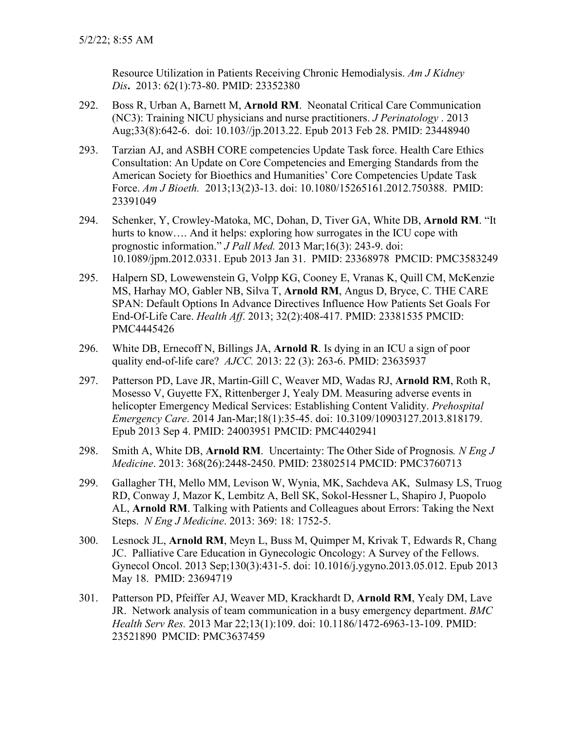Resource Utilization in Patients Receiving Chronic Hemodialysis. *Am J Kidney Dis***.** 2013: 62(1):73-80. PMID: 23352380

292. Boss R, Urban A, Barnett M, **Arnold RM**. Neonatal Critical Care Communication (NC3): Training NICU physicians and nurse practitioners. *J Perinatology* . 2013 Aug;33(8):642-6. doi: 10.103//jp.2013.22. Epub 2013 Feb 28. PMID: 23448940

293. Tarzian AJ, and ASBH CORE competencies Update Task force. Health Care Ethics Consultation: An Update on Core Competencies and Emerging Standards from the American Society for Bioethics and Humanities' Core Competencies Update Task Force. *Am J Bioeth.* 2013;13(2)3-13. doi: 10.1080/15265161.2012.750388. PMID: 23391049

294. Schenker, Y, Crowley-Matoka, MC, Dohan, D, Tiver GA, White DB, **Arnold RM**. "It hurts to know…. And it helps: exploring how surrogates in the ICU cope with prognostic information." *J Pall Med.* 2013 Mar;16(3): 243-9. doi: 10.1089/jpm.2012.0331. Epub 2013 Jan 31. PMID: 23368978 PMCID: PMC3583249

295. Halpern SD, Lowewenstein G, Volpp KG, Cooney E, Vranas K, Quill CM, McKenzie MS, Harhay MO, Gabler NB, Silva T, **Arnold RM**, Angus D, Bryce, C. THE CARE SPAN: Default Options In Advance Directives Influence How Patients Set Goals For End-Of-Life Care. *Health Aff*. 2013; 32(2):408-417. PMID: 23381535 PMCID: PMC4445426

296. White DB, Ernecoff N, Billings JA, **Arnold R**. Is dying in an ICU a sign of poor quality end-of-life care? *AJCC.* 2013: 22 (3): 263-6. PMID: 23635937

297. Patterson PD, Lave JR, Martin-Gill C, Weaver MD, Wadas RJ, **Arnold RM**, Roth R, Mosesso V, Guyette FX, Rittenberger J, Yealy DM. Measuring adverse events in helicopter Emergency Medical Services: Establishing Content Validity. *Prehospital Emergency Care*. 2014 Jan-Mar;18(1):35-45. doi: 10.3109/10903127.2013.818179. Epub 2013 Sep 4. PMID: 24003951 PMCID: PMC4402941

298. Smith A, White DB, **Arnold RM**. Uncertainty: The Other Side of Prognosis*. N Eng J Medicine*. 2013: 368(26):2448-2450. PMID: 23802514 PMCID: PMC3760713

299. Gallagher TH, Mello MM, Levison W, Wynia, MK, Sachdeva AK, Sulmasy LS, Truog RD, Conway J, Mazor K, Lembitz A, Bell SK, Sokol-Hessner L, Shapiro J, Puopolo AL, **Arnold RM**. Talking with Patients and Colleagues about Errors: Taking the Next Steps. *N Eng J Medicine*. 2013: 369: 18: 1752-5.

300. Lesnock JL, **Arnold RM**, Meyn L, Buss M, Quimper M, Krivak T, Edwards R, Chang JC. Palliative Care Education in Gynecologic Oncology: A Survey of the Fellows. Gynecol Oncol. 2013 Sep;130(3):431-5. doi: 10.1016/j.ygyno.2013.05.012. Epub 2013 May 18. PMID: 23694719

301. Patterson PD, Pfeiffer AJ, Weaver MD, Krackhardt D, **Arnold RM**, Yealy DM, Lave JR. Network analysis of team communication in a busy emergency department. *BMC Health Serv Res.* 2013 Mar 22;13(1):109. doi: 10.1186/1472-6963-13-109. PMID: 23521890 PMCID: PMC3637459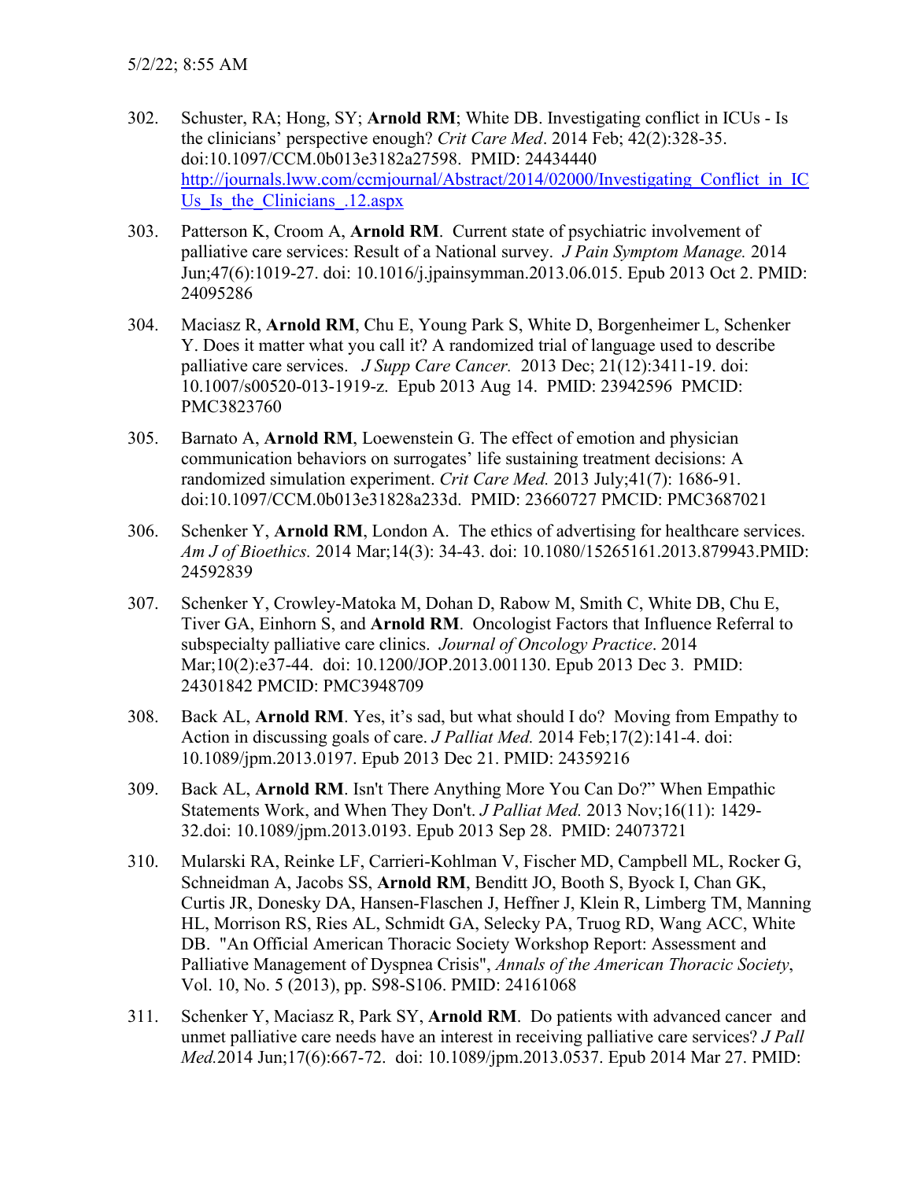302. Schuster, RA; Hong, SY; **Arnold RM**; White DB. Investigating conflict in ICUs - Is the clinicians' perspective enough? *Crit Care Med*. 2014 Feb; 42(2):328-35. doi:10.1097/CCM.0b013e3182a27598. PMID: 24434440 [http://journals.lww.com/ccmjournal/Abstract/2014/02000/Investigating_Conflict_in_ICUs_Is_the_Clinicians_.12.aspx](http://journals.lww.com/ccmjournal/Abstract/2014/02000/Investigating_Conflict_in_ICUs_Is_the_Clinicians_.12.aspx)

303. Patterson K, Croom A, **Arnold RM**. Current state of psychiatric involvement of palliative care services: Result of a National survey. *J Pain Symptom Manage.* 2014 Jun;47(6):1019-27. doi: 10.1016/j.jpainsymman.2013.06.015. Epub 2013 Oct 2. PMID: 24095286

304. Maciasz R, **Arnold RM**, Chu E, Young Park S, White D, Borgenheimer L, Schenker Y. Does it matter what you call it? A randomized trial of language used to describe palliative care services. *J Supp Care Cancer.* 2013 Dec; 21(12):3411-19. doi: 10.1007/s00520-013-1919-z. Epub 2013 Aug 14. PMID: 23942596 PMCID: PMC3823760

305. Barnato A, **Arnold RM**, Loewenstein G. The effect of emotion and physician communication behaviors on surrogates' life sustaining treatment decisions: A randomized simulation experiment. *Crit Care Med.* 2013 July;41(7): 1686-91. doi:10.1097/CCM.0b013e31828a233d. PMID: 23660727 PMCID: PMC3687021

306. Schenker Y, **Arnold RM**, London A. The ethics of advertising for healthcare services. *Am J of Bioethics.* 2014 Mar;14(3): 34-43. doi: 10.1080/15265161.2013.879943.PMID: 24592839

307. Schenker Y, Crowley-Matoka M, Dohan D, Rabow M, Smith C, White DB, Chu E, Tiver GA, Einhorn S, and **Arnold RM**. Oncologist Factors that Influence Referral to subspecialty palliative care clinics. *Journal of Oncology Practice*. 2014 Mar;10(2):e37-44. doi: 10.1200/JOP.2013.001130. Epub 2013 Dec 3. PMID: 24301842 PMCID: PMC3948709

308. Back AL, **Arnold RM**. Yes, it's sad, but what should I do? Moving from Empathy to Action in discussing goals of care. *J Palliat Med.* 2014 Feb;17(2):141-4. doi: 10.1089/jpm.2013.0197. Epub 2013 Dec 21. PMID: 24359216

309. Back AL, **Arnold RM**. Isn't There Anything More You Can Do?" When Empathic Statements Work, and When They Don't. *J Palliat Med.* 2013 Nov;16(11): 1429-32.doi: 10.1089/jpm.2013.0193. Epub 2013 Sep 28. PMID: 24073721

310. Mularski RA, Reinke LF, Carrieri-Kohlman V, Fischer MD, Campbell ML, Rocker G, Schneidman A, Jacobs SS, **Arnold RM**, Benditt JO, Booth S, Byock I, Chan GK, Curtis JR, Donesky DA, Hansen-Flaschen J, Heffner J, Klein R, Limberg TM, Manning HL, Morrison RS, Ries AL, Schmidt GA, Selecky PA, Truog RD, Wang ACC, White DB. "An Official American Thoracic Society Workshop Report: Assessment and Palliative Management of Dyspnea Crisis", *Annals of the American Thoracic Society*, Vol. 10, No. 5 (2013), pp. S98-S106. PMID: 24161068

311. Schenker Y, Maciasz R, Park SY, **Arnold RM**. Do patients with advanced cancer and unmet palliative care needs have an interest in receiving palliative care services? *J Pall Med.*2014 Jun;17(6):667-72. doi: 10.1089/jpm.2013.0537. Epub 2014 Mar 27. PMID: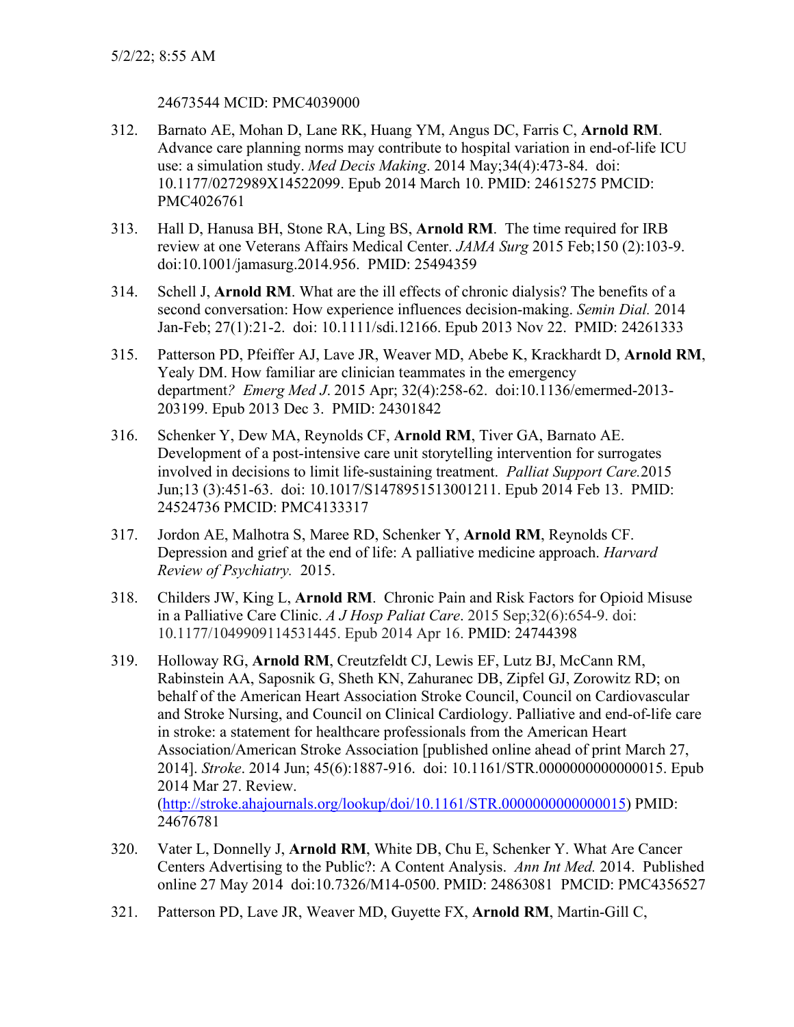24673544 MCID: PMC4039000

312. Barnato AE, Mohan D, Lane RK, Huang YM, Angus DC, Farris C, **Arnold RM**. Advance care planning norms may contribute to hospital variation in end-of-life ICU use: a simulation study. *Med Decis Making*. 2014 May;34(4):473-84. doi: 10.1177/0272989X14522099. Epub 2014 March 10. PMID: 24615275 PMCID: PMC4026761

313. Hall D, Hanusa BH, Stone RA, Ling BS, **Arnold RM**. The time required for IRB review at one Veterans Affairs Medical Center. *JAMA Surg* 2015 Feb;150 (2):103-9. doi:10.1001/jamasurg.2014.956. PMID: 25494359

314. Schell J, **Arnold RM**. What are the ill effects of chronic dialysis? The benefits of a second conversation: How experience influences decision-making. *Semin Dial.* 2014 Jan-Feb; 27(1):21-2. doi: 10.1111/sdi.12166. Epub 2013 Nov 22. PMID: 24261333

315. Patterson PD, Pfeiffer AJ, Lave JR, Weaver MD, Abebe K, Krackhardt D, **Arnold RM**, Yealy DM. How familiar are clinician teammates in the emergency department*? Emerg Med J*. 2015 Apr; 32(4):258-62. doi:10.1136/emermed-2013-203199. Epub 2013 Dec 3. PMID: 24301842

316. Schenker Y, Dew MA, Reynolds CF, **Arnold RM**, Tiver GA, Barnato AE. Development of a post-intensive care unit storytelling intervention for surrogates involved in decisions to limit life-sustaining treatment. *Palliat Support Care.*2015 Jun;13 (3):451-63. doi: 10.1017/S1478951513001211. Epub 2014 Feb 13. PMID: 24524736 PMCID: PMC4133317

317. Jordon AE, Malhotra S, Maree RD, Schenker Y, **Arnold RM**, Reynolds CF. Depression and grief at the end of life: A palliative medicine approach. *Harvard Review of Psychiatry.* 2015.

318. Childers JW, King L, **Arnold RM**. Chronic Pain and Risk Factors for Opioid Misuse in a Palliative Care Clinic. *A J Hosp Paliat Care*. 2015 Sep;32(6):654-9. doi: 10.1177/1049909114531445. Epub 2014 Apr 16. PMID: 24744398

319. Holloway RG, **Arnold RM**, Creutzfeldt CJ, Lewis EF, Lutz BJ, McCann RM, Rabinstein AA, Saposnik G, Sheth KN, Zahuranec DB, Zipfel GJ, Zorowitz RD; on behalf of the American Heart Association Stroke Council, Council on Cardiovascular and Stroke Nursing, and Council on Clinical Cardiology. Palliative and end-of-life care in stroke: a statement for healthcare professionals from the American Heart Association/American Stroke Association [published online ahead of print March 27, 2014]. *Stroke*. 2014 Jun; 45(6):1887-916. doi: 10.1161/STR.0000000000000015. Epub 2014 Mar 27. Review. (http://stroke.ahajournals.org/lookup/doi/10.1161/STR.0000000000000015) PMID: 24676781

320. Vater L, Donnelly J, **Arnold RM**, White DB, Chu E, Schenker Y. What Are Cancer Centers Advertising to the Public?: A Content Analysis. *Ann Int Med.* 2014. Published online 27 May 2014 doi:10.7326/M14-0500. PMID: 24863081 PMCID: PMC4356527

321. Patterson PD, Lave JR, Weaver MD, Guyette FX, **Arnold RM**, Martin-Gill C,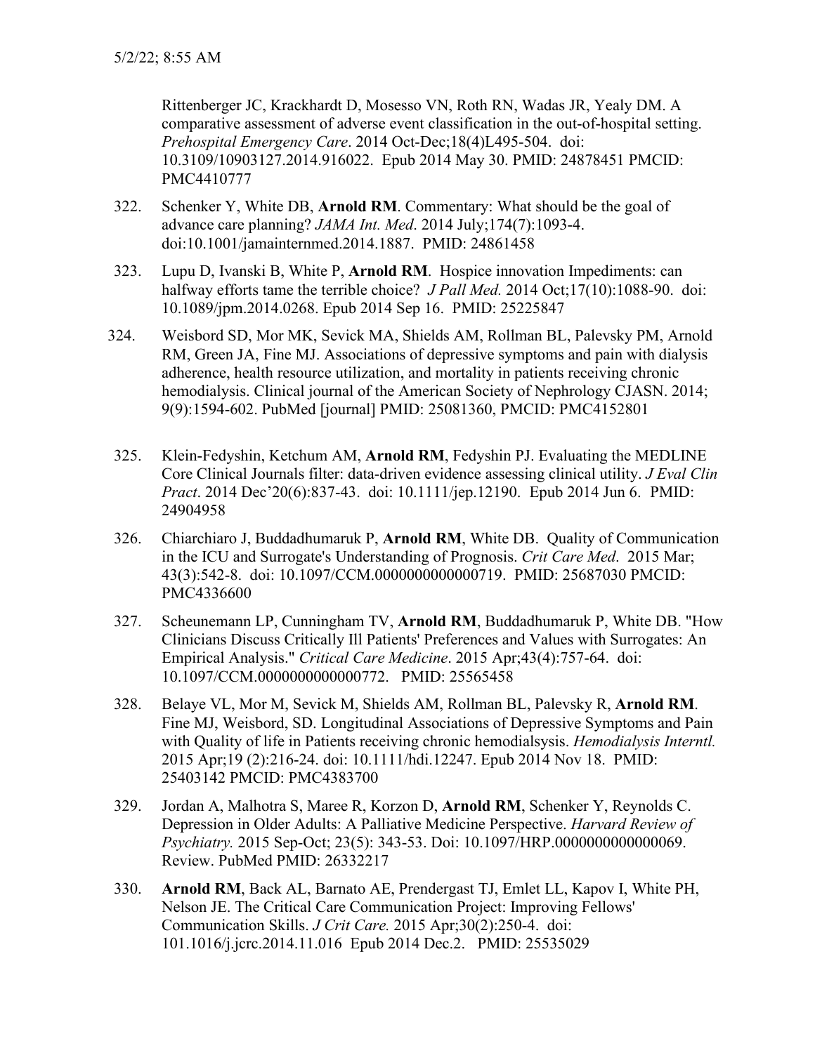Rittenberger JC, Krackhardt D, Mosesso VN, Roth RN, Wadas JR, Yealy DM. A comparative assessment of adverse event classification in the out-of-hospital setting. *Prehospital Emergency Care*. 2014 Oct-Dec;18(4)L495-504. doi: 10.3109/10903127.2014.916022. Epub 2014 May 30. PMID: 24878451 PMCID: PMC4410777

322. Schenker Y, White DB, **Arnold RM**. Commentary: What should be the goal of advance care planning? *JAMA Int. Med*. 2014 July;174(7):1093-4. doi:10.1001/jamainternmed.2014.1887. PMID: 24861458

323. Lupu D, Ivanski B, White P, **Arnold RM**. Hospice innovation Impediments: can halfway efforts tame the terrible choice? *J Pall Med.* 2014 Oct;17(10):1088-90. doi: 10.1089/jpm.2014.0268. Epub 2014 Sep 16. PMID: 25225847

324. Weisbord SD, Mor MK, Sevick MA, Shields AM, Rollman BL, Palevsky PM, Arnold RM, Green JA, Fine MJ. Associations of depressive symptoms and pain with dialysis adherence, health resource utilization, and mortality in patients receiving chronic hemodialysis. Clinical journal of the American Society of Nephrology CJASN. 2014; 9(9):1594-602. PubMed [journal] PMID: 25081360, PMCID: PMC4152801

325. Klein-Fedyshin, Ketchum AM, **Arnold RM**, Fedyshin PJ. Evaluating the MEDLINE Core Clinical Journals filter: data-driven evidence assessing clinical utility. *J Eval Clin Pract*. 2014 Dec'20(6):837-43. doi: 10.1111/jep.12190. Epub 2014 Jun 6. PMID: 24904958

326. Chiarchiaro J, Buddadhumaruk P, **Arnold RM**, White DB. Quality of Communication in the ICU and Surrogate's Understanding of Prognosis. *Crit Care Med*. 2015 Mar; 43(3):542-8. doi: 10.1097/CCM.0000000000000719. PMID: 25687030 PMCID: PMC4336600

327. Scheunemann LP, Cunningham TV, **Arnold RM**, Buddadhumaruk P, White DB. "How Clinicians Discuss Critically Ill Patients' Preferences and Values with Surrogates: An Empirical Analysis." *Critical Care Medicine*. 2015 Apr;43(4):757-64. doi: 10.1097/CCM.0000000000000772. PMID: 25565458

328. Belaye VL, Mor M, Sevick M, Shields AM, Rollman BL, Palevsky R, **Arnold RM**. Fine MJ, Weisbord, SD. Longitudinal Associations of Depressive Symptoms and Pain with Quality of life in Patients receiving chronic hemodialsysis. *Hemodialysis Interntl.* 2015 Apr;19 (2):216-24. doi: 10.1111/hdi.12247. Epub 2014 Nov 18. PMID: 25403142 PMCID: PMC4383700

329. Jordan A, Malhotra S, Maree R, Korzon D, **Arnold RM**, Schenker Y, Reynolds C. Depression in Older Adults: A Palliative Medicine Perspective. *Harvard Review of Psychiatry.* 2015 Sep-Oct; 23(5): 343-53. Doi: 10.1097/HRP.0000000000000069. Review. PubMed PMID: 26332217

330. **Arnold RM**, Back AL, Barnato AE, Prendergast TJ, Emlet LL, Kapov I, White PH, Nelson JE. The Critical Care Communication Project: Improving Fellows' Communication Skills. *J Crit Care.* 2015 Apr;30(2):250-4. doi: 101.1016/j.jcrc.2014.11.016 Epub 2014 Dec.2. PMID: 25535029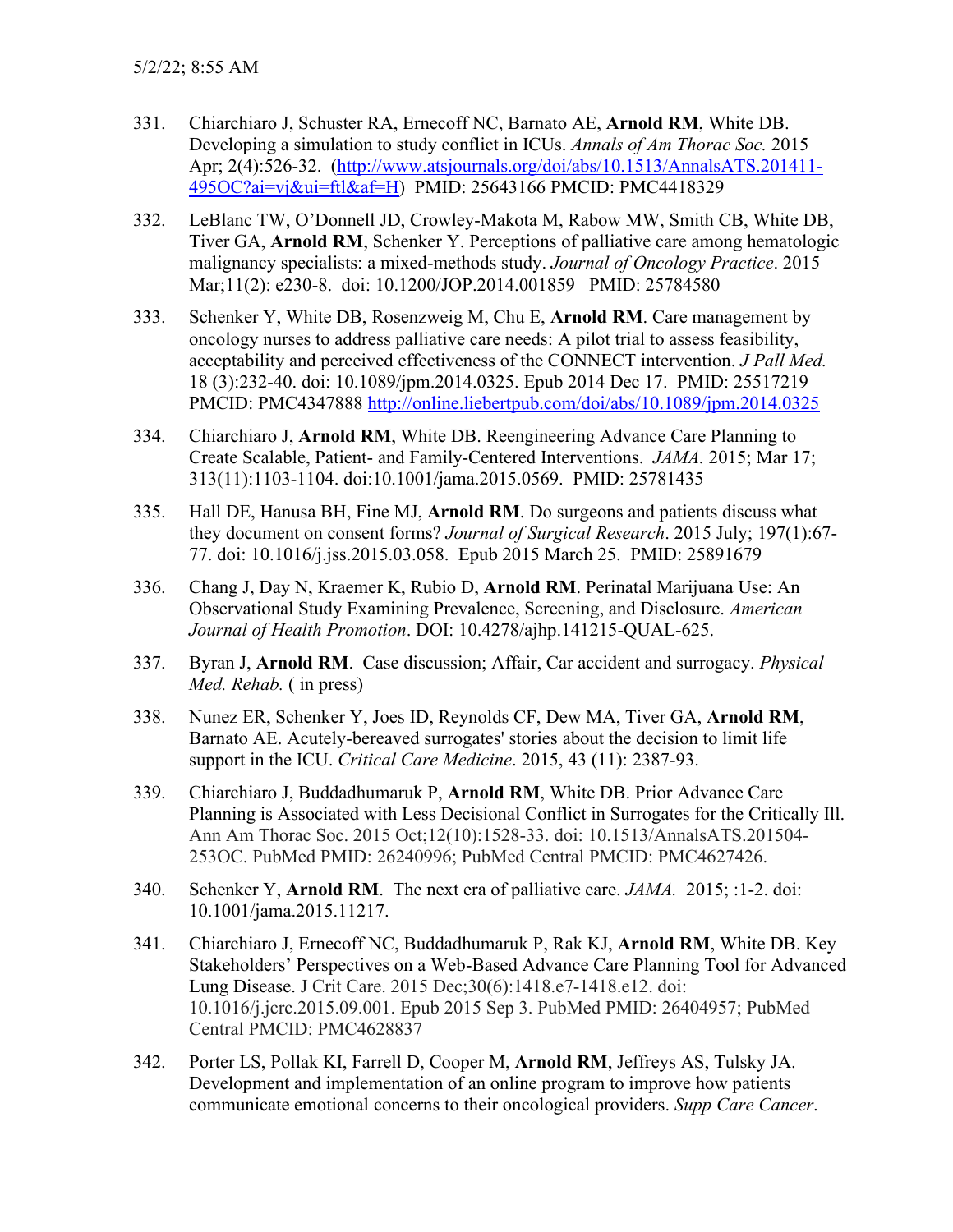331. Chiarchiaro J, Schuster RA, Ernecoff NC, Barnato AE, **Arnold RM**, White DB. Developing a simulation to study conflict in ICUs. *Annals of Am Thorac Soc.* 2015 Apr; 2(4):526-32. (http://www.atsjournals.org/doi/abs/10.1513/AnnalsATS.201411-495OC?ai=vj&ui=ftl&af=H) PMID: 25643166 PMCID: PMC4418329

332. LeBlanc TW, O'Donnell JD, Crowley-Makota M, Rabow MW, Smith CB, White DB, Tiver GA, **Arnold RM**, Schenker Y. Perceptions of palliative care among hematologic malignancy specialists: a mixed-methods study. *Journal of Oncology Practice*. 2015 Mar;11(2): e230-8. doi: 10.1200/JOP.2014.001859 PMID: 25784580

333. Schenker Y, White DB, Rosenzweig M, Chu E, **Arnold RM**. Care management by oncology nurses to address palliative care needs: A pilot trial to assess feasibility, acceptability and perceived effectiveness of the CONNECT intervention. *J Pall Med.* 18 (3):232-40. doi: 10.1089/jpm.2014.0325. Epub 2014 Dec 17. PMID: 25517219 PMCID: PMC4347888 http://online.liebertpub.com/doi/abs/10.1089/jpm.2014.0325

334. Chiarchiaro J, **Arnold RM**, White DB. Reengineering Advance Care Planning to Create Scalable, Patient- and Family-Centered Interventions. *JAMA.* 2015; Mar 17; 313(11):1103-1104. doi:10.1001/jama.2015.0569. PMID: 25781435

335. Hall DE, Hanusa BH, Fine MJ, **Arnold RM**. Do surgeons and patients discuss what they document on consent forms? *Journal of Surgical Research*. 2015 July; 197(1):67-77. doi: 10.1016/j.jss.2015.03.058. Epub 2015 March 25. PMID: 25891679

336. Chang J, Day N, Kraemer K, Rubio D, **Arnold RM**. Perinatal Marijuana Use: An Observational Study Examining Prevalence, Screening, and Disclosure. *American Journal of Health Promotion*. DOI: 10.4278/ajhp.141215-QUAL-625.

337. Byran J, **Arnold RM**. Case discussion; Affair, Car accident and surrogacy. *Physical Med. Rehab.* ( in press)

338. Nunez ER, Schenker Y, Joes ID, Reynolds CF, Dew MA, Tiver GA, **Arnold RM**, Barnato AE. Acutely-bereaved surrogates' stories about the decision to limit life support in the ICU. *Critical Care Medicine*. 2015, 43 (11): 2387-93.

339. Chiarchiaro J, Buddadhumaruk P, **Arnold RM**, White DB. Prior Advance Care Planning is Associated with Less Decisional Conflict in Surrogates for the Critically Ill. Ann Am Thorac Soc. 2015 Oct;12(10):1528-33. doi: 10.1513/AnnalsATS.201504-253OC. PubMed PMID: 26240996; PubMed Central PMCID: PMC4627426.

340. Schenker Y, **Arnold RM**. The next era of palliative care. *JAMA.* 2015; :1-2. doi: 10.1001/jama.2015.11217.

341. Chiarchiaro J, Ernecoff NC, Buddadhumaruk P, Rak KJ, **Arnold RM**, White DB. Key Stakeholders' Perspectives on a Web-Based Advance Care Planning Tool for Advanced Lung Disease. J Crit Care. 2015 Dec;30(6):1418.e7-1418.e12. doi: 10.1016/j.jcrc.2015.09.001. Epub 2015 Sep 3. PubMed PMID: 26404957; PubMed Central PMCID: PMC4628837

342. Porter LS, Pollak KI, Farrell D, Cooper M, **Arnold RM**, Jeffreys AS, Tulsky JA. Development and implementation of an online program to improve how patients communicate emotional concerns to their oncological providers. *Supp Care Cancer*.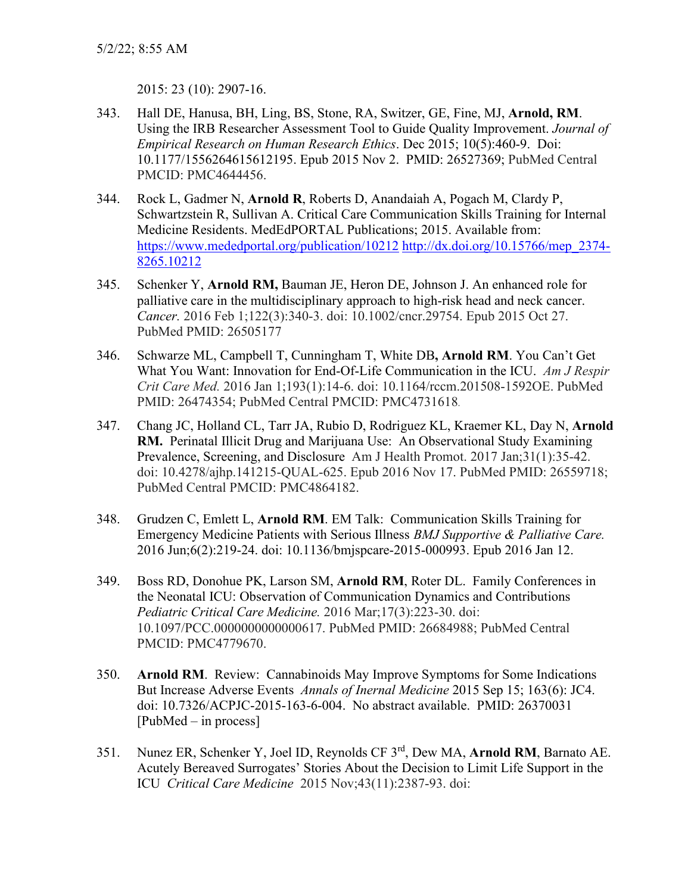2015: 23 (10): 2907-16.

343. Hall DE, Hanusa, BH, Ling, BS, Stone, RA, Switzer, GE, Fine, MJ, **Arnold, RM**. Using the IRB Researcher Assessment Tool to Guide Quality Improvement. *Journal of Empirical Research on Human Research Ethics*. Dec 2015; 10(5):460-9. Doi: 10.1177/1556264615612195. Epub 2015 Nov 2. PMID: 26527369; PubMed Central PMCID: PMC4644456.

344. Rock L, Gadmer N, **Arnold R**, Roberts D, Anandaiah A, Pogach M, Clardy P, Schwartzstein R, Sullivan A. Critical Care Communication Skills Training for Internal Medicine Residents. MedEdPORTAL Publications; 2015. Available from: https://www.mededportal.org/publication/10212 http://dx.doi.org/10.15766/mep_2374-8265.10212

345. Schenker Y, **Arnold RM,** Bauman JE, Heron DE, Johnson J. An enhanced role for palliative care in the multidisciplinary approach to high-risk head and neck cancer. *Cancer.* 2016 Feb 1;122(3):340-3. doi: 10.1002/cncr.29754. Epub 2015 Oct 27. PubMed PMID: 26505177

346. Schwarze ML, Campbell T, Cunningham T, White DB**, Arnold RM**. You Can't Get What You Want: Innovation for End-Of-Life Communication in the ICU. *Am J Respir Crit Care Med.* 2016 Jan 1;193(1):14-6. doi: 10.1164/rccm.201508-1592OE. PubMed PMID: 26474354; PubMed Central PMCID: PMC4731618.

347. Chang JC, Holland CL, Tarr JA, Rubio D, Rodriguez KL, Kraemer KL, Day N, **Arnold RM.** Perinatal Illicit Drug and Marijuana Use: An Observational Study Examining Prevalence, Screening, and Disclosure Am J Health Promot. 2017 Jan;31(1):35-42. doi: 10.4278/ajhp.141215-QUAL-625. Epub 2016 Nov 17. PubMed PMID: 26559718; PubMed Central PMCID: PMC4864182.

348. Grudzen C, Emlett L, **Arnold RM**. EM Talk: Communication Skills Training for Emergency Medicine Patients with Serious Illness *BMJ Supportive & Palliative Care.* 2016 Jun;6(2):219-24. doi: 10.1136/bmjspcare-2015-000993. Epub 2016 Jan 12.

349. Boss RD, Donohue PK, Larson SM, **Arnold RM**, Roter DL. Family Conferences in the Neonatal ICU: Observation of Communication Dynamics and Contributions *Pediatric Critical Care Medicine.* 2016 Mar;17(3):223-30. doi: 10.1097/PCC.0000000000000617. PubMed PMID: 26684988; PubMed Central PMCID: PMC4779670.

350. **Arnold RM**. Review: Cannabinoids May Improve Symptoms for Some Indications But Increase Adverse Events *Annals of Inernal Medicine* 2015 Sep 15; 163(6): JC4. doi: 10.7326/ACPJC-2015-163-6-004. No abstract available. PMID: 26370031 [PubMed – in process]

351. Nunez ER, Schenker Y, Joel ID, Reynolds CF 3rd, Dew MA, **Arnold RM**, Barnato AE. Acutely Bereaved Surrogates' Stories About the Decision to Limit Life Support in the ICU *Critical Care Medicine* 2015 Nov;43(11):2387-93. doi: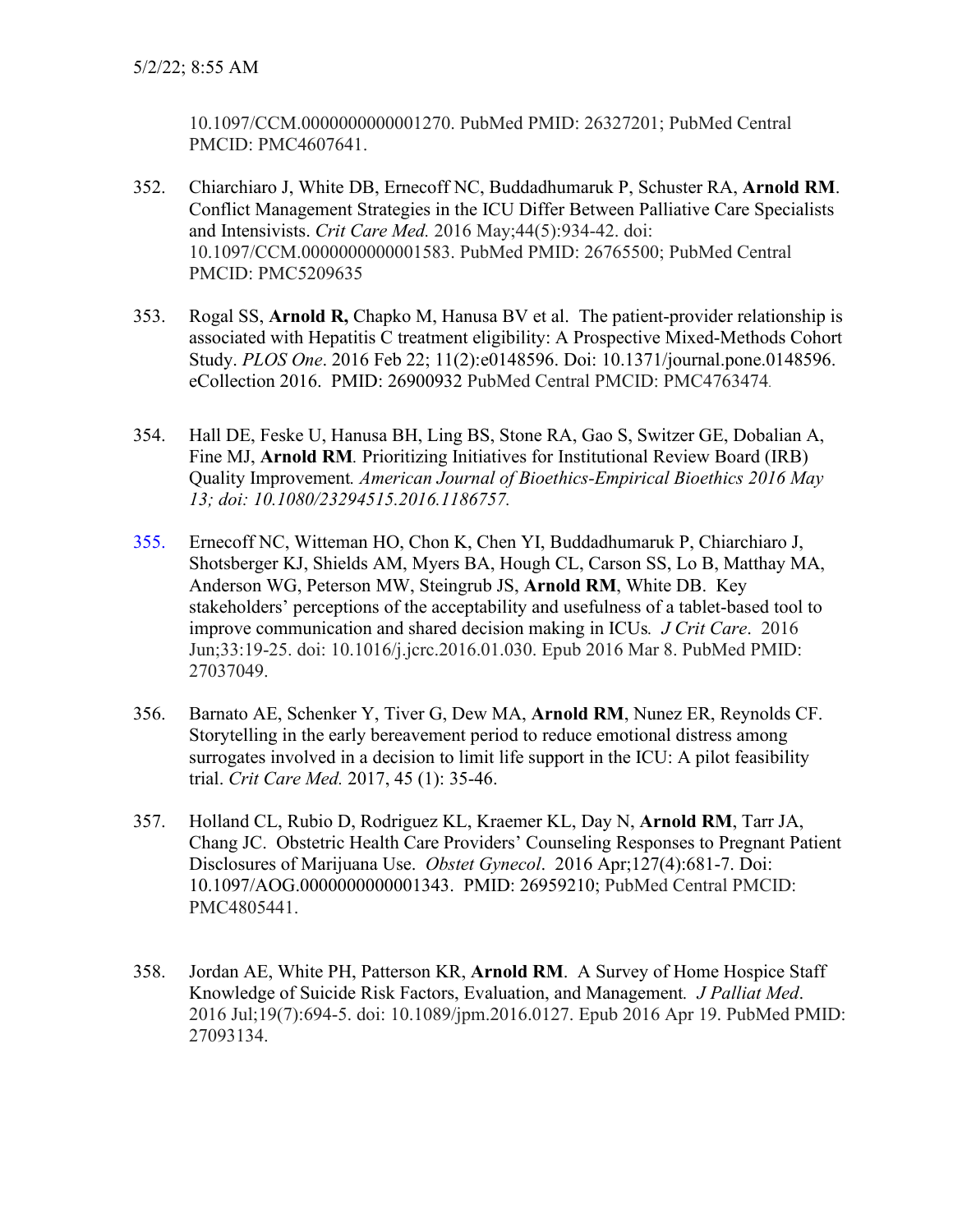10.1097/CCM.0000000000001270. PubMed PMID: 26327201; PubMed Central PMCID: PMC4607641.

352. Chiarchiaro J, White DB, Ernecoff NC, Buddadhumaruk P, Schuster RA, **Arnold RM**. Conflict Management Strategies in the ICU Differ Between Palliative Care Specialists and Intensivists. *Crit Care Med.* 2016 May;44(5):934-42. doi: 10.1097/CCM.0000000000001583. PubMed PMID: 26765500; PubMed Central PMCID: PMC5209635

353. Rogal SS, **Arnold R,** Chapko M, Hanusa BV et al. The patient-provider relationship is associated with Hepatitis C treatment eligibility: A Prospective Mixed-Methods Cohort Study. *PLOS One*. 2016 Feb 22; 11(2):e0148596. Doi: 10.1371/journal.pone.0148596. eCollection 2016. PMID: 26900932 PubMed Central PMCID: PMC4763474.

354. Hall DE, Feske U, Hanusa BH, Ling BS, Stone RA, Gao S, Switzer GE, Dobalian A, Fine MJ, **Arnold RM**. Prioritizing Initiatives for Institutional Review Board (IRB) Quality Improvement. *American Journal of Bioethics-Empirical Bioethics 2016 May 13; doi: 10.1080/23294515.2016.1186757.*

355. Ernecoff NC, Witteman HO, Chon K, Chen YI, Buddadhumaruk P, Chiarchiaro J, Shotsberger KJ, Shields AM, Myers BA, Hough CL, Carson SS, Lo B, Matthay MA, Anderson WG, Peterson MW, Steingrub JS, **Arnold RM**, White DB. Key stakeholders' perceptions of the acceptability and usefulness of a tablet-based tool to improve communication and shared decision making in ICUs. *J Crit Care*. 2016 Jun;33:19-25. doi: 10.1016/j.jcrc.2016.01.030. Epub 2016 Mar 8. PubMed PMID: 27037049.

356. Barnato AE, Schenker Y, Tiver G, Dew MA, **Arnold RM**, Nunez ER, Reynolds CF. Storytelling in the early bereavement period to reduce emotional distress among surrogates involved in a decision to limit life support in the ICU: A pilot feasibility trial. *Crit Care Med.* 2017, 45 (1): 35-46.

357. Holland CL, Rubio D, Rodriguez KL, Kraemer KL, Day N, **Arnold RM**, Tarr JA, Chang JC. Obstetric Health Care Providers' Counseling Responses to Pregnant Patient Disclosures of Marijuana Use. *Obstet Gynecol*. 2016 Apr;127(4):681-7. Doi: 10.1097/AOG.0000000000001343. PMID: 26959210; PubMed Central PMCID: PMC4805441.

358. Jordan AE, White PH, Patterson KR, **Arnold RM**. A Survey of Home Hospice Staff Knowledge of Suicide Risk Factors, Evaluation, and Management. *J Palliat Med*. 2016 Jul;19(7):694-5. doi: 10.1089/jpm.2016.0127. Epub 2016 Apr 19. PubMed PMID: 27093134.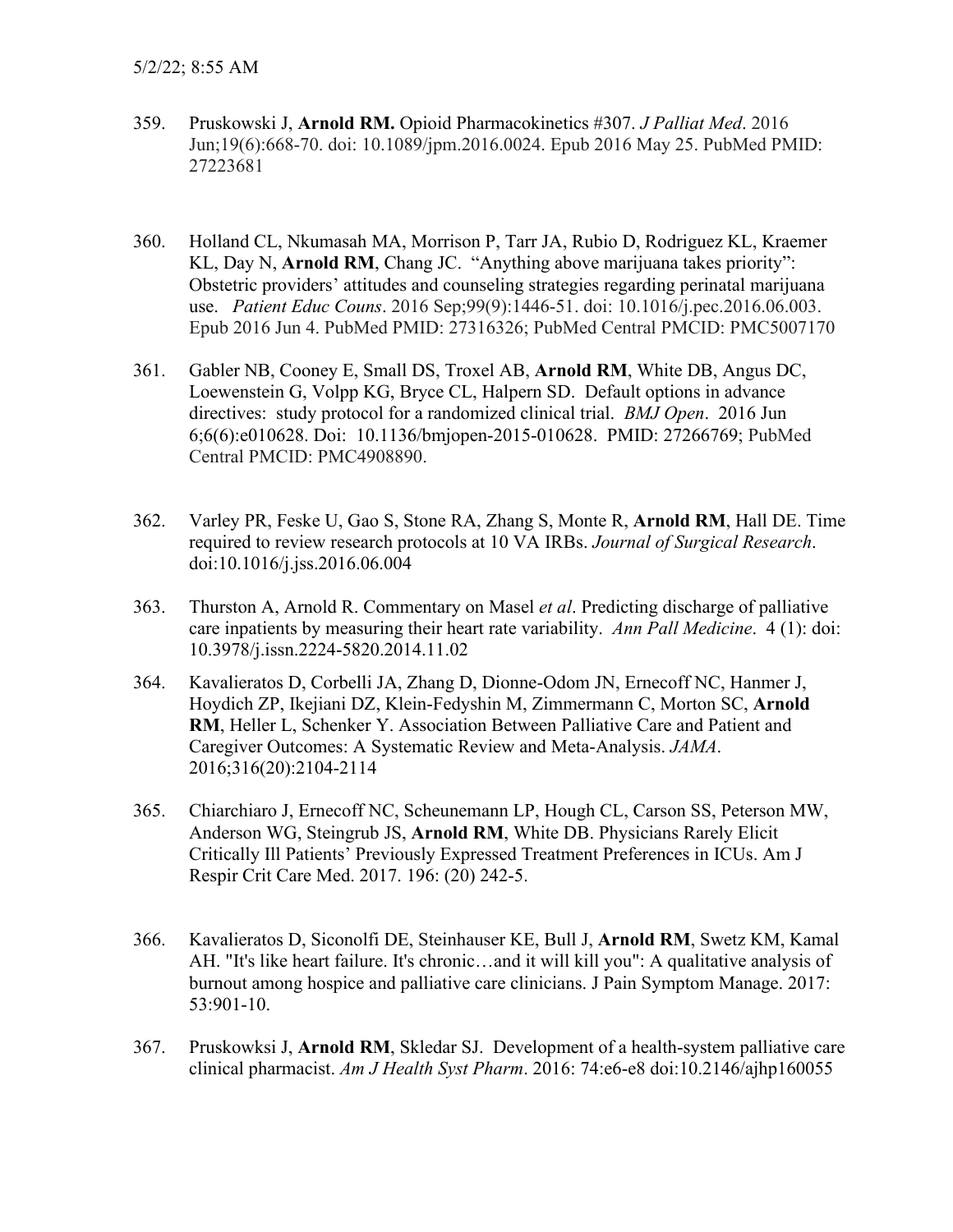359. Pruskowski J, **Arnold RM.** Opioid Pharmacokinetics #307. *J Palliat Med*. 2016 Jun;19(6):668-70. doi: 10.1089/jpm.2016.0024. Epub 2016 May 25. PubMed PMID: 27223681

360. Holland CL, Nkumasah MA, Morrison P, Tarr JA, Rubio D, Rodriguez KL, Kraemer KL, Day N, **Arnold RM**, Chang JC. "Anything above marijuana takes priority": Obstetric providers' attitudes and counseling strategies regarding perinatal marijuana use. *Patient Educ Couns*. 2016 Sep;99(9):1446-51. doi: 10.1016/j.pec.2016.06.003. Epub 2016 Jun 4. PubMed PMID: 27316326; PubMed Central PMCID: PMC5007170

361. Gabler NB, Cooney E, Small DS, Troxel AB, **Arnold RM**, White DB, Angus DC, Loewenstein G, Volpp KG, Bryce CL, Halpern SD. Default options in advance directives: study protocol for a randomized clinical trial. *BMJ Open*. 2016 Jun 6;6(6):e010628. Doi: 10.1136/bmjopen-2015-010628. PMID: 27266769; PubMed Central PMCID: PMC4908890.

362. Varley PR, Feske U, Gao S, Stone RA, Zhang S, Monte R, **Arnold RM**, Hall DE. Time required to review research protocols at 10 VA IRBs. *Journal of Surgical Research*. doi:10.1016/j.jss.2016.06.004

363. Thurston A, Arnold R. Commentary on Masel *et al*. Predicting discharge of palliative care inpatients by measuring their heart rate variability. *Ann Pall Medicine*. 4 (1): doi: 10.3978/j.issn.2224-5820.2014.11.02

364. Kavalieratos D, Corbelli JA, Zhang D, Dionne-Odom JN, Ernecoff NC, Hanmer J, Hoydich ZP, Ikejiani DZ, Klein-Fedyshin M, Zimmermann C, Morton SC, **Arnold RM**, Heller L, Schenker Y. Association Between Palliative Care and Patient and Caregiver Outcomes: A Systematic Review and Meta-Analysis. *JAMA*. 2016;316(20):2104-2114

365. Chiarchiaro J, Ernecoff NC, Scheunemann LP, Hough CL, Carson SS, Peterson MW, Anderson WG, Steingrub JS, **Arnold RM**, White DB. Physicians Rarely Elicit Critically Ill Patients' Previously Expressed Treatment Preferences in ICUs. Am J Respir Crit Care Med. 2017. 196: (20) 242-5.

366. Kavalieratos D, Siconolfi DE, Steinhauser KE, Bull J, **Arnold RM**, Swetz KM, Kamal AH. "It's like heart failure. It's chronic…and it will kill you": A qualitative analysis of burnout among hospice and palliative care clinicians. J Pain Symptom Manage. 2017: 53:901-10.

367. Pruskowksi J, **Arnold RM**, Skledar SJ. Development of a health-system palliative care clinical pharmacist. *Am J Health Syst Pharm*. 2016: 74:e6-e8 doi:10.2146/ajhp160055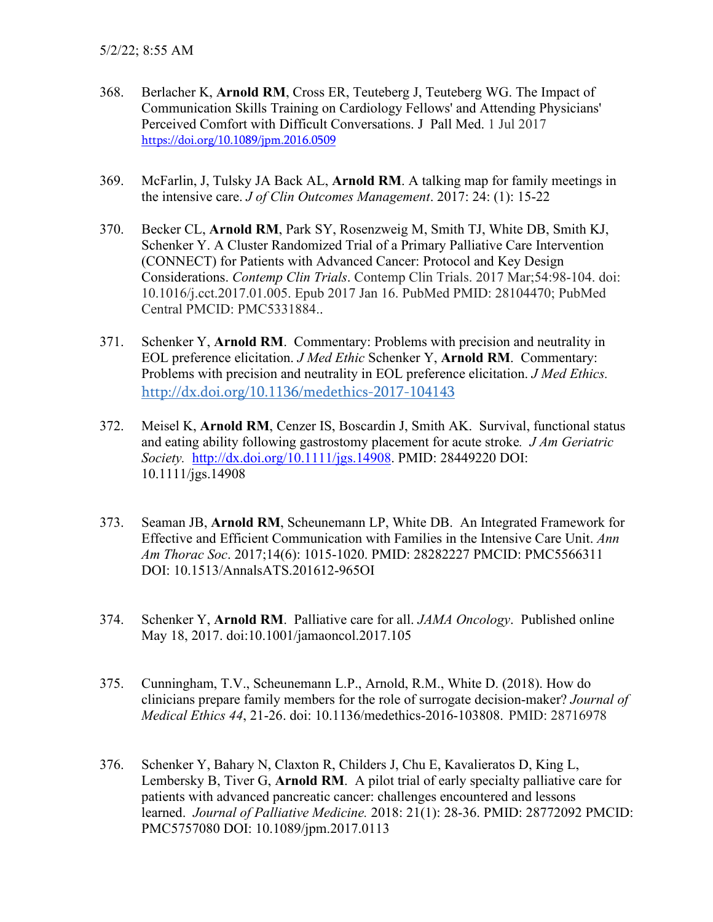368. Berlacher K, **Arnold RM**, Cross ER, Teuteberg J, Teuteberg WG. The Impact of Communication Skills Training on Cardiology Fellows' and Attending Physicians' Perceived Comfort with Difficult Conversations. J Pall Med. 1 Jul 2017 https://doi.org/10.1089/jpm.2016.0509

369. McFarlin, J, Tulsky JA Back AL, **Arnold RM**. A talking map for family meetings in the intensive care. *J of Clin Outcomes Management*. 2017: 24: (1): 15-22

370. Becker CL, **Arnold RM**, Park SY, Rosenzweig M, Smith TJ, White DB, Smith KJ, Schenker Y. A Cluster Randomized Trial of a Primary Palliative Care Intervention (CONNECT) for Patients with Advanced Cancer: Protocol and Key Design Considerations. *Contemp Clin Trials*. Contemp Clin Trials. 2017 Mar;54:98-104. doi: 10.1016/j.cct.2017.01.005. Epub 2017 Jan 16. PubMed PMID: 28104470; PubMed Central PMCID: PMC5331884..

371. Schenker Y, **Arnold RM**. Commentary: Problems with precision and neutrality in EOL preference elicitation. *J Med Ethic* Schenker Y, **Arnold RM**. Commentary: Problems with precision and neutrality in EOL preference elicitation. *J Med Ethics.* http://dx.doi.org/10.1136/medethics-2017-104143

372. Meisel K, **Arnold RM**, Cenzer IS, Boscardin J, Smith AK. Survival, functional status and eating ability following gastrostomy placement for acute stroke*. J Am Geriatric Society.* http://dx.doi.org/10.1111/jgs.14908. PMID: 28449220 DOI: 10.1111/jgs.14908

373. Seaman JB, **Arnold RM**, Scheunemann LP, White DB. An Integrated Framework for Effective and Efficient Communication with Families in the Intensive Care Unit. *Ann Am Thorac Soc*. 2017;14(6): 1015-1020. PMID: 28282227 PMCID: PMC5566311 DOI: 10.1513/AnnalsATS.201612-965OI

374. Schenker Y, **Arnold RM**. Palliative care for all. *JAMA Oncology*. Published online May 18, 2017. doi:10.1001/jamaoncol.2017.105

375. Cunningham, T.V., Scheunemann L.P., Arnold, R.M., White D. (2018). How do clinicians prepare family members for the role of surrogate decision-maker? *Journal of Medical Ethics 44*, 21-26. doi: 10.1136/medethics-2016-103808. PMID: 28716978

376. Schenker Y, Bahary N, Claxton R, Childers J, Chu E, Kavalieratos D, King L, Lembersky B, Tiver G, **Arnold RM**. A pilot trial of early specialty palliative care for patients with advanced pancreatic cancer: challenges encountered and lessons learned. *Journal of Palliative Medicine.* 2018: 21(1): 28-36. PMID: 28772092 PMCID: PMC5757080 DOI: 10.1089/jpm.2017.0113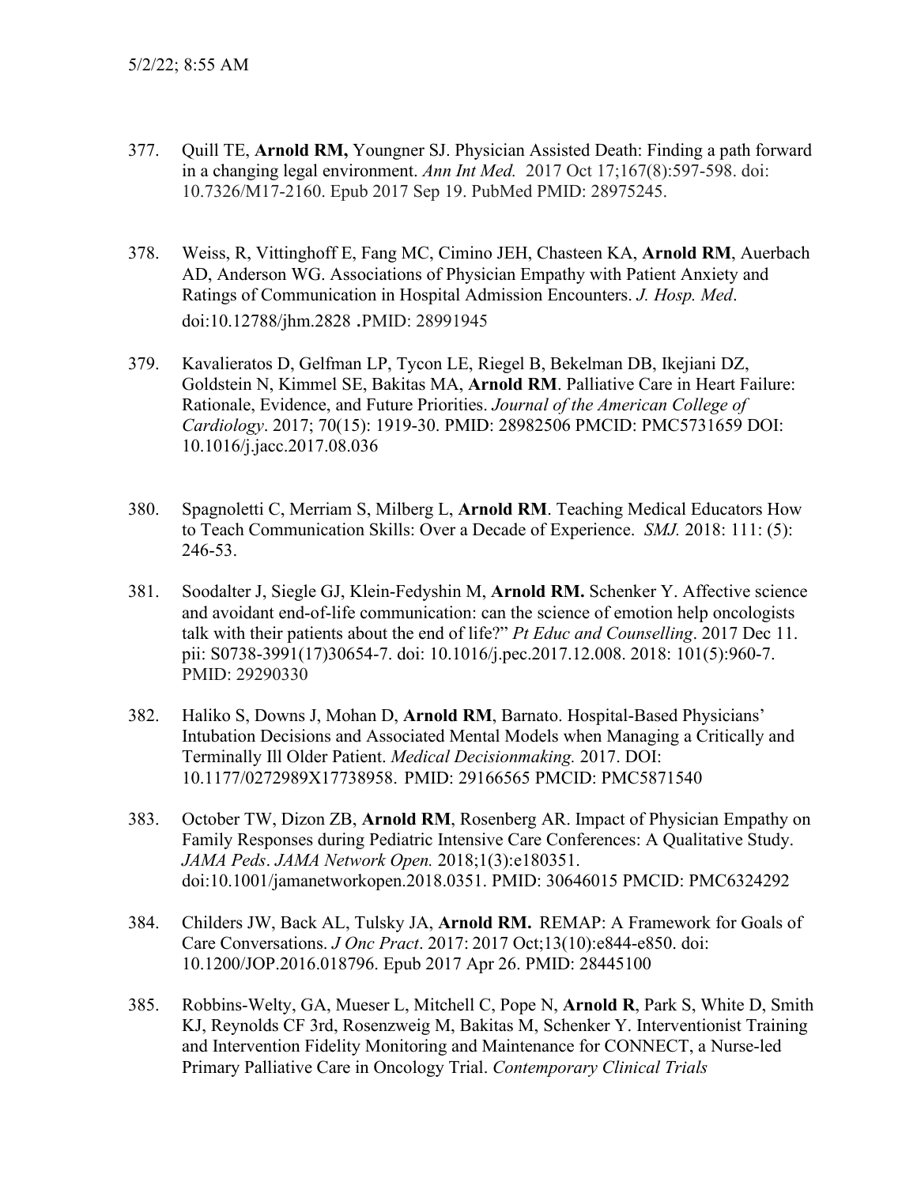377. Quill TE, **Arnold RM,** Youngner SJ. Physician Assisted Death: Finding a path forward in a changing legal environment. *Ann Int Med.* 2017 Oct 17;167(8):597-598. doi: 10.7326/M17-2160. Epub 2017 Sep 19. PubMed PMID: 28975245.

378. Weiss, R, Vittinghoff E, Fang MC, Cimino JEH, Chasteen KA, **Arnold RM**, Auerbach AD, Anderson WG. Associations of Physician Empathy with Patient Anxiety and Ratings of Communication in Hospital Admission Encounters. *J. Hosp. Med*. doi:10.12788/jhm.2828 **.**PMID: 28991945

379. Kavalieratos D, Gelfman LP, Tycon LE, Riegel B, Bekelman DB, Ikejiani DZ, Goldstein N, Kimmel SE, Bakitas MA, **Arnold RM**. Palliative Care in Heart Failure: Rationale, Evidence, and Future Priorities. *Journal of the American College of Cardiology*. 2017; 70(15): 1919-30. PMID: 28982506 PMCID: PMC5731659 DOI: 10.1016/j.jacc.2017.08.036

380. Spagnoletti C, Merriam S, Milberg L, **Arnold RM**. Teaching Medical Educators How to Teach Communication Skills: Over a Decade of Experience. *SMJ.* 2018: 111: (5): 246-53.

381. Soodalter J, Siegle GJ, Klein-Fedyshin M, **Arnold RM.** Schenker Y. Affective science and avoidant end-of-life communication: can the science of emotion help oncologists talk with their patients about the end of life?" *Pt Educ and Counselling*. 2017 Dec 11. pii: S0738-3991(17)30654-7. doi: 10.1016/j.pec.2017.12.008. 2018: 101(5):960-7. PMID: 29290330

382. Haliko S, Downs J, Mohan D, **Arnold RM**, Barnato. Hospital-Based Physicians' Intubation Decisions and Associated Mental Models when Managing a Critically and Terminally Ill Older Patient. *Medical Decisionmaking.* 2017. DOI: 10.1177/0272989X17738958. PMID: 29166565 PMCID: PMC5871540

383. October TW, Dizon ZB, **Arnold RM**, Rosenberg AR. Impact of Physician Empathy on Family Responses during Pediatric Intensive Care Conferences: A Qualitative Study. *JAMA Peds*. *JAMA Network Open.* 2018;1(3):e180351. doi:10.1001/jamanetworkopen.2018.0351. PMID: 30646015 PMCID: PMC6324292

384. Childers JW, Back AL, Tulsky JA, **Arnold RM.** REMAP: A Framework for Goals of Care Conversations. *J Onc Pract*. 2017: 2017 Oct;13(10):e844-e850. doi: 10.1200/JOP.2016.018796. Epub 2017 Apr 26. PMID: 28445100

385. Robbins-Welty, GA, Mueser L, Mitchell C, Pope N, **Arnold R**, Park S, White D, Smith KJ, Reynolds CF 3rd, Rosenzweig M, Bakitas M, Schenker Y. Interventionist Training and Intervention Fidelity Monitoring and Maintenance for CONNECT, a Nurse-led Primary Palliative Care in Oncology Trial. *Contemporary Clinical Trials*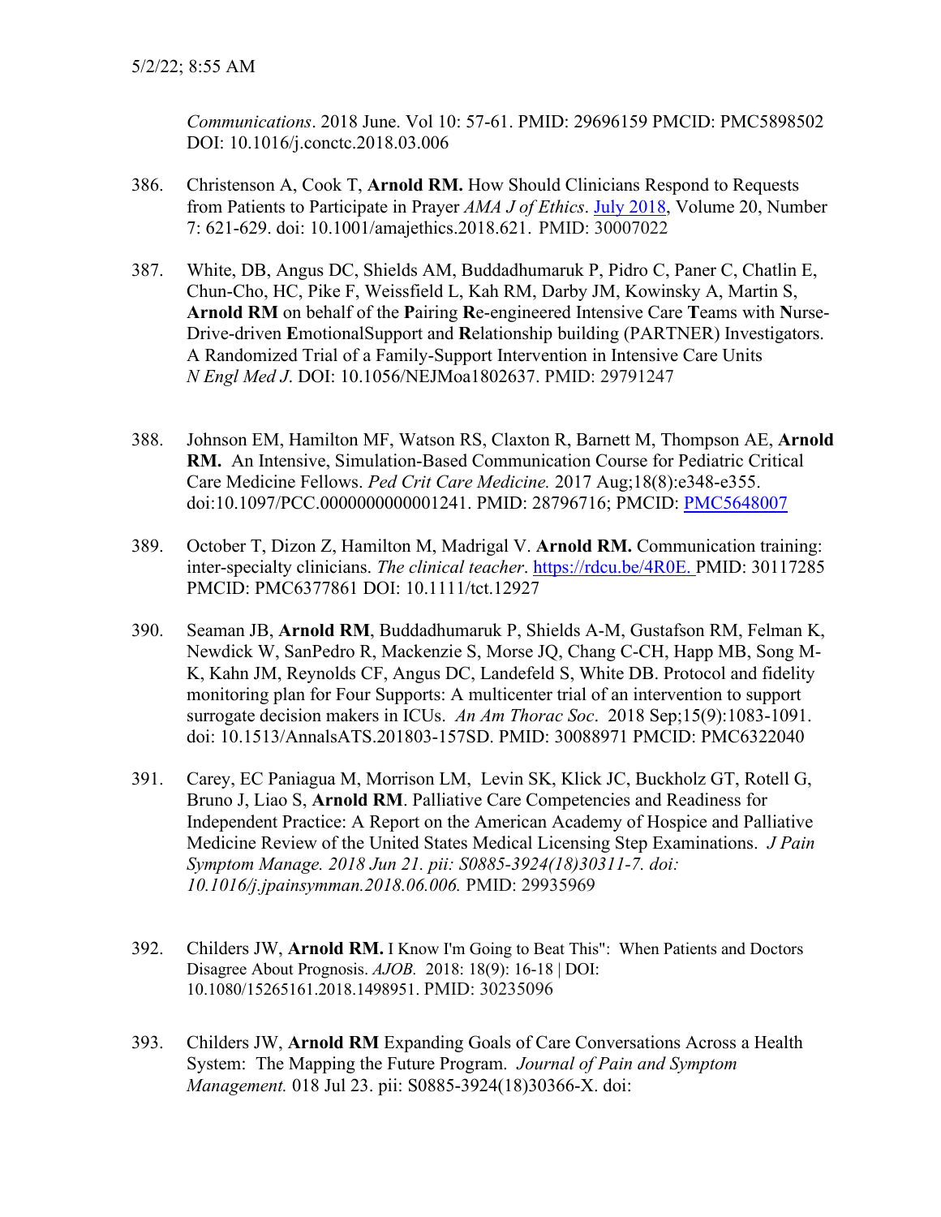*Communications*. 2018 June. Vol 10: 57-61. PMID: 29696159 PMCID: PMC5898502 DOI: 10.1016/j.conctc.2018.03.006

386. Christenson A, Cook T, **Arnold RM.** How Should Clinicians Respond to Requests from Patients to Participate in Prayer *AMA J of Ethics*. July 2018, Volume 20, Number 7: 621-629. doi: 10.1001/amajethics.2018.621. PMID: 30007022

387. White, DB, Angus DC, Shields AM, Buddadhumaruk P, Pidro C, Paner C, Chatlin E, Chun-Cho, HC, Pike F, Weissfield L, Kah RM, Darby JM, Kowinsky A, Martin S, **Arnold RM** on behalf of the **P**airing **R**e-engineered Intensive Care **T**eams with **N**urse-Drive-driven **E**motionalSupport and **R**elationship building (PARTNER) Investigators. A Randomized Trial of a Family-Support Intervention in Intensive Care Units *N Engl Med J*. DOI: 10.1056/NEJMoa1802637. PMID: 29791247

388. Johnson EM, Hamilton MF, Watson RS, Claxton R, Barnett M, Thompson AE, **Arnold RM.** An Intensive, Simulation-Based Communication Course for Pediatric Critical Care Medicine Fellows. *Ped Crit Care Medicine.* 2017 Aug;18(8):e348-e355. doi:10.1097/PCC.0000000000001241. PMID: 28796716; PMCID: PMC5648007

389. October T, Dizon Z, Hamilton M, Madrigal V. **Arnold RM.** Communication training: inter-specialty clinicians. *The clinical teacher*. https://rdcu.be/4R0E. PMID: 30117285 PMCID: PMC6377861 DOI: 10.1111/tct.12927

390. Seaman JB, **Arnold RM**, Buddadhumaruk P, Shields A-M, Gustafson RM, Felman K, Newdick W, SanPedro R, Mackenzie S, Morse JQ, Chang C-CH, Happ MB, Song M-K, Kahn JM, Reynolds CF, Angus DC, Landefeld S, White DB. Protocol and fidelity monitoring plan for Four Supports: A multicenter trial of an intervention to support surrogate decision makers in ICUs. *An Am Thorac Soc*. 2018 Sep;15(9):1083-1091. doi: 10.1513/AnnalsATS.201803-157SD. PMID: 30088971 PMCID: PMC6322040

391. Carey, EC Paniagua M, Morrison LM, Levin SK, Klick JC, Buckholz GT, Rotell G, Bruno J, Liao S, **Arnold RM**. Palliative Care Competencies and Readiness for Independent Practice: A Report on the American Academy of Hospice and Palliative Medicine Review of the United States Medical Licensing Step Examinations. *J Pain Symptom Manage. 2018 Jun 21. pii: S0885-3924(18)30311-7. doi: 10.1016/j.jpainsymman.2018.06.006.* PMID: 29935969

392. Childers JW, **Arnold RM.** I Know I'm Going to Beat This": When Patients and Doctors Disagree About Prognosis. *AJOB.* 2018: 18(9): 16-18 | DOI: 10.1080/15265161.2018.1498951. PMID: 30235096

393. Childers JW, **Arnold RM** Expanding Goals of Care Conversations Across a Health System: The Mapping the Future Program. *Journal of Pain and Symptom Management.* 018 Jul 23. pii: S0885-3924(18)30366-X. doi: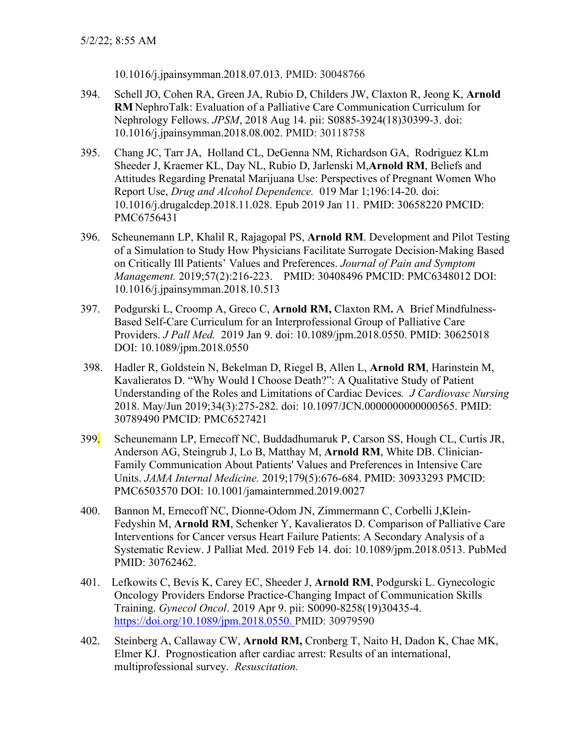10.1016/j.jpainsymman.2018.07.013. PMID: 30048766

394. Schell JO, Cohen RA, Green JA, Rubio D, Childers JW, Claxton R, Jeong K, **Arnold RM** NephroTalk: Evaluation of a Palliative Care Communication Curriculum for Nephrology Fellows. *JPSM*, 2018 Aug 14. pii: S0885-3924(18)30399-3. doi: 10.1016/j.jpainsymman.2018.08.002. PMID: 30118758

395. Chang JC, Tarr JA, Holland CL, DeGenna NM, Richardson GA, Rodriguez KLm Sheeder J, Kraemer KL, Day NL, Rubio D, Jarlenski M,**Arnold RM**, Beliefs and Attitudes Regarding Prenatal Marijuana Use: Perspectives of Pregnant Women Who Report Use, *Drug and Alcohol Dependence.* 019 Mar 1;196:14-20. doi: 10.1016/j.drugalcdep.2018.11.028. Epub 2019 Jan 11. PMID: 30658220 PMCID: PMC6756431

396. Scheunemann LP, Khalil R, Rajagopal PS, **Arnold RM**. Development and Pilot Testing of a Simulation to Study How Physicians Facilitate Surrogate Decision-Making Based on Critically Ill Patients' Values and Preferences. *Journal of Pain and Symptom Management.* 2019;57(2):216-223. PMID: 30408496 PMCID: PMC6348012 DOI: 10.1016/j.jpainsymman.2018.10.513

397. Podgurski L, Croomp A, Greco C, **Arnold RM,** Claxton RM**.** A Brief Mindfulness-Based Self-Care Curriculum for an Interprofessional Group of Palliative Care Providers. *J Pall Med.* 2019 Jan 9. doi: 10.1089/jpm.2018.0550. PMID: 30625018 DOI: 10.1089/jpm.2018.0550

398. Hadler R, Goldstein N, Bekelman D, Riegel B, Allen L, **Arnold RM**, Harinstein M, Kavalieratos D. "Why Would I Choose Death?": A Qualitative Study of Patient Understanding of the Roles and Limitations of Cardiac Devices*. J Cardiovasc Nursing* 2018. May/Jun 2019;34(3):275-282. doi: 10.1097/JCN.0000000000000565. PMID: 30789490 PMCID: PMC6527421

399. Scheunemann LP, Ernecoff NC, Buddadhumaruk P, Carson SS, Hough CL, Curtis JR, Anderson AG, Steingrub J, Lo B, Matthay M, **Arnold RM**, White DB. Clinician-Family Communication About Patients' Values and Preferences in Intensive Care Units. *JAMA Internal Medicine.* 2019;179(5):676-684. PMID: 30933293 PMCID: PMC6503570 DOI: 10.1001/jamainternmed.2019.0027

400. Bannon M, Ernecoff NC, Dionne-Odom JN, Zimmermann C, Corbelli J,Klein-Fedyshin M, **Arnold RM**, Schenker Y, Kavalieratos D. Comparison of Palliative Care Interventions for Cancer versus Heart Failure Patients: A Secondary Analysis of a Systematic Review. J Palliat Med. 2019 Feb 14. doi: 10.1089/jpm.2018.0513. PubMed PMID: 30762462.

401. Lefkowits C, Bevis K, Carey EC, Sheeder J, **Arnold RM**, Podgurski L. Gynecologic Oncology Providers Endorse Practice-Changing Impact of Communication Skills Training. *Gynecol Oncol*. 2019 Apr 9. pii: S0090-8258(19)30435-4. https://doi.org/10.1089/jpm.2018.0550. PMID: 30979590

402. Steinberg A, Callaway CW, **Arnold RM,** Cronberg T, Naito H, Dadon K, Chae MK, Elmer KJ. Prognostication after cardiac arrest: Results of an international, multiprofessional survey. *Resuscitation.*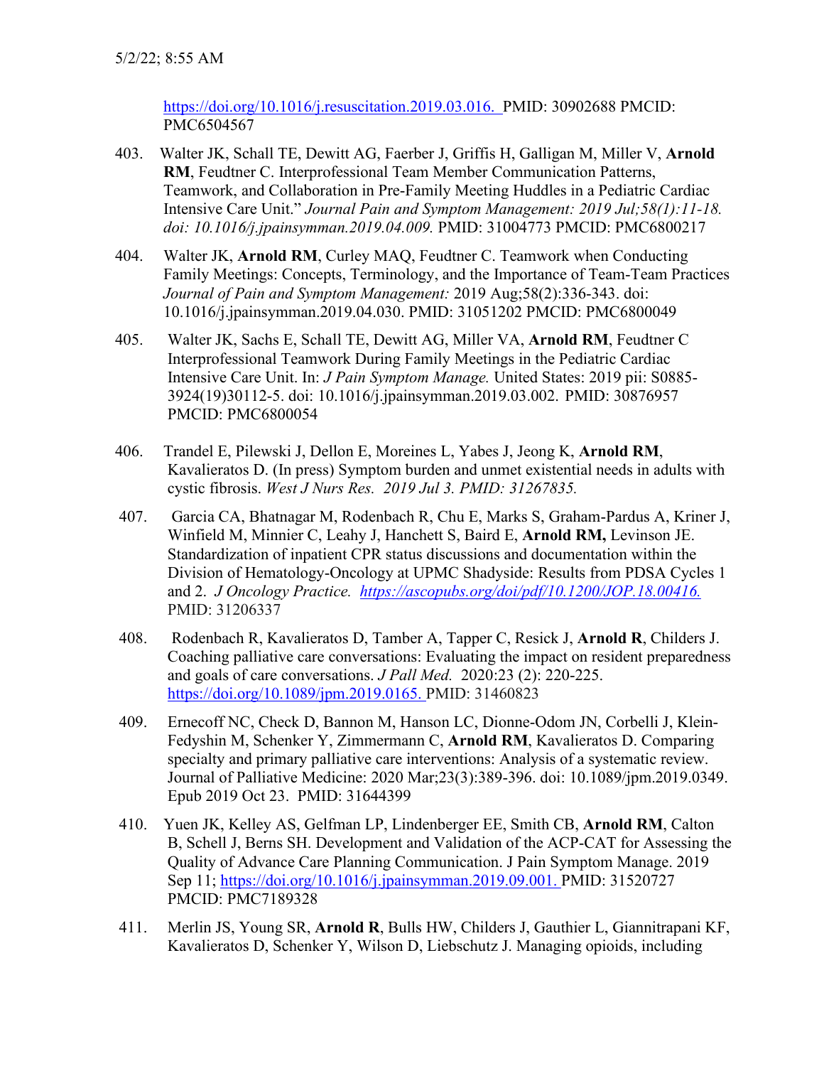https://doi.org/10.1016/j.resuscitation.2019.03.016. PMID: 30902688 PMCID: PMC6504567

403. Walter JK, Schall TE, Dewitt AG, Faerber J, Griffis H, Galligan M, Miller V, **Arnold RM**, Feudtner C. Interprofessional Team Member Communication Patterns, Teamwork, and Collaboration in Pre-Family Meeting Huddles in a Pediatric Cardiac Intensive Care Unit." *Journal Pain and Symptom Management: 2019 Jul;58(1):11-18. doi: 10.1016/j.jpainsymman.2019.04.009.* PMID: 31004773 PMCID: PMC6800217

404. Walter JK, **Arnold RM**, Curley MAQ, Feudtner C. Teamwork when Conducting Family Meetings: Concepts, Terminology, and the Importance of Team-Team Practices *Journal of Pain and Symptom Management:* 2019 Aug;58(2):336-343. doi: 10.1016/j.jpainsymman.2019.04.030. PMID: 31051202 PMCID: PMC6800049

405. Walter JK, Sachs E, Schall TE, Dewitt AG, Miller VA, **Arnold RM**, Feudtner C Interprofessional Teamwork During Family Meetings in the Pediatric Cardiac Intensive Care Unit. In: *J Pain Symptom Manage.* United States: 2019 pii: S0885-3924(19)30112-5. doi: 10.1016/j.jpainsymman.2019.03.002. PMID: 30876957 PMCID: PMC6800054

406. Trandel E, Pilewski J, Dellon E, Moreines L, Yabes J, Jeong K, **Arnold RM**, Kavalieratos D. (In press) Symptom burden and unmet existential needs in adults with cystic fibrosis. *West J Nurs Res. 2019 Jul 3. PMID: 31267835.*

407. Garcia CA, Bhatnagar M, Rodenbach R, Chu E, Marks S, Graham-Pardus A, Kriner J, Winfield M, Minnier C, Leahy J, Hanchett S, Baird E, **Arnold RM,** Levinson JE. Standardization of inpatient CPR status discussions and documentation within the Division of Hematology-Oncology at UPMC Shadyside: Results from PDSA Cycles 1 and 2. *J Oncology Practice. https://ascopubs.org/doi/pdf/10.1200/JOP.18.00416.* PMID: 31206337

408. Rodenbach R, Kavalieratos D, Tamber A, Tapper C, Resick J, **Arnold R**, Childers J. Coaching palliative care conversations: Evaluating the impact on resident preparedness and goals of care conversations. *J Pall Med.* 2020:23 (2): 220-225. https://doi.org/10.1089/jpm.2019.0165. PMID: 31460823

409. Ernecoff NC, Check D, Bannon M, Hanson LC, Dionne-Odom JN, Corbelli J, Klein-Fedyshin M, Schenker Y, Zimmermann C, **Arnold RM**, Kavalieratos D. Comparing specialty and primary palliative care interventions: Analysis of a systematic review. Journal of Palliative Medicine: 2020 Mar;23(3):389-396. doi: 10.1089/jpm.2019.0349. Epub 2019 Oct 23. PMID: 31644399

410. Yuen JK, Kelley AS, Gelfman LP, Lindenberger EE, Smith CB, **Arnold RM**, Calton B, Schell J, Berns SH. Development and Validation of the ACP-CAT for Assessing the Quality of Advance Care Planning Communication. J Pain Symptom Manage. 2019 Sep 11; https://doi.org/10.1016/j.jpainsymman.2019.09.001. PMID: 31520727 PMCID: PMC7189328

411. Merlin JS, Young SR, **Arnold R**, Bulls HW, Childers J, Gauthier L, Giannitrapani KF, Kavalieratos D, Schenker Y, Wilson D, Liebschutz J. Managing opioids, including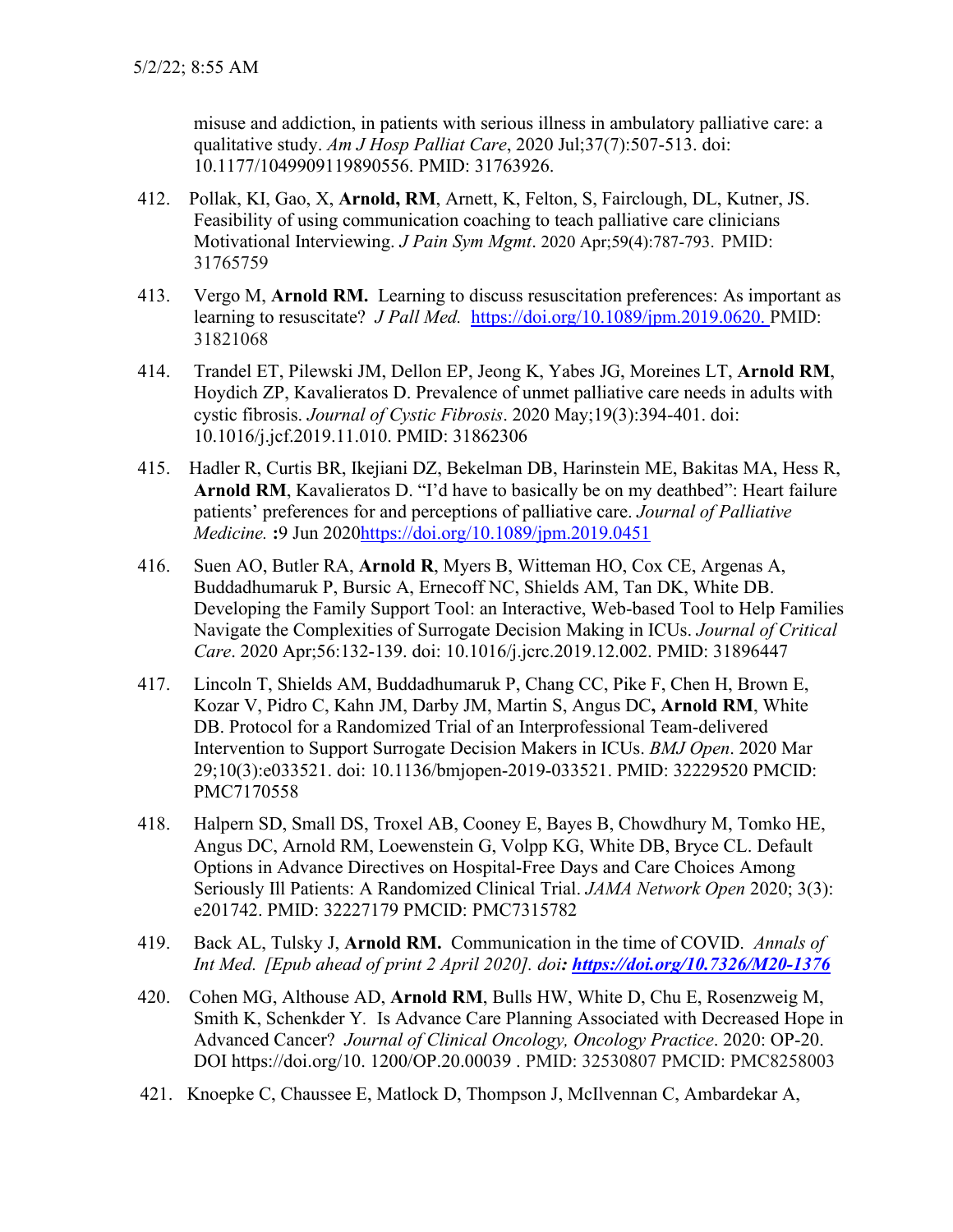misuse and addiction, in patients with serious illness in ambulatory palliative care: a qualitative study. *Am J Hosp Palliat Care*, 2020 Jul;37(7):507-513. doi: 10.1177/1049909119890556. PMID: 31763926.

412. Pollak, KI, Gao, X, **Arnold, RM**, Arnett, K, Felton, S, Fairclough, DL, Kutner, JS. Feasibility of using communication coaching to teach palliative care clinicians Motivational Interviewing. *J Pain Sym Mgmt*. 2020 Apr;59(4):787-793. PMID: 31765759

413. Vergo M, **Arnold RM.** Learning to discuss resuscitation preferences: As important as learning to resuscitate? *J Pall Med.* https://doi.org/10.1089/jpm.2019.0620. PMID: 31821068

414. Trandel ET, Pilewski JM, Dellon EP, Jeong K, Yabes JG, Moreines LT, **Arnold RM**, Hoydich ZP, Kavalieratos D. Prevalence of unmet palliative care needs in adults with cystic fibrosis. *Journal of Cystic Fibrosis*. 2020 May;19(3):394-401. doi: 10.1016/j.jcf.2019.11.010. PMID: 31862306

415. Hadler R, Curtis BR, Ikejiani DZ, Bekelman DB, Harinstein ME, Bakitas MA, Hess R, **Arnold RM**, Kavalieratos D. "I'd have to basically be on my deathbed": Heart failure patients' preferences for and perceptions of palliative care. *Journal of Palliative Medicine.* **:**9 Jun 2020https://doi.org/10.1089/jpm.2019.0451

416. Suen AO, Butler RA, **Arnold R**, Myers B, Witteman HO, Cox CE, Argenas A, Buddadhumaruk P, Bursic A, Ernecoff NC, Shields AM, Tan DK, White DB. Developing the Family Support Tool: an Interactive, Web-based Tool to Help Families Navigate the Complexities of Surrogate Decision Making in ICUs. *Journal of Critical Care*. 2020 Apr;56:132-139. doi: 10.1016/j.jcrc.2019.12.002. PMID: 31896447

417. Lincoln T, Shields AM, Buddadhumaruk P, Chang CC, Pike F, Chen H, Brown E, Kozar V, Pidro C, Kahn JM, Darby JM, Martin S, Angus DC**, Arnold RM**, White DB. Protocol for a Randomized Trial of an Interprofessional Team-delivered Intervention to Support Surrogate Decision Makers in ICUs. *BMJ Open*. 2020 Mar 29;10(3):e033521. doi: 10.1136/bmjopen-2019-033521. PMID: 32229520 PMCID: PMC7170558

418. Halpern SD, Small DS, Troxel AB, Cooney E, Bayes B, Chowdhury M, Tomko HE, Angus DC, Arnold RM, Loewenstein G, Volpp KG, White DB, Bryce CL. Default Options in Advance Directives on Hospital-Free Days and Care Choices Among Seriously Ill Patients: A Randomized Clinical Trial. *JAMA Network Open* 2020; 3(3): e201742. PMID: 32227179 PMCID: PMC7315782

419. Back AL, Tulsky J, **Arnold RM.** Communication in the time of COVID. *Annals of Int Med. [Epub ahead of print 2 April 2020]. doi**: https://doi.org/10.7326/M20-1376***

420. Cohen MG, Althouse AD, **Arnold RM**, Bulls HW, White D, Chu E, Rosenzweig M, Smith K, Schenkder Y. Is Advance Care Planning Associated with Decreased Hope in Advanced Cancer? *Journal of Clinical Oncology, Oncology Practice*. 2020: OP-20. DOI https://doi.org/10. 1200/OP.20.00039 . PMID: 32530807 PMCID: PMC8258003

421. Knoepke C, Chaussee E, Matlock D, Thompson J, McIlvennan C, Ambardekar A,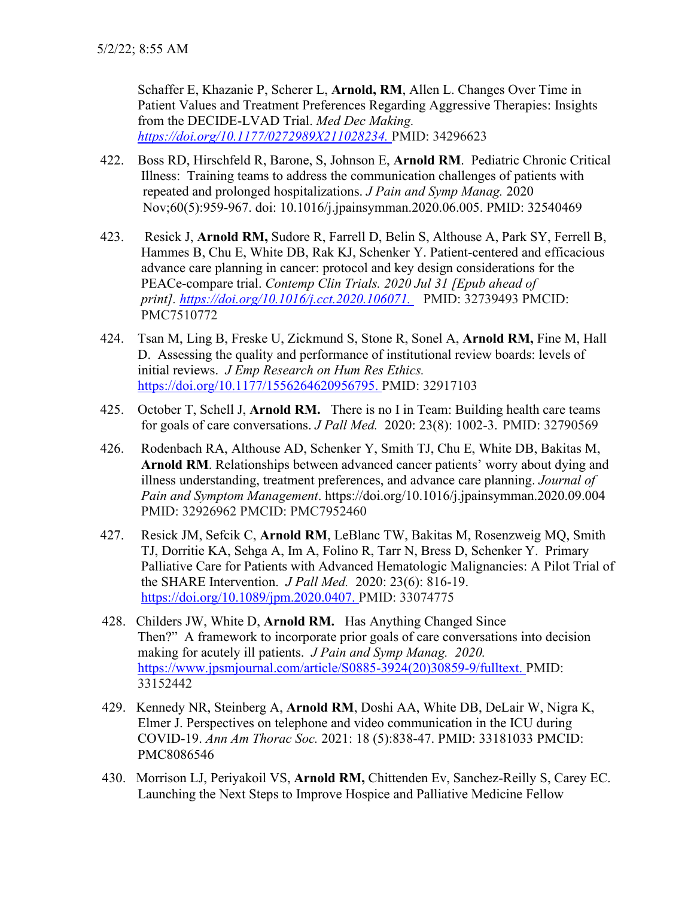Schaffer E, Khazanie P, Scherer L, **Arnold, RM**, Allen L. Changes Over Time in Patient Values and Treatment Preferences Regarding Aggressive Therapies: Insights from the DECIDE-LVAD Trial. *Med Dec Making.* *https://doi.org/10.1177/0272989X211028234.* PMID: 34296623

422. Boss RD, Hirschfeld R, Barone, S, Johnson E, **Arnold RM**. Pediatric Chronic Critical Illness: Training teams to address the communication challenges of patients with repeated and prolonged hospitalizations. *J Pain and Symp Manag.* 2020 Nov;60(5):959-967. doi: 10.1016/j.jpainsymman.2020.06.005. PMID: 32540469

423. Resick J, **Arnold RM,** Sudore R, Farrell D, Belin S, Althouse A, Park SY, Ferrell B, Hammes B, Chu E, White DB, Rak KJ, Schenker Y. Patient-centered and efficacious advance care planning in cancer: protocol and key design considerations for the PEACe-compare trial. *Contemp Clin Trials. 2020 Jul 31 [Epub ahead of print]. https://doi.org/10.1016/j.cct.2020.106071.* PMID: 32739493 PMCID: PMC7510772

424. Tsan M, Ling B, Freske U, Zickmund S, Stone R, Sonel A, **Arnold RM,** Fine M, Hall D. Assessing the quality and performance of institutional review boards: levels of initial reviews. *J Emp Research on Hum Res Ethics.* https://doi.org/10.1177/1556264620956795. PMID: 32917103

425. October T, Schell J, **Arnold RM.** There is no I in Team: Building health care teams for goals of care conversations. *J Pall Med.* 2020: 23(8): 1002-3. PMID: 32790569

426. Rodenbach RA, Althouse AD, Schenker Y, Smith TJ, Chu E, White DB, Bakitas M, **Arnold RM**. Relationships between advanced cancer patients' worry about dying and illness understanding, treatment preferences, and advance care planning. *Journal of Pain and Symptom Management*. https://doi.org/10.1016/j.jpainsymman.2020.09.004 PMID: 32926962 PMCID: PMC7952460

427. Resick JM, Sefcik C, **Arnold RM**, LeBlanc TW, Bakitas M, Rosenzweig MQ, Smith TJ, Dorritie KA, Sehga A, Im A, Folino R, Tarr N, Bress D, Schenker Y. Primary Palliative Care for Patients with Advanced Hematologic Malignancies: A Pilot Trial of the SHARE Intervention. *J Pall Med.* 2020: 23(6): 816-19. https://doi.org/10.1089/jpm.2020.0407. PMID: 33074775

428. Childers JW, White D, **Arnold RM.** Has Anything Changed Since Then?" A framework to incorporate prior goals of care conversations into decision making for acutely ill patients. *J Pain and Symp Manag. 2020.* https://www.jpsmjournal.com/article/S0885-3924(20)30859-9/fulltext. PMID: 33152442

429. Kennedy NR, Steinberg A, **Arnold RM**, Doshi AA, White DB, DeLair W, Nigra K, Elmer J. Perspectives on telephone and video communication in the ICU during COVID-19. *Ann Am Thorac Soc.* 2021: 18 (5):838-47. PMID: 33181033 PMCID: PMC8086546

430. Morrison LJ, Periyakoil VS, **Arnold RM,** Chittenden Ev, Sanchez-Reilly S, Carey EC. Launching the Next Steps to Improve Hospice and Palliative Medicine Fellow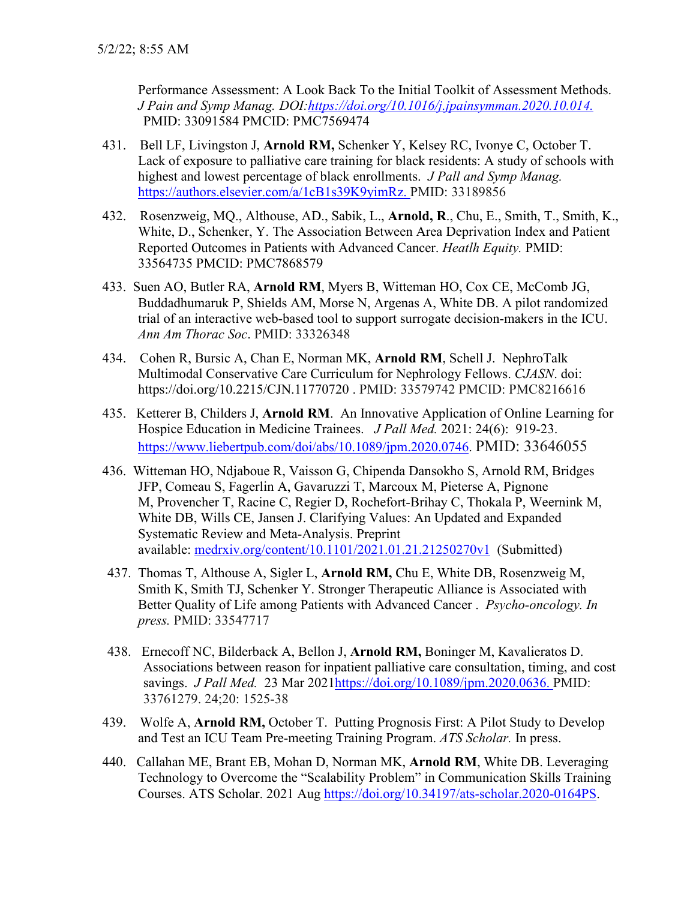Performance Assessment: A Look Back To the Initial Toolkit of Assessment Methods. *J Pain and Symp Manag. DOI:https://doi.org/10.1016/j.jpainsymman.2020.10.014.* PMID: 33091584 PMCID: PMC7569474

431. Bell LF, Livingston J, **Arnold RM,** Schenker Y, Kelsey RC, Ivonye C, October T. Lack of exposure to palliative care training for black residents: A study of schools with highest and lowest percentage of black enrollments. *J Pall and Symp Manag.* https://authors.elsevier.com/a/1cB1s39K9yimRz. PMID: 33189856

432. Rosenzweig, MQ., Althouse, AD., Sabik, L., **Arnold, R**., Chu, E., Smith, T., Smith, K., White, D., Schenker, Y. The Association Between Area Deprivation Index and Patient Reported Outcomes in Patients with Advanced Cancer. *Heatlh Equity.* PMID: 33564735 PMCID: PMC7868579

433. Suen AO, Butler RA, **Arnold RM**, Myers B, Witteman HO, Cox CE, McComb JG, Buddadhumaruk P, Shields AM, Morse N, Argenas A, White DB. A pilot randomized trial of an interactive web-based tool to support surrogate decision-makers in the ICU. *Ann Am Thorac Soc*. PMID: 33326348

434. Cohen R, Bursic A, Chan E, Norman MK, **Arnold RM**, Schell J. NephroTalk Multimodal Conservative Care Curriculum for Nephrology Fellows. *CJASN*. doi: https://doi.org/10.2215/CJN.11770720 . PMID: 33579742 PMCID: PMC8216616

435. Ketterer B, Childers J, **Arnold RM**. An Innovative Application of Online Learning for Hospice Education in Medicine Trainees. *J Pall Med.* 2021: 24(6): 919-23. https://www.liebertpub.com/doi/abs/10.1089/jpm.2020.0746. PMID: 33646055

436. Witteman HO, Ndjaboue R, Vaisson G, Chipenda Dansokho S, Arnold RM, Bridges JFP, Comeau S, Fagerlin A, Gavaruzzi T, Marcoux M, Pieterse A, Pignone M, Provencher T, Racine C, Regier D, Rochefort-Brihay C, Thokala P, Weernink M, White DB, Wills CE, Jansen J. Clarifying Values: An Updated and Expanded Systematic Review and Meta-Analysis. Preprint available: medrxiv.org/content/10.1101/2021.01.21.21250270v1 (Submitted)

437. Thomas T, Althouse A, Sigler L, **Arnold RM,** Chu E, White DB, Rosenzweig M, Smith K, Smith TJ, Schenker Y. Stronger Therapeutic Alliance is Associated with Better Quality of Life among Patients with Advanced Cancer . *Psycho-oncology. In press.* PMID: 33547717

438. Ernecoff NC, Bilderback A, Bellon J, **Arnold RM,** Boninger M, Kavalieratos D. Associations between reason for inpatient palliative care consultation, timing, and cost savings. *J Pall Med.* 23 Mar 2021https://doi.org/10.1089/jpm.2020.0636. PMID: 33761279. 24;20: 1525-38

439. Wolfe A, **Arnold RM,** October T. Putting Prognosis First: A Pilot Study to Develop and Test an ICU Team Pre-meeting Training Program. *ATS Scholar.* In press.

440. Callahan ME, Brant EB, Mohan D, Norman MK, **Arnold RM**, White DB. Leveraging Technology to Overcome the "Scalability Problem" in Communication Skills Training Courses. ATS Scholar. 2021 Aug https://doi.org/10.34197/ats-scholar.2020-0164PS.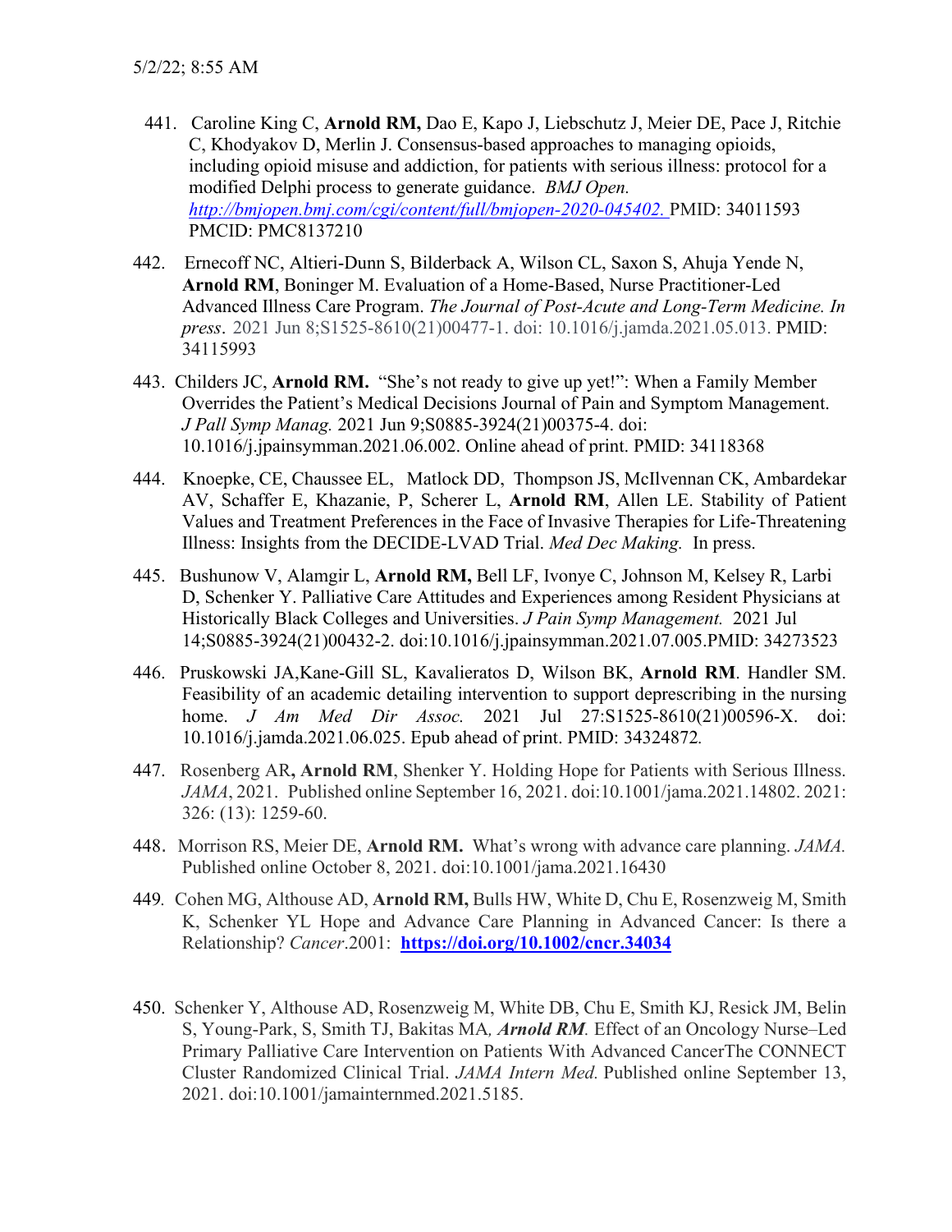441. Caroline King C, **Arnold RM,** Dao E, Kapo J, Liebschutz J, Meier DE, Pace J, Ritchie C, Khodyakov D, Merlin J. Consensus-based approaches to managing opioids, including opioid misuse and addiction, for patients with serious illness: protocol for a modified Delphi process to generate guidance. *BMJ Open. http://bmjopen.bmj.com/cgi/content/full/bmjopen-2020-045402.* PMID: 34011593 PMCID: PMC8137210

442. Ernecoff NC, Altieri-Dunn S, Bilderback A, Wilson CL, Saxon S, Ahuja Yende N, **Arnold RM**, Boninger M. Evaluation of a Home-Based, Nurse Practitioner-Led Advanced Illness Care Program. *The Journal of Post-Acute and Long-Term Medicine. In press*. 2021 Jun 8;S1525-8610(21)00477-1. doi: 10.1016/j.jamda.2021.05.013. PMID: 34115993

443. Childers JC, **Arnold RM.** "She's not ready to give up yet!": When a Family Member Overrides the Patient's Medical Decisions Journal of Pain and Symptom Management. *J Pall Symp Manag.* 2021 Jun 9;S0885-3924(21)00375-4. doi: 10.1016/j.jpainsymman.2021.06.002. Online ahead of print. PMID: 34118368

444. Knoepke, CE, Chaussee EL, Matlock DD, Thompson JS, McIlvennan CK, Ambardekar AV, Schaffer E, Khazanie, P, Scherer L, **Arnold RM**, Allen LE. Stability of Patient Values and Treatment Preferences in the Face of Invasive Therapies for Life-Threatening Illness: Insights from the DECIDE-LVAD Trial. *Med Dec Making.* In press.

445. Bushunow V, Alamgir L, **Arnold RM,** Bell LF, Ivonye C, Johnson M, Kelsey R, Larbi D, Schenker Y. Palliative Care Attitudes and Experiences among Resident Physicians at Historically Black Colleges and Universities. *J Pain Symp Management.* 2021 Jul 14;S0885-3924(21)00432-2. doi:10.1016/j.jpainsymman.2021.07.005.PMID: 34273523

446. Pruskowski JA,Kane-Gill SL, Kavalieratos D, Wilson BK, **Arnold RM**. Handler SM. Feasibility of an academic detailing intervention to support deprescribing in the nursing home. *J Am Med Dir Assoc.* 2021 Jul 27:S1525-8610(21)00596-X. doi: 10.1016/j.jamda.2021.06.025. Epub ahead of print. PMID: 34324872*.*

447. Rosenberg AR**, Arnold RM**, Shenker Y. Holding Hope for Patients with Serious Illness. *JAMA*, 2021. Published online September 16, 2021. doi:10.1001/jama.2021.14802. 2021: 326: (13): 1259-60.

448. Morrison RS, Meier DE, **Arnold RM.** What's wrong with advance care planning. *JAMA.* Published online October 8, 2021. doi:10.1001/jama.2021.16430

449*.* Cohen MG, Althouse AD, **Arnold RM,** Bulls HW, White D, Chu E, Rosenzweig M, Smith K, Schenker YL Hope and Advance Care Planning in Advanced Cancer: Is there a Relationship? *Cancer*.2001: **https://doi.org/10.1002/cncr.34034**

450. Schenker Y, Althouse AD, Rosenzweig M, White DB, Chu E, Smith KJ, Resick JM, Belin S, Young-Park, S, Smith TJ, Bakitas MA*, **Arnold RM**.* Effect of an Oncology Nurse–Led Primary Palliative Care Intervention on Patients With Advanced CancerThe CONNECT Cluster Randomized Clinical Trial. *JAMA Intern Med.* Published online September 13, 2021. doi:10.1001/jamainternmed.2021.5185.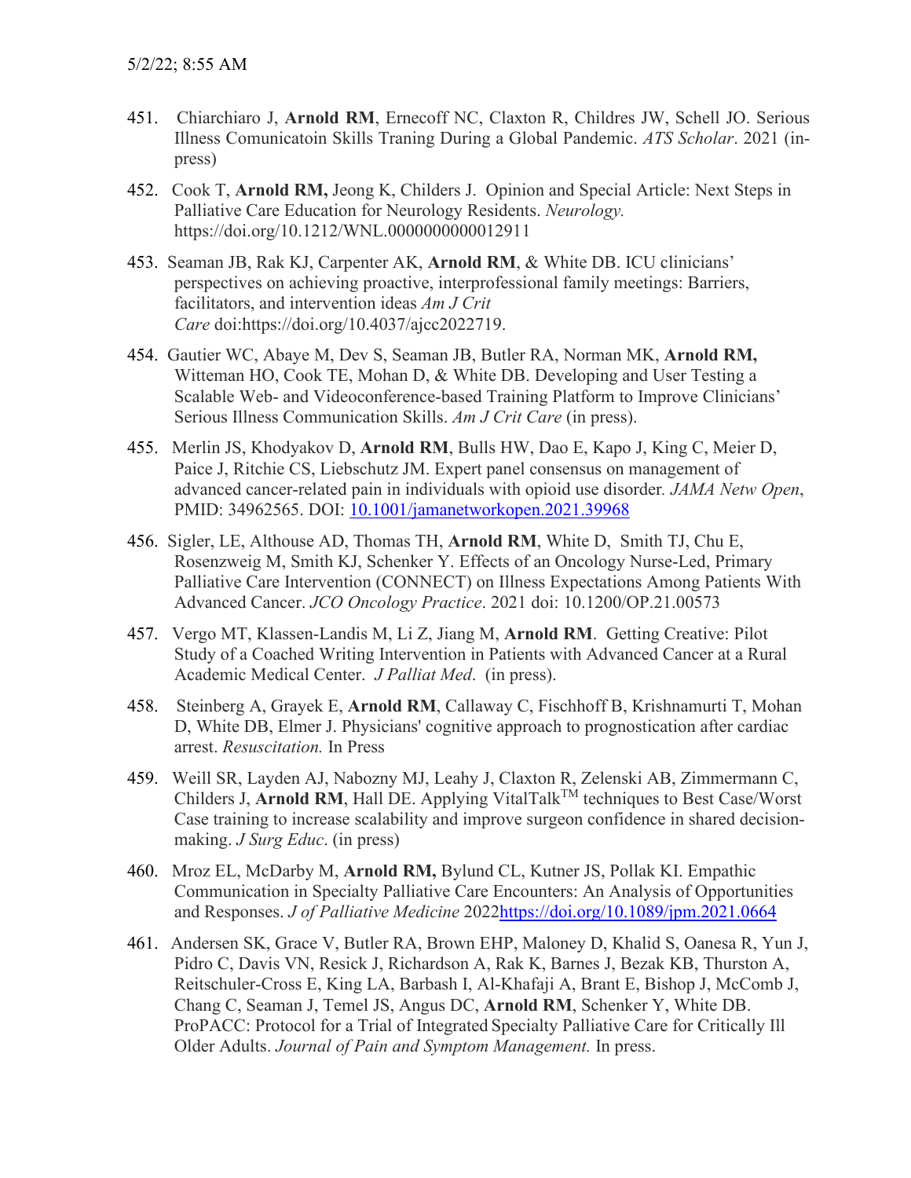5/2/22; 8:55 AM

451. Chiarchiaro J, **Arnold RM**, Ernecoff NC, Claxton R, Childres JW, Schell JO. Serious Illness Comunicatoin Skills Traning During a Global Pandemic. *ATS Scholar*. 2021 (in-press)

452. Cook T, **Arnold RM,** Jeong K, Childers J. Opinion and Special Article: Next Steps in Palliative Care Education for Neurology Residents. *Neurology.* https://doi.org/10.1212/WNL.0000000000012911

453. Seaman JB, Rak KJ, Carpenter AK, **Arnold RM**, & White DB. ICU clinicians' perspectives on achieving proactive, interprofessional family meetings: Barriers, facilitators, and intervention ideas *Am J Crit Care* doi:https://doi.org/10.4037/ajcc2022719.

454. Gautier WC, Abaye M, Dev S, Seaman JB, Butler RA, Norman MK, **Arnold RM,** Witteman HO, Cook TE, Mohan D, & White DB. Developing and User Testing a Scalable Web- and Videoconference-based Training Platform to Improve Clinicians' Serious Illness Communication Skills. *Am J Crit Care* (in press).

455. Merlin JS, Khodyakov D, **Arnold RM**, Bulls HW, Dao E, Kapo J, King C, Meier D, Paice J, Ritchie CS, Liebschutz JM. Expert panel consensus on management of advanced cancer-related pain in individuals with opioid use disorder. *JAMA Netw Open*, PMID: 34962565. DOI: 10.1001/jamanetworkopen.2021.39968

456. Sigler, LE, Althouse AD, Thomas TH, **Arnold RM**, White D, Smith TJ, Chu E, Rosenzweig M, Smith KJ, Schenker Y. Effects of an Oncology Nurse-Led, Primary Palliative Care Intervention (CONNECT) on Illness Expectations Among Patients With Advanced Cancer. *JCO Oncology Practice*. 2021 doi: 10.1200/OP.21.00573

457. Vergo MT, Klassen-Landis M, Li Z, Jiang M, **Arnold RM**. Getting Creative: Pilot Study of a Coached Writing Intervention in Patients with Advanced Cancer at a Rural Academic Medical Center. *J Palliat Med*. (in press).

458. Steinberg A, Grayek E, **Arnold RM**, Callaway C, Fischhoff B, Krishnamurti T, Mohan D, White DB, Elmer J. Physicians' cognitive approach to prognostication after cardiac arrest. *Resuscitation.* In Press

459. Weill SR, Layden AJ, Nabozny MJ, Leahy J, Claxton R, Zelenski AB, Zimmermann C, Childers J, **Arnold RM**, Hall DE. Applying VitalTalk[TM] techniques to Best Case/Worst Case training to increase scalability and improve surgeon confidence in shared decision-making. *J Surg Educ*. (in press)

460. Mroz EL, McDarby M, **Arnold RM,** Bylund CL, Kutner JS, Pollak KI. Empathic Communication in Specialty Palliative Care Encounters: An Analysis of Opportunities and Responses. *J of Palliative Medicine* 2022https://doi.org/10.1089/jpm.2021.0664

461. Andersen SK, Grace V, Butler RA, Brown EHP, Maloney D, Khalid S, Oanesa R, Yun J, Pidro C, Davis VN, Resick J, Richardson A, Rak K, Barnes J, Bezak KB, Thurston A, Reitschuler-Cross E, King LA, Barbash I, Al-Khafaji A, Brant E, Bishop J, McComb J, Chang C, Seaman J, Temel JS, Angus DC, **Arnold RM**, Schenker Y, White DB. ProPACC: Protocol for a Trial of Integrated Specialty Palliative Care for Critically Ill Older Adults. *Journal of Pain and Symptom Management.* In press.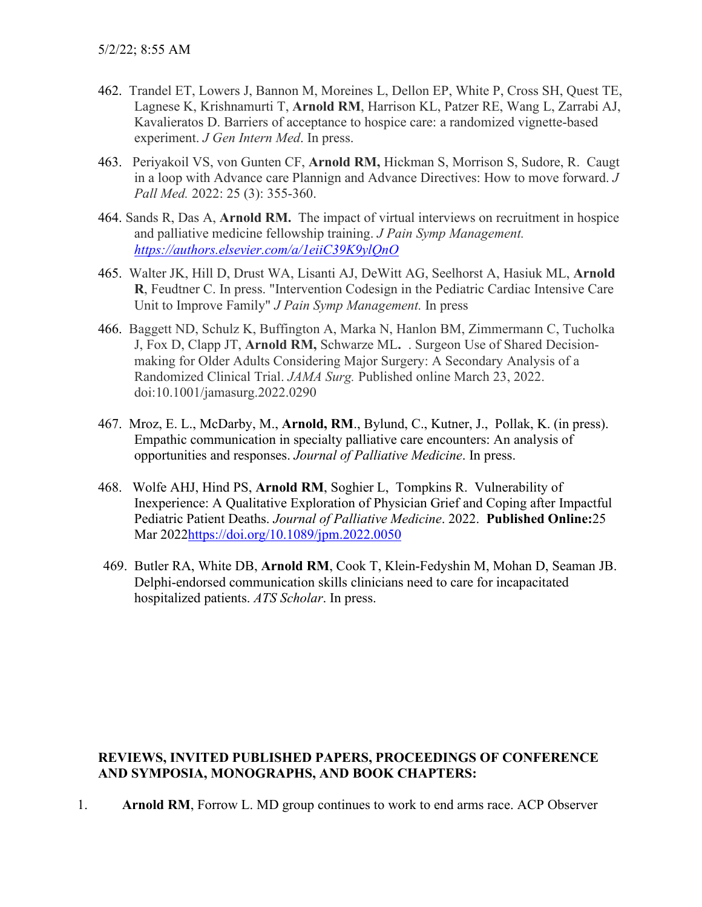462. Trandel ET, Lowers J, Bannon M, Moreines L, Dellon EP, White P, Cross SH, Quest TE, Lagnese K, Krishnamurti T, **Arnold RM**, Harrison KL, Patzer RE, Wang L, Zarrabi AJ, Kavalieratos D. Barriers of acceptance to hospice care: a randomized vignette-based experiment. *J Gen Intern Med*. In press.

463. Periyakoil VS, von Gunten CF, **Arnold RM,** Hickman S, Morrison S, Sudore, R. Caugt in a loop with Advance care Plannign and Advance Directives: How to move forward. *J Pall Med.* 2022: 25 (3): 355-360.

464. Sands R, Das A, **Arnold RM.** The impact of virtual interviews on recruitment in hospice and palliative medicine fellowship training. *J Pain Symp Management.* *https://authors.elsevier.com/a/1eiiC39K9ylQnO*

465. Walter JK, Hill D, Drust WA, Lisanti AJ, DeWitt AG, Seelhorst A, Hasiuk ML, **Arnold R**, Feudtner C. In press. "Intervention Codesign in the Pediatric Cardiac Intensive Care Unit to Improve Family" *J Pain Symp Management.* In press

466. Baggett ND, Schulz K, Buffington A, Marka N, Hanlon BM, Zimmermann C, Tucholka J, Fox D, Clapp JT, **Arnold RM,** Schwarze ML**.** . Surgeon Use of Shared Decision-making for Older Adults Considering Major Surgery: A Secondary Analysis of a Randomized Clinical Trial. *JAMA Surg.* Published online March 23, 2022. doi:10.1001/jamasurg.2022.0290

467. Mroz, E. L., McDarby, M., **Arnold, RM**., Bylund, C., Kutner, J., Pollak, K. (in press). Empathic communication in specialty palliative care encounters: An analysis of opportunities and responses. *Journal of Palliative Medicine*. In press.

468. Wolfe AHJ, Hind PS, **Arnold RM**, Soghier L, Tompkins R. Vulnerability of Inexperience: A Qualitative Exploration of Physician Grief and Coping after Impactful Pediatric Patient Deaths. *Journal of Palliative Medicine*. 2022. **Published Online:**25 Mar 2022https://doi.org/10.1089/jpm.2022.0050

469. Butler RA, White DB, **Arnold RM**, Cook T, Klein-Fedyshin M, Mohan D, Seaman JB. Delphi-endorsed communication skills clinicians need to care for incapacitated hospitalized patients. *ATS Scholar*. In press.

**REVIEWS, INVITED PUBLISHED PAPERS, PROCEEDINGS OF CONFERENCE AND SYMPOSIA, MONOGRAPHS, AND BOOK CHAPTERS:**

1. **Arnold RM**, Forrow L. MD group continues to work to end arms race. ACP Observer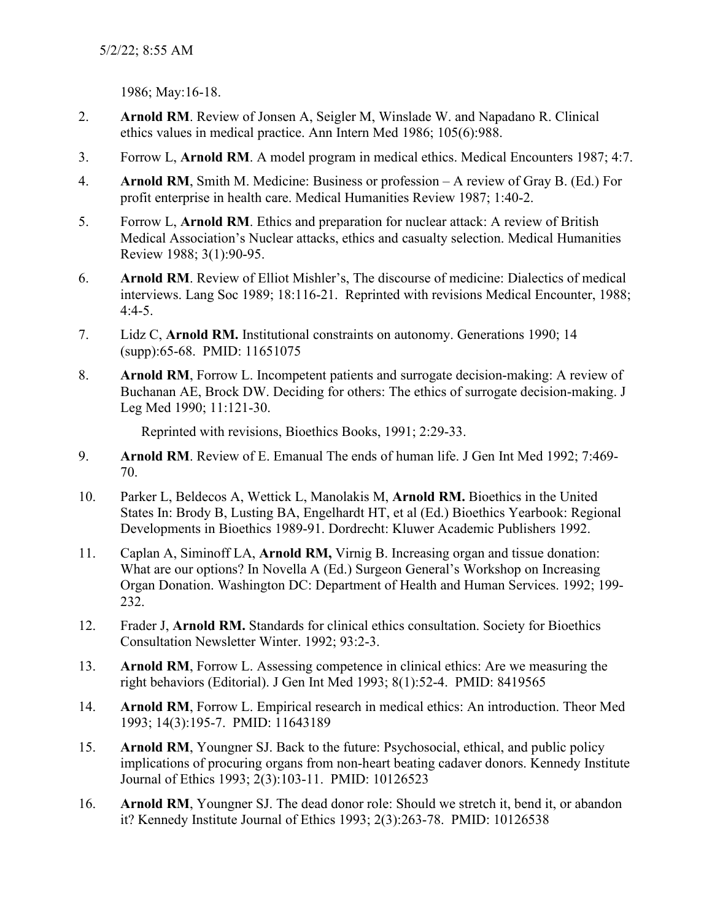1986; May:16-18.

2. **Arnold RM**. Review of Jonsen A, Seigler M, Winslade W. and Napadano R. Clinical ethics values in medical practice. Ann Intern Med 1986; 105(6):988.

3. Forrow L, **Arnold RM**. A model program in medical ethics. Medical Encounters 1987; 4:7.

4. **Arnold RM**, Smith M. Medicine: Business or profession – A review of Gray B. (Ed.) For profit enterprise in health care. Medical Humanities Review 1987; 1:40-2.

5. Forrow L, **Arnold RM**. Ethics and preparation for nuclear attack: A review of British Medical Association's Nuclear attacks, ethics and casualty selection. Medical Humanities Review 1988; 3(1):90-95.

6. **Arnold RM**. Review of Elliot Mishler's, The discourse of medicine: Dialectics of medical interviews. Lang Soc 1989; 18:116-21. Reprinted with revisions Medical Encounter, 1988; 4:4-5.

7. Lidz C, **Arnold RM.** Institutional constraints on autonomy. Generations 1990; 14 (supp):65-68. PMID: 11651075

8. **Arnold RM**, Forrow L. Incompetent patients and surrogate decision-making: A review of Buchanan AE, Brock DW. Deciding for others: The ethics of surrogate decision-making. J Leg Med 1990; 11:121-30.

   Reprinted with revisions, Bioethics Books, 1991; 2:29-33.

9. **Arnold RM**. Review of E. Emanual The ends of human life. J Gen Int Med 1992; 7:469-70.

10. Parker L, Beldecos A, Wettick L, Manolakis M, **Arnold RM.** Bioethics in the United States In: Brody B, Lusting BA, Engelhardt HT, et al (Ed.) Bioethics Yearbook: Regional Developments in Bioethics 1989-91. Dordrecht: Kluwer Academic Publishers 1992.

11. Caplan A, Siminoff LA, **Arnold RM,** Virnig B. Increasing organ and tissue donation: What are our options? In Novella A (Ed.) Surgeon General's Workshop on Increasing Organ Donation. Washington DC: Department of Health and Human Services. 1992; 199-232.

12. Frader J, **Arnold RM.** Standards for clinical ethics consultation. Society for Bioethics Consultation Newsletter Winter. 1992; 93:2-3.

13. **Arnold RM**, Forrow L. Assessing competence in clinical ethics: Are we measuring the right behaviors (Editorial). J Gen Int Med 1993; 8(1):52-4. PMID: 8419565

14. **Arnold RM**, Forrow L. Empirical research in medical ethics: An introduction. Theor Med 1993; 14(3):195-7. PMID: 11643189

15. **Arnold RM**, Youngner SJ. Back to the future: Psychosocial, ethical, and public policy implications of procuring organs from non-heart beating cadaver donors. Kennedy Institute Journal of Ethics 1993; 2(3):103-11. PMID: 10126523

16. **Arnold RM**, Youngner SJ. The dead donor role: Should we stretch it, bend it, or abandon it? Kennedy Institute Journal of Ethics 1993; 2(3):263-78. PMID: 10126538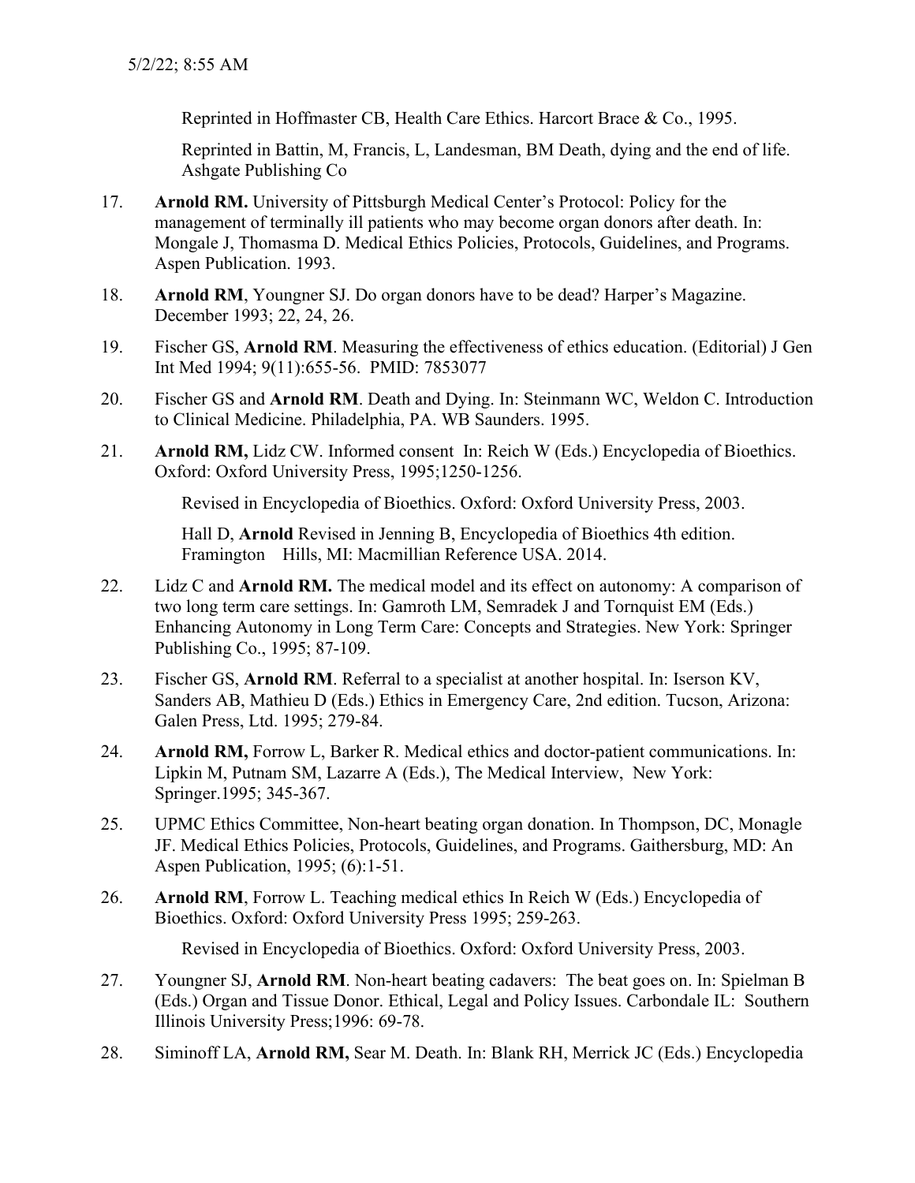Reprinted in Hoffmaster CB, Health Care Ethics. Harcort Brace & Co., 1995.

Reprinted in Battin, M, Francis, L, Landesman, BM Death, dying and the end of life. Ashgate Publishing Co

17. **Arnold RM.** University of Pittsburgh Medical Center's Protocol: Policy for the management of terminally ill patients who may become organ donors after death. In: Mongale J, Thomasma D. Medical Ethics Policies, Protocols, Guidelines, and Programs. Aspen Publication. 1993.

18. **Arnold RM**, Youngner SJ. Do organ donors have to be dead? Harper's Magazine. December 1993; 22, 24, 26.

19. Fischer GS, **Arnold RM**. Measuring the effectiveness of ethics education. (Editorial) J Gen Int Med 1994; 9(11):655-56. PMID: 7853077

20. Fischer GS and **Arnold RM**. Death and Dying. In: Steinmann WC, Weldon C. Introduction to Clinical Medicine. Philadelphia, PA. WB Saunders. 1995.

21. **Arnold RM,** Lidz CW. Informed consent In: Reich W (Eds.) Encyclopedia of Bioethics. Oxford: Oxford University Press, 1995;1250-1256.

    Revised in Encyclopedia of Bioethics. Oxford: Oxford University Press, 2003.

    Hall D, **Arnold** Revised in Jenning B, Encyclopedia of Bioethics 4th edition. Framington Hills, MI: Macmillian Reference USA. 2014.

22. Lidz C and **Arnold RM.** The medical model and its effect on autonomy: A comparison of two long term care settings. In: Gamroth LM, Semradek J and Tornquist EM (Eds.) Enhancing Autonomy in Long Term Care: Concepts and Strategies. New York: Springer Publishing Co., 1995; 87-109.

23. Fischer GS, **Arnold RM**. Referral to a specialist at another hospital. In: Iserson KV, Sanders AB, Mathieu D (Eds.) Ethics in Emergency Care, 2nd edition. Tucson, Arizona: Galen Press, Ltd. 1995; 279-84.

24. **Arnold RM,** Forrow L, Barker R. Medical ethics and doctor-patient communications. In: Lipkin M, Putnam SM, Lazarre A (Eds.), The Medical Interview, New York: Springer.1995; 345-367.

25. UPMC Ethics Committee, Non-heart beating organ donation. In Thompson, DC, Monagle JF. Medical Ethics Policies, Protocols, Guidelines, and Programs. Gaithersburg, MD: An Aspen Publication, 1995; (6):1-51.

26. **Arnold RM**, Forrow L. Teaching medical ethics In Reich W (Eds.) Encyclopedia of Bioethics. Oxford: Oxford University Press 1995; 259-263.

    Revised in Encyclopedia of Bioethics. Oxford: Oxford University Press, 2003.

27. Youngner SJ, **Arnold RM**. Non-heart beating cadavers: The beat goes on. In: Spielman B (Eds.) Organ and Tissue Donor. Ethical, Legal and Policy Issues. Carbondale IL: Southern Illinois University Press;1996: 69-78.

28. Siminoff LA, **Arnold RM,** Sear M. Death. In: Blank RH, Merrick JC (Eds.) Encyclopedia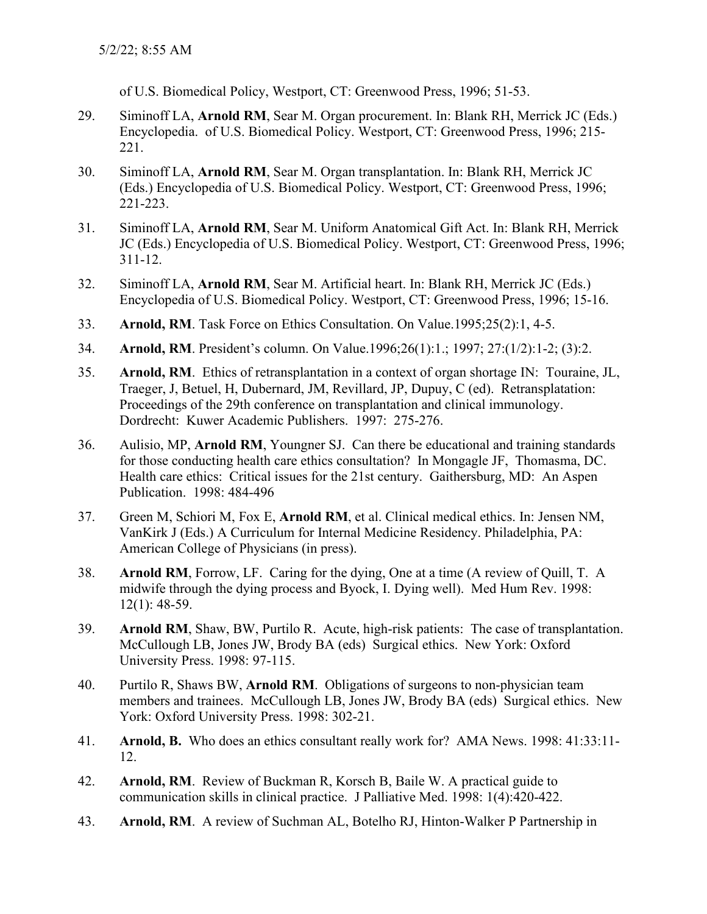of U.S. Biomedical Policy, Westport, CT: Greenwood Press, 1996; 51-53.

29. Siminoff LA, **Arnold RM**, Sear M. Organ procurement. In: Blank RH, Merrick JC (Eds.) Encyclopedia. of U.S. Biomedical Policy. Westport, CT: Greenwood Press, 1996; 215-221.

30. Siminoff LA, **Arnold RM**, Sear M. Organ transplantation. In: Blank RH, Merrick JC (Eds.) Encyclopedia of U.S. Biomedical Policy. Westport, CT: Greenwood Press, 1996; 221-223.

31. Siminoff LA, **Arnold RM**, Sear M. Uniform Anatomical Gift Act. In: Blank RH, Merrick JC (Eds.) Encyclopedia of U.S. Biomedical Policy. Westport, CT: Greenwood Press, 1996; 311-12.

32. Siminoff LA, **Arnold RM**, Sear M. Artificial heart. In: Blank RH, Merrick JC (Eds.) Encyclopedia of U.S. Biomedical Policy. Westport, CT: Greenwood Press, 1996; 15-16.

33. **Arnold, RM**. Task Force on Ethics Consultation. On Value.1995;25(2):1, 4-5.

34. **Arnold, RM**. President's column. On Value.1996;26(1):1.; 1997; 27:(1/2):1-2; (3):2.

35. **Arnold, RM**. Ethics of retransplantation in a context of organ shortage IN: Touraine, JL, Traeger, J, Betuel, H, Dubernard, JM, Revillard, JP, Dupuy, C (ed). Retransplatation: Proceedings of the 29th conference on transplantation and clinical immunology. Dordrecht: Kuwer Academic Publishers. 1997: 275-276.

36. Aulisio, MP, **Arnold RM**, Youngner SJ. Can there be educational and training standards for those conducting health care ethics consultation? In Mongagle JF, Thomasma, DC. Health care ethics: Critical issues for the 21st century. Gaithersburg, MD: An Aspen Publication. 1998: 484-496

37. Green M, Schiori M, Fox E, **Arnold RM**, et al. Clinical medical ethics. In: Jensen NM, VanKirk J (Eds.) A Curriculum for Internal Medicine Residency. Philadelphia, PA: American College of Physicians (in press).

38. **Arnold RM**, Forrow, LF. Caring for the dying, One at a time (A review of Quill, T. A midwife through the dying process and Byock, I. Dying well). Med Hum Rev. 1998: 12(1): 48-59.

39. **Arnold RM**, Shaw, BW, Purtilo R. Acute, high-risk patients: The case of transplantation. McCullough LB, Jones JW, Brody BA (eds) Surgical ethics. New York: Oxford University Press. 1998: 97-115.

40. Purtilo R, Shaws BW, **Arnold RM**. Obligations of surgeons to non-physician team members and trainees. McCullough LB, Jones JW, Brody BA (eds) Surgical ethics. New York: Oxford University Press. 1998: 302-21.

41. **Arnold, B.** Who does an ethics consultant really work for? AMA News. 1998: 41:33:11-12.

42. **Arnold, RM**. Review of Buckman R, Korsch B, Baile W. A practical guide to communication skills in clinical practice. J Palliative Med. 1998: 1(4):420-422.

43. **Arnold, RM**. A review of Suchman AL, Botelho RJ, Hinton-Walker P Partnership in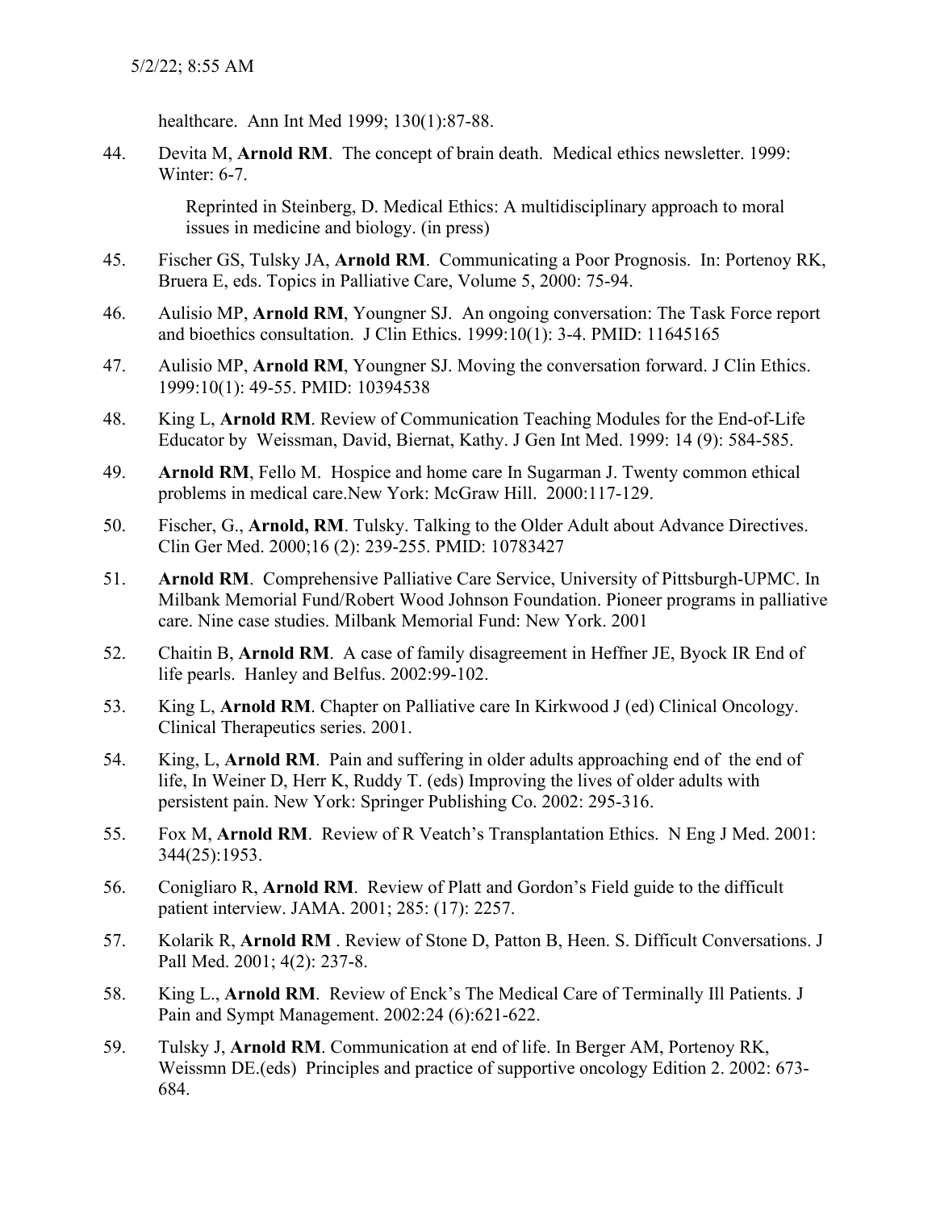healthcare. Ann Int Med 1999; 130(1):87-88.

44. Devita M, **Arnold RM**. The concept of brain death. Medical ethics newsletter. 1999: Winter: 6-7.

    Reprinted in Steinberg, D. Medical Ethics: A multidisciplinary approach to moral issues in medicine and biology. (in press)

45. Fischer GS, Tulsky JA, **Arnold RM**. Communicating a Poor Prognosis. In: Portenoy RK, Bruera E, eds. Topics in Palliative Care, Volume 5, 2000: 75-94.

46. Aulisio MP, **Arnold RM**, Youngner SJ. An ongoing conversation: The Task Force report and bioethics consultation. J Clin Ethics. 1999:10(1): 3-4. PMID: 11645165

47. Aulisio MP, **Arnold RM**, Youngner SJ. Moving the conversation forward. J Clin Ethics. 1999:10(1): 49-55. PMID: 10394538

48. King L, **Arnold RM**. Review of Communication Teaching Modules for the End-of-Life Educator by Weissman, David, Biernat, Kathy. J Gen Int Med. 1999: 14 (9): 584-585.

49. **Arnold RM**, Fello M. Hospice and home care In Sugarman J. Twenty common ethical problems in medical care.New York: McGraw Hill. 2000:117-129.

50. Fischer, G., **Arnold, RM**. Tulsky. Talking to the Older Adult about Advance Directives. Clin Ger Med. 2000;16 (2): 239-255. PMID: 10783427

51. **Arnold RM**. Comprehensive Palliative Care Service, University of Pittsburgh-UPMC. In Milbank Memorial Fund/Robert Wood Johnson Foundation. Pioneer programs in palliative care. Nine case studies. Milbank Memorial Fund: New York. 2001

52. Chaitin B, **Arnold RM**. A case of family disagreement in Heffner JE, Byock IR End of life pearls. Hanley and Belfus. 2002:99-102.

53. King L, **Arnold RM**. Chapter on Palliative care In Kirkwood J (ed) Clinical Oncology. Clinical Therapeutics series. 2001.

54. King, L, **Arnold RM**. Pain and suffering in older adults approaching end of the end of life, In Weiner D, Herr K, Ruddy T. (eds) Improving the lives of older adults with persistent pain. New York: Springer Publishing Co. 2002: 295-316.

55. Fox M, **Arnold RM**. Review of R Veatch's Transplantation Ethics. N Eng J Med. 2001: 344(25):1953.

56. Conigliaro R, **Arnold RM**. Review of Platt and Gordon's Field guide to the difficult patient interview. JAMA. 2001; 285: (17): 2257.

57. Kolarik R, **Arnold RM** . Review of Stone D, Patton B, Heen. S. Difficult Conversations. J Pall Med. 2001; 4(2): 237-8.

58. King L., **Arnold RM**. Review of Enck's The Medical Care of Terminally Ill Patients. J Pain and Sympt Management. 2002:24 (6):621-622.

59. Tulsky J, **Arnold RM**. Communication at end of life. In Berger AM, Portenoy RK, Weissmn DE.(eds) Principles and practice of supportive oncology Edition 2. 2002: 673-684.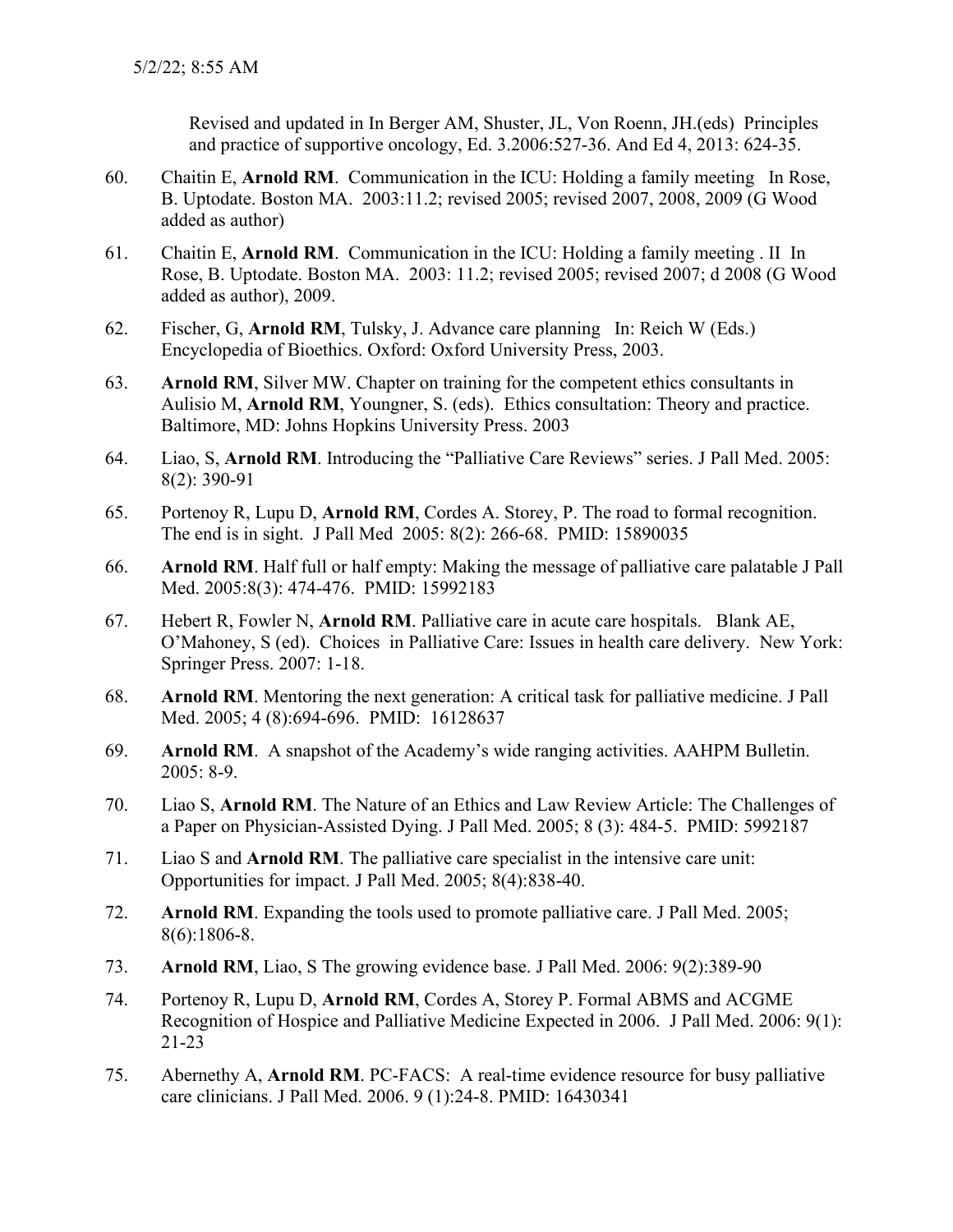Revised and updated in In Berger AM, Shuster, JL, Von Roenn, JH.(eds) Principles and practice of supportive oncology, Ed. 3.2006:527-36. And Ed 4, 2013: 624-35.

60. Chaitin E, **Arnold RM**. Communication in the ICU: Holding a family meeting In Rose, B. Uptodate. Boston MA. 2003:11.2; revised 2005; revised 2007, 2008, 2009 (G Wood added as author)

61. Chaitin E, **Arnold RM**. Communication in the ICU: Holding a family meeting . II In Rose, B. Uptodate. Boston MA. 2003: 11.2; revised 2005; revised 2007; d 2008 (G Wood added as author), 2009.

62. Fischer, G, **Arnold RM**, Tulsky, J. Advance care planning In: Reich W (Eds.) Encyclopedia of Bioethics. Oxford: Oxford University Press, 2003.

63. **Arnold RM**, Silver MW. Chapter on training for the competent ethics consultants in Aulisio M, **Arnold RM**, Youngner, S. (eds). Ethics consultation: Theory and practice. Baltimore, MD: Johns Hopkins University Press. 2003

64. Liao, S, **Arnold RM**. Introducing the "Palliative Care Reviews" series. J Pall Med. 2005: 8(2): 390-91

65. Portenoy R, Lupu D, **Arnold RM**, Cordes A. Storey, P. The road to formal recognition. The end is in sight. J Pall Med 2005: 8(2): 266-68. PMID: 15890035

66. **Arnold RM**. Half full or half empty: Making the message of palliative care palatable J Pall Med. 2005:8(3): 474-476. PMID: 15992183

67. Hebert R, Fowler N, **Arnold RM**. Palliative care in acute care hospitals. Blank AE, O'Mahoney, S (ed). Choices in Palliative Care: Issues in health care delivery. New York: Springer Press. 2007: 1-18.

68. **Arnold RM**. Mentoring the next generation: A critical task for palliative medicine. J Pall Med. 2005; 4 (8):694-696. PMID: 16128637

69. **Arnold RM**. A snapshot of the Academy's wide ranging activities. AAHPM Bulletin. 2005: 8-9.

70. Liao S, **Arnold RM**. The Nature of an Ethics and Law Review Article: The Challenges of a Paper on Physician-Assisted Dying. J Pall Med. 2005; 8 (3): 484-5. PMID: 5992187

71. Liao S and **Arnold RM**. The palliative care specialist in the intensive care unit: Opportunities for impact. J Pall Med. 2005; 8(4):838-40.

72. **Arnold RM**. Expanding the tools used to promote palliative care. J Pall Med. 2005; 8(6):1806-8.

73. **Arnold RM**, Liao, S The growing evidence base. J Pall Med. 2006: 9(2):389-90

74. Portenoy R, Lupu D, **Arnold RM**, Cordes A, Storey P. Formal ABMS and ACGME Recognition of Hospice and Palliative Medicine Expected in 2006. J Pall Med. 2006: 9(1): 21-23

75. Abernethy A, **Arnold RM**. PC-FACS: A real-time evidence resource for busy palliative care clinicians. J Pall Med. 2006. 9 (1):24-8. PMID: 16430341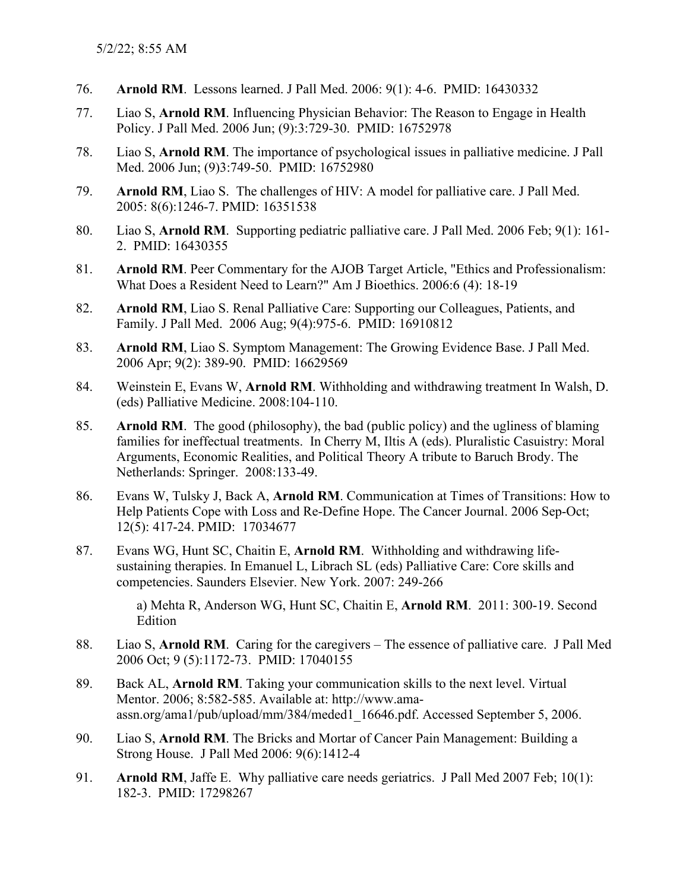76. **Arnold RM**. Lessons learned. J Pall Med. 2006: 9(1): 4-6. PMID: 16430332

77. Liao S, **Arnold RM**. Influencing Physician Behavior: The Reason to Engage in Health Policy. J Pall Med. 2006 Jun; (9):3:729-30. PMID: 16752978

78. Liao S, **Arnold RM**. The importance of psychological issues in palliative medicine. J Pall Med. 2006 Jun; (9)3:749-50. PMID: 16752980

79. **Arnold RM**, Liao S. The challenges of HIV: A model for palliative care. J Pall Med. 2005: 8(6):1246-7. PMID: 16351538

80. Liao S, **Arnold RM**. Supporting pediatric palliative care. J Pall Med. 2006 Feb; 9(1): 161-2. PMID: 16430355

81. **Arnold RM**. Peer Commentary for the AJOB Target Article, "Ethics and Professionalism: What Does a Resident Need to Learn?" Am J Bioethics. 2006:6 (4): 18-19

82. **Arnold RM**, Liao S. Renal Palliative Care: Supporting our Colleagues, Patients, and Family. J Pall Med. 2006 Aug; 9(4):975-6. PMID: 16910812

83. **Arnold RM**, Liao S. Symptom Management: The Growing Evidence Base. J Pall Med. 2006 Apr; 9(2): 389-90. PMID: 16629569

84. Weinstein E, Evans W, **Arnold RM**. Withholding and withdrawing treatment In Walsh, D. (eds) Palliative Medicine. 2008:104-110.

85. **Arnold RM**. The good (philosophy), the bad (public policy) and the ugliness of blaming families for ineffectual treatments. In Cherry M, Iltis A (eds). Pluralistic Casuistry: Moral Arguments, Economic Realities, and Political Theory A tribute to Baruch Brody. The Netherlands: Springer. 2008:133-49.

86. Evans W, Tulsky J, Back A, **Arnold RM**. Communication at Times of Transitions: How to Help Patients Cope with Loss and Re-Define Hope. The Cancer Journal. 2006 Sep-Oct; 12(5): 417-24. PMID: 17034677

87. Evans WG, Hunt SC, Chaitin E, **Arnold RM**. Withholding and withdrawing life-sustaining therapies. In Emanuel L, Librach SL (eds) Palliative Care: Core skills and competencies. Saunders Elsevier. New York. 2007: 249-266

    a) Mehta R, Anderson WG, Hunt SC, Chaitin E, **Arnold RM**. 2011: 300-19. Second Edition

88. Liao S, **Arnold RM**. Caring for the caregivers – The essence of palliative care. J Pall Med 2006 Oct; 9 (5):1172-73. PMID: 17040155

89. Back AL, **Arnold RM**. Taking your communication skills to the next level. Virtual Mentor. 2006; 8:582-585. Available at: http://www.ama-assn.org/ama1/pub/upload/mm/384/meded1_16646.pdf. Accessed September 5, 2006.

90. Liao S, **Arnold RM**. The Bricks and Mortar of Cancer Pain Management: Building a Strong House. J Pall Med 2006: 9(6):1412-4

91. **Arnold RM**, Jaffe E. Why palliative care needs geriatrics. J Pall Med 2007 Feb; 10(1): 182-3. PMID: 17298267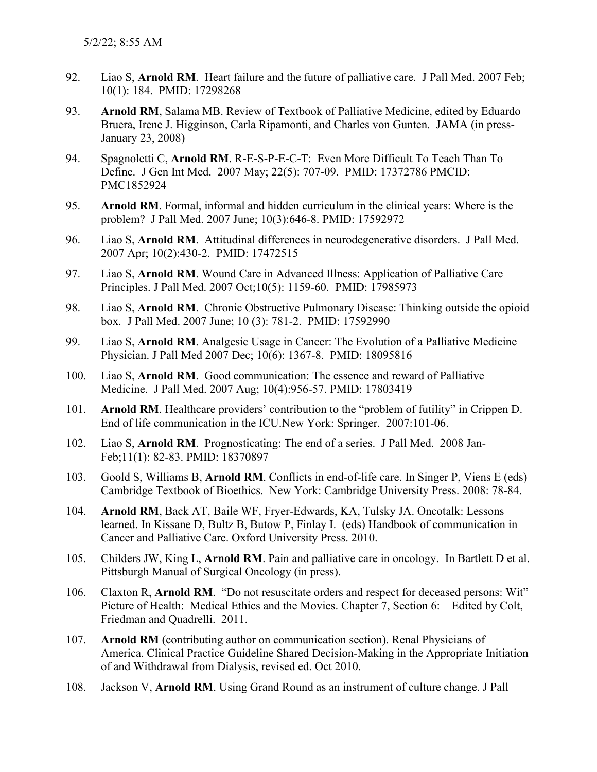92. Liao S, **Arnold RM**. Heart failure and the future of palliative care. J Pall Med. 2007 Feb; 10(1): 184. PMID: 17298268

93. **Arnold RM**, Salama MB. Review of Textbook of Palliative Medicine, edited by Eduardo Bruera, Irene J. Higginson, Carla Ripamonti, and Charles von Gunten. JAMA (in press-January 23, 2008)

94. Spagnoletti C, **Arnold RM**. R-E-S-P-E-C-T: Even More Difficult To Teach Than To Define. J Gen Int Med. 2007 May; 22(5): 707-09. PMID: 17372786 PMCID: PMC1852924

95. **Arnold RM**. Formal, informal and hidden curriculum in the clinical years: Where is the problem? J Pall Med. 2007 June; 10(3):646-8. PMID: 17592972

96. Liao S, **Arnold RM**. Attitudinal differences in neurodegenerative disorders. J Pall Med. 2007 Apr; 10(2):430-2. PMID: 17472515

97. Liao S, **Arnold RM**. Wound Care in Advanced Illness: Application of Palliative Care Principles. J Pall Med. 2007 Oct;10(5): 1159-60. PMID: 17985973

98. Liao S, **Arnold RM**. Chronic Obstructive Pulmonary Disease: Thinking outside the opioid box. J Pall Med. 2007 June; 10 (3): 781-2. PMID: 17592990

99. Liao S, **Arnold RM**. Analgesic Usage in Cancer: The Evolution of a Palliative Medicine Physician. J Pall Med 2007 Dec; 10(6): 1367-8. PMID: 18095816

100. Liao S, **Arnold RM**. Good communication: The essence and reward of Palliative Medicine. J Pall Med. 2007 Aug; 10(4):956-57. PMID: 17803419

101. **Arnold RM**. Healthcare providers' contribution to the "problem of futility" in Crippen D. End of life communication in the ICU.New York: Springer. 2007:101-06.

102. Liao S, **Arnold RM**. Prognosticating: The end of a series. J Pall Med. 2008 Jan-Feb;11(1): 82-83. PMID: 18370897

103. Goold S, Williams B, **Arnold RM**. Conflicts in end-of-life care. In Singer P, Viens E (eds) Cambridge Textbook of Bioethics. New York: Cambridge University Press. 2008: 78-84.

104. **Arnold RM**, Back AT, Baile WF, Fryer-Edwards, KA, Tulsky JA. Oncotalk: Lessons learned. In Kissane D, Bultz B, Butow P, Finlay I. (eds) Handbook of communication in Cancer and Palliative Care. Oxford University Press. 2010.

105. Childers JW, King L, **Arnold RM**. Pain and palliative care in oncology. In Bartlett D et al. Pittsburgh Manual of Surgical Oncology (in press).

106. Claxton R, **Arnold RM**. "Do not resuscitate orders and respect for deceased persons: Wit" Picture of Health: Medical Ethics and the Movies. Chapter 7, Section 6: Edited by Colt, Friedman and Quadrelli. 2011.

107. **Arnold RM** (contributing author on communication section). Renal Physicians of America. Clinical Practice Guideline Shared Decision-Making in the Appropriate Initiation of and Withdrawal from Dialysis, revised ed. Oct 2010.

108. Jackson V, **Arnold RM**. Using Grand Round as an instrument of culture change. J Pall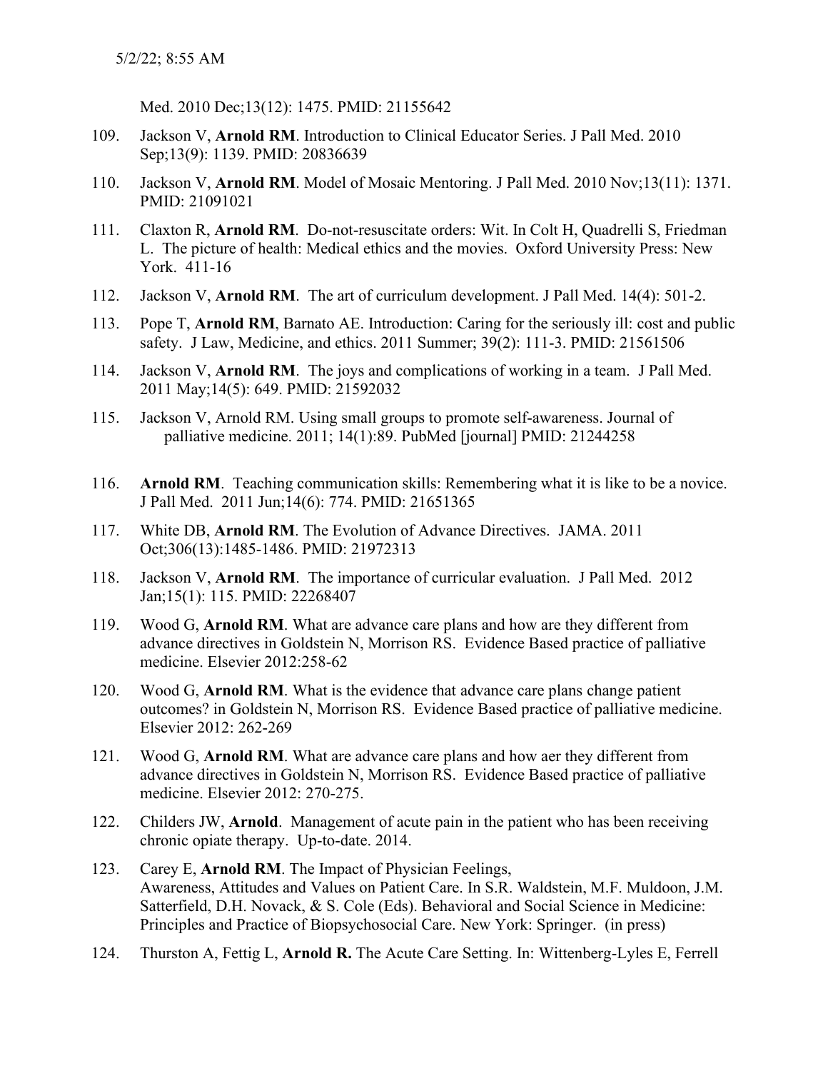Med. 2010 Dec;13(12): 1475. PMID: 21155642

109. Jackson V, **Arnold RM**. Introduction to Clinical Educator Series. J Pall Med. 2010 Sep;13(9): 1139. PMID: 20836639

110. Jackson V, **Arnold RM**. Model of Mosaic Mentoring. J Pall Med. 2010 Nov;13(11): 1371. PMID: 21091021

111. Claxton R, **Arnold RM**. Do-not-resuscitate orders: Wit. In Colt H, Quadrelli S, Friedman L. The picture of health: Medical ethics and the movies. Oxford University Press: New York. 411-16

112. Jackson V, **Arnold RM**. The art of curriculum development. J Pall Med. 14(4): 501-2.

113. Pope T, **Arnold RM**, Barnato AE. Introduction: Caring for the seriously ill: cost and public safety. J Law, Medicine, and ethics. 2011 Summer; 39(2): 111-3. PMID: 21561506

114. Jackson V, **Arnold RM**. The joys and complications of working in a team. J Pall Med. 2011 May;14(5): 649. PMID: 21592032

115. Jackson V, Arnold RM. Using small groups to promote self-awareness. Journal of palliative medicine. 2011; 14(1):89. PubMed [journal] PMID: 21244258

116. **Arnold RM**. Teaching communication skills: Remembering what it is like to be a novice. J Pall Med. 2011 Jun;14(6): 774. PMID: 21651365

117. White DB, **Arnold RM**. The Evolution of Advance Directives. JAMA. 2011 Oct;306(13):1485-1486. PMID: 21972313

118. Jackson V, **Arnold RM**. The importance of curricular evaluation. J Pall Med. 2012 Jan;15(1): 115. PMID: 22268407

119. Wood G, **Arnold RM**. What are advance care plans and how are they different from advance directives in Goldstein N, Morrison RS. Evidence Based practice of palliative medicine. Elsevier 2012:258-62

120. Wood G, **Arnold RM**. What is the evidence that advance care plans change patient outcomes? in Goldstein N, Morrison RS. Evidence Based practice of palliative medicine. Elsevier 2012: 262-269

121. Wood G, **Arnold RM**. What are advance care plans and how aer they different from advance directives in Goldstein N, Morrison RS. Evidence Based practice of palliative medicine. Elsevier 2012: 270-275.

122. Childers JW, **Arnold**. Management of acute pain in the patient who has been receiving chronic opiate therapy. Up-to-date. 2014.

123. Carey E, **Arnold RM**. The Impact of Physician Feelings, Awareness, Attitudes and Values on Patient Care. In S.R. Waldstein, M.F. Muldoon, J.M. Satterfield, D.H. Novack, & S. Cole (Eds). Behavioral and Social Science in Medicine: Principles and Practice of Biopsychosocial Care. New York: Springer. (in press)

124. Thurston A, Fettig L, **Arnold R.** The Acute Care Setting. In: Wittenberg-Lyles E, Ferrell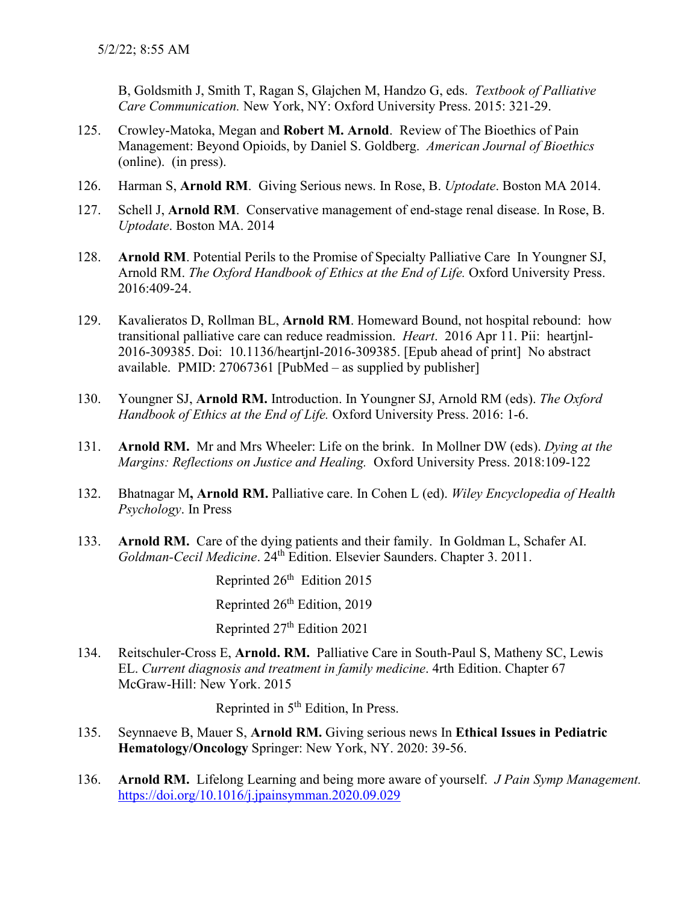B, Goldsmith J, Smith T, Ragan S, Glajchen M, Handzo G, eds. *Textbook of Palliative Care Communication.* New York, NY: Oxford University Press. 2015: 321-29.

125. Crowley-Matoka, Megan and **Robert M. Arnold**. Review of The Bioethics of Pain Management: Beyond Opioids, by Daniel S. Goldberg. *American Journal of Bioethics* (online). (in press).

126. Harman S, **Arnold RM**. Giving Serious news. In Rose, B. *Uptodate*. Boston MA 2014.

127. Schell J, **Arnold RM**. Conservative management of end-stage renal disease. In Rose, B. *Uptodate*. Boston MA. 2014

128. **Arnold RM**. Potential Perils to the Promise of Specialty Palliative Care In Youngner SJ, Arnold RM. *The Oxford Handbook of Ethics at the End of Life.* Oxford University Press. 2016:409-24.

129. Kavalieratos D, Rollman BL, **Arnold RM**. Homeward Bound, not hospital rebound: how transitional palliative care can reduce readmission. *Heart*. 2016 Apr 11. Pii: heartjnl-2016-309385. Doi: 10.1136/heartjnl-2016-309385. [Epub ahead of print] No abstract available. PMID: 27067361 [PubMed – as supplied by publisher]

130. Youngner SJ, **Arnold RM.** Introduction. In Youngner SJ, Arnold RM (eds). *The Oxford Handbook of Ethics at the End of Life.* Oxford University Press. 2016: 1-6.

131. **Arnold RM.** Mr and Mrs Wheeler: Life on the brink. In Mollner DW (eds). *Dying at the Margins: Reflections on Justice and Healing.* Oxford University Press. 2018:109-122

132. Bhatnagar M**, Arnold RM.** Palliative care. In Cohen L (ed). *Wiley Encyclopedia of Health Psychology*. In Press

133. **Arnold RM.** Care of the dying patients and their family. In Goldman L, Schafer AI. *Goldman-Cecil Medicine*. 24th Edition. Elsevier Saunders. Chapter 3. 2011.

     Reprinted 26th Edition 2015

     Reprinted 26th Edition, 2019

     Reprinted 27th Edition 2021

134. Reitschuler-Cross E, **Arnold. RM.** Palliative Care in South-Paul S, Matheny SC, Lewis EL. *Current diagnosis and treatment in family medicine*. 4rth Edition. Chapter 67 McGraw-Hill: New York. 2015

     Reprinted in 5th Edition, In Press.

135. Seynnaeve B, Mauer S, **Arnold RM.** Giving serious news In **Ethical Issues in Pediatric Hematology/Oncology** Springer: New York, NY. 2020: 39-56.

136. **Arnold RM.** Lifelong Learning and being more aware of yourself. *J Pain Symp Management.* https://doi.org/10.1016/j.jpainsymman.2020.09.029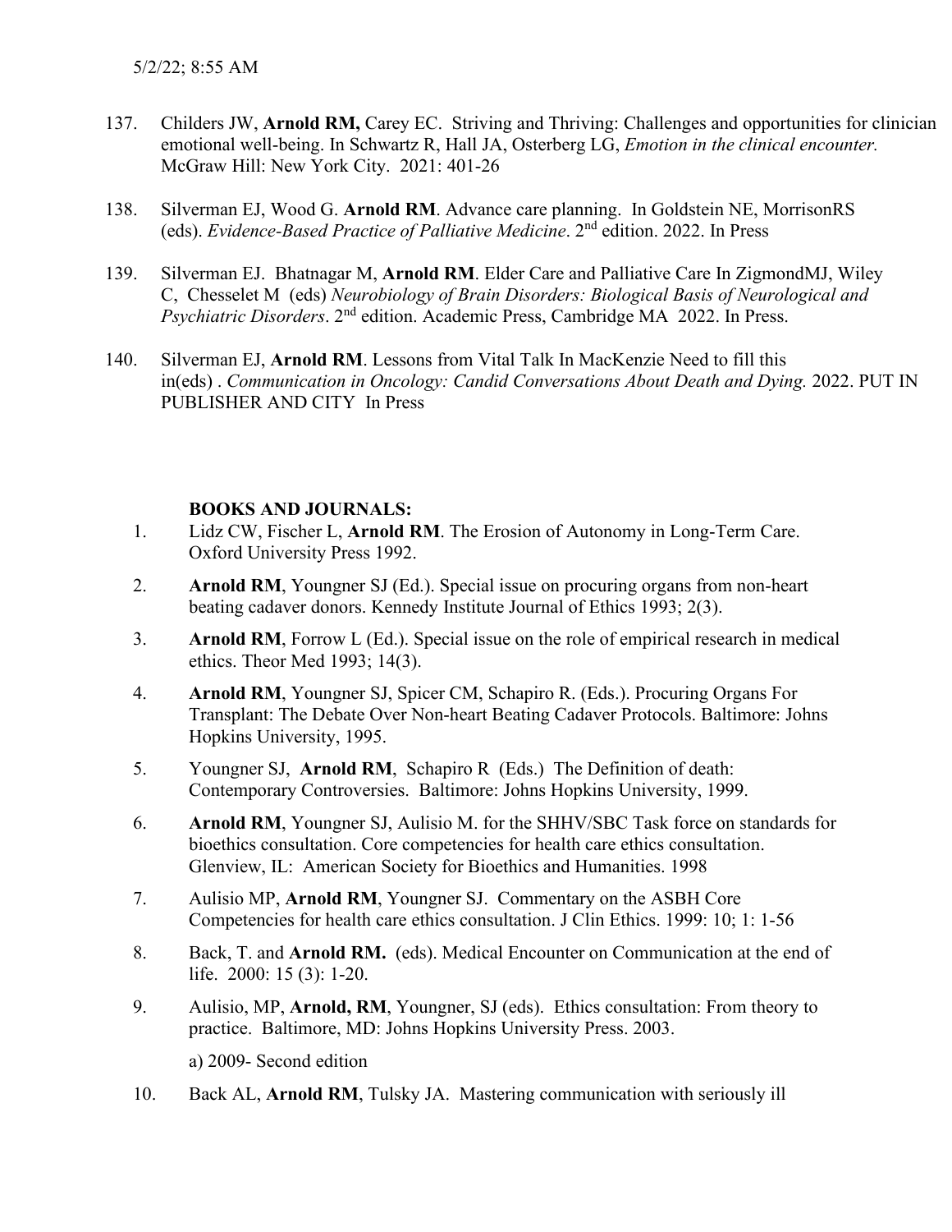137. Childers JW, **Arnold RM,** Carey EC. Striving and Thriving: Challenges and opportunities for clinician emotional well-being. In Schwartz R, Hall JA, Osterberg LG, *Emotion in the clinical encounter.* McGraw Hill: New York City. 2021: 401-26

138. Silverman EJ, Wood G. **Arnold RM**. Advance care planning. In Goldstein NE, MorrisonRS (eds). *Evidence-Based Practice of Palliative Medicine*. 2nd edition. 2022. In Press

139. Silverman EJ. Bhatnagar M, **Arnold RM**. Elder Care and Palliative Care In ZigmondMJ, Wiley C, Chesselet M (eds) *Neurobiology of Brain Disorders: Biological Basis of Neurological and Psychiatric Disorders*. 2nd edition. Academic Press, Cambridge MA 2022. In Press.

140. Silverman EJ, **Arnold RM**. Lessons from Vital Talk In MacKenzie Need to fill this in(eds) . *Communication in Oncology: Candid Conversations About Death and Dying.* 2022. PUT IN PUBLISHER AND CITY In Press

**BOOKS AND JOURNALS:**

1. Lidz CW, Fischer L, **Arnold RM**. The Erosion of Autonomy in Long-Term Care. Oxford University Press 1992.

2. **Arnold RM**, Youngner SJ (Ed.). Special issue on procuring organs from non-heart beating cadaver donors. Kennedy Institute Journal of Ethics 1993; 2(3).

3. **Arnold RM**, Forrow L (Ed.). Special issue on the role of empirical research in medical ethics. Theor Med 1993; 14(3).

4. **Arnold RM**, Youngner SJ, Spicer CM, Schapiro R. (Eds.). Procuring Organs For Transplant: The Debate Over Non-heart Beating Cadaver Protocols. Baltimore: Johns Hopkins University, 1995.

5. Youngner SJ, **Arnold RM**, Schapiro R (Eds.) The Definition of death: Contemporary Controversies. Baltimore: Johns Hopkins University, 1999.

6. **Arnold RM**, Youngner SJ, Aulisio M. for the SHHV/SBC Task force on standards for bioethics consultation. Core competencies for health care ethics consultation. Glenview, IL: American Society for Bioethics and Humanities. 1998

7. Aulisio MP, **Arnold RM**, Youngner SJ. Commentary on the ASBH Core Competencies for health care ethics consultation. J Clin Ethics. 1999: 10; 1: 1-56

8. Back, T. and **Arnold RM.** (eds). Medical Encounter on Communication at the end of life. 2000: 15 (3): 1-20.

9. Aulisio, MP, **Arnold, RM**, Youngner, SJ (eds). Ethics consultation: From theory to practice. Baltimore, MD: Johns Hopkins University Press. 2003.

   a) 2009- Second edition

10. Back AL, **Arnold RM**, Tulsky JA. Mastering communication with seriously ill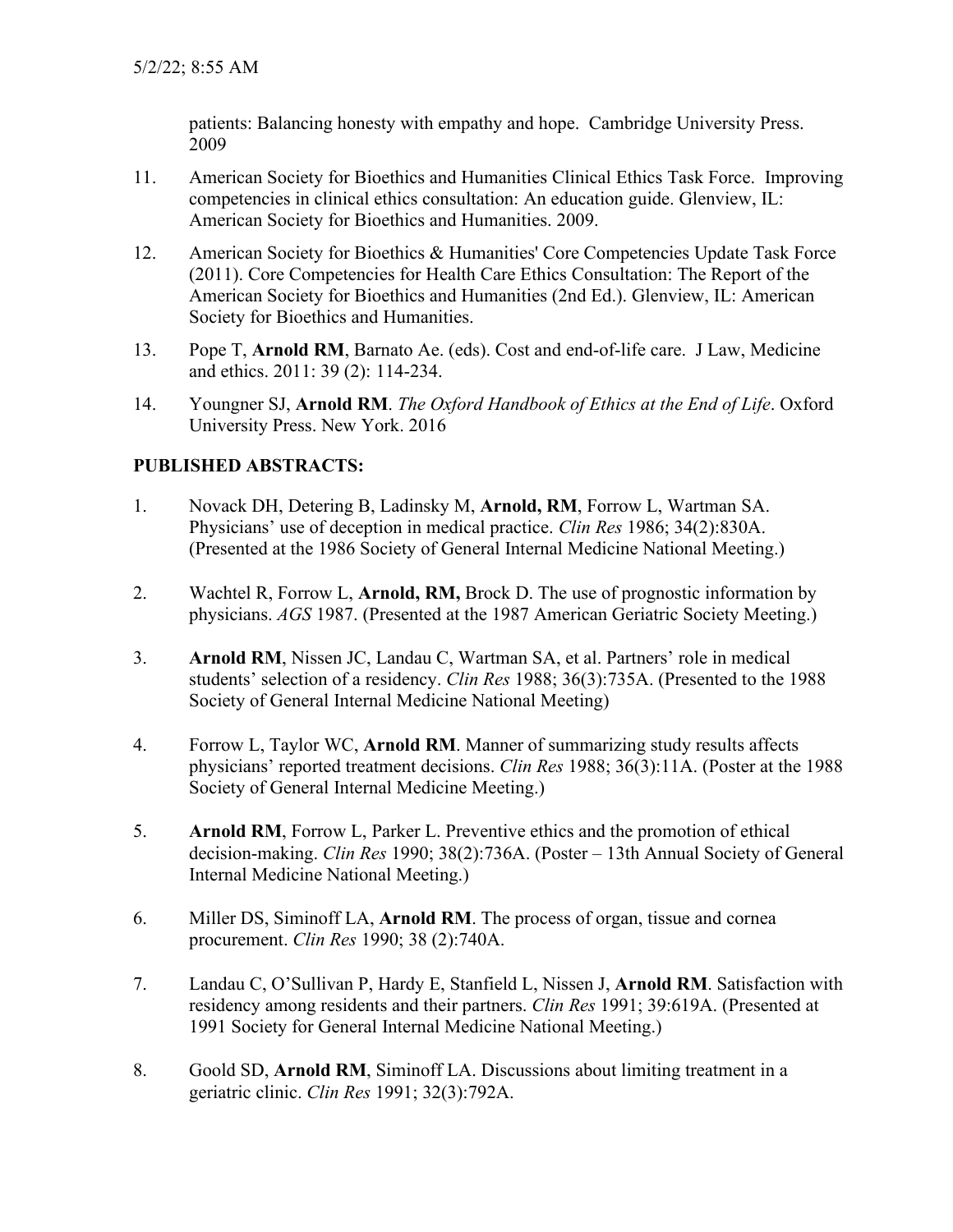patients: Balancing honesty with empathy and hope. Cambridge University Press. 2009

11. American Society for Bioethics and Humanities Clinical Ethics Task Force. Improving competencies in clinical ethics consultation: An education guide. Glenview, IL: American Society for Bioethics and Humanities. 2009.

12. American Society for Bioethics & Humanities' Core Competencies Update Task Force (2011). Core Competencies for Health Care Ethics Consultation: The Report of the American Society for Bioethics and Humanities (2nd Ed.). Glenview, IL: American Society for Bioethics and Humanities.

13. Pope T, **Arnold RM**, Barnato Ae. (eds). Cost and end-of-life care. J Law, Medicine and ethics. 2011: 39 (2): 114-234.

14. Youngner SJ, **Arnold RM**. *The Oxford Handbook of Ethics at the End of Life*. Oxford University Press. New York. 2016

## PUBLISHED ABSTRACTS:

1. Novack DH, Detering B, Ladinsky M, **Arnold, RM**, Forrow L, Wartman SA. Physicians' use of deception in medical practice. *Clin Res* 1986; 34(2):830A. (Presented at the 1986 Society of General Internal Medicine National Meeting.)

2. Wachtel R, Forrow L, **Arnold, RM,** Brock D. The use of prognostic information by physicians. *AGS* 1987. (Presented at the 1987 American Geriatric Society Meeting.)

3. **Arnold RM**, Nissen JC, Landau C, Wartman SA, et al. Partners' role in medical students' selection of a residency. *Clin Res* 1988; 36(3):735A. (Presented to the 1988 Society of General Internal Medicine National Meeting)

4. Forrow L, Taylor WC, **Arnold RM**. Manner of summarizing study results affects physicians' reported treatment decisions. *Clin Res* 1988; 36(3):11A. (Poster at the 1988 Society of General Internal Medicine Meeting.)

5. **Arnold RM**, Forrow L, Parker L. Preventive ethics and the promotion of ethical decision-making. *Clin Res* 1990; 38(2):736A. (Poster – 13th Annual Society of General Internal Medicine National Meeting.)

6. Miller DS, Siminoff LA, **Arnold RM**. The process of organ, tissue and cornea procurement. *Clin Res* 1990; 38 (2):740A.

7. Landau C, O'Sullivan P, Hardy E, Stanfield L, Nissen J, **Arnold RM**. Satisfaction with residency among residents and their partners. *Clin Res* 1991; 39:619A. (Presented at 1991 Society for General Internal Medicine National Meeting.)

8. Goold SD, **Arnold RM**, Siminoff LA. Discussions about limiting treatment in a geriatric clinic. *Clin Res* 1991; 32(3):792A.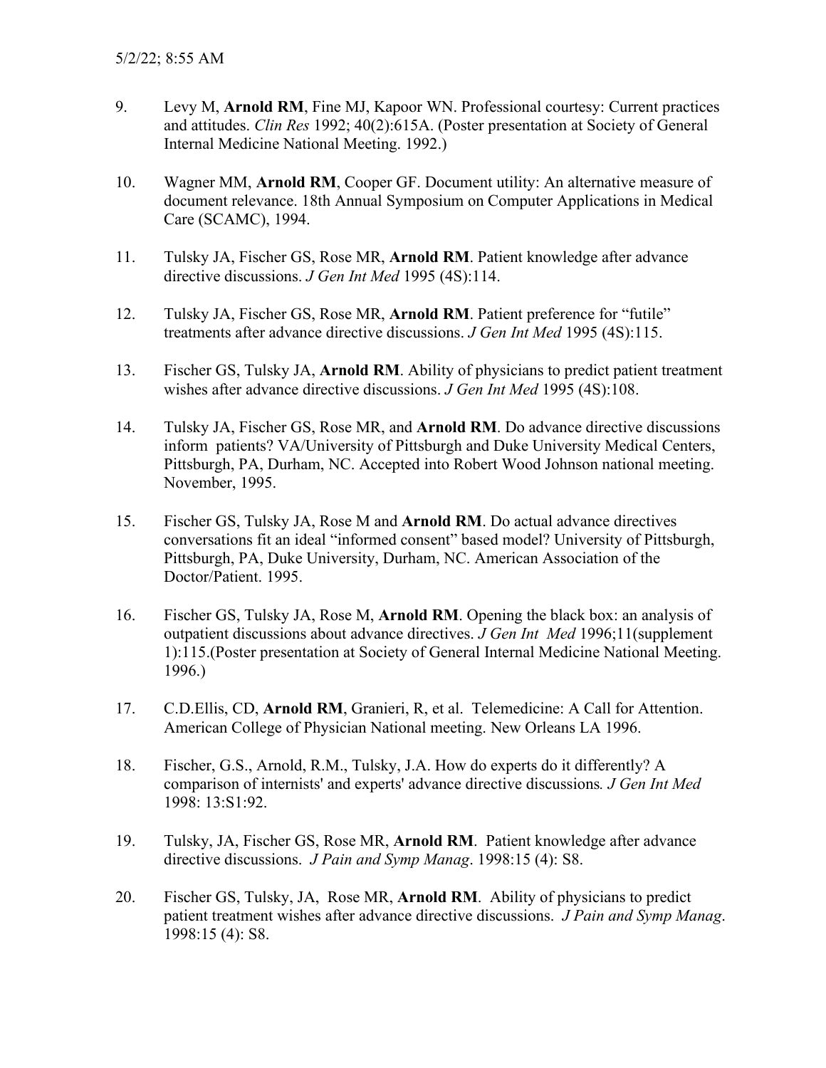9. Levy M, **Arnold RM**, Fine MJ, Kapoor WN. Professional courtesy: Current practices and attitudes. *Clin Res* 1992; 40(2):615A. (Poster presentation at Society of General Internal Medicine National Meeting. 1992.)

10. Wagner MM, **Arnold RM**, Cooper GF. Document utility: An alternative measure of document relevance. 18th Annual Symposium on Computer Applications in Medical Care (SCAMC), 1994.

11. Tulsky JA, Fischer GS, Rose MR, **Arnold RM**. Patient knowledge after advance directive discussions. *J Gen Int Med* 1995 (4S):114.

12. Tulsky JA, Fischer GS, Rose MR, **Arnold RM**. Patient preference for "futile" treatments after advance directive discussions. *J Gen Int Med* 1995 (4S):115.

13. Fischer GS, Tulsky JA, **Arnold RM**. Ability of physicians to predict patient treatment wishes after advance directive discussions. *J Gen Int Med* 1995 (4S):108.

14. Tulsky JA, Fischer GS, Rose MR, and **Arnold RM**. Do advance directive discussions inform patients? VA/University of Pittsburgh and Duke University Medical Centers, Pittsburgh, PA, Durham, NC. Accepted into Robert Wood Johnson national meeting. November, 1995.

15. Fischer GS, Tulsky JA, Rose M and **Arnold RM**. Do actual advance directives conversations fit an ideal "informed consent" based model? University of Pittsburgh, Pittsburgh, PA, Duke University, Durham, NC. American Association of the Doctor/Patient. 1995.

16. Fischer GS, Tulsky JA, Rose M, **Arnold RM**. Opening the black box: an analysis of outpatient discussions about advance directives. *J Gen Int Med* 1996;11(supplement 1):115.(Poster presentation at Society of General Internal Medicine National Meeting. 1996.)

17. C.D.Ellis, CD, **Arnold RM**, Granieri, R, et al. Telemedicine: A Call for Attention. American College of Physician National meeting. New Orleans LA 1996.

18. Fischer, G.S., Arnold, R.M., Tulsky, J.A. How do experts do it differently? A comparison of internists' and experts' advance directive discussions*. J Gen Int Med* 1998: 13:S1:92.

19. Tulsky, JA, Fischer GS, Rose MR, **Arnold RM**. Patient knowledge after advance directive discussions. *J Pain and Symp Manag*. 1998:15 (4): S8.

20. Fischer GS, Tulsky, JA, Rose MR, **Arnold RM**. Ability of physicians to predict patient treatment wishes after advance directive discussions. *J Pain and Symp Manag*. 1998:15 (4): S8.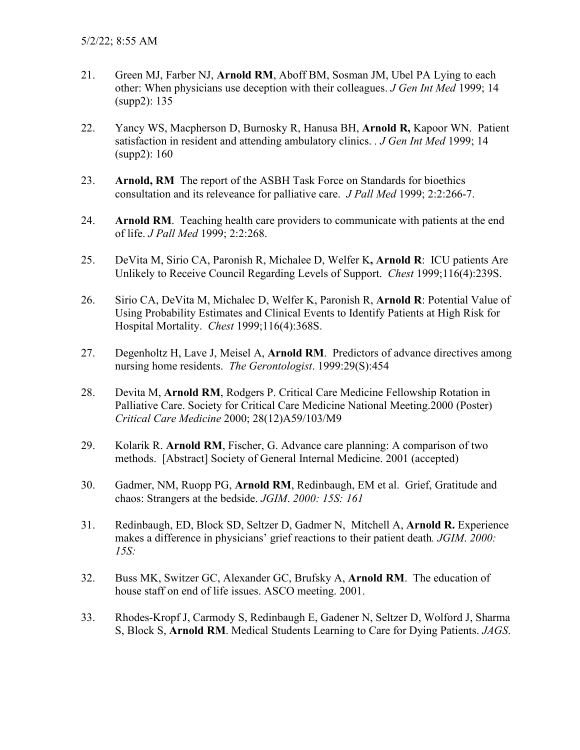21. Green MJ, Farber NJ, **Arnold RM**, Aboff BM, Sosman JM, Ubel PA Lying to each other: When physicians use deception with their colleagues. *J Gen Int Med* 1999; 14 (supp2): 135

22. Yancy WS, Macpherson D, Burnosky R, Hanusa BH, **Arnold R,** Kapoor WN. Patient satisfaction in resident and attending ambulatory clinics. . *J Gen Int Med* 1999; 14 (supp2): 160

23. **Arnold, RM** The report of the ASBH Task Force on Standards for bioethics consultation and its releveance for palliative care. *J Pall Med* 1999; 2:2:266-7.

24. **Arnold RM**. Teaching health care providers to communicate with patients at the end of life. *J Pall Med* 1999; 2:2:268.

25. DeVita M, Sirio CA, Paronish R, Michalee D, Welfer K**, Arnold R**: ICU patients Are Unlikely to Receive Council Regarding Levels of Support. *Chest* 1999;116(4):239S.

26. Sirio CA, DeVita M, Michalec D, Welfer K, Paronish R, **Arnold R**: Potential Value of Using Probability Estimates and Clinical Events to Identify Patients at High Risk for Hospital Mortality. *Chest* 1999;116(4):368S.

27. Degenholtz H, Lave J, Meisel A, **Arnold RM**. Predictors of advance directives among nursing home residents. *The Gerontologist*. 1999:29(S):454

28. Devita M, **Arnold RM**, Rodgers P. Critical Care Medicine Fellowship Rotation in Palliative Care. Society for Critical Care Medicine National Meeting.2000 (Poster) *Critical Care Medicine* 2000; 28(12)A59/103/M9

29. Kolarik R. **Arnold RM**, Fischer, G. Advance care planning: A comparison of two methods. [Abstract] Society of General Internal Medicine. 2001 (accepted)

30. Gadmer, NM, Ruopp PG, **Arnold RM**, Redinbaugh, EM et al. Grief, Gratitude and chaos: Strangers at the bedside. *JGIM*. *2000: 15S: 161*

31. Redinbaugh, ED, Block SD, Seltzer D, Gadmer N, Mitchell A, **Arnold R.** Experience makes a difference in physicians' grief reactions to their patient death*. JGIM*. *2000: 15S:*

32. Buss MK, Switzer GC, Alexander GC, Brufsky A, **Arnold RM**. The education of house staff on end of life issues. ASCO meeting. 2001.

33. Rhodes-Kropf J, Carmody S, Redinbaugh E, Gadener N, Seltzer D, Wolford J, Sharma S, Block S, **Arnold RM**. Medical Students Learning to Care for Dying Patients. *JAGS.*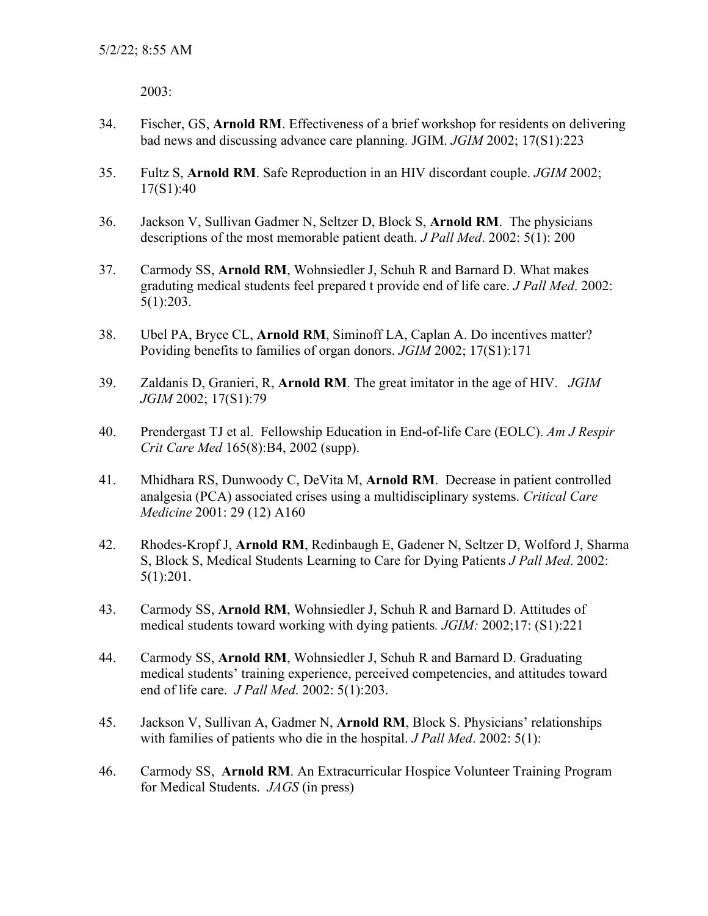2003:

34. Fischer, GS, **Arnold RM**. Effectiveness of a brief workshop for residents on delivering bad news and discussing advance care planning. JGIM. *JGIM* 2002; 17(S1):223

35. Fultz S, **Arnold RM**. Safe Reproduction in an HIV discordant couple. *JGIM* 2002; 17(S1):40

36. Jackson V, Sullivan Gadmer N, Seltzer D, Block S, **Arnold RM**. The physicians descriptions of the most memorable patient death. *J Pall Med*. 2002: 5(1): 200

37. Carmody SS, **Arnold RM**, Wohnsiedler J, Schuh R and Barnard D. What makes graduting medical students feel prepared t provide end of life care. *J Pall Med*. 2002: 5(1):203.

38. Ubel PA, Bryce CL, **Arnold RM**, Siminoff LA, Caplan A. Do incentives matter? Poviding benefits to families of organ donors. *JGIM* 2002; 17(S1):171

39. Zaldanis D, Granieri, R, **Arnold RM**. The great imitator in the age of HIV. *JGIM JGIM* 2002; 17(S1):79

40. Prendergast TJ et al. Fellowship Education in End-of-life Care (EOLC). *Am J Respir Crit Care Med* 165(8):B4, 2002 (supp).

41. Mhidhara RS, Dunwoody C, DeVita M, **Arnold RM**. Decrease in patient controlled analgesia (PCA) associated crises using a multidisciplinary systems. *Critical Care Medicine* 2001: 29 (12) A160

42. Rhodes-Kropf J, **Arnold RM**, Redinbaugh E, Gadener N, Seltzer D, Wolford J, Sharma S, Block S, Medical Students Learning to Care for Dying Patients *J Pall Med*. 2002: 5(1):201.

43. Carmody SS, **Arnold RM**, Wohnsiedler J, Schuh R and Barnard D. Attitudes of medical students toward working with dying patients*. JGIM:* 2002;17: (S1):221

44. Carmody SS, **Arnold RM**, Wohnsiedler J, Schuh R and Barnard D. Graduating medical students' training experience, perceived competencies, and attitudes toward end of life care. *J Pall Med*. 2002: 5(1):203.

45. Jackson V, Sullivan A, Gadmer N, **Arnold RM**, Block S. Physicians' relationships with families of patients who die in the hospital. *J Pall Med*. 2002: 5(1):

46. Carmody SS, **Arnold RM**. An Extracurricular Hospice Volunteer Training Program for Medical Students. *JAGS* (in press)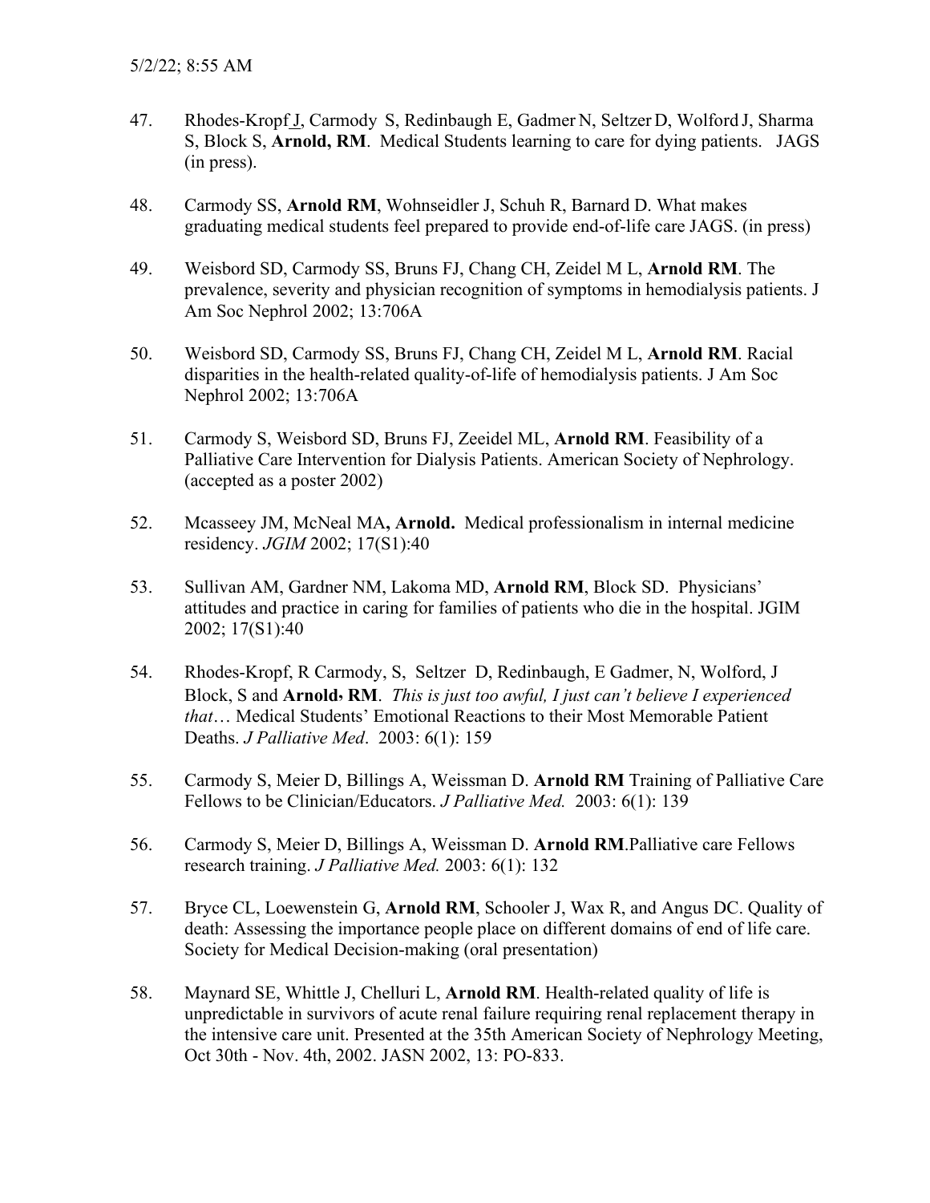47. Rhodes-Kropf J, Carmody S, Redinbaugh E, Gadmer N, Seltzer D, Wolford J, Sharma S, Block S, **Arnold, RM**. Medical Students learning to care for dying patients. JAGS (in press).

48. Carmody SS, **Arnold RM**, Wohnseidler J, Schuh R, Barnard D. What makes graduating medical students feel prepared to provide end-of-life care JAGS. (in press)

49. Weisbord SD, Carmody SS, Bruns FJ, Chang CH, Zeidel M L, **Arnold RM**. The prevalence, severity and physician recognition of symptoms in hemodialysis patients. J Am Soc Nephrol 2002; 13:706A

50. Weisbord SD, Carmody SS, Bruns FJ, Chang CH, Zeidel M L, **Arnold RM**. Racial disparities in the health-related quality-of-life of hemodialysis patients. J Am Soc Nephrol 2002; 13:706A

51. Carmody S, Weisbord SD, Bruns FJ, Zeeidel ML, **Arnold RM**. Feasibility of a Palliative Care Intervention for Dialysis Patients. American Society of Nephrology. (accepted as a poster 2002)

52. Mcasseey JM, McNeal MA**, Arnold.** Medical professionalism in internal medicine residency. *JGIM* 2002; 17(S1):40

53. Sullivan AM, Gardner NM, Lakoma MD, **Arnold RM**, Block SD. Physicians' attitudes and practice in caring for families of patients who die in the hospital. JGIM 2002; 17(S1):40

54. Rhodes-Kropf, R Carmody, S, Seltzer D, Redinbaugh, E Gadmer, N, Wolford, J Block, S and **Arnold, RM**. *This is just too awful, I just can't believe I experienced that*… Medical Students' Emotional Reactions to their Most Memorable Patient Deaths. *J Palliative Med*. 2003: 6(1): 159

55. Carmody S, Meier D, Billings A, Weissman D. **Arnold RM** Training of Palliative Care Fellows to be Clinician/Educators. *J Palliative Med.* 2003: 6(1): 139

56. Carmody S, Meier D, Billings A, Weissman D. **Arnold RM**.Palliative care Fellows research training. *J Palliative Med.* 2003: 6(1): 132

57. Bryce CL, Loewenstein G, **Arnold RM**, Schooler J, Wax R, and Angus DC. Quality of death: Assessing the importance people place on different domains of end of life care. Society for Medical Decision-making (oral presentation)

58. Maynard SE, Whittle J, Chelluri L, **Arnold RM**. Health-related quality of life is unpredictable in survivors of acute renal failure requiring renal replacement therapy in the intensive care unit. Presented at the 35th American Society of Nephrology Meeting, Oct 30th - Nov. 4th, 2002. JASN 2002, 13: PO-833.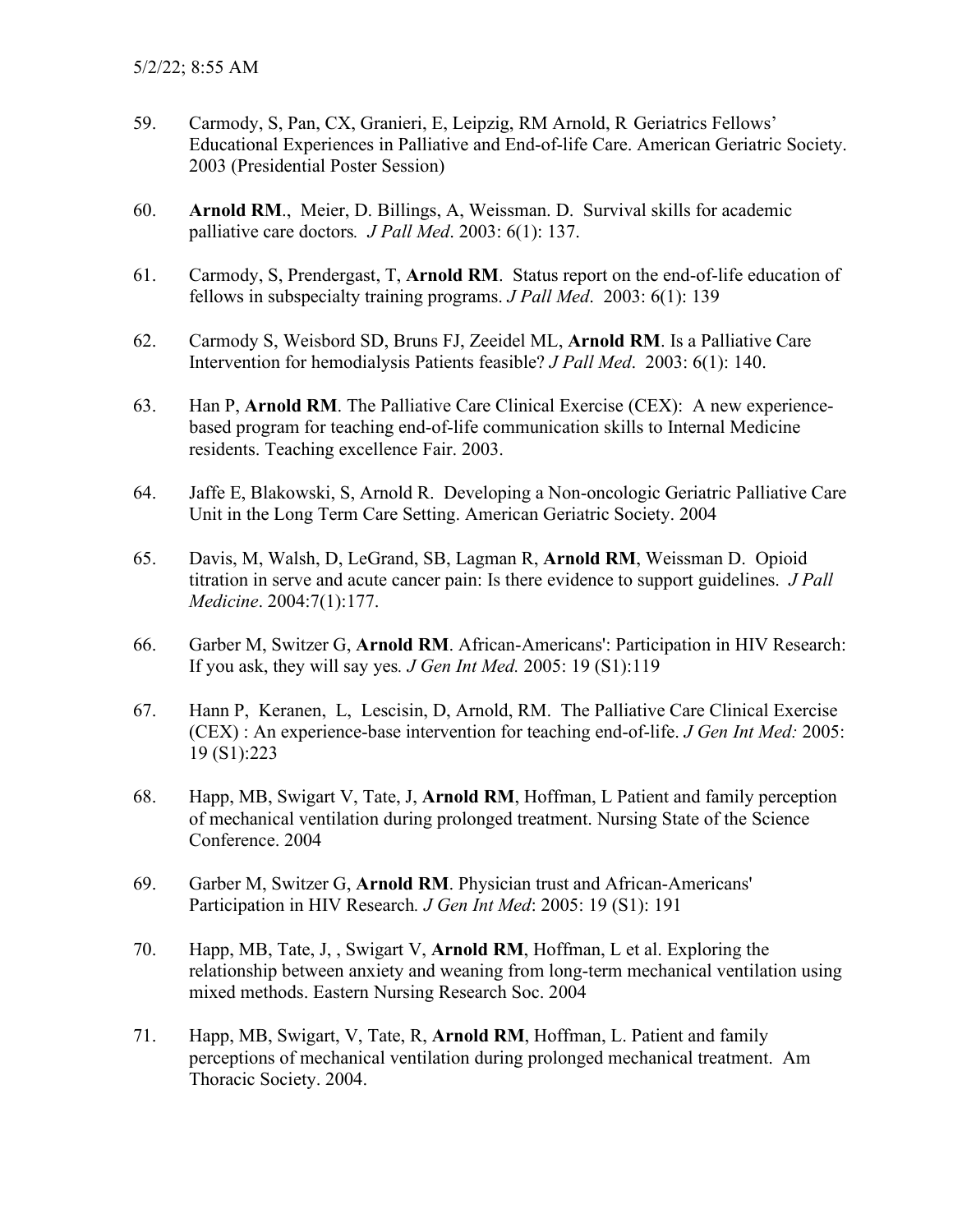59. Carmody, S, Pan, CX, Granieri, E, Leipzig, RM Arnold, R Geriatrics Fellows' Educational Experiences in Palliative and End-of-life Care. American Geriatric Society. 2003 (Presidential Poster Session)

60. **Arnold RM**., Meier, D. Billings, A, Weissman. D. Survival skills for academic palliative care doctors*. J Pall Med*. 2003: 6(1): 137.

61. Carmody, S, Prendergast, T, **Arnold RM**. Status report on the end-of-life education of fellows in subspecialty training programs. *J Pall Med*. 2003: 6(1): 139

62. Carmody S, Weisbord SD, Bruns FJ, Zeeidel ML, **Arnold RM**. Is a Palliative Care Intervention for hemodialysis Patients feasible? *J Pall Med*. 2003: 6(1): 140.

63. Han P, **Arnold RM**. The Palliative Care Clinical Exercise (CEX): A new experience-based program for teaching end-of-life communication skills to Internal Medicine residents. Teaching excellence Fair. 2003.

64. Jaffe E, Blakowski, S, Arnold R. Developing a Non-oncologic Geriatric Palliative Care Unit in the Long Term Care Setting. American Geriatric Society. 2004

65. Davis, M, Walsh, D, LeGrand, SB, Lagman R, **Arnold RM**, Weissman D. Opioid titration in serve and acute cancer pain: Is there evidence to support guidelines. *J Pall Medicine*. 2004:7(1):177.

66. Garber M, Switzer G, **Arnold RM**. African-Americans': Participation in HIV Research: If you ask, they will say yes*. J Gen Int Med.* 2005: 19 (S1):119

67. Hann P, Keranen, L, Lescisin, D, Arnold, RM. The Palliative Care Clinical Exercise (CEX) : An experience-base intervention for teaching end-of-life. *J Gen Int Med:* 2005: 19 (S1):223

68. Happ, MB, Swigart V, Tate, J, **Arnold RM**, Hoffman, L Patient and family perception of mechanical ventilation during prolonged treatment. Nursing State of the Science Conference. 2004

69. Garber M, Switzer G, **Arnold RM**. Physician trust and African-Americans' Participation in HIV Research*. J Gen Int Med*: 2005: 19 (S1): 191

70. Happ, MB, Tate, J, , Swigart V, **Arnold RM**, Hoffman, L et al. Exploring the relationship between anxiety and weaning from long-term mechanical ventilation using mixed methods. Eastern Nursing Research Soc. 2004

71. Happ, MB, Swigart, V, Tate, R, **Arnold RM**, Hoffman, L. Patient and family perceptions of mechanical ventilation during prolonged mechanical treatment. Am Thoracic Society. 2004.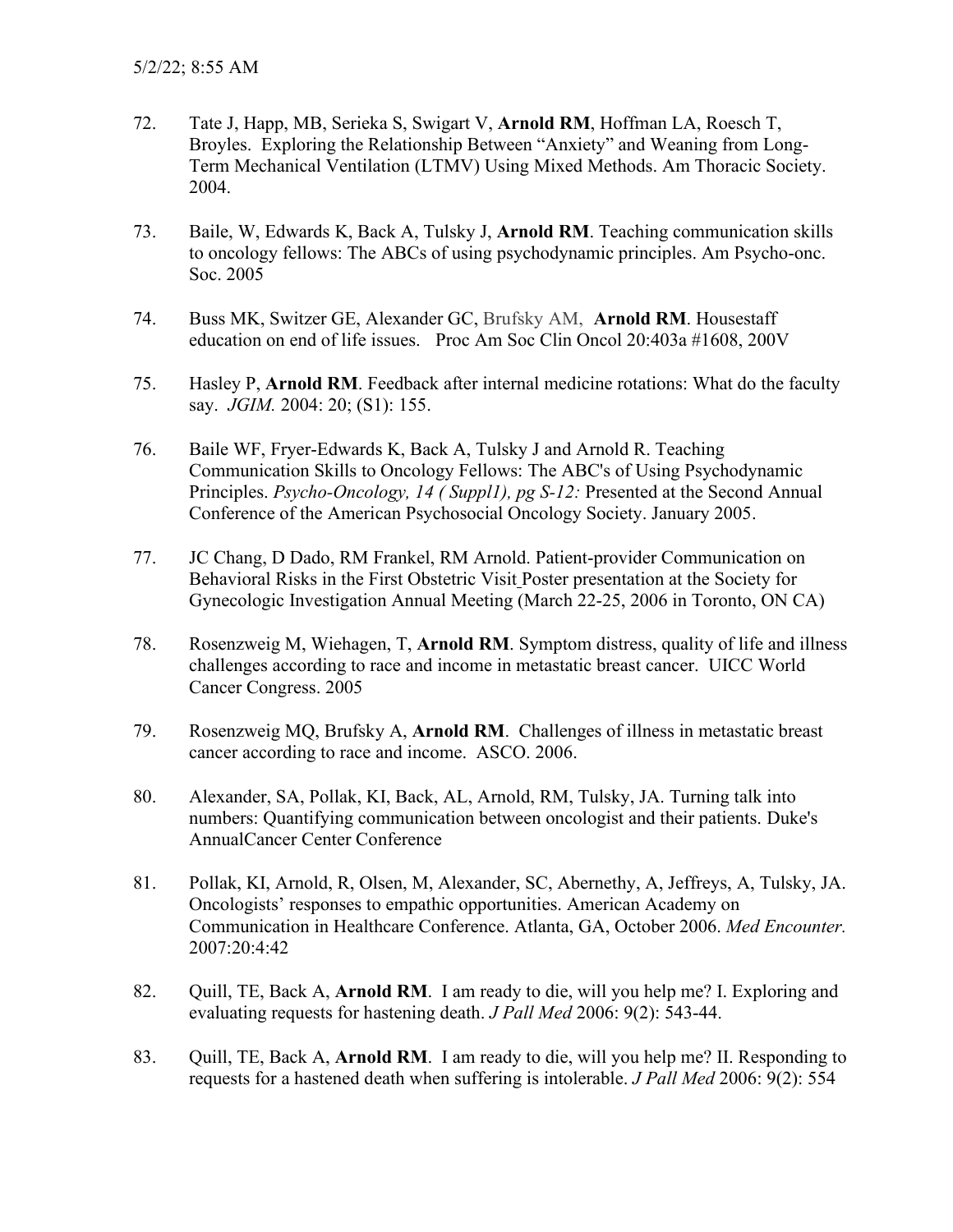72. Tate J, Happ, MB, Serieka S, Swigart V, **Arnold RM**, Hoffman LA, Roesch T, Broyles. Exploring the Relationship Between "Anxiety" and Weaning from Long-Term Mechanical Ventilation (LTMV) Using Mixed Methods. Am Thoracic Society. 2004.

73. Baile, W, Edwards K, Back A, Tulsky J, **Arnold RM**. Teaching communication skills to oncology fellows: The ABCs of using psychodynamic principles. Am Psycho-onc. Soc. 2005

74. Buss MK, Switzer GE, Alexander GC, Brufsky AM, **Arnold RM**. Housestaff education on end of life issues. Proc Am Soc Clin Oncol 20:403a #1608, 200V

75. Hasley P, **Arnold RM**. Feedback after internal medicine rotations: What do the faculty say. *JGIM.* 2004: 20; (S1): 155.

76. Baile WF, Fryer-Edwards K, Back A, Tulsky J and Arnold R. Teaching Communication Skills to Oncology Fellows: The ABC's of Using Psychodynamic Principles. *Psycho-Oncology, 14 ( Suppl1), pg S-12:* Presented at the Second Annual Conference of the American Psychosocial Oncology Society. January 2005.

77. JC Chang, D Dado, RM Frankel, RM Arnold. Patient-provider Communication on Behavioral Risks in the First Obstetric Visit Poster presentation at the Society for Gynecologic Investigation Annual Meeting (March 22-25, 2006 in Toronto, ON CA)

78. Rosenzweig M, Wiehagen, T, **Arnold RM**. Symptom distress, quality of life and illness challenges according to race and income in metastatic breast cancer. UICC World Cancer Congress. 2005

79. Rosenzweig MQ, Brufsky A, **Arnold RM**. Challenges of illness in metastatic breast cancer according to race and income. ASCO. 2006.

80. Alexander, SA, Pollak, KI, Back, AL, Arnold, RM, Tulsky, JA. Turning talk into numbers: Quantifying communication between oncologist and their patients. Duke's AnnualCancer Center Conference

81. Pollak, KI, Arnold, R, Olsen, M, Alexander, SC, Abernethy, A, Jeffreys, A, Tulsky, JA. Oncologists' responses to empathic opportunities. American Academy on Communication in Healthcare Conference. Atlanta, GA, October 2006. *Med Encounter.* 2007:20:4:42

82. Quill, TE, Back A, **Arnold RM**. I am ready to die, will you help me? I. Exploring and evaluating requests for hastening death. *J Pall Med* 2006: 9(2): 543-44.

83. Quill, TE, Back A, **Arnold RM**. I am ready to die, will you help me? II. Responding to requests for a hastened death when suffering is intolerable. *J Pall Med* 2006: 9(2): 554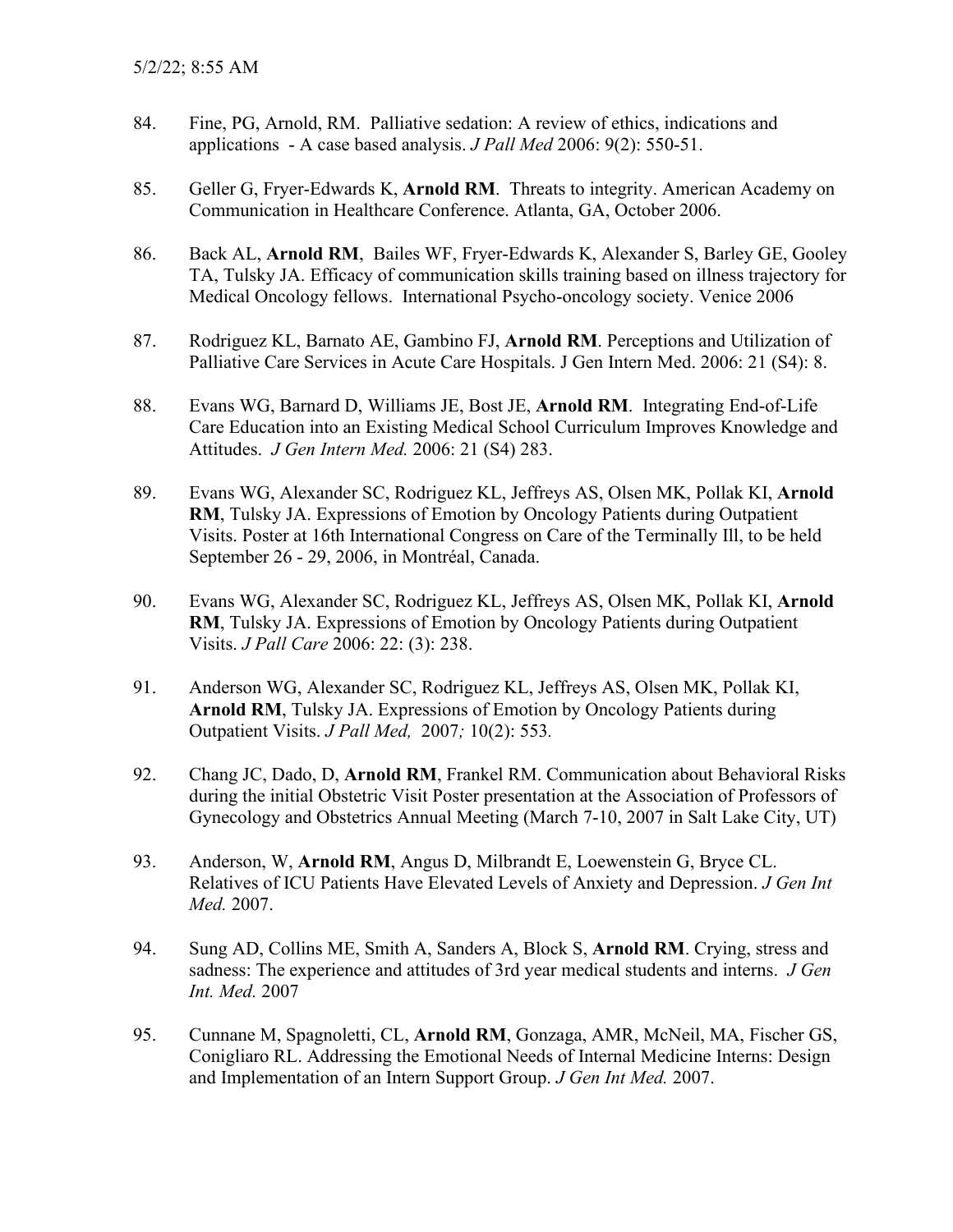84. Fine, PG, Arnold, RM. Palliative sedation: A review of ethics, indications and applications - A case based analysis. *J Pall Med* 2006: 9(2): 550-51.

85. Geller G, Fryer-Edwards K, **Arnold RM**. Threats to integrity. American Academy on Communication in Healthcare Conference. Atlanta, GA, October 2006.

86. Back AL, **Arnold RM**, Bailes WF, Fryer-Edwards K, Alexander S, Barley GE, Gooley TA, Tulsky JA. Efficacy of communication skills training based on illness trajectory for Medical Oncology fellows. International Psycho-oncology society. Venice 2006

87. Rodriguez KL, Barnato AE, Gambino FJ, **Arnold RM**. Perceptions and Utilization of Palliative Care Services in Acute Care Hospitals. J Gen Intern Med. 2006: 21 (S4): 8.

88. Evans WG, Barnard D, Williams JE, Bost JE, **Arnold RM**. Integrating End-of-Life Care Education into an Existing Medical School Curriculum Improves Knowledge and Attitudes. *J Gen Intern Med.* 2006: 21 (S4) 283.

89. Evans WG, Alexander SC, Rodriguez KL, Jeffreys AS, Olsen MK, Pollak KI, **Arnold RM**, Tulsky JA. Expressions of Emotion by Oncology Patients during Outpatient Visits. Poster at 16th International Congress on Care of the Terminally Ill, to be held September 26 - 29, 2006, in Montréal, Canada.

90. Evans WG, Alexander SC, Rodriguez KL, Jeffreys AS, Olsen MK, Pollak KI, **Arnold RM**, Tulsky JA. Expressions of Emotion by Oncology Patients during Outpatient Visits. *J Pall Care* 2006: 22: (3): 238.

91. Anderson WG, Alexander SC, Rodriguez KL, Jeffreys AS, Olsen MK, Pollak KI, **Arnold RM**, Tulsky JA. Expressions of Emotion by Oncology Patients during Outpatient Visits. *J Pall Med,* 2007*;* 10(2): 553*.*

92. Chang JC, Dado, D, **Arnold RM**, Frankel RM. Communication about Behavioral Risks during the initial Obstetric Visit Poster presentation at the Association of Professors of Gynecology and Obstetrics Annual Meeting (March 7-10, 2007 in Salt Lake City, UT)

93. Anderson, W, **Arnold RM**, Angus D, Milbrandt E, Loewenstein G, Bryce CL. Relatives of ICU Patients Have Elevated Levels of Anxiety and Depression. *J Gen Int Med.* 2007.

94. Sung AD, Collins ME, Smith A, Sanders A, Block S, **Arnold RM**. Crying, stress and sadness: The experience and attitudes of 3rd year medical students and interns. *J Gen Int. Med.* 2007

95. Cunnane M, Spagnoletti, CL, **Arnold RM**, Gonzaga, AMR, McNeil, MA, Fischer GS, Conigliaro RL. Addressing the Emotional Needs of Internal Medicine Interns: Design and Implementation of an Intern Support Group. *J Gen Int Med.* 2007.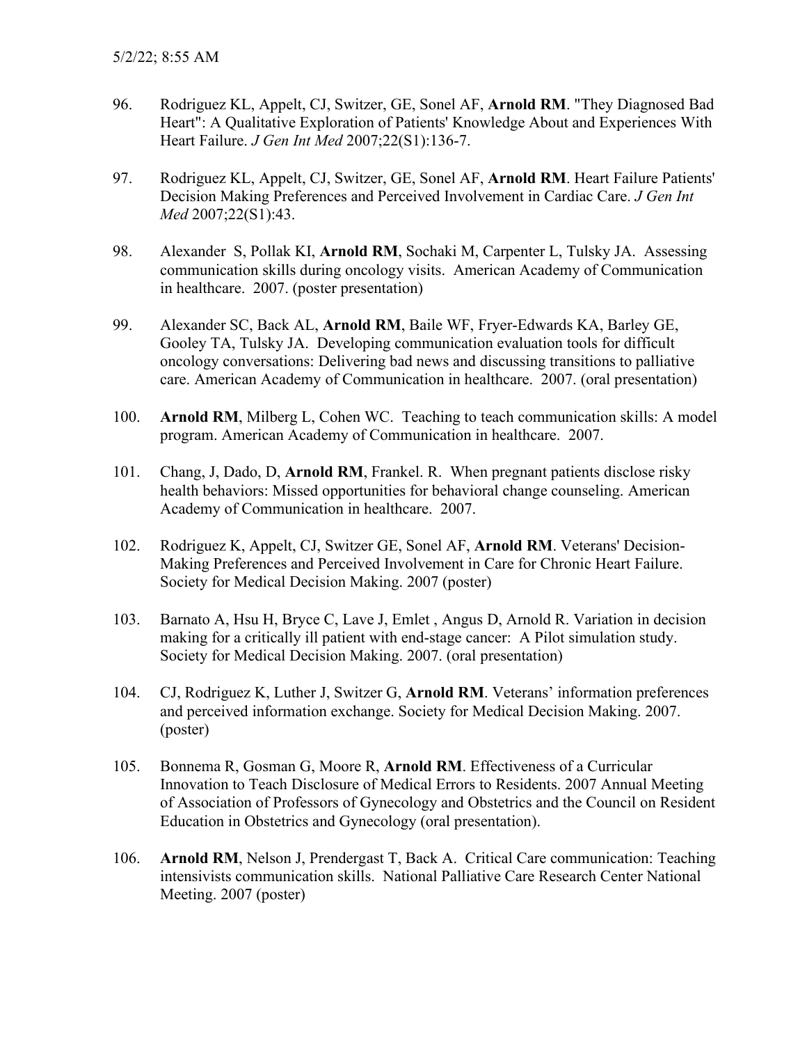96. Rodriguez KL, Appelt, CJ, Switzer, GE, Sonel AF, **Arnold RM**. "They Diagnosed Bad Heart": A Qualitative Exploration of Patients' Knowledge About and Experiences With Heart Failure. *J Gen Int Med* 2007;22(S1):136-7.

97. Rodriguez KL, Appelt, CJ, Switzer, GE, Sonel AF, **Arnold RM**. Heart Failure Patients' Decision Making Preferences and Perceived Involvement in Cardiac Care. *J Gen Int Med* 2007;22(S1):43.

98. Alexander S, Pollak KI, **Arnold RM**, Sochaki M, Carpenter L, Tulsky JA. Assessing communication skills during oncology visits. American Academy of Communication in healthcare. 2007. (poster presentation)

99. Alexander SC, Back AL, **Arnold RM**, Baile WF, Fryer-Edwards KA, Barley GE, Gooley TA, Tulsky JA. Developing communication evaluation tools for difficult oncology conversations: Delivering bad news and discussing transitions to palliative care. American Academy of Communication in healthcare. 2007. (oral presentation)

100. **Arnold RM**, Milberg L, Cohen WC. Teaching to teach communication skills: A model program. American Academy of Communication in healthcare. 2007.

101. Chang, J, Dado, D, **Arnold RM**, Frankel. R. When pregnant patients disclose risky health behaviors: Missed opportunities for behavioral change counseling. American Academy of Communication in healthcare. 2007.

102. Rodriguez K, Appelt, CJ, Switzer GE, Sonel AF, **Arnold RM**. Veterans' Decision-Making Preferences and Perceived Involvement in Care for Chronic Heart Failure. Society for Medical Decision Making. 2007 (poster)

103. Barnato A, Hsu H, Bryce C, Lave J, Emlet , Angus D, Arnold R. Variation in decision making for a critically ill patient with end-stage cancer: A Pilot simulation study. Society for Medical Decision Making. 2007. (oral presentation)

104. CJ, Rodriguez K, Luther J, Switzer G, **Arnold RM**. Veterans' information preferences and perceived information exchange. Society for Medical Decision Making. 2007. (poster)

105. Bonnema R, Gosman G, Moore R, **Arnold RM**. Effectiveness of a Curricular Innovation to Teach Disclosure of Medical Errors to Residents. 2007 Annual Meeting of Association of Professors of Gynecology and Obstetrics and the Council on Resident Education in Obstetrics and Gynecology (oral presentation).

106. **Arnold RM**, Nelson J, Prendergast T, Back A. Critical Care communication: Teaching intensivists communication skills. National Palliative Care Research Center National Meeting. 2007 (poster)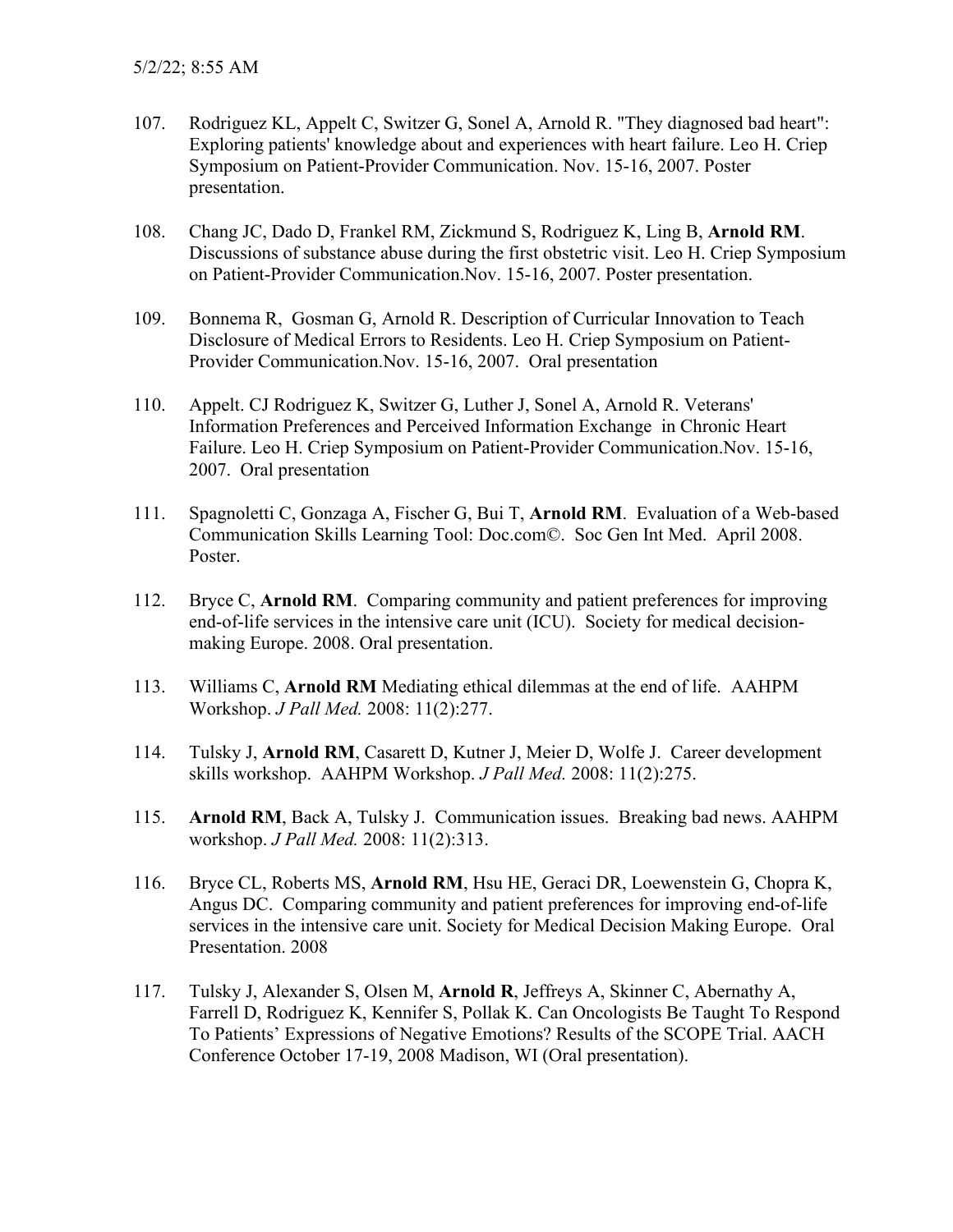107. Rodriguez KL, Appelt C, Switzer G, Sonel A, Arnold R. "They diagnosed bad heart": Exploring patients' knowledge about and experiences with heart failure. Leo H. Criep Symposium on Patient-Provider Communication. Nov. 15-16, 2007. Poster presentation.

108. Chang JC, Dado D, Frankel RM, Zickmund S, Rodriguez K, Ling B, **Arnold RM**. Discussions of substance abuse during the first obstetric visit. Leo H. Criep Symposium on Patient-Provider Communication.Nov. 15-16, 2007. Poster presentation.

109. Bonnema R, Gosman G, Arnold R. Description of Curricular Innovation to Teach Disclosure of Medical Errors to Residents. Leo H. Criep Symposium on Patient-Provider Communication.Nov. 15-16, 2007. Oral presentation

110. Appelt. CJ Rodriguez K, Switzer G, Luther J, Sonel A, Arnold R. Veterans' Information Preferences and Perceived Information Exchange in Chronic Heart Failure. Leo H. Criep Symposium on Patient-Provider Communication.Nov. 15-16, 2007. Oral presentation

111. Spagnoletti C, Gonzaga A, Fischer G, Bui T, **Arnold RM**. Evaluation of a Web-based Communication Skills Learning Tool: Doc.com©. Soc Gen Int Med. April 2008. Poster.

112. Bryce C, **Arnold RM**. Comparing community and patient preferences for improving end-of-life services in the intensive care unit (ICU). Society for medical decision-making Europe. 2008. Oral presentation.

113. Williams C, **Arnold RM** Mediating ethical dilemmas at the end of life. AAHPM Workshop. *J Pall Med.* 2008: 11(2):277.

114. Tulsky J, **Arnold RM**, Casarett D, Kutner J, Meier D, Wolfe J. Career development skills workshop. AAHPM Workshop. *J Pall Med.* 2008: 11(2):275.

115. **Arnold RM**, Back A, Tulsky J. Communication issues. Breaking bad news. AAHPM workshop. *J Pall Med.* 2008: 11(2):313.

116. Bryce CL, Roberts MS, **Arnold RM**, Hsu HE, Geraci DR, Loewenstein G, Chopra K, Angus DC. Comparing community and patient preferences for improving end-of-life services in the intensive care unit. Society for Medical Decision Making Europe. Oral Presentation. 2008

117. Tulsky J, Alexander S, Olsen M, **Arnold R**, Jeffreys A, Skinner C, Abernathy A, Farrell D, Rodriguez K, Kennifer S, Pollak K. Can Oncologists Be Taught To Respond To Patients' Expressions of Negative Emotions? Results of the SCOPE Trial. AACH Conference October 17-19, 2008 Madison, WI (Oral presentation).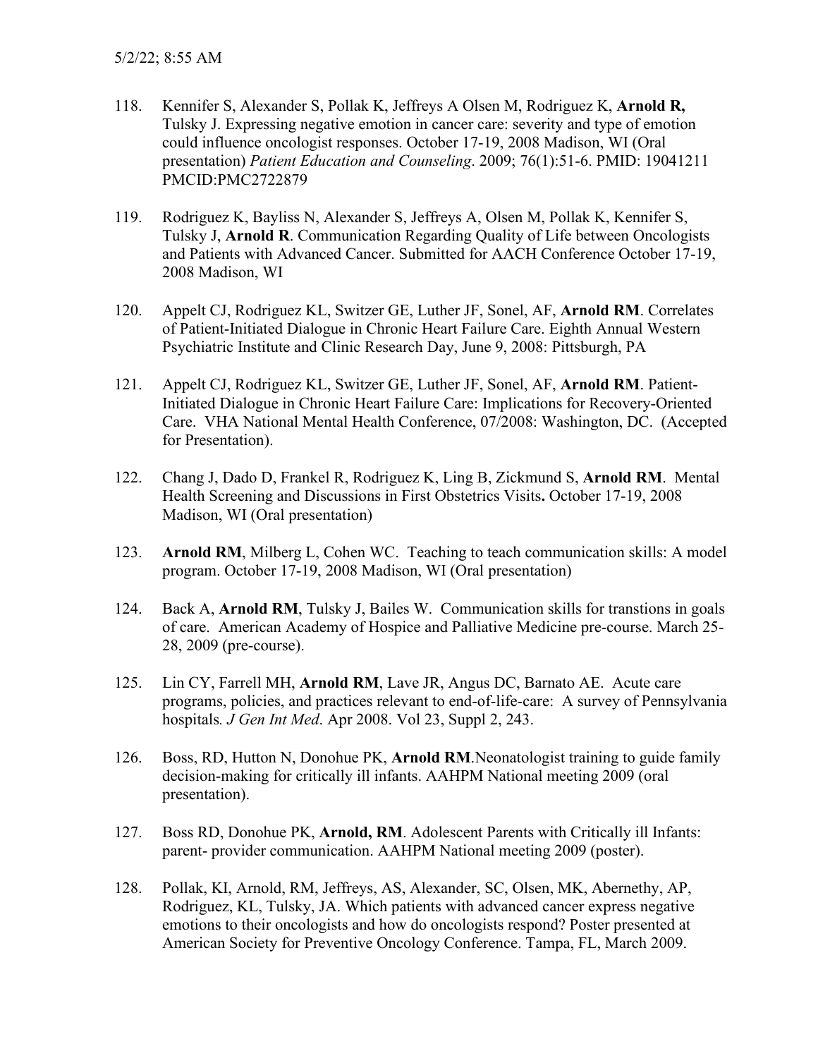118. Kennifer S, Alexander S, Pollak K, Jeffreys A Olsen M, Rodriguez K, **Arnold R,** Tulsky J. Expressing negative emotion in cancer care: severity and type of emotion could influence oncologist responses. October 17-19, 2008 Madison, WI (Oral presentation) *Patient Education and Counseling*. 2009; 76(1):51-6. PMID: 19041211 PMCID:PMC2722879

119. Rodriguez K, Bayliss N, Alexander S, Jeffreys A, Olsen M, Pollak K, Kennifer S, Tulsky J, **Arnold R**. Communication Regarding Quality of Life between Oncologists and Patients with Advanced Cancer. Submitted for AACH Conference October 17-19, 2008 Madison, WI

120. Appelt CJ, Rodriguez KL, Switzer GE, Luther JF, Sonel, AF, **Arnold RM**. Correlates of Patient-Initiated Dialogue in Chronic Heart Failure Care. Eighth Annual Western Psychiatric Institute and Clinic Research Day, June 9, 2008: Pittsburgh, PA

121. Appelt CJ, Rodriguez KL, Switzer GE, Luther JF, Sonel, AF, **Arnold RM**. Patient-Initiated Dialogue in Chronic Heart Failure Care: Implications for Recovery-Oriented Care. VHA National Mental Health Conference, 07/2008: Washington, DC. (Accepted for Presentation).

122. Chang J, Dado D, Frankel R, Rodriguez K, Ling B, Zickmund S, **Arnold RM**. Mental Health Screening and Discussions in First Obstetrics Visits**.** October 17-19, 2008 Madison, WI (Oral presentation)

123. **Arnold RM**, Milberg L, Cohen WC. Teaching to teach communication skills: A model program. October 17-19, 2008 Madison, WI (Oral presentation)

124. Back A, **Arnold RM**, Tulsky J, Bailes W. Communication skills for transtions in goals of care. American Academy of Hospice and Palliative Medicine pre-course. March 25-28, 2009 (pre-course).

125. Lin CY, Farrell MH, **Arnold RM**, Lave JR, Angus DC, Barnato AE. Acute care programs, policies, and practices relevant to end-of-life-care: A survey of Pennsylvania hospitals*. J Gen Int Med*. Apr 2008. Vol 23, Suppl 2, 243.

126. Boss, RD, Hutton N, Donohue PK, **Arnold RM**.Neonatologist training to guide family decision-making for critically ill infants. AAHPM National meeting 2009 (oral presentation).

127. Boss RD, Donohue PK, **Arnold, RM**. Adolescent Parents with Critically ill Infants: parent- provider communication. AAHPM National meeting 2009 (poster).

128. Pollak, KI, Arnold, RM, Jeffreys, AS, Alexander, SC, Olsen, MK, Abernethy, AP, Rodriguez, KL, Tulsky, JA. Which patients with advanced cancer express negative emotions to their oncologists and how do oncologists respond? Poster presented at American Society for Preventive Oncology Conference. Tampa, FL, March 2009.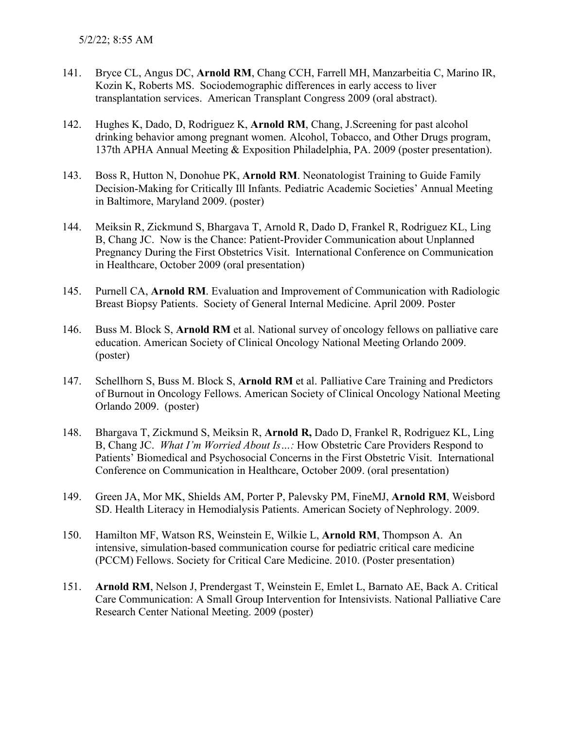141. Bryce CL, Angus DC, **Arnold RM**, Chang CCH, Farrell MH, Manzarbeitia C, Marino IR, Kozin K, Roberts MS. Sociodemographic differences in early access to liver transplantation services. American Transplant Congress 2009 (oral abstract).

142. Hughes K, Dado, D, Rodriguez K, **Arnold RM**, Chang, J.Screening for past alcohol drinking behavior among pregnant women. Alcohol, Tobacco, and Other Drugs program, 137th APHA Annual Meeting & Exposition Philadelphia, PA. 2009 (poster presentation).

143. Boss R, Hutton N, Donohue PK, **Arnold RM**. Neonatologist Training to Guide Family Decision-Making for Critically Ill Infants. Pediatric Academic Societies' Annual Meeting in Baltimore, Maryland 2009. (poster)

144. Meiksin R, Zickmund S, Bhargava T, Arnold R, Dado D, Frankel R, Rodriguez KL, Ling B, Chang JC. Now is the Chance: Patient-Provider Communication about Unplanned Pregnancy During the First Obstetrics Visit. International Conference on Communication in Healthcare, October 2009 (oral presentation)

145. Purnell CA, **Arnold RM**. Evaluation and Improvement of Communication with Radiologic Breast Biopsy Patients. Society of General Internal Medicine. April 2009. Poster

146. Buss M. Block S, **Arnold RM** et al. National survey of oncology fellows on palliative care education. American Society of Clinical Oncology National Meeting Orlando 2009. (poster)

147. Schellhorn S, Buss M. Block S, **Arnold RM** et al. Palliative Care Training and Predictors of Burnout in Oncology Fellows. American Society of Clinical Oncology National Meeting Orlando 2009. (poster)

148. Bhargava T, Zickmund S, Meiksin R, **Arnold R,** Dado D, Frankel R, Rodriguez KL, Ling B, Chang JC. *What I'm Worried About Is…:* How Obstetric Care Providers Respond to Patients' Biomedical and Psychosocial Concerns in the First Obstetric Visit. International Conference on Communication in Healthcare, October 2009. (oral presentation)

149. Green JA, Mor MK, Shields AM, Porter P, Palevsky PM, FineMJ, **Arnold RM**, Weisbord SD. Health Literacy in Hemodialysis Patients. American Society of Nephrology. 2009.

150. Hamilton MF, Watson RS, Weinstein E, Wilkie L, **Arnold RM**, Thompson A. An intensive, simulation-based communication course for pediatric critical care medicine (PCCM) Fellows. Society for Critical Care Medicine. 2010. (Poster presentation)

151. **Arnold RM**, Nelson J, Prendergast T, Weinstein E, Emlet L, Barnato AE, Back A. Critical Care Communication: A Small Group Intervention for Intensivists. National Palliative Care Research Center National Meeting. 2009 (poster)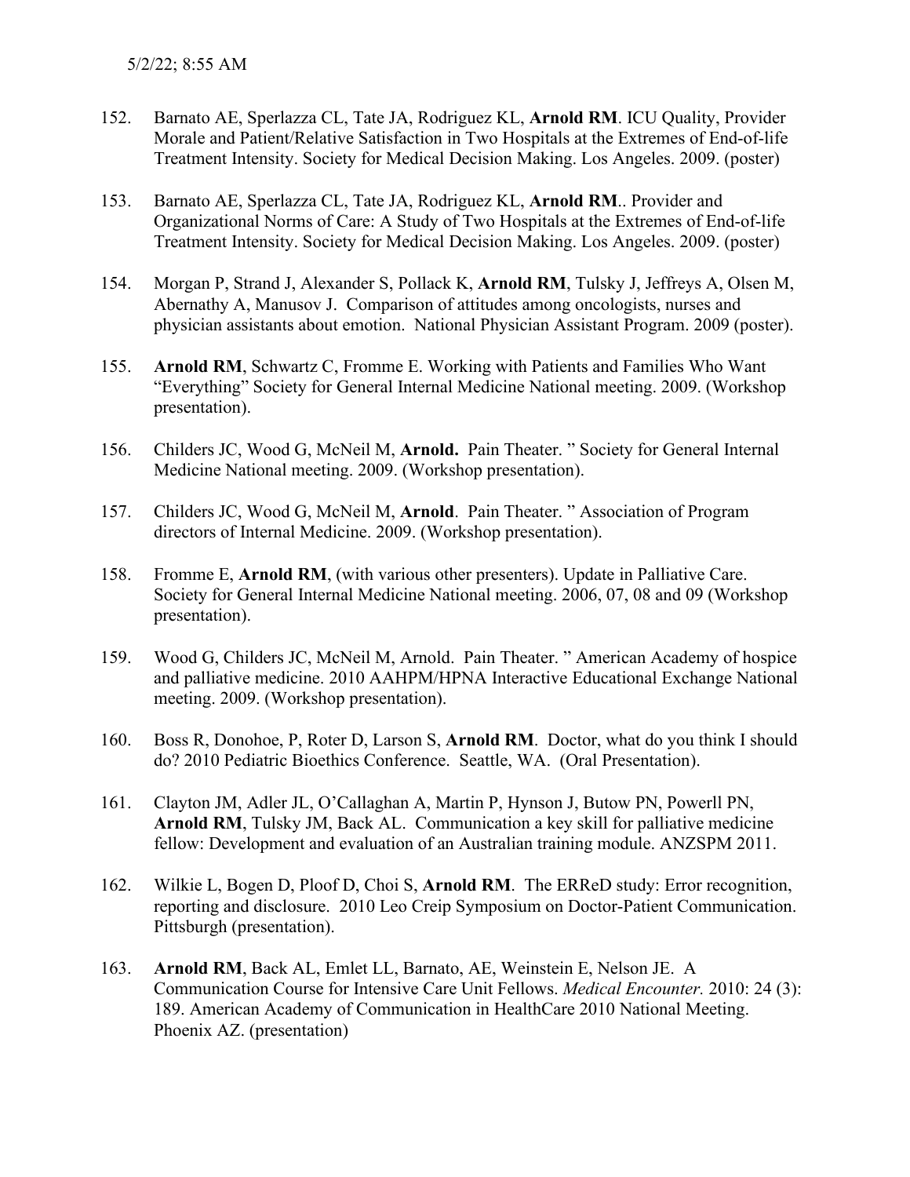152. Barnato AE, Sperlazza CL, Tate JA, Rodriguez KL, **Arnold RM**. ICU Quality, Provider Morale and Patient/Relative Satisfaction in Two Hospitals at the Extremes of End-of-life Treatment Intensity. Society for Medical Decision Making. Los Angeles. 2009. (poster)

153. Barnato AE, Sperlazza CL, Tate JA, Rodriguez KL, **Arnold RM**.. Provider and Organizational Norms of Care: A Study of Two Hospitals at the Extremes of End-of-life Treatment Intensity. Society for Medical Decision Making. Los Angeles. 2009. (poster)

154. Morgan P, Strand J, Alexander S, Pollack K, **Arnold RM**, Tulsky J, Jeffreys A, Olsen M, Abernathy A, Manusov J. Comparison of attitudes among oncologists, nurses and physician assistants about emotion. National Physician Assistant Program. 2009 (poster).

155. **Arnold RM**, Schwartz C, Fromme E. Working with Patients and Families Who Want “Everything” Society for General Internal Medicine National meeting. 2009. (Workshop presentation).

156. Childers JC, Wood G, McNeil M, **Arnold.** Pain Theater. ” Society for General Internal Medicine National meeting. 2009. (Workshop presentation).

157. Childers JC, Wood G, McNeil M, **Arnold**. Pain Theater. ” Association of Program directors of Internal Medicine. 2009. (Workshop presentation).

158. Fromme E, **Arnold RM**, (with various other presenters). Update in Palliative Care. Society for General Internal Medicine National meeting. 2006, 07, 08 and 09 (Workshop presentation).

159. Wood G, Childers JC, McNeil M, Arnold. Pain Theater. ” American Academy of hospice and palliative medicine. 2010 AAHPM/HPNA Interactive Educational Exchange National meeting. 2009. (Workshop presentation).

160. Boss R, Donohoe, P, Roter D, Larson S, **Arnold RM**. Doctor, what do you think I should do? 2010 Pediatric Bioethics Conference. Seattle, WA. (Oral Presentation).

161. Clayton JM, Adler JL, O’Callaghan A, Martin P, Hynson J, Butow PN, Powerll PN, **Arnold RM**, Tulsky JM, Back AL. Communication a key skill for palliative medicine fellow: Development and evaluation of an Australian training module. ANZSPM 2011.

162. Wilkie L, Bogen D, Ploof D, Choi S, **Arnold RM**. The ERReD study: Error recognition, reporting and disclosure. 2010 Leo Creip Symposium on Doctor-Patient Communication. Pittsburgh (presentation).

163. **Arnold RM**, Back AL, Emlet LL, Barnato, AE, Weinstein E, Nelson JE. A Communication Course for Intensive Care Unit Fellows. *Medical Encounter.* 2010: 24 (3): 189. American Academy of Communication in HealthCare 2010 National Meeting. Phoenix AZ. (presentation)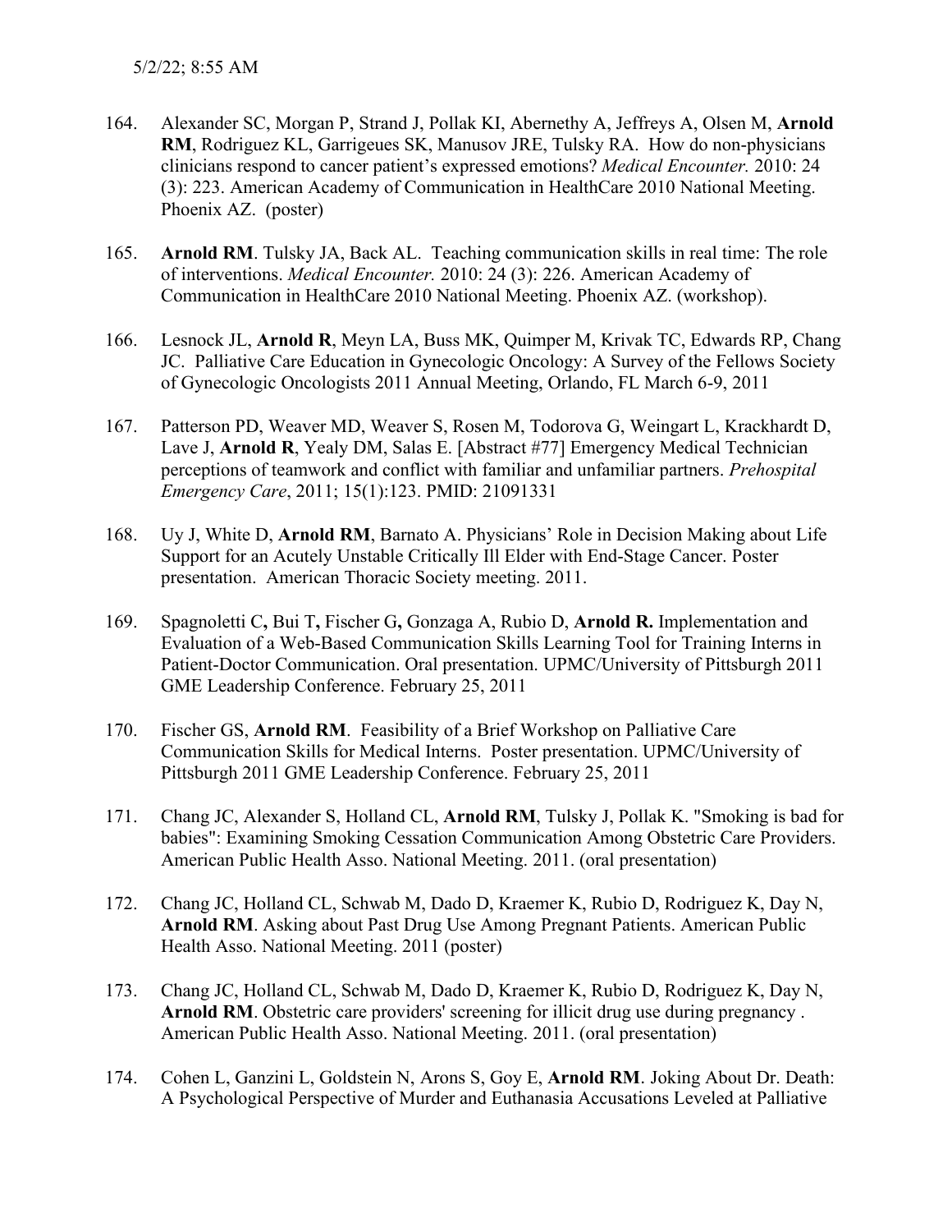164. Alexander SC, Morgan P, Strand J, Pollak KI, Abernethy A, Jeffreys A, Olsen M, **Arnold RM**, Rodriguez KL, Garrigeues SK, Manusov JRE, Tulsky RA. How do non-physicians clinicians respond to cancer patient's expressed emotions? *Medical Encounter.* 2010: 24 (3): 223. American Academy of Communication in HealthCare 2010 National Meeting. Phoenix AZ. (poster)

165. **Arnold RM**. Tulsky JA, Back AL. Teaching communication skills in real time: The role of interventions. *Medical Encounter.* 2010: 24 (3): 226. American Academy of Communication in HealthCare 2010 National Meeting. Phoenix AZ. (workshop).

166. Lesnock JL, **Arnold R**, Meyn LA, Buss MK, Quimper M, Krivak TC, Edwards RP, Chang JC. Palliative Care Education in Gynecologic Oncology: A Survey of the Fellows Society of Gynecologic Oncologists 2011 Annual Meeting, Orlando, FL March 6-9, 2011

167. Patterson PD, Weaver MD, Weaver S, Rosen M, Todorova G, Weingart L, Krackhardt D, Lave J, **Arnold R**, Yealy DM, Salas E. [Abstract #77] Emergency Medical Technician perceptions of teamwork and conflict with familiar and unfamiliar partners. *Prehospital Emergency Care*, 2011; 15(1):123. PMID: 21091331

168. Uy J, White D, **Arnold RM**, Barnato A. Physicians' Role in Decision Making about Life Support for an Acutely Unstable Critically Ill Elder with End-Stage Cancer. Poster presentation. American Thoracic Society meeting. 2011.

169. Spagnoletti C**,** Bui T**,** Fischer G**,** Gonzaga A, Rubio D, **Arnold R.** Implementation and Evaluation of a Web-Based Communication Skills Learning Tool for Training Interns in Patient-Doctor Communication. Oral presentation. UPMC/University of Pittsburgh 2011 GME Leadership Conference. February 25, 2011

170. Fischer GS, **Arnold RM**. Feasibility of a Brief Workshop on Palliative Care Communication Skills for Medical Interns. Poster presentation. UPMC/University of Pittsburgh 2011 GME Leadership Conference. February 25, 2011

171. Chang JC, Alexander S, Holland CL, **Arnold RM**, Tulsky J, Pollak K. "Smoking is bad for babies": Examining Smoking Cessation Communication Among Obstetric Care Providers. American Public Health Asso. National Meeting. 2011. (oral presentation)

172. Chang JC, Holland CL, Schwab M, Dado D, Kraemer K, Rubio D, Rodriguez K, Day N, **Arnold RM**. Asking about Past Drug Use Among Pregnant Patients. American Public Health Asso. National Meeting. 2011 (poster)

173. Chang JC, Holland CL, Schwab M, Dado D, Kraemer K, Rubio D, Rodriguez K, Day N, **Arnold RM**. Obstetric care providers' screening for illicit drug use during pregnancy . American Public Health Asso. National Meeting. 2011. (oral presentation)

174. Cohen L, Ganzini L, Goldstein N, Arons S, Goy E, **Arnold RM**. Joking About Dr. Death: A Psychological Perspective of Murder and Euthanasia Accusations Leveled at Palliative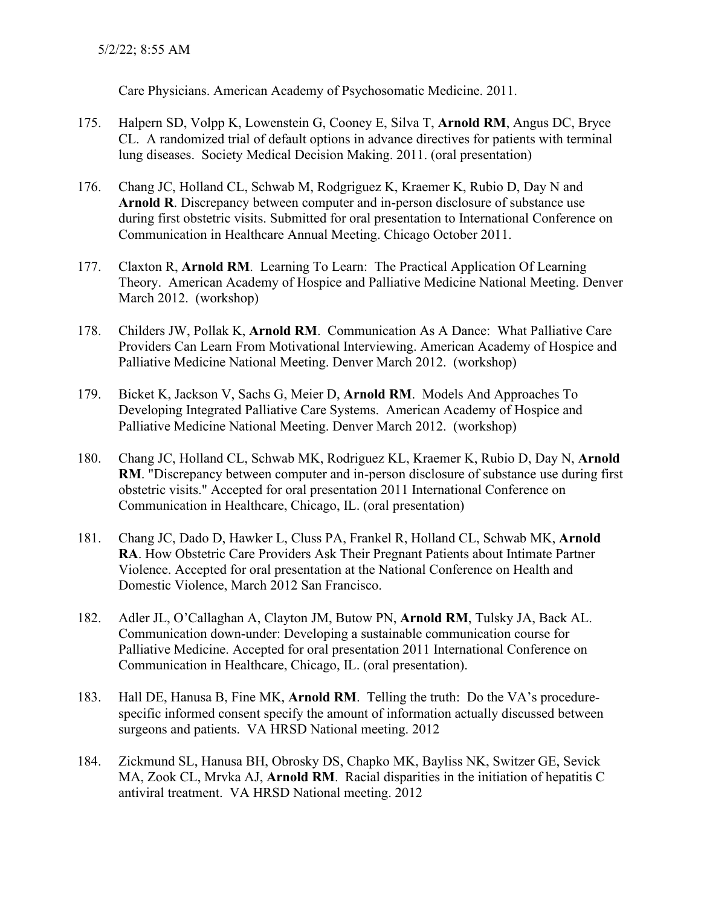Care Physicians. American Academy of Psychosomatic Medicine. 2011.

175. Halpern SD, Volpp K, Lowenstein G, Cooney E, Silva T, **Arnold RM**, Angus DC, Bryce CL. A randomized trial of default options in advance directives for patients with terminal lung diseases. Society Medical Decision Making. 2011. (oral presentation)

176. Chang JC, Holland CL, Schwab M, Rodgriguez K, Kraemer K, Rubio D, Day N and **Arnold R**. Discrepancy between computer and in-person disclosure of substance use during first obstetric visits. Submitted for oral presentation to International Conference on Communication in Healthcare Annual Meeting. Chicago October 2011.

177. Claxton R, **Arnold RM**. Learning To Learn: The Practical Application Of Learning Theory. American Academy of Hospice and Palliative Medicine National Meeting. Denver March 2012. (workshop)

178. Childers JW, Pollak K, **Arnold RM**. Communication As A Dance: What Palliative Care Providers Can Learn From Motivational Interviewing. American Academy of Hospice and Palliative Medicine National Meeting. Denver March 2012. (workshop)

179. Bicket K, Jackson V, Sachs G, Meier D, **Arnold RM**. Models And Approaches To Developing Integrated Palliative Care Systems. American Academy of Hospice and Palliative Medicine National Meeting. Denver March 2012. (workshop)

180. Chang JC, Holland CL, Schwab MK, Rodriguez KL, Kraemer K, Rubio D, Day N, **Arnold RM**. "Discrepancy between computer and in-person disclosure of substance use during first obstetric visits." Accepted for oral presentation 2011 International Conference on Communication in Healthcare, Chicago, IL. (oral presentation)

181. Chang JC, Dado D, Hawker L, Cluss PA, Frankel R, Holland CL, Schwab MK, **Arnold RA**. How Obstetric Care Providers Ask Their Pregnant Patients about Intimate Partner Violence. Accepted for oral presentation at the National Conference on Health and Domestic Violence, March 2012 San Francisco.

182. Adler JL, O'Callaghan A, Clayton JM, Butow PN, **Arnold RM**, Tulsky JA, Back AL. Communication down-under: Developing a sustainable communication course for Palliative Medicine. Accepted for oral presentation 2011 International Conference on Communication in Healthcare, Chicago, IL. (oral presentation).

183. Hall DE, Hanusa B, Fine MK, **Arnold RM**. Telling the truth: Do the VA's procedure-specific informed consent specify the amount of information actually discussed between surgeons and patients. VA HRSD National meeting. 2012

184. Zickmund SL, Hanusa BH, Obrosky DS, Chapko MK, Bayliss NK, Switzer GE, Sevick MA, Zook CL, Mrvka AJ, **Arnold RM**. Racial disparities in the initiation of hepatitis C antiviral treatment. VA HRSD National meeting. 2012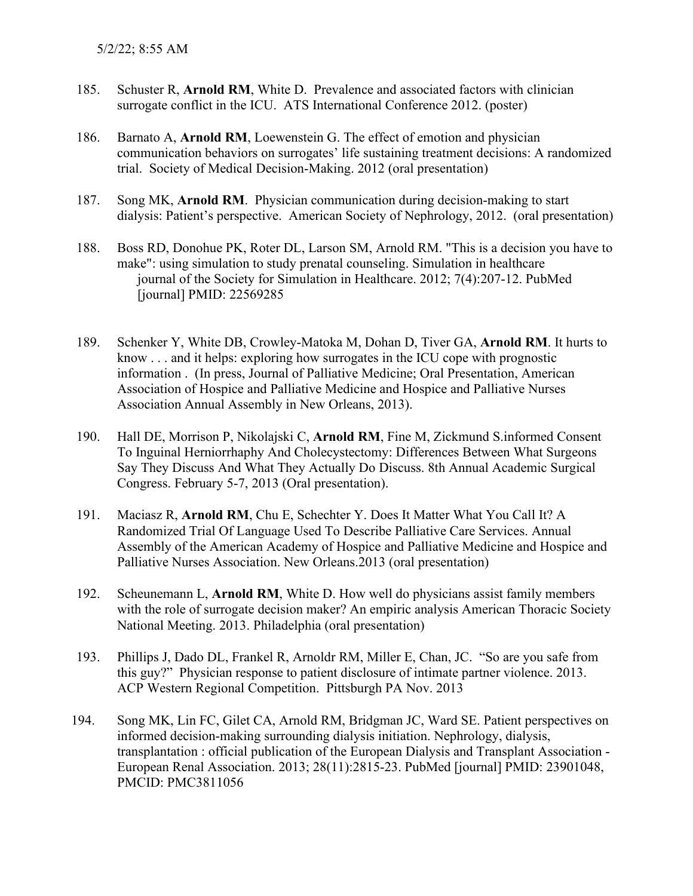185. Schuster R, **Arnold RM**, White D. Prevalence and associated factors with clinician surrogate conflict in the ICU. ATS International Conference 2012. (poster)

186. Barnato A, **Arnold RM**, Loewenstein G. The effect of emotion and physician communication behaviors on surrogates' life sustaining treatment decisions: A randomized trial. Society of Medical Decision-Making. 2012 (oral presentation)

187. Song MK, **Arnold RM**. Physician communication during decision-making to start dialysis: Patient's perspective. American Society of Nephrology, 2012. (oral presentation)

188. Boss RD, Donohue PK, Roter DL, Larson SM, Arnold RM. "This is a decision you have to make": using simulation to study prenatal counseling. Simulation in healthcare journal of the Society for Simulation in Healthcare. 2012; 7(4):207-12. PubMed [journal] PMID: 22569285

189. Schenker Y, White DB, Crowley-Matoka M, Dohan D, Tiver GA, **Arnold RM**. It hurts to know . . . and it helps: exploring how surrogates in the ICU cope with prognostic information . (In press, Journal of Palliative Medicine; Oral Presentation, American Association of Hospice and Palliative Medicine and Hospice and Palliative Nurses Association Annual Assembly in New Orleans, 2013).

190. Hall DE, Morrison P, Nikolajski C, **Arnold RM**, Fine M, Zickmund S.informed Consent To Inguinal Herniorrhaphy And Cholecystectomy: Differences Between What Surgeons Say They Discuss And What They Actually Do Discuss. 8th Annual Academic Surgical Congress. February 5-7, 2013 (Oral presentation).

191. Maciasz R, **Arnold RM**, Chu E, Schechter Y. Does It Matter What You Call It? A Randomized Trial Of Language Used To Describe Palliative Care Services. Annual Assembly of the American Academy of Hospice and Palliative Medicine and Hospice and Palliative Nurses Association. New Orleans.2013 (oral presentation)

192. Scheunemann L, **Arnold RM**, White D. How well do physicians assist family members with the role of surrogate decision maker? An empiric analysis American Thoracic Society National Meeting. 2013. Philadelphia (oral presentation)

193. Phillips J, Dado DL, Frankel R, Arnoldr RM, Miller E, Chan, JC. "So are you safe from this guy?" Physician response to patient disclosure of intimate partner violence. 2013. ACP Western Regional Competition. Pittsburgh PA Nov. 2013

194. Song MK, Lin FC, Gilet CA, Arnold RM, Bridgman JC, Ward SE. Patient perspectives on informed decision-making surrounding dialysis initiation. Nephrology, dialysis, transplantation : official publication of the European Dialysis and Transplant Association - European Renal Association. 2013; 28(11):2815-23. PubMed [journal] PMID: 23901048, PMCID: PMC3811056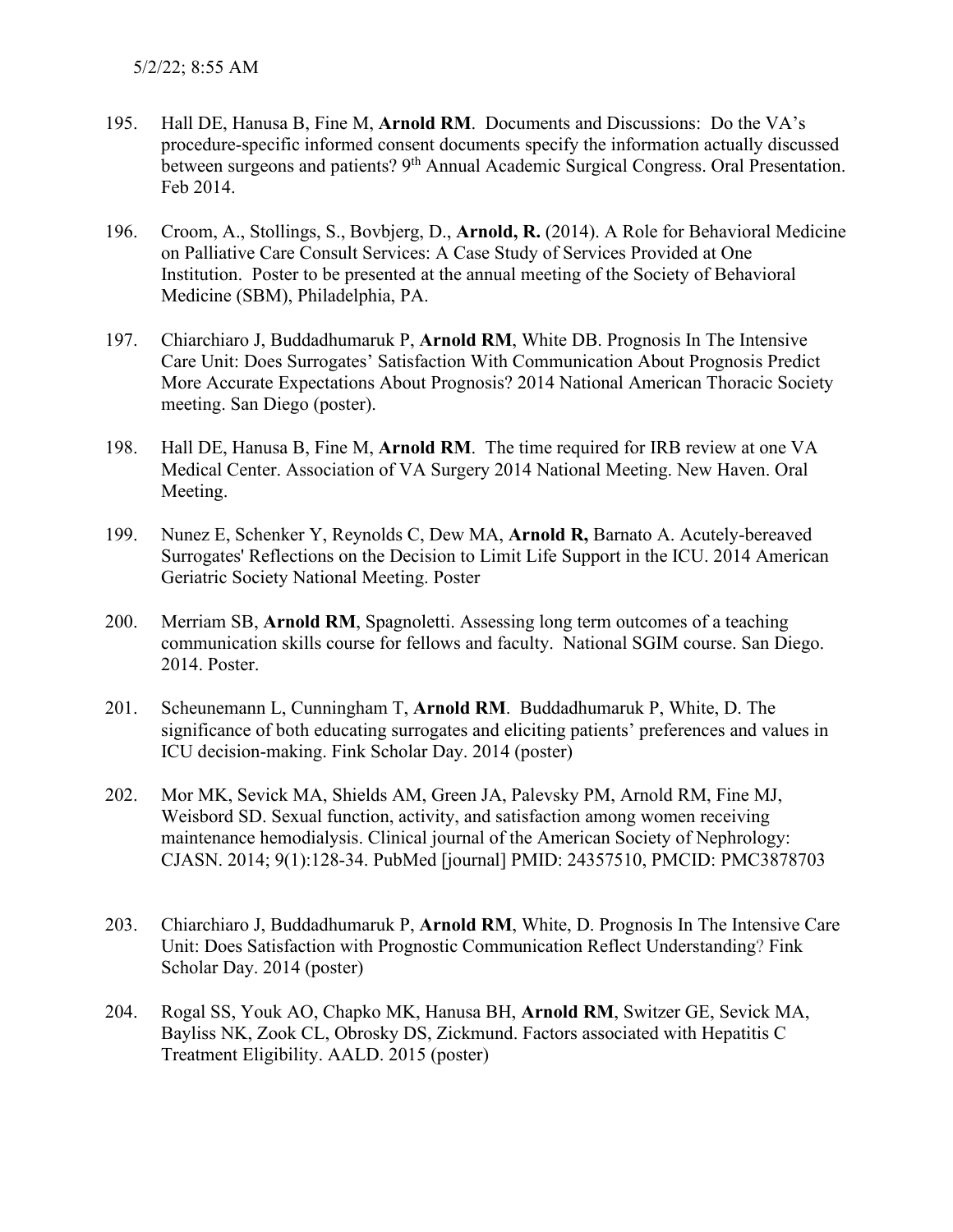195. Hall DE, Hanusa B, Fine M, **Arnold RM**. Documents and Discussions: Do the VA's procedure-specific informed consent documents specify the information actually discussed between surgeons and patients? 9th Annual Academic Surgical Congress. Oral Presentation. Feb 2014.

196. Croom, A., Stollings, S., Bovbjerg, D., **Arnold, R.** (2014). A Role for Behavioral Medicine on Palliative Care Consult Services: A Case Study of Services Provided at One Institution. Poster to be presented at the annual meeting of the Society of Behavioral Medicine (SBM), Philadelphia, PA.

197. Chiarchiaro J, Buddadhumaruk P, **Arnold RM**, White DB. Prognosis In The Intensive Care Unit: Does Surrogates' Satisfaction With Communication About Prognosis Predict More Accurate Expectations About Prognosis? 2014 National American Thoracic Society meeting. San Diego (poster).

198. Hall DE, Hanusa B, Fine M, **Arnold RM**. The time required for IRB review at one VA Medical Center. Association of VA Surgery 2014 National Meeting. New Haven. Oral Meeting.

199. Nunez E, Schenker Y, Reynolds C, Dew MA, **Arnold R,** Barnato A. Acutely-bereaved Surrogates' Reflections on the Decision to Limit Life Support in the ICU. 2014 American Geriatric Society National Meeting. Poster

200. Merriam SB, **Arnold RM**, Spagnoletti. Assessing long term outcomes of a teaching communication skills course for fellows and faculty. National SGIM course. San Diego. 2014. Poster.

201. Scheunemann L, Cunningham T, **Arnold RM**. Buddadhumaruk P, White, D. The significance of both educating surrogates and eliciting patients' preferences and values in ICU decision-making. Fink Scholar Day. 2014 (poster)

202. Mor MK, Sevick MA, Shields AM, Green JA, Palevsky PM, Arnold RM, Fine MJ, Weisbord SD. Sexual function, activity, and satisfaction among women receiving maintenance hemodialysis. Clinical journal of the American Society of Nephrology: CJASN. 2014; 9(1):128-34. PubMed [journal] PMID: 24357510, PMCID: PMC3878703

203. Chiarchiaro J, Buddadhumaruk P, **Arnold RM**, White, D. Prognosis In The Intensive Care Unit: Does Satisfaction with Prognostic Communication Reflect Understanding? Fink Scholar Day. 2014 (poster)

204. Rogal SS, Youk AO, Chapko MK, Hanusa BH, **Arnold RM**, Switzer GE, Sevick MA, Bayliss NK, Zook CL, Obrosky DS, Zickmund. Factors associated with Hepatitis C Treatment Eligibility. AALD. 2015 (poster)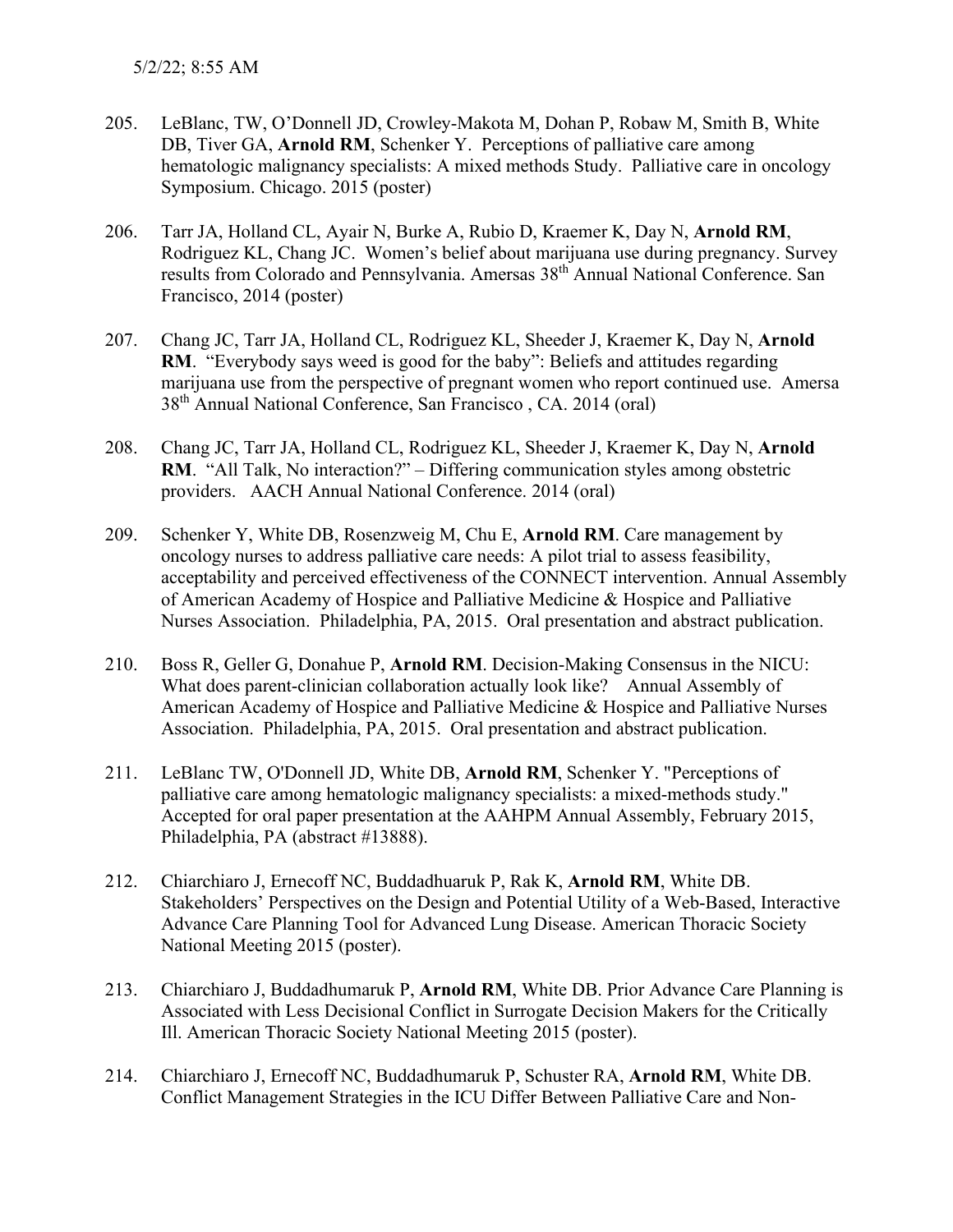205. LeBlanc, TW, O'Donnell JD, Crowley-Makota M, Dohan P, Robaw M, Smith B, White DB, Tiver GA, **Arnold RM**, Schenker Y. Perceptions of palliative care among hematologic malignancy specialists: A mixed methods Study. Palliative care in oncology Symposium. Chicago. 2015 (poster)

206. Tarr JA, Holland CL, Ayair N, Burke A, Rubio D, Kraemer K, Day N, **Arnold RM**, Rodriguez KL, Chang JC. Women's belief about marijuana use during pregnancy. Survey results from Colorado and Pennsylvania. Amersas 38th Annual National Conference. San Francisco, 2014 (poster)

207. Chang JC, Tarr JA, Holland CL, Rodriguez KL, Sheeder J, Kraemer K, Day N, **Arnold RM**. "Everybody says weed is good for the baby": Beliefs and attitudes regarding marijuana use from the perspective of pregnant women who report continued use. Amersa 38th Annual National Conference, San Francisco , CA. 2014 (oral)

208. Chang JC, Tarr JA, Holland CL, Rodriguez KL, Sheeder J, Kraemer K, Day N, **Arnold RM**. "All Talk, No interaction?" – Differing communication styles among obstetric providers. AACH Annual National Conference. 2014 (oral)

209. Schenker Y, White DB, Rosenzweig M, Chu E, **Arnold RM**. Care management by oncology nurses to address palliative care needs: A pilot trial to assess feasibility, acceptability and perceived effectiveness of the CONNECT intervention. Annual Assembly of American Academy of Hospice and Palliative Medicine & Hospice and Palliative Nurses Association. Philadelphia, PA, 2015. Oral presentation and abstract publication.

210. Boss R, Geller G, Donahue P, **Arnold RM**. Decision-Making Consensus in the NICU: What does parent-clinician collaboration actually look like? Annual Assembly of American Academy of Hospice and Palliative Medicine & Hospice and Palliative Nurses Association. Philadelphia, PA, 2015. Oral presentation and abstract publication.

211. LeBlanc TW, O'Donnell JD, White DB, **Arnold RM**, Schenker Y. "Perceptions of palliative care among hematologic malignancy specialists: a mixed-methods study." Accepted for oral paper presentation at the AAHPM Annual Assembly, February 2015, Philadelphia, PA (abstract #13888).

212. Chiarchiaro J, Ernecoff NC, Buddadhuaruk P, Rak K, **Arnold RM**, White DB. Stakeholders' Perspectives on the Design and Potential Utility of a Web-Based, Interactive Advance Care Planning Tool for Advanced Lung Disease. American Thoracic Society National Meeting 2015 (poster).

213. Chiarchiaro J, Buddadhumaruk P, **Arnold RM**, White DB. Prior Advance Care Planning is Associated with Less Decisional Conflict in Surrogate Decision Makers for the Critically Ill. American Thoracic Society National Meeting 2015 (poster).

214. Chiarchiaro J, Ernecoff NC, Buddadhumaruk P, Schuster RA, **Arnold RM**, White DB. Conflict Management Strategies in the ICU Differ Between Palliative Care and Non-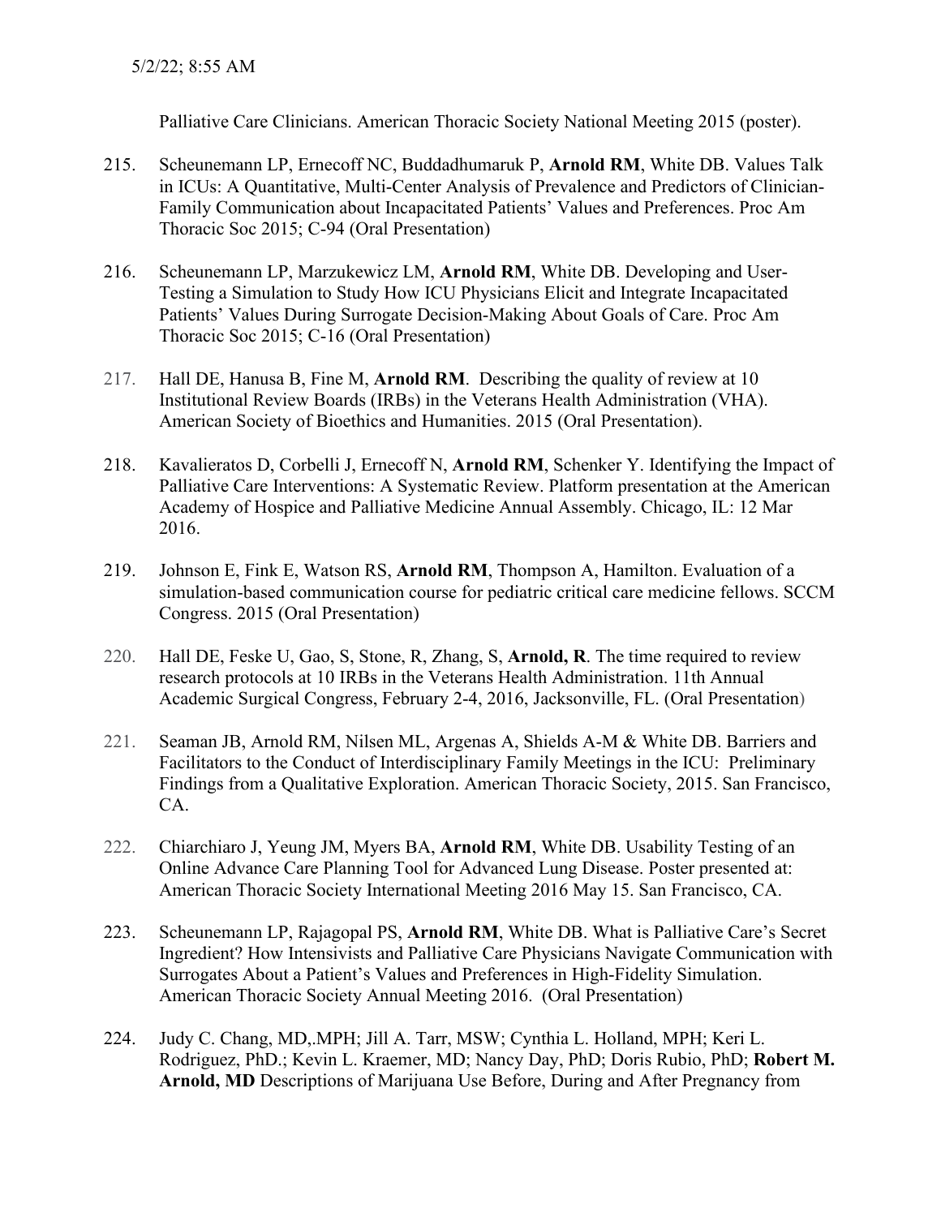Palliative Care Clinicians. American Thoracic Society National Meeting 2015 (poster).

215. Scheunemann LP, Ernecoff NC, Buddadhumaruk P, **Arnold RM**, White DB. Values Talk in ICUs: A Quantitative, Multi-Center Analysis of Prevalence and Predictors of Clinician-Family Communication about Incapacitated Patients' Values and Preferences. Proc Am Thoracic Soc 2015; C-94 (Oral Presentation)

216. Scheunemann LP, Marzukewicz LM, **Arnold RM**, White DB. Developing and User-Testing a Simulation to Study How ICU Physicians Elicit and Integrate Incapacitated Patients' Values During Surrogate Decision-Making About Goals of Care. Proc Am Thoracic Soc 2015; C-16 (Oral Presentation)

217. Hall DE, Hanusa B, Fine M, **Arnold RM**. Describing the quality of review at 10 Institutional Review Boards (IRBs) in the Veterans Health Administration (VHA). American Society of Bioethics and Humanities. 2015 (Oral Presentation).

218. Kavalieratos D, Corbelli J, Ernecoff N, **Arnold RM**, Schenker Y. Identifying the Impact of Palliative Care Interventions: A Systematic Review. Platform presentation at the American Academy of Hospice and Palliative Medicine Annual Assembly. Chicago, IL: 12 Mar 2016.

219. Johnson E, Fink E, Watson RS, **Arnold RM**, Thompson A, Hamilton. Evaluation of a simulation-based communication course for pediatric critical care medicine fellows. SCCM Congress. 2015 (Oral Presentation)

220. Hall DE, Feske U, Gao, S, Stone, R, Zhang, S, **Arnold, R**. The time required to review research protocols at 10 IRBs in the Veterans Health Administration. 11th Annual Academic Surgical Congress, February 2-4, 2016, Jacksonville, FL. (Oral Presentation)

221. Seaman JB, Arnold RM, Nilsen ML, Argenas A, Shields A-M & White DB. Barriers and Facilitators to the Conduct of Interdisciplinary Family Meetings in the ICU: Preliminary Findings from a Qualitative Exploration. American Thoracic Society, 2015. San Francisco, CA.

222. Chiarchiaro J, Yeung JM, Myers BA, **Arnold RM**, White DB. Usability Testing of an Online Advance Care Planning Tool for Advanced Lung Disease. Poster presented at: American Thoracic Society International Meeting 2016 May 15. San Francisco, CA.

223. Scheunemann LP, Rajagopal PS, **Arnold RM**, White DB. What is Palliative Care's Secret Ingredient? How Intensivists and Palliative Care Physicians Navigate Communication with Surrogates About a Patient's Values and Preferences in High-Fidelity Simulation. American Thoracic Society Annual Meeting 2016. (Oral Presentation)

224. Judy C. Chang, MD,.MPH; Jill A. Tarr, MSW; Cynthia L. Holland, MPH; Keri L. Rodriguez, PhD.; Kevin L. Kraemer, MD; Nancy Day, PhD; Doris Rubio, PhD; **Robert M. Arnold, MD** Descriptions of Marijuana Use Before, During and After Pregnancy from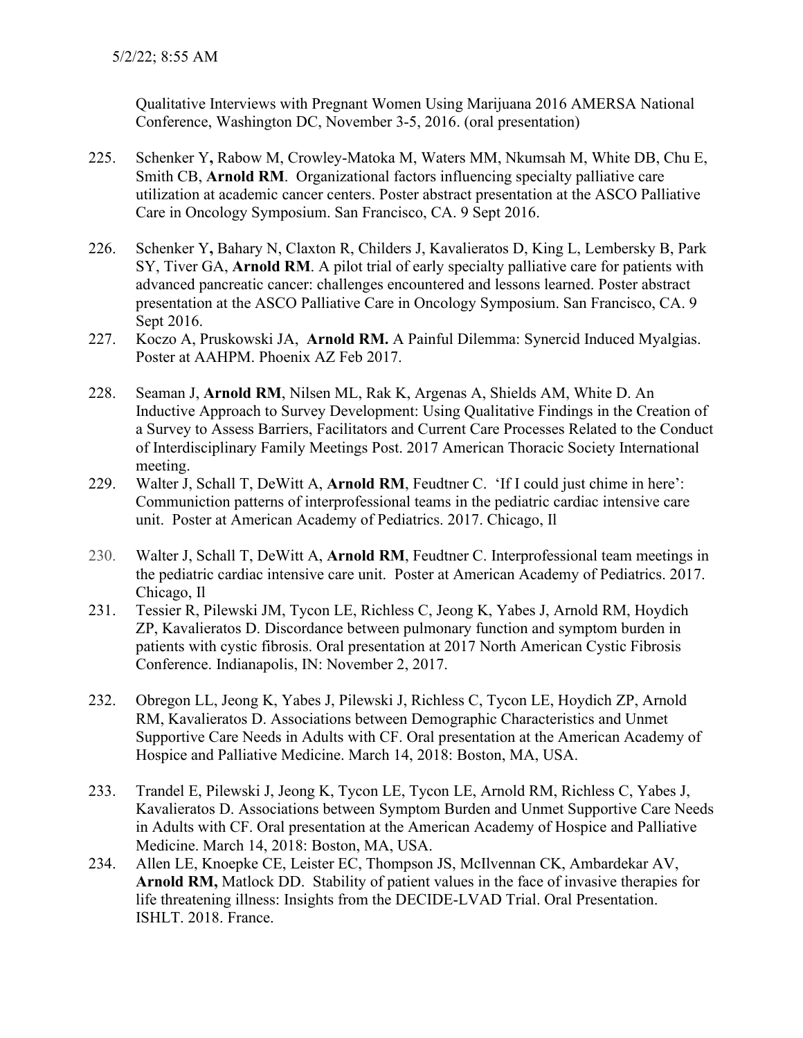Qualitative Interviews with Pregnant Women Using Marijuana 2016 AMERSA National Conference, Washington DC, November 3-5, 2016. (oral presentation)

225. Schenker Y**,** Rabow M, Crowley-Matoka M, Waters MM, Nkumsah M, White DB, Chu E, Smith CB, **Arnold RM**. Organizational factors influencing specialty palliative care utilization at academic cancer centers. Poster abstract presentation at the ASCO Palliative Care in Oncology Symposium. San Francisco, CA. 9 Sept 2016.

226. Schenker Y**,** Bahary N, Claxton R, Childers J, Kavalieratos D, King L, Lembersky B, Park SY, Tiver GA, **Arnold RM**. A pilot trial of early specialty palliative care for patients with advanced pancreatic cancer: challenges encountered and lessons learned. Poster abstract presentation at the ASCO Palliative Care in Oncology Symposium. San Francisco, CA. 9 Sept 2016.

227. Koczo A, Pruskowski JA, **Arnold RM.** A Painful Dilemma: Synercid Induced Myalgias. Poster at AAHPM. Phoenix AZ Feb 2017.

228. Seaman J, **Arnold RM**, Nilsen ML, Rak K, Argenas A, Shields AM, White D. An Inductive Approach to Survey Development: Using Qualitative Findings in the Creation of a Survey to Assess Barriers, Facilitators and Current Care Processes Related to the Conduct of Interdisciplinary Family Meetings Post. 2017 American Thoracic Society International meeting.

229. Walter J, Schall T, DeWitt A, **Arnold RM**, Feudtner C. 'If I could just chime in here': Communiction patterns of interprofessional teams in the pediatric cardiac intensive care unit. Poster at American Academy of Pediatrics. 2017. Chicago, Il

230. Walter J, Schall T, DeWitt A, **Arnold RM**, Feudtner C. Interprofessional team meetings in the pediatric cardiac intensive care unit. Poster at American Academy of Pediatrics. 2017. Chicago, Il

231. Tessier R, Pilewski JM, Tycon LE, Richless C, Jeong K, Yabes J, Arnold RM, Hoydich ZP, Kavalieratos D. Discordance between pulmonary function and symptom burden in patients with cystic fibrosis. Oral presentation at 2017 North American Cystic Fibrosis Conference. Indianapolis, IN: November 2, 2017.

232. Obregon LL, Jeong K, Yabes J, Pilewski J, Richless C, Tycon LE, Hoydich ZP, Arnold RM, Kavalieratos D. Associations between Demographic Characteristics and Unmet Supportive Care Needs in Adults with CF. Oral presentation at the American Academy of Hospice and Palliative Medicine. March 14, 2018: Boston, MA, USA.

233. Trandel E, Pilewski J, Jeong K, Tycon LE, Tycon LE, Arnold RM, Richless C, Yabes J, Kavalieratos D. Associations between Symptom Burden and Unmet Supportive Care Needs in Adults with CF. Oral presentation at the American Academy of Hospice and Palliative Medicine. March 14, 2018: Boston, MA, USA.

234. Allen LE, Knoepke CE, Leister EC, Thompson JS, McIlvennan CK, Ambardekar AV, **Arnold RM,** Matlock DD. Stability of patient values in the face of invasive therapies for life threatening illness: Insights from the DECIDE-LVAD Trial. Oral Presentation. ISHLT. 2018. France.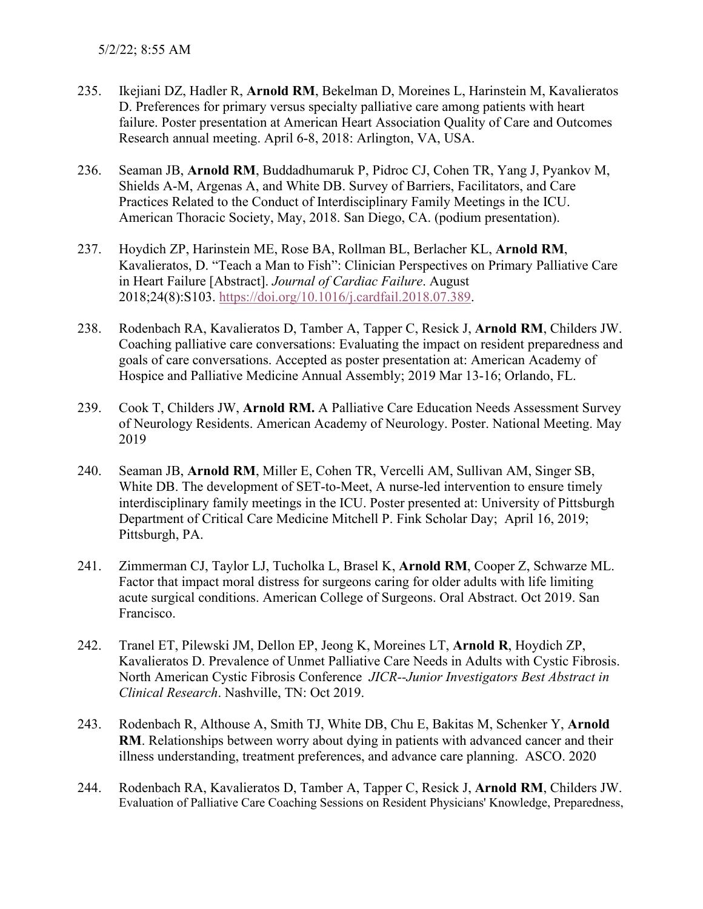235. Ikejiani DZ, Hadler R, **Arnold RM**, Bekelman D, Moreines L, Harinstein M, Kavalieratos D. Preferences for primary versus specialty palliative care among patients with heart failure. Poster presentation at American Heart Association Quality of Care and Outcomes Research annual meeting. April 6-8, 2018: Arlington, VA, USA.

236. Seaman JB, **Arnold RM**, Buddadhumaruk P, Pidroc CJ, Cohen TR, Yang J, Pyankov M, Shields A-M, Argenas A, and White DB. Survey of Barriers, Facilitators, and Care Practices Related to the Conduct of Interdisciplinary Family Meetings in the ICU. American Thoracic Society, May, 2018. San Diego, CA. (podium presentation).

237. Hoydich ZP, Harinstein ME, Rose BA, Rollman BL, Berlacher KL, **Arnold RM**, Kavalieratos, D. "Teach a Man to Fish": Clinician Perspectives on Primary Palliative Care in Heart Failure [Abstract]. *Journal of Cardiac Failure*. August 2018;24(8):S103. https://doi.org/10.1016/j.cardfail.2018.07.389.

238. Rodenbach RA, Kavalieratos D, Tamber A, Tapper C, Resick J, **Arnold RM**, Childers JW. Coaching palliative care conversations: Evaluating the impact on resident preparedness and goals of care conversations. Accepted as poster presentation at: American Academy of Hospice and Palliative Medicine Annual Assembly; 2019 Mar 13-16; Orlando, FL.

239. Cook T, Childers JW, **Arnold RM.** A Palliative Care Education Needs Assessment Survey of Neurology Residents. American Academy of Neurology. Poster. National Meeting. May 2019

240. Seaman JB, **Arnold RM**, Miller E, Cohen TR, Vercelli AM, Sullivan AM, Singer SB, White DB. The development of SET-to-Meet, A nurse-led intervention to ensure timely interdisciplinary family meetings in the ICU. Poster presented at: University of Pittsburgh Department of Critical Care Medicine Mitchell P. Fink Scholar Day; April 16, 2019; Pittsburgh, PA.

241. Zimmerman CJ, Taylor LJ, Tucholka L, Brasel K, **Arnold RM**, Cooper Z, Schwarze ML. Factor that impact moral distress for surgeons caring for older adults with life limiting acute surgical conditions. American College of Surgeons. Oral Abstract. Oct 2019. San Francisco.

242. Tranel ET, Pilewski JM, Dellon EP, Jeong K, Moreines LT, **Arnold R**, Hoydich ZP, Kavalieratos D. Prevalence of Unmet Palliative Care Needs in Adults with Cystic Fibrosis. North American Cystic Fibrosis Conference *JICR--Junior Investigators Best Abstract in Clinical Research*. Nashville, TN: Oct 2019.

243. Rodenbach R, Althouse A, Smith TJ, White DB, Chu E, Bakitas M, Schenker Y, **Arnold RM**. Relationships between worry about dying in patients with advanced cancer and their illness understanding, treatment preferences, and advance care planning. ASCO. 2020

244. Rodenbach RA, Kavalieratos D, Tamber A, Tapper C, Resick J, **Arnold RM**, Childers JW. Evaluation of Palliative Care Coaching Sessions on Resident Physicians' Knowledge, Preparedness,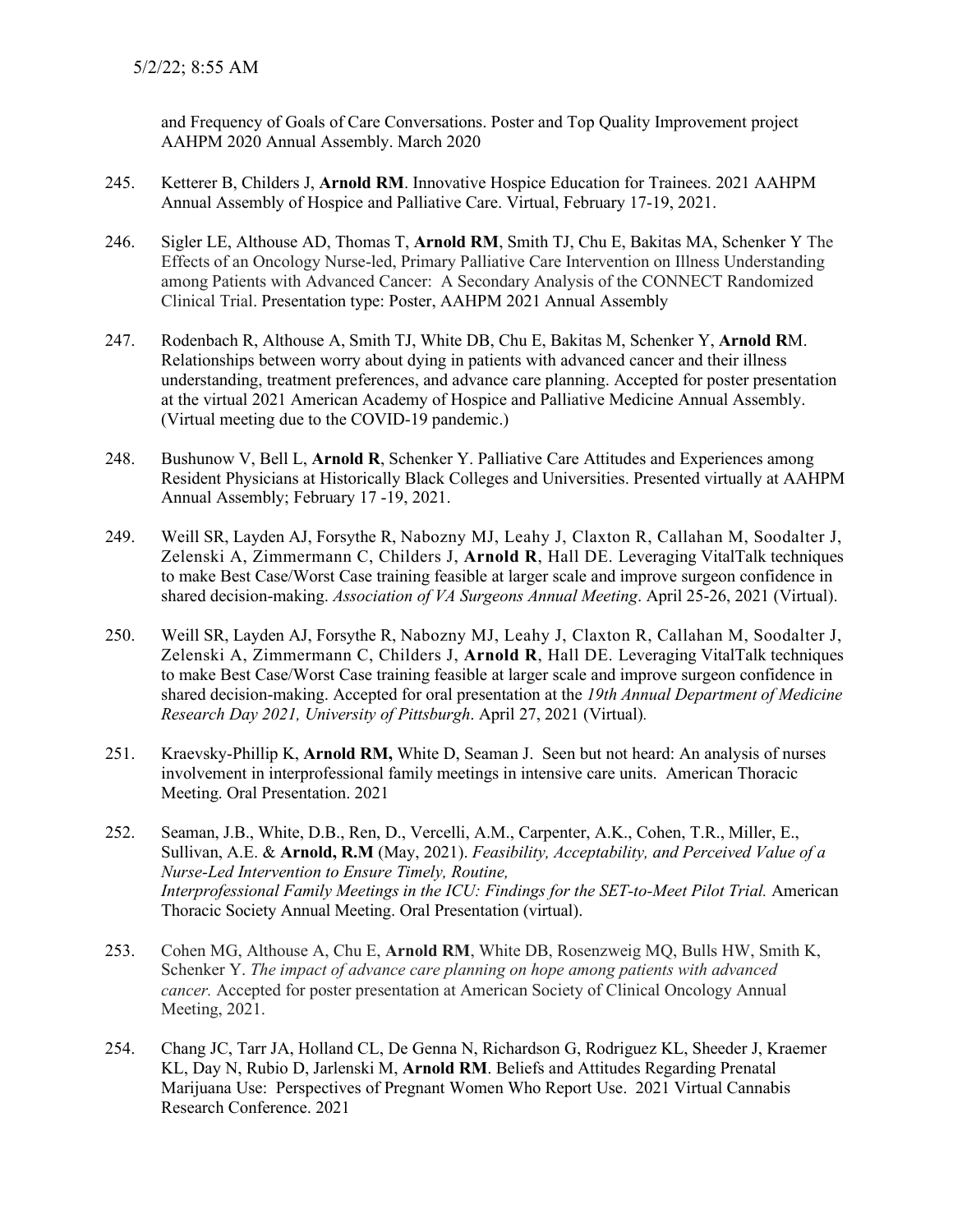and Frequency of Goals of Care Conversations. Poster and Top Quality Improvement project AAHPM 2020 Annual Assembly. March 2020

245. Ketterer B, Childers J, **Arnold RM**. Innovative Hospice Education for Trainees. 2021 AAHPM Annual Assembly of Hospice and Palliative Care. Virtual, February 17-19, 2021.

246. Sigler LE, Althouse AD, Thomas T, **Arnold RM**, Smith TJ, Chu E, Bakitas MA, Schenker Y The Effects of an Oncology Nurse-led, Primary Palliative Care Intervention on Illness Understanding among Patients with Advanced Cancer: A Secondary Analysis of the CONNECT Randomized Clinical Trial. Presentation type: Poster, AAHPM 2021 Annual Assembly

247. Rodenbach R, Althouse A, Smith TJ, White DB, Chu E, Bakitas M, Schenker Y, **Arnold R**M. Relationships between worry about dying in patients with advanced cancer and their illness understanding, treatment preferences, and advance care planning. Accepted for poster presentation at the virtual 2021 American Academy of Hospice and Palliative Medicine Annual Assembly. (Virtual meeting due to the COVID-19 pandemic.)

248. Bushunow V, Bell L, **Arnold R**, Schenker Y. Palliative Care Attitudes and Experiences among Resident Physicians at Historically Black Colleges and Universities. Presented virtually at AAHPM Annual Assembly; February 17 -19, 2021.

249. Weill SR, Layden AJ, Forsythe R, Nabozny MJ, Leahy J, Claxton R, Callahan M, Soodalter J, Zelenski A, Zimmermann C, Childers J, **Arnold R**, Hall DE. Leveraging VitalTalk techniques to make Best Case/Worst Case training feasible at larger scale and improve surgeon confidence in shared decision-making. *Association of VA Surgeons Annual Meeting*. April 25-26, 2021 (Virtual).

250. Weill SR, Layden AJ, Forsythe R, Nabozny MJ, Leahy J, Claxton R, Callahan M, Soodalter J, Zelenski A, Zimmermann C, Childers J, **Arnold R**, Hall DE. Leveraging VitalTalk techniques to make Best Case/Worst Case training feasible at larger scale and improve surgeon confidence in shared decision-making. Accepted for oral presentation at the *19th Annual Department of Medicine Research Day 2021, University of Pittsburgh*. April 27, 2021 (Virtual).

251. Kraevsky-Phillip K, **Arnold RM,** White D, Seaman J. Seen but not heard: An analysis of nurses involvement in interprofessional family meetings in intensive care units. American Thoracic Meeting. Oral Presentation. 2021

252. Seaman, J.B., White, D.B., Ren, D., Vercelli, A.M., Carpenter, A.K., Cohen, T.R., Miller, E., Sullivan, A.E. & **Arnold, R.M** (May, 2021). *Feasibility, Acceptability, and Perceived Value of a Nurse-Led Intervention to Ensure Timely, Routine, Interprofessional Family Meetings in the ICU: Findings for the SET-to-Meet Pilot Trial.* American Thoracic Society Annual Meeting. Oral Presentation (virtual).

253. Cohen MG, Althouse A, Chu E, **Arnold RM**, White DB, Rosenzweig MQ, Bulls HW, Smith K, Schenker Y. *The impact of advance care planning on hope among patients with advanced cancer.* Accepted for poster presentation at American Society of Clinical Oncology Annual Meeting, 2021.

254. Chang JC, Tarr JA, Holland CL, De Genna N, Richardson G, Rodriguez KL, Sheeder J, Kraemer KL, Day N, Rubio D, Jarlenski M, **Arnold RM**. Beliefs and Attitudes Regarding Prenatal Marijuana Use: Perspectives of Pregnant Women Who Report Use. 2021 Virtual Cannabis Research Conference. 2021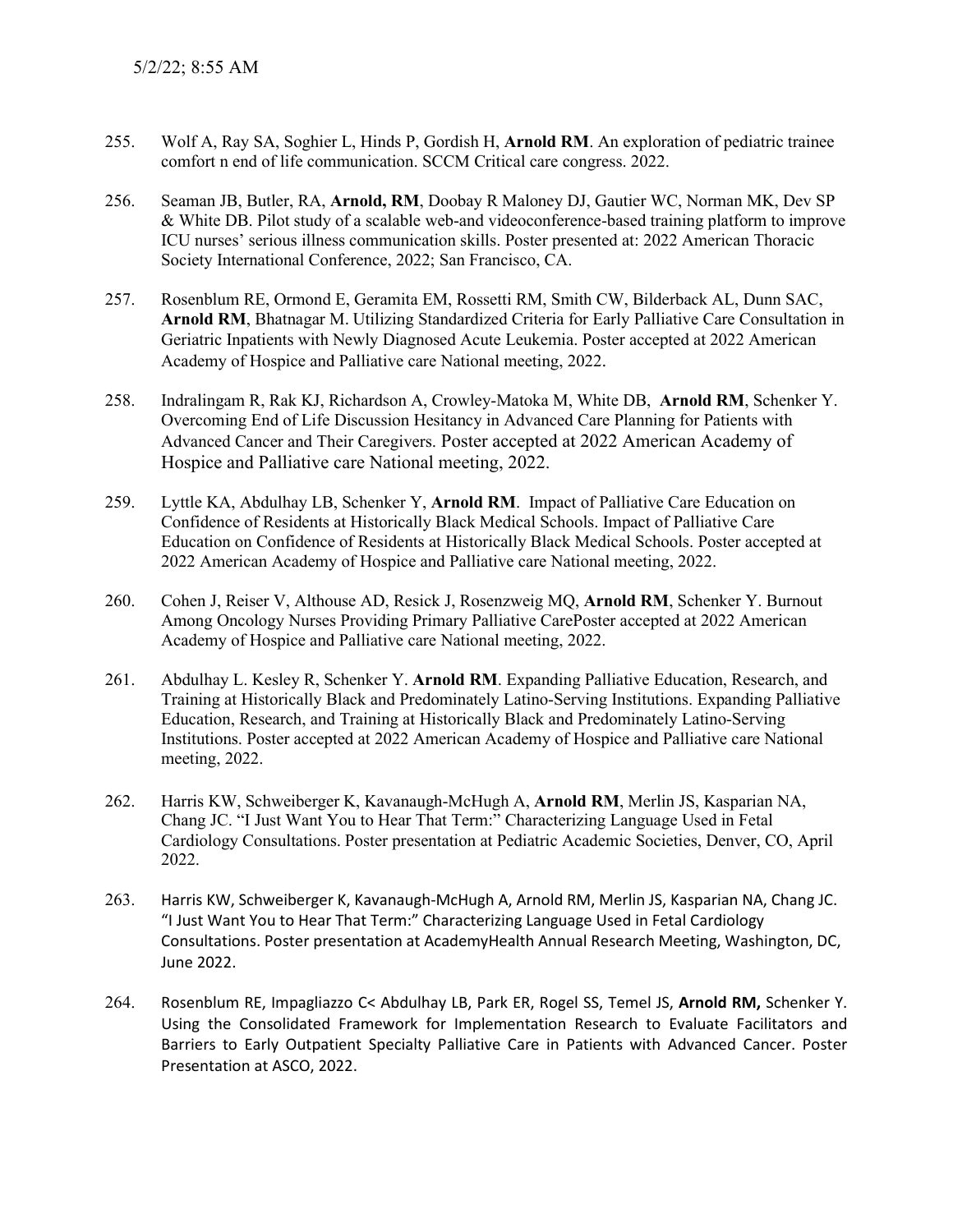255. Wolf A, Ray SA, Soghier L, Hinds P, Gordish H, **Arnold RM**. An exploration of pediatric trainee comfort n end of life communication. SCCM Critical care congress. 2022.

256. Seaman JB, Butler, RA, **Arnold, RM**, Doobay R Maloney DJ, Gautier WC, Norman MK, Dev SP & White DB. Pilot study of a scalable web-and videoconference-based training platform to improve ICU nurses' serious illness communication skills. Poster presented at: 2022 American Thoracic Society International Conference, 2022; San Francisco, CA.

257. Rosenblum RE, Ormond E, Geramita EM, Rossetti RM, Smith CW, Bilderback AL, Dunn SAC, **Arnold RM**, Bhatnagar M. Utilizing Standardized Criteria for Early Palliative Care Consultation in Geriatric Inpatients with Newly Diagnosed Acute Leukemia. Poster accepted at 2022 American Academy of Hospice and Palliative care National meeting, 2022.

258. Indralingam R, Rak KJ, Richardson A, Crowley-Matoka M, White DB, **Arnold RM**, Schenker Y. Overcoming End of Life Discussion Hesitancy in Advanced Care Planning for Patients with Advanced Cancer and Their Caregivers. Poster accepted at 2022 American Academy of Hospice and Palliative care National meeting, 2022.

259. Lyttle KA, Abdulhay LB, Schenker Y, **Arnold RM**. Impact of Palliative Care Education on Confidence of Residents at Historically Black Medical Schools. Impact of Palliative Care Education on Confidence of Residents at Historically Black Medical Schools. Poster accepted at 2022 American Academy of Hospice and Palliative care National meeting, 2022.

260. Cohen J, Reiser V, Althouse AD, Resick J, Rosenzweig MQ, **Arnold RM**, Schenker Y. Burnout Among Oncology Nurses Providing Primary Palliative CarePoster accepted at 2022 American Academy of Hospice and Palliative care National meeting, 2022.

261. Abdulhay L. Kesley R, Schenker Y. **Arnold RM**. Expanding Palliative Education, Research, and Training at Historically Black and Predominately Latino-Serving Institutions. Expanding Palliative Education, Research, and Training at Historically Black and Predominately Latino-Serving Institutions. Poster accepted at 2022 American Academy of Hospice and Palliative care National meeting, 2022.

262. Harris KW, Schweiberger K, Kavanaugh-McHugh A, **Arnold RM**, Merlin JS, Kasparian NA, Chang JC. "I Just Want You to Hear That Term:" Characterizing Language Used in Fetal Cardiology Consultations. Poster presentation at Pediatric Academic Societies, Denver, CO, April 2022.

263. Harris KW, Schweiberger K, Kavanaugh-McHugh A, Arnold RM, Merlin JS, Kasparian NA, Chang JC. "I Just Want You to Hear That Term:" Characterizing Language Used in Fetal Cardiology Consultations. Poster presentation at AcademyHealth Annual Research Meeting, Washington, DC, June 2022.

264. Rosenblum RE, Impagliazzo C< Abdulhay LB, Park ER, Rogel SS, Temel JS, **Arnold RM,** Schenker Y. Using the Consolidated Framework for Implementation Research to Evaluate Facilitators and Barriers to Early Outpatient Specialty Palliative Care in Patients with Advanced Cancer. Poster Presentation at ASCO, 2022.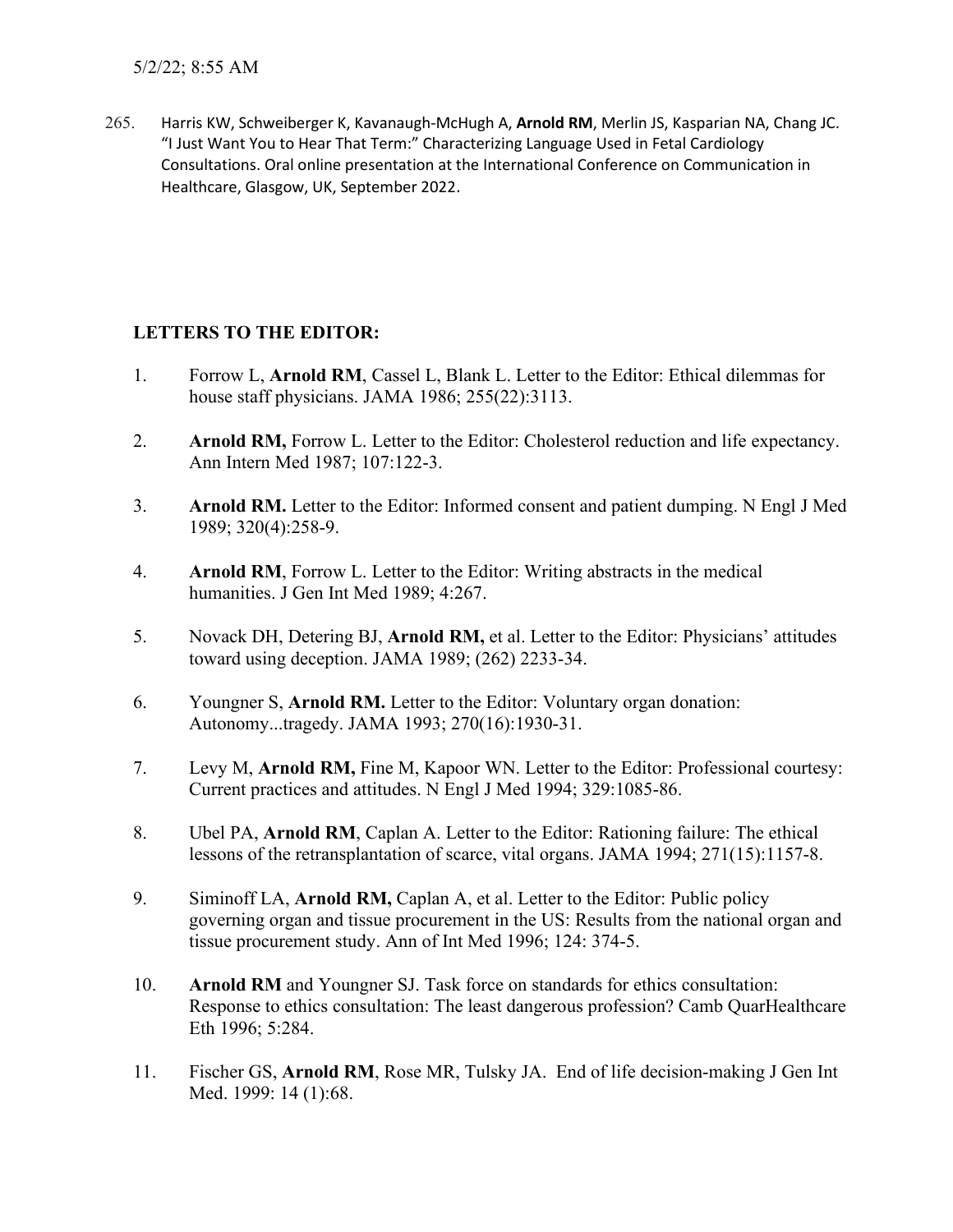5/2/22; 8:55 AM

265. Harris KW, Schweiberger K, Kavanaugh-McHugh A, **Arnold RM**, Merlin JS, Kasparian NA, Chang JC. "I Just Want You to Hear That Term:" Characterizing Language Used in Fetal Cardiology Consultations. Oral online presentation at the International Conference on Communication in Healthcare, Glasgow, UK, September 2022.

**LETTERS TO THE EDITOR:**

1. Forrow L, **Arnold RM**, Cassel L, Blank L. Letter to the Editor: Ethical dilemmas for house staff physicians. JAMA 1986; 255(22):3113.

2. **Arnold RM,** Forrow L. Letter to the Editor: Cholesterol reduction and life expectancy. Ann Intern Med 1987; 107:122-3.

3. **Arnold RM.** Letter to the Editor: Informed consent and patient dumping. N Engl J Med 1989; 320(4):258-9.

4. **Arnold RM**, Forrow L. Letter to the Editor: Writing abstracts in the medical humanities. J Gen Int Med 1989; 4:267.

5. Novack DH, Detering BJ, **Arnold RM,** et al. Letter to the Editor: Physicians' attitudes toward using deception. JAMA 1989; (262) 2233-34.

6. Youngner S, **Arnold RM.** Letter to the Editor: Voluntary organ donation: Autonomy...tragedy. JAMA 1993; 270(16):1930-31.

7. Levy M, **Arnold RM,** Fine M, Kapoor WN. Letter to the Editor: Professional courtesy: Current practices and attitudes. N Engl J Med 1994; 329:1085-86.

8. Ubel PA, **Arnold RM**, Caplan A. Letter to the Editor: Rationing failure: The ethical lessons of the retransplantation of scarce, vital organs. JAMA 1994; 271(15):1157-8.

9. Siminoff LA, **Arnold RM,** Caplan A, et al. Letter to the Editor: Public policy governing organ and tissue procurement in the US: Results from the national organ and tissue procurement study. Ann of Int Med 1996; 124: 374-5.

10. **Arnold RM** and Youngner SJ. Task force on standards for ethics consultation: Response to ethics consultation: The least dangerous profession? Camb QuarHealthcare Eth 1996; 5:284.

11. Fischer GS, **Arnold RM**, Rose MR, Tulsky JA. End of life decision-making J Gen Int Med. 1999: 14 (1):68.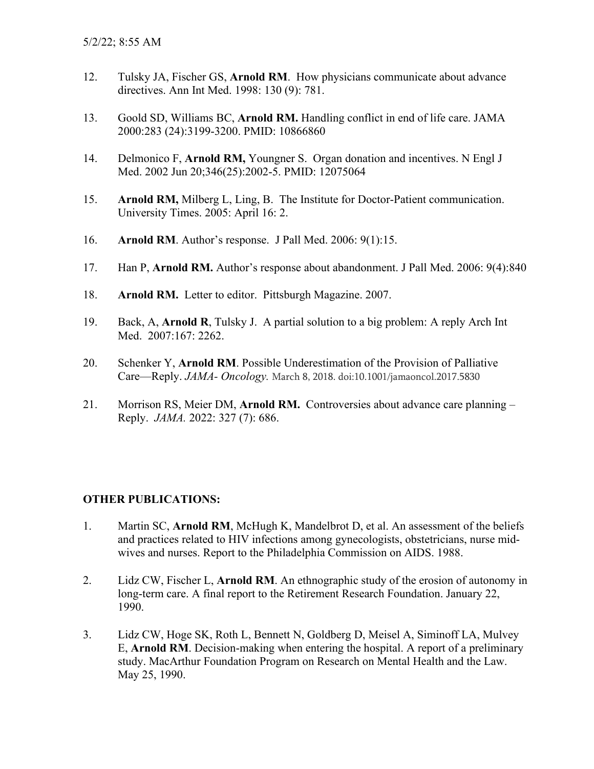12. Tulsky JA, Fischer GS, **Arnold RM**. How physicians communicate about advance directives. Ann Int Med. 1998: 130 (9): 781.

13. Goold SD, Williams BC, **Arnold RM.** Handling conflict in end of life care. JAMA 2000:283 (24):3199-3200. PMID: 10866860

14. Delmonico F, **Arnold RM,** Youngner S. Organ donation and incentives. N Engl J Med. 2002 Jun 20;346(25):2002-5. PMID: 12075064

15. **Arnold RM,** Milberg L, Ling, B. The Institute for Doctor-Patient communication. University Times. 2005: April 16: 2.

16. **Arnold RM**. Author's response. J Pall Med. 2006: 9(1):15.

17. Han P, **Arnold RM.** Author's response about abandonment. J Pall Med. 2006: 9(4):840

18. **Arnold RM.** Letter to editor. Pittsburgh Magazine. 2007.

19. Back, A, **Arnold R**, Tulsky J. A partial solution to a big problem: A reply Arch Int Med. 2007:167: 2262.

20. Schenker Y, **Arnold RM**. Possible Underestimation of the Provision of Palliative Care—Reply. *JAMA- Oncology.* March 8, 2018. doi:10.1001/jamaoncol.2017.5830

21. Morrison RS, Meier DM, **Arnold RM.** Controversies about advance care planning – Reply. *JAMA.* 2022: 327 (7): 686.

**OTHER PUBLICATIONS:**

1. Martin SC, **Arnold RM**, McHugh K, Mandelbrot D, et al. An assessment of the beliefs and practices related to HIV infections among gynecologists, obstetricians, nurse mid-wives and nurses. Report to the Philadelphia Commission on AIDS. 1988.

2. Lidz CW, Fischer L, **Arnold RM**. An ethnographic study of the erosion of autonomy in long-term care. A final report to the Retirement Research Foundation. January 22, 1990.

3. Lidz CW, Hoge SK, Roth L, Bennett N, Goldberg D, Meisel A, Siminoff LA, Mulvey E, **Arnold RM**. Decision-making when entering the hospital. A report of a preliminary study. MacArthur Foundation Program on Research on Mental Health and the Law. May 25, 1990.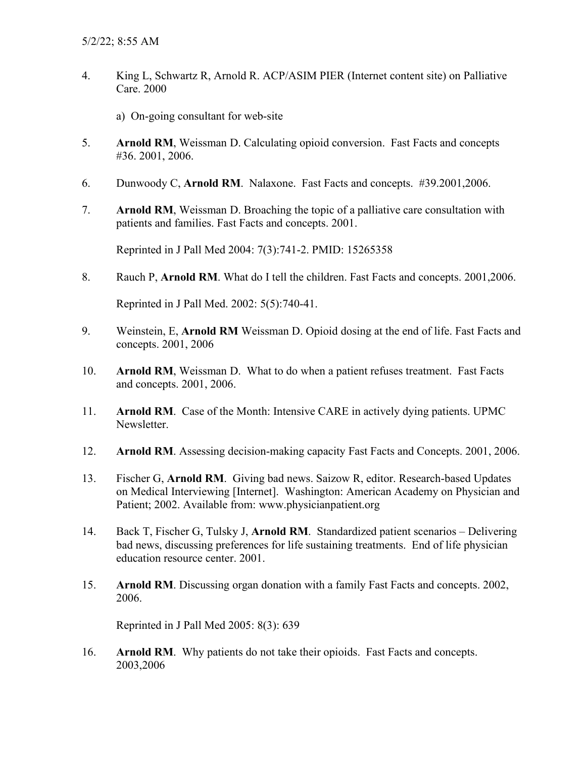4. King L, Schwartz R, Arnold R. ACP/ASIM PIER (Internet content site) on Palliative Care. 2000

    a) On-going consultant for web-site

5. **Arnold RM**, Weissman D. Calculating opioid conversion. Fast Facts and concepts #36. 2001, 2006.

6. Dunwoody C, **Arnold RM**. Nalaxone. Fast Facts and concepts. #39.2001,2006.

7. **Arnold RM**, Weissman D. Broaching the topic of a palliative care consultation with patients and families. Fast Facts and concepts. 2001.

    Reprinted in J Pall Med 2004: 7(3):741-2. PMID: 15265358

8. Rauch P, **Arnold RM**. What do I tell the children. Fast Facts and concepts. 2001,2006.

    Reprinted in J Pall Med. 2002: 5(5):740-41.

9. Weinstein, E, **Arnold RM** Weissman D. Opioid dosing at the end of life. Fast Facts and concepts. 2001, 2006

10. **Arnold RM**, Weissman D. What to do when a patient refuses treatment. Fast Facts and concepts. 2001, 2006.

11. **Arnold RM**. Case of the Month: Intensive CARE in actively dying patients. UPMC Newsletter.

12. **Arnold RM**. Assessing decision-making capacity Fast Facts and Concepts. 2001, 2006.

13. Fischer G, **Arnold RM**. Giving bad news. Saizow R, editor. Research-based Updates on Medical Interviewing [Internet]. Washington: American Academy on Physician and Patient; 2002. Available from: www.physicianpatient.org

14. Back T, Fischer G, Tulsky J, **Arnold RM**. Standardized patient scenarios – Delivering bad news, discussing preferences for life sustaining treatments. End of life physician education resource center. 2001.

15. **Arnold RM**. Discussing organ donation with a family Fast Facts and concepts. 2002, 2006.

    Reprinted in J Pall Med 2005: 8(3): 639

16. **Arnold RM**. Why patients do not take their opioids. Fast Facts and concepts. 2003,2006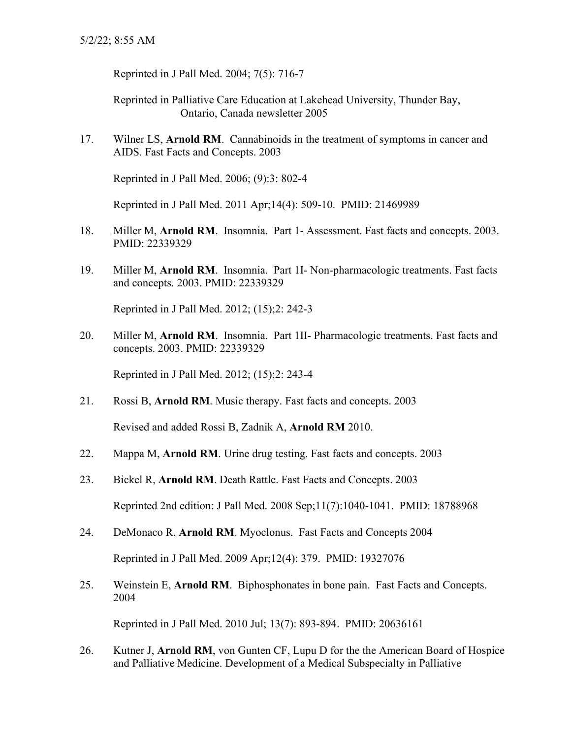Reprinted in J Pall Med. 2004; 7(5): 716-7

Reprinted in Palliative Care Education at Lakehead University, Thunder Bay, Ontario, Canada newsletter 2005

17. Wilner LS, **Arnold RM**. Cannabinoids in the treatment of symptoms in cancer and AIDS. Fast Facts and Concepts. 2003

    Reprinted in J Pall Med. 2006; (9):3: 802-4

    Reprinted in J Pall Med. 2011 Apr;14(4): 509-10. PMID: 21469989

18. Miller M, **Arnold RM**. Insomnia. Part 1- Assessment. Fast facts and concepts. 2003. PMID: 22339329

19. Miller M, **Arnold RM**. Insomnia. Part 1I- Non-pharmacologic treatments. Fast facts and concepts. 2003. PMID: 22339329

    Reprinted in J Pall Med. 2012; (15);2: 242-3

20. Miller M, **Arnold RM**. Insomnia. Part 1II- Pharmacologic treatments. Fast facts and concepts. 2003. PMID: 22339329

    Reprinted in J Pall Med. 2012; (15);2: 243-4

21. Rossi B, **Arnold RM**. Music therapy. Fast facts and concepts. 2003

    Revised and added Rossi B, Zadnik A, **Arnold RM** 2010.

22. Mappa M, **Arnold RM**. Urine drug testing. Fast facts and concepts. 2003

23. Bickel R, **Arnold RM**. Death Rattle. Fast Facts and Concepts. 2003

    Reprinted 2nd edition: J Pall Med. 2008 Sep;11(7):1040-1041. PMID: 18788968

24. DeMonaco R, **Arnold RM**. Myoclonus. Fast Facts and Concepts 2004

    Reprinted in J Pall Med. 2009 Apr;12(4): 379. PMID: 19327076

25. Weinstein E, **Arnold RM**. Biphosphonates in bone pain. Fast Facts and Concepts. 2004

    Reprinted in J Pall Med. 2010 Jul; 13(7): 893-894. PMID: 20636161

26. Kutner J, **Arnold RM**, von Gunten CF, Lupu D for the the American Board of Hospice and Palliative Medicine. Development of a Medical Subspecialty in Palliative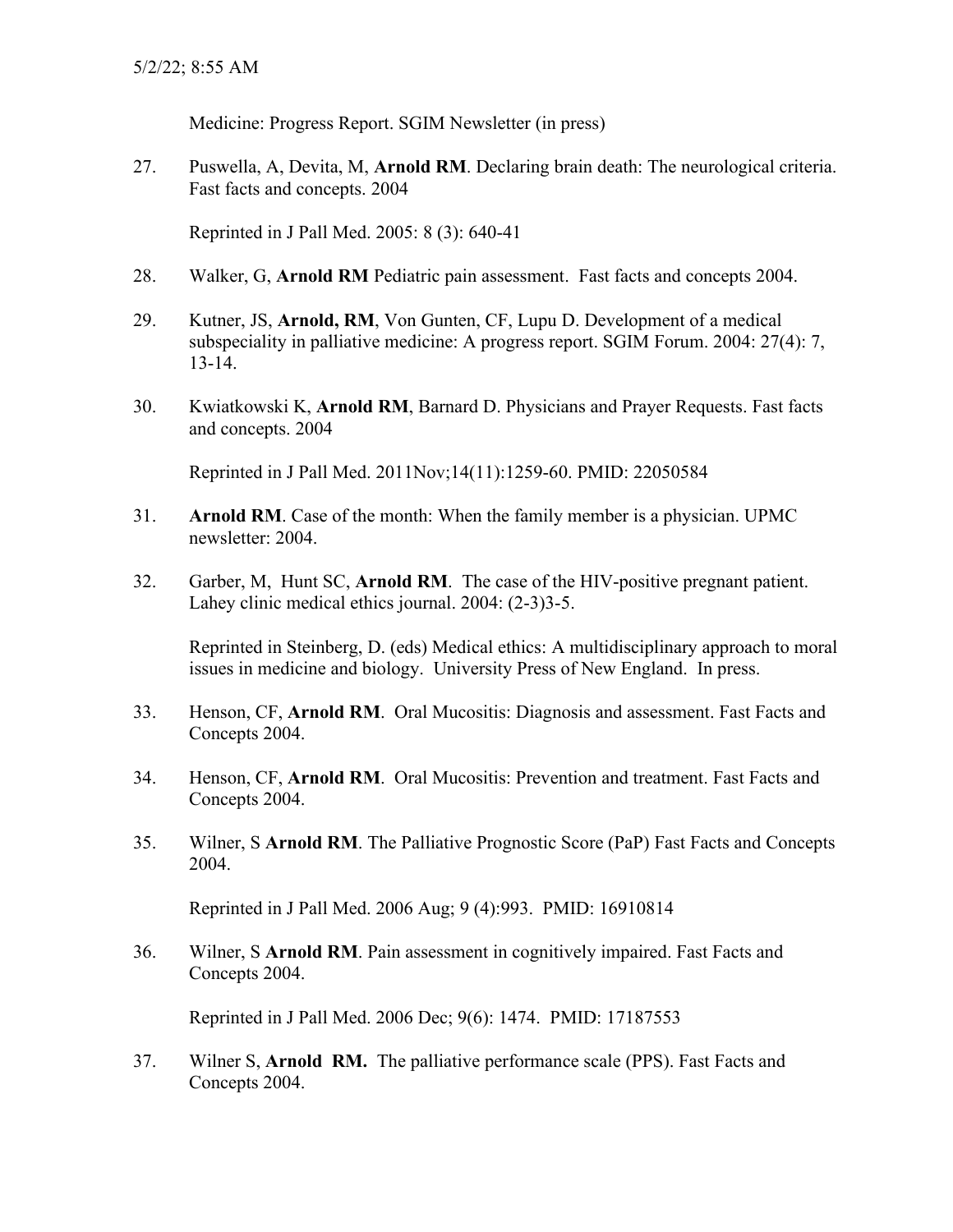Medicine: Progress Report. SGIM Newsletter (in press)

27. Puswella, A, Devita, M, **Arnold RM**. Declaring brain death: The neurological criteria. Fast facts and concepts. 2004

    Reprinted in J Pall Med. 2005: 8 (3): 640-41

28. Walker, G, **Arnold RM** Pediatric pain assessment. Fast facts and concepts 2004.

29. Kutner, JS, **Arnold, RM**, Von Gunten, CF, Lupu D. Development of a medical subspeciality in palliative medicine: A progress report. SGIM Forum. 2004: 27(4): 7, 13-14.

30. Kwiatkowski K, **Arnold RM**, Barnard D. Physicians and Prayer Requests. Fast facts and concepts. 2004

    Reprinted in J Pall Med. 2011Nov;14(11):1259-60. PMID: 22050584

31. **Arnold RM**. Case of the month: When the family member is a physician. UPMC newsletter: 2004.

32. Garber, M, Hunt SC, **Arnold RM**. The case of the HIV-positive pregnant patient. Lahey clinic medical ethics journal. 2004: (2-3)3-5.

    Reprinted in Steinberg, D. (eds) Medical ethics: A multidisciplinary approach to moral issues in medicine and biology. University Press of New England. In press.

33. Henson, CF, **Arnold RM**. Oral Mucositis: Diagnosis and assessment. Fast Facts and Concepts 2004.

34. Henson, CF, **Arnold RM**. Oral Mucositis: Prevention and treatment. Fast Facts and Concepts 2004.

35. Wilner, S **Arnold RM**. The Palliative Prognostic Score (PaP) Fast Facts and Concepts 2004.

    Reprinted in J Pall Med. 2006 Aug; 9 (4):993. PMID: 16910814

36. Wilner, S **Arnold RM**. Pain assessment in cognitively impaired. Fast Facts and Concepts 2004.

    Reprinted in J Pall Med. 2006 Dec; 9(6): 1474. PMID: 17187553

37. Wilner S, **Arnold RM.** The palliative performance scale (PPS). Fast Facts and Concepts 2004.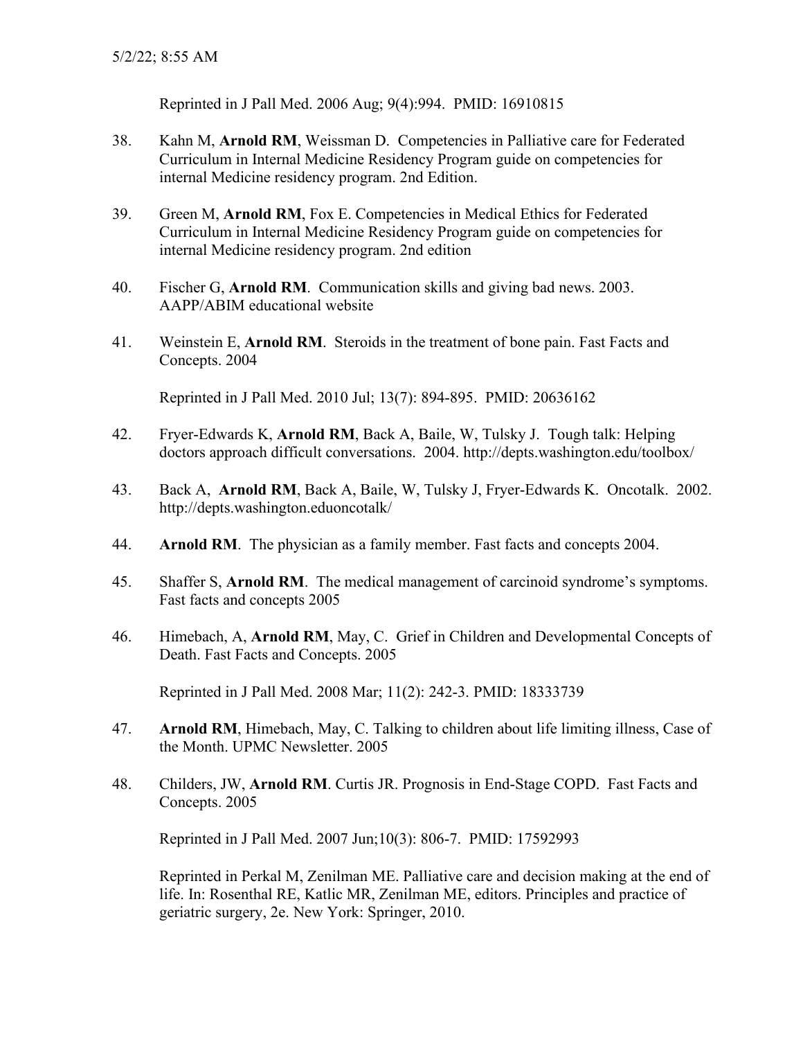Reprinted in J Pall Med. 2006 Aug; 9(4):994. PMID: 16910815

38. Kahn M, **Arnold RM**, Weissman D. Competencies in Palliative care for Federated Curriculum in Internal Medicine Residency Program guide on competencies for internal Medicine residency program. 2nd Edition.

39. Green M, **Arnold RM**, Fox E. Competencies in Medical Ethics for Federated Curriculum in Internal Medicine Residency Program guide on competencies for internal Medicine residency program. 2nd edition

40. Fischer G, **Arnold RM**. Communication skills and giving bad news. 2003. AAPP/ABIM educational website

41. Weinstein E, **Arnold RM**. Steroids in the treatment of bone pain. Fast Facts and Concepts. 2004

    Reprinted in J Pall Med. 2010 Jul; 13(7): 894-895. PMID: 20636162

42. Fryer-Edwards K, **Arnold RM**, Back A, Baile, W, Tulsky J. Tough talk: Helping doctors approach difficult conversations. 2004. http://depts.washington.edu/toolbox/

43. Back A, **Arnold RM**, Back A, Baile, W, Tulsky J, Fryer-Edwards K. Oncotalk. 2002. http://depts.washington.eduoncotalk/

44. **Arnold RM**. The physician as a family member. Fast facts and concepts 2004.

45. Shaffer S, **Arnold RM**. The medical management of carcinoid syndrome's symptoms. Fast facts and concepts 2005

46. Himebach, A, **Arnold RM**, May, C. Grief in Children and Developmental Concepts of Death. Fast Facts and Concepts. 2005

    Reprinted in J Pall Med. 2008 Mar; 11(2): 242-3. PMID: 18333739

47. **Arnold RM**, Himebach, May, C. Talking to children about life limiting illness, Case of the Month. UPMC Newsletter. 2005

48. Childers, JW, **Arnold RM**. Curtis JR. Prognosis in End-Stage COPD. Fast Facts and Concepts. 2005

    Reprinted in J Pall Med. 2007 Jun;10(3): 806-7. PMID: 17592993

    Reprinted in Perkal M, Zenilman ME. Palliative care and decision making at the end of life. In: Rosenthal RE, Katlic MR, Zenilman ME, editors. Principles and practice of geriatric surgery, 2e. New York: Springer, 2010.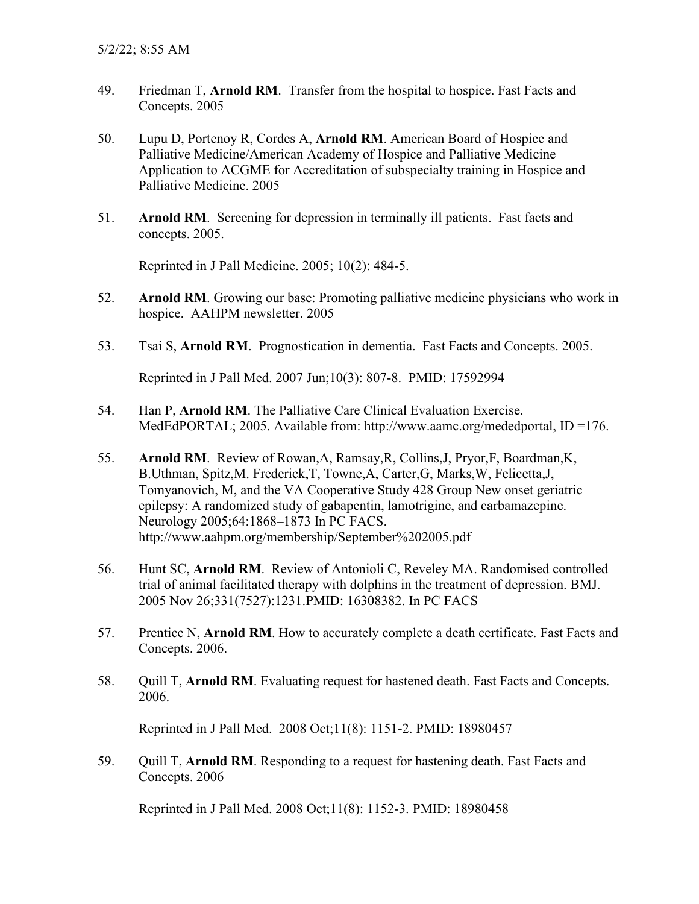49. Friedman T, **Arnold RM**. Transfer from the hospital to hospice. Fast Facts and Concepts. 2005

50. Lupu D, Portenoy R, Cordes A, **Arnold RM**. American Board of Hospice and Palliative Medicine/American Academy of Hospice and Palliative Medicine Application to ACGME for Accreditation of subspecialty training in Hospice and Palliative Medicine. 2005

51. **Arnold RM**. Screening for depression in terminally ill patients. Fast facts and concepts. 2005.

    Reprinted in J Pall Medicine. 2005; 10(2): 484-5.

52. **Arnold RM**. Growing our base: Promoting palliative medicine physicians who work in hospice. AAHPM newsletter. 2005

53. Tsai S, **Arnold RM**. Prognostication in dementia. Fast Facts and Concepts. 2005.

    Reprinted in J Pall Med. 2007 Jun;10(3): 807-8. PMID: 17592994

54. Han P, **Arnold RM**. The Palliative Care Clinical Evaluation Exercise. MedEdPORTAL; 2005. Available from: http://www.aamc.org/mededportal, ID =176.

55. **Arnold RM**. Review of Rowan,A, Ramsay,R, Collins,J, Pryor,F, Boardman,K, B.Uthman, Spitz,M. Frederick,T, Towne,A, Carter,G, Marks,W, Felicetta,J, Tomyanovich, M, and the VA Cooperative Study 428 Group New onset geriatric epilepsy: A randomized study of gabapentin, lamotrigine, and carbamazepine. Neurology 2005;64:1868–1873 In PC FACS. http://www.aahpm.org/membership/September%202005.pdf

56. Hunt SC, **Arnold RM**. Review of Antonioli C, Reveley MA. Randomised controlled trial of animal facilitated therapy with dolphins in the treatment of depression. BMJ. 2005 Nov 26;331(7527):1231.PMID: 16308382. In PC FACS

57. Prentice N, **Arnold RM**. How to accurately complete a death certificate. Fast Facts and Concepts. 2006.

58. Quill T, **Arnold RM**. Evaluating request for hastened death. Fast Facts and Concepts. 2006.

    Reprinted in J Pall Med. 2008 Oct;11(8): 1151-2. PMID: 18980457

59. Quill T, **Arnold RM**. Responding to a request for hastening death. Fast Facts and Concepts. 2006

    Reprinted in J Pall Med. 2008 Oct;11(8): 1152-3. PMID: 18980458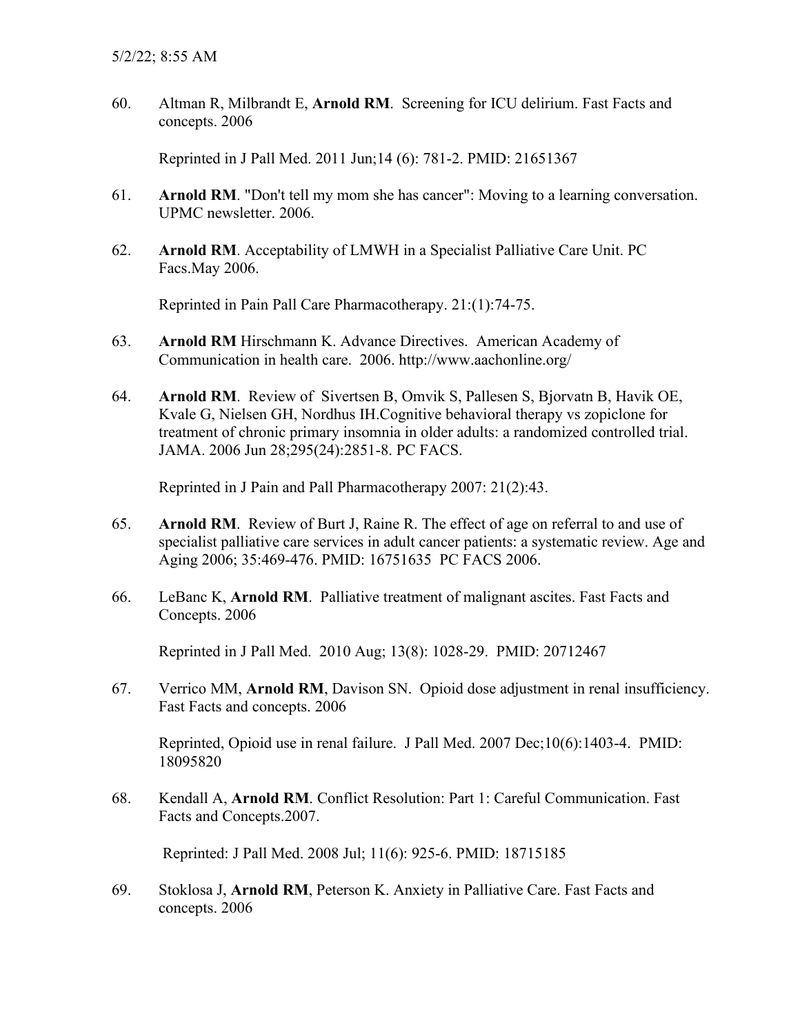60. Altman R, Milbrandt E, **Arnold RM**. Screening for ICU delirium. Fast Facts and concepts. 2006

    Reprinted in J Pall Med. 2011 Jun;14 (6): 781-2. PMID: 21651367

61. **Arnold RM**. "Don't tell my mom she has cancer": Moving to a learning conversation. UPMC newsletter. 2006.

62. **Arnold RM**. Acceptability of LMWH in a Specialist Palliative Care Unit. PC Facs.May 2006.

    Reprinted in Pain Pall Care Pharmacotherapy. 21:(1):74-75.

63. **Arnold RM** Hirschmann K. Advance Directives. American Academy of Communication in health care. 2006. http://www.aachonline.org/

64. **Arnold RM**. Review of Sivertsen B, Omvik S, Pallesen S, Bjorvatn B, Havik OE, Kvale G, Nielsen GH, Nordhus IH.Cognitive behavioral therapy vs zopiclone for treatment of chronic primary insomnia in older adults: a randomized controlled trial. JAMA. 2006 Jun 28;295(24):2851-8. PC FACS.

    Reprinted in J Pain and Pall Pharmacotherapy 2007: 21(2):43.

65. **Arnold RM**. Review of Burt J, Raine R. The effect of age on referral to and use of specialist palliative care services in adult cancer patients: a systematic review. Age and Aging 2006; 35:469-476. PMID: 16751635 PC FACS 2006.

66. LeBanc K, **Arnold RM**. Palliative treatment of malignant ascites. Fast Facts and Concepts. 2006

    Reprinted in J Pall Med. 2010 Aug; 13(8): 1028-29. PMID: 20712467

67. Verrico MM, **Arnold RM**, Davison SN. Opioid dose adjustment in renal insufficiency. Fast Facts and concepts. 2006

    Reprinted, Opioid use in renal failure. J Pall Med. 2007 Dec;10(6):1403-4. PMID: 18095820

68. Kendall A, **Arnold RM**. Conflict Resolution: Part 1: Careful Communication. Fast Facts and Concepts.2007.

    Reprinted: J Pall Med. 2008 Jul; 11(6): 925-6. PMID: 18715185

69. Stoklosa J, **Arnold RM**, Peterson K. Anxiety in Palliative Care. Fast Facts and concepts. 2006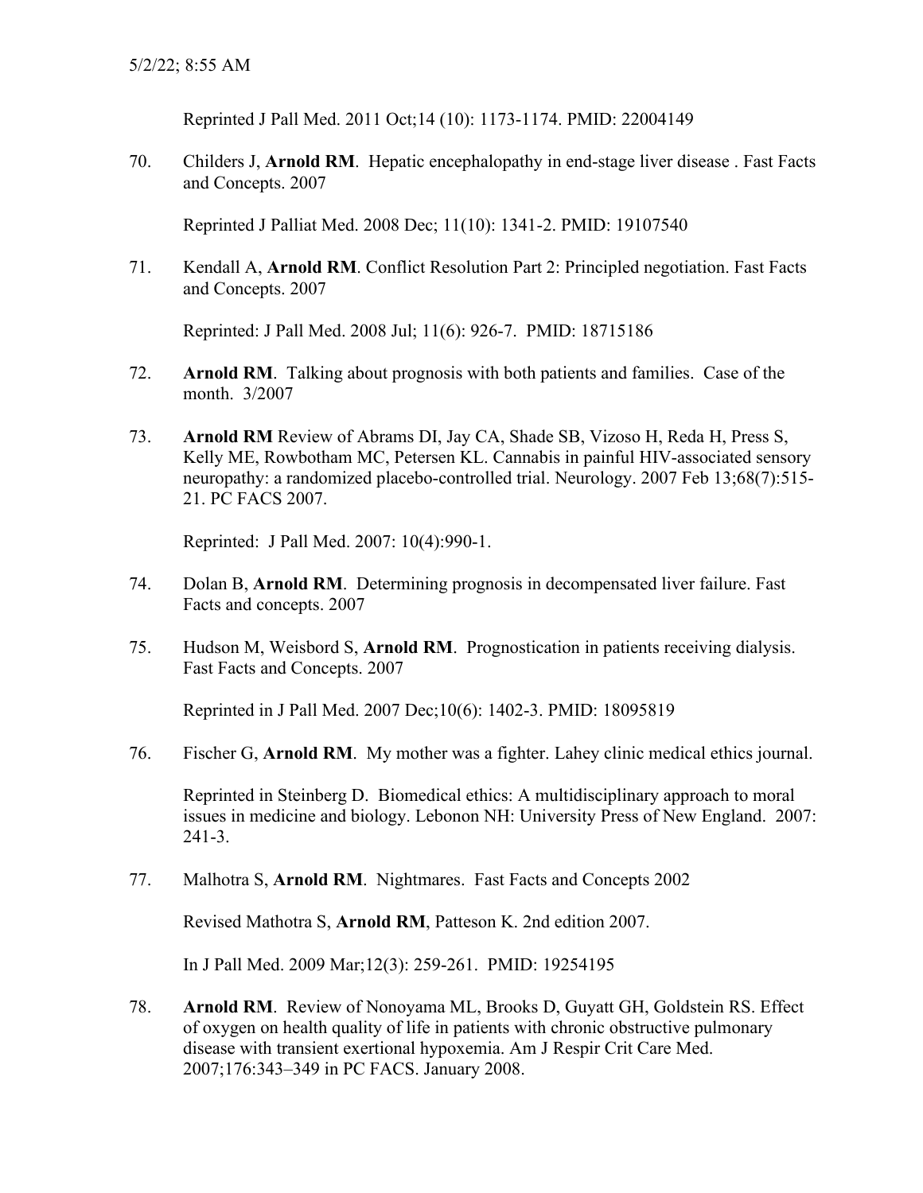Reprinted J Pall Med. 2011 Oct;14 (10): 1173-1174. PMID: 22004149

70. Childers J, **Arnold RM**. Hepatic encephalopathy in end-stage liver disease . Fast Facts and Concepts. 2007

    Reprinted J Palliat Med. 2008 Dec; 11(10): 1341-2. PMID: 19107540

71. Kendall A, **Arnold RM**. Conflict Resolution Part 2: Principled negotiation. Fast Facts and Concepts. 2007

    Reprinted: J Pall Med. 2008 Jul; 11(6): 926-7. PMID: 18715186

72. **Arnold RM**. Talking about prognosis with both patients and families. Case of the month. 3/2007

73. **Arnold RM** Review of Abrams DI, Jay CA, Shade SB, Vizoso H, Reda H, Press S, Kelly ME, Rowbotham MC, Petersen KL. Cannabis in painful HIV-associated sensory neuropathy: a randomized placebo-controlled trial. Neurology. 2007 Feb 13;68(7):515-21. PC FACS 2007.

    Reprinted: J Pall Med. 2007: 10(4):990-1.

74. Dolan B, **Arnold RM**. Determining prognosis in decompensated liver failure. Fast Facts and concepts. 2007

75. Hudson M, Weisbord S, **Arnold RM**. Prognostication in patients receiving dialysis. Fast Facts and Concepts. 2007

    Reprinted in J Pall Med. 2007 Dec;10(6): 1402-3. PMID: 18095819

76. Fischer G, **Arnold RM**. My mother was a fighter. Lahey clinic medical ethics journal.

    Reprinted in Steinberg D. Biomedical ethics: A multidisciplinary approach to moral issues in medicine and biology. Lebonon NH: University Press of New England. 2007: 241-3.

77. Malhotra S, **Arnold RM**. Nightmares. Fast Facts and Concepts 2002

    Revised Mathotra S, **Arnold RM**, Patteson K. 2nd edition 2007.

    In J Pall Med. 2009 Mar;12(3): 259-261. PMID: 19254195

78. **Arnold RM**. Review of Nonoyama ML, Brooks D, Guyatt GH, Goldstein RS. Effect of oxygen on health quality of life in patients with chronic obstructive pulmonary disease with transient exertional hypoxemia. Am J Respir Crit Care Med. 2007;176:343–349 in PC FACS. January 2008.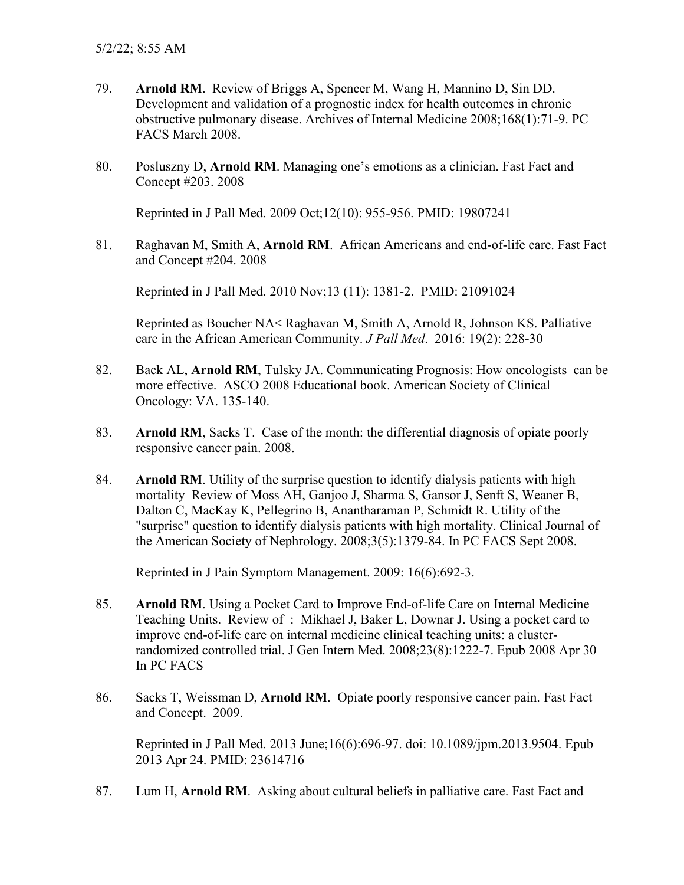79. **Arnold RM**. Review of Briggs A, Spencer M, Wang H, Mannino D, Sin DD. Development and validation of a prognostic index for health outcomes in chronic obstructive pulmonary disease. Archives of Internal Medicine 2008;168(1):71-9. PC FACS March 2008.

80. Posluszny D, **Arnold RM**. Managing one's emotions as a clinician. Fast Fact and Concept #203. 2008

    Reprinted in J Pall Med. 2009 Oct;12(10): 955-956. PMID: 19807241

81. Raghavan M, Smith A, **Arnold RM**. African Americans and end-of-life care. Fast Fact and Concept #204. 2008

    Reprinted in J Pall Med. 2010 Nov;13 (11): 1381-2. PMID: 21091024

    Reprinted as Boucher NA< Raghavan M, Smith A, Arnold R, Johnson KS. Palliative care in the African American Community. *J Pall Med*. 2016: 19(2): 228-30

82. Back AL, **Arnold RM**, Tulsky JA. Communicating Prognosis: How oncologists can be more effective. ASCO 2008 Educational book. American Society of Clinical Oncology: VA. 135-140.

83. **Arnold RM**, Sacks T. Case of the month: the differential diagnosis of opiate poorly responsive cancer pain. 2008.

84. **Arnold RM**. Utility of the surprise question to identify dialysis patients with high mortality Review of Moss AH, Ganjoo J, Sharma S, Gansor J, Senft S, Weaner B, Dalton C, MacKay K, Pellegrino B, Anantharaman P, Schmidt R. Utility of the "surprise" question to identify dialysis patients with high mortality. Clinical Journal of the American Society of Nephrology. 2008;3(5):1379-84. In PC FACS Sept 2008.

    Reprinted in J Pain Symptom Management. 2009: 16(6):692-3.

85. **Arnold RM**. Using a Pocket Card to Improve End-of-life Care on Internal Medicine Teaching Units. Review of : Mikhael J, Baker L, Downar J. Using a pocket card to improve end-of-life care on internal medicine clinical teaching units: a cluster-randomized controlled trial. J Gen Intern Med. 2008;23(8):1222-7. Epub 2008 Apr 30 In PC FACS

86. Sacks T, Weissman D, **Arnold RM**. Opiate poorly responsive cancer pain. Fast Fact and Concept. 2009.

    Reprinted in J Pall Med. 2013 June;16(6):696-97. doi: 10.1089/jpm.2013.9504. Epub 2013 Apr 24. PMID: 23614716

87. Lum H, **Arnold RM**. Asking about cultural beliefs in palliative care. Fast Fact and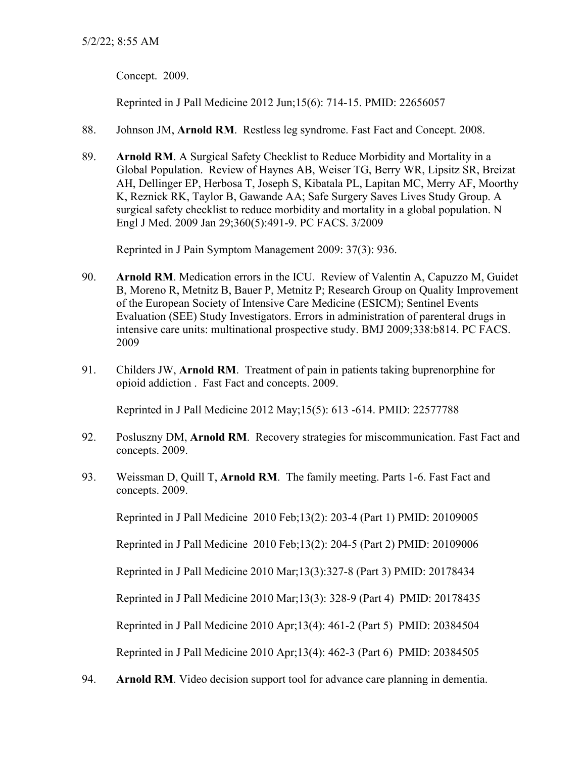Concept. 2009.

Reprinted in J Pall Medicine 2012 Jun;15(6): 714-15. PMID: 22656057

88. Johnson JM, **Arnold RM**. Restless leg syndrome. Fast Fact and Concept. 2008.

89. **Arnold RM**. A Surgical Safety Checklist to Reduce Morbidity and Mortality in a Global Population. Review of Haynes AB, Weiser TG, Berry WR, Lipsitz SR, Breizat AH, Dellinger EP, Herbosa T, Joseph S, Kibatala PL, Lapitan MC, Merry AF, Moorthy K, Reznick RK, Taylor B, Gawande AA; Safe Surgery Saves Lives Study Group. A surgical safety checklist to reduce morbidity and mortality in a global population. N Engl J Med. 2009 Jan 29;360(5):491-9. PC FACS. 3/2009

    Reprinted in J Pain Symptom Management 2009: 37(3): 936.

90. **Arnold RM**. Medication errors in the ICU. Review of Valentin A, Capuzzo M, Guidet B, Moreno R, Metnitz B, Bauer P, Metnitz P; Research Group on Quality Improvement of the European Society of Intensive Care Medicine (ESICM); Sentinel Events Evaluation (SEE) Study Investigators. Errors in administration of parenteral drugs in intensive care units: multinational prospective study. BMJ 2009;338:b814. PC FACS. 2009

91. Childers JW, **Arnold RM**. Treatment of pain in patients taking buprenorphine for opioid addiction . Fast Fact and concepts. 2009.

    Reprinted in J Pall Medicine 2012 May;15(5): 613 -614. PMID: 22577788

92. Posluszny DM, **Arnold RM**. Recovery strategies for miscommunication. Fast Fact and concepts. 2009.

93. Weissman D, Quill T, **Arnold RM**. The family meeting. Parts 1-6. Fast Fact and concepts. 2009.

    Reprinted in J Pall Medicine 2010 Feb;13(2): 203-4 (Part 1) PMID: 20109005

    Reprinted in J Pall Medicine 2010 Feb;13(2): 204-5 (Part 2) PMID: 20109006

    Reprinted in J Pall Medicine 2010 Mar;13(3):327-8 (Part 3) PMID: 20178434

    Reprinted in J Pall Medicine 2010 Mar;13(3): 328-9 (Part 4) PMID: 20178435

    Reprinted in J Pall Medicine 2010 Apr;13(4): 461-2 (Part 5) PMID: 20384504

    Reprinted in J Pall Medicine 2010 Apr;13(4): 462-3 (Part 6) PMID: 20384505

94. **Arnold RM**. Video decision support tool for advance care planning in dementia.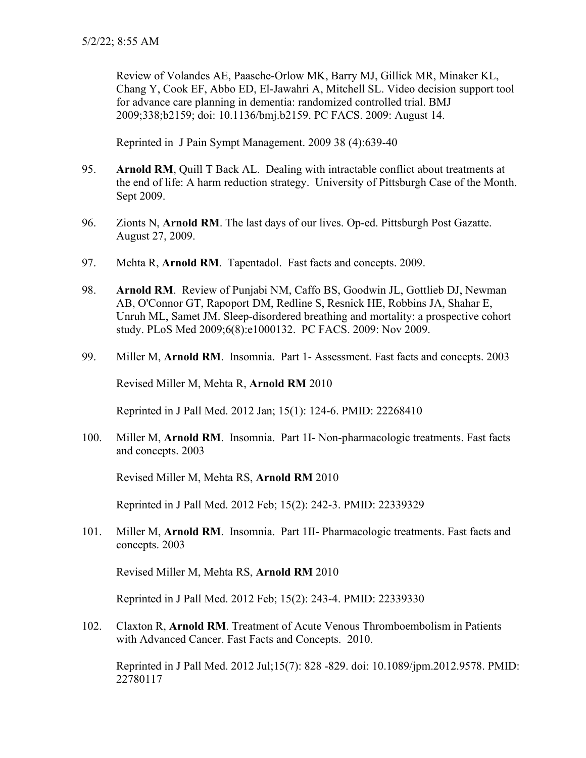Review of Volandes AE, Paasche-Orlow MK, Barry MJ, Gillick MR, Minaker KL, Chang Y, Cook EF, Abbo ED, El-Jawahri A, Mitchell SL. Video decision support tool for advance care planning in dementia: randomized controlled trial. BMJ 2009;338;b2159; doi: 10.1136/bmj.b2159. PC FACS. 2009: August 14.

Reprinted in J Pain Sympt Management. 2009 38 (4):639-40

95. **Arnold RM**, Quill T Back AL. Dealing with intractable conflict about treatments at the end of life: A harm reduction strategy. University of Pittsburgh Case of the Month. Sept 2009.

96. Zionts N, **Arnold RM**. The last days of our lives. Op-ed. Pittsburgh Post Gazatte. August 27, 2009.

97. Mehta R, **Arnold RM**. Tapentadol. Fast facts and concepts. 2009.

98. **Arnold RM**. Review of Punjabi NM, Caffo BS, Goodwin JL, Gottlieb DJ, Newman AB, O'Connor GT, Rapoport DM, Redline S, Resnick HE, Robbins JA, Shahar E, Unruh ML, Samet JM. Sleep-disordered breathing and mortality: a prospective cohort study. PLoS Med 2009;6(8):e1000132. PC FACS. 2009: Nov 2009.

99. Miller M, **Arnold RM**. Insomnia. Part 1- Assessment. Fast facts and concepts. 2003

    Revised Miller M, Mehta R, **Arnold RM** 2010

    Reprinted in J Pall Med. 2012 Jan; 15(1): 124-6. PMID: 22268410

100. Miller M, **Arnold RM**. Insomnia. Part 1I- Non-pharmacologic treatments. Fast facts and concepts. 2003

    Revised Miller M, Mehta RS, **Arnold RM** 2010

    Reprinted in J Pall Med. 2012 Feb; 15(2): 242-3. PMID: 22339329

101. Miller M, **Arnold RM**. Insomnia. Part 1II- Pharmacologic treatments. Fast facts and concepts. 2003

    Revised Miller M, Mehta RS, **Arnold RM** 2010

    Reprinted in J Pall Med. 2012 Feb; 15(2): 243-4. PMID: 22339330

102. Claxton R, **Arnold RM**. Treatment of Acute Venous Thromboembolism in Patients with Advanced Cancer. Fast Facts and Concepts. 2010.

    Reprinted in J Pall Med. 2012 Jul;15(7): 828 -829. doi: 10.1089/jpm.2012.9578. PMID: 22780117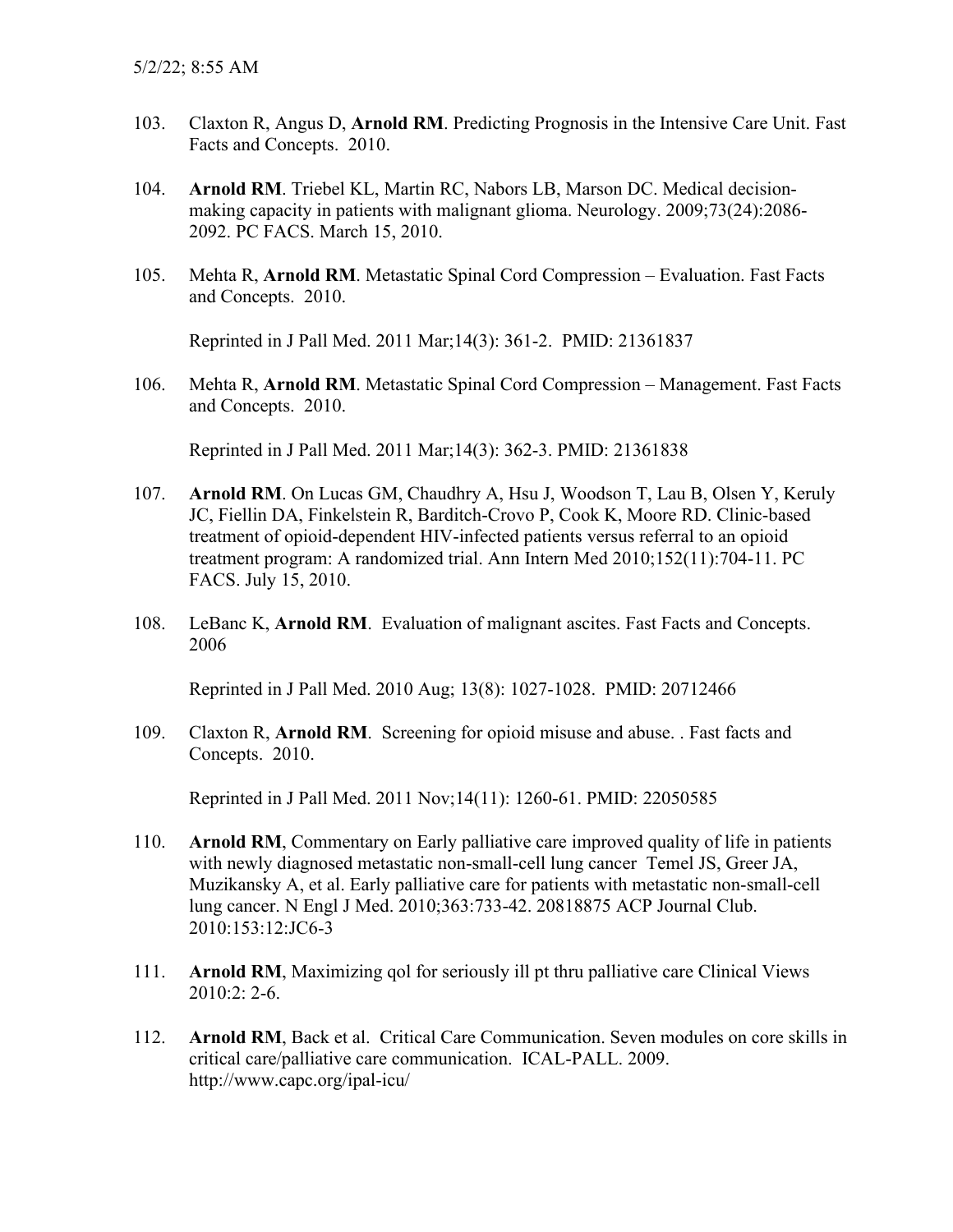103. Claxton R, Angus D, **Arnold RM**. Predicting Prognosis in the Intensive Care Unit. Fast Facts and Concepts. 2010.

104. **Arnold RM**. Triebel KL, Martin RC, Nabors LB, Marson DC. Medical decision-making capacity in patients with malignant glioma. Neurology. 2009;73(24):2086-2092. PC FACS. March 15, 2010.

105. Mehta R, **Arnold RM**. Metastatic Spinal Cord Compression – Evaluation. Fast Facts and Concepts. 2010.

     Reprinted in J Pall Med. 2011 Mar;14(3): 361-2. PMID: 21361837

106. Mehta R, **Arnold RM**. Metastatic Spinal Cord Compression – Management. Fast Facts and Concepts. 2010.

     Reprinted in J Pall Med. 2011 Mar;14(3): 362-3. PMID: 21361838

107. **Arnold RM**. On Lucas GM, Chaudhry A, Hsu J, Woodson T, Lau B, Olsen Y, Keruly JC, Fiellin DA, Finkelstein R, Barditch-Crovo P, Cook K, Moore RD. Clinic-based treatment of opioid-dependent HIV-infected patients versus referral to an opioid treatment program: A randomized trial. Ann Intern Med 2010;152(11):704-11. PC FACS. July 15, 2010.

108. LeBanc K, **Arnold RM**. Evaluation of malignant ascites. Fast Facts and Concepts. 2006

     Reprinted in J Pall Med. 2010 Aug; 13(8): 1027-1028. PMID: 20712466

109. Claxton R, **Arnold RM**. Screening for opioid misuse and abuse. . Fast facts and Concepts. 2010.

     Reprinted in J Pall Med. 2011 Nov;14(11): 1260-61. PMID: 22050585

110. **Arnold RM**, Commentary on Early palliative care improved quality of life in patients with newly diagnosed metastatic non-small-cell lung cancer Temel JS, Greer JA, Muzikansky A, et al. Early palliative care for patients with metastatic non-small-cell lung cancer. N Engl J Med. 2010;363:733-42. 20818875 ACP Journal Club. 2010:153:12:JC6-3

111. **Arnold RM**, Maximizing qol for seriously ill pt thru palliative care Clinical Views 2010:2: 2-6.

112. **Arnold RM**, Back et al. Critical Care Communication. Seven modules on core skills in critical care/palliative care communication. ICAL-PALL. 2009. http://www.capc.org/ipal-icu/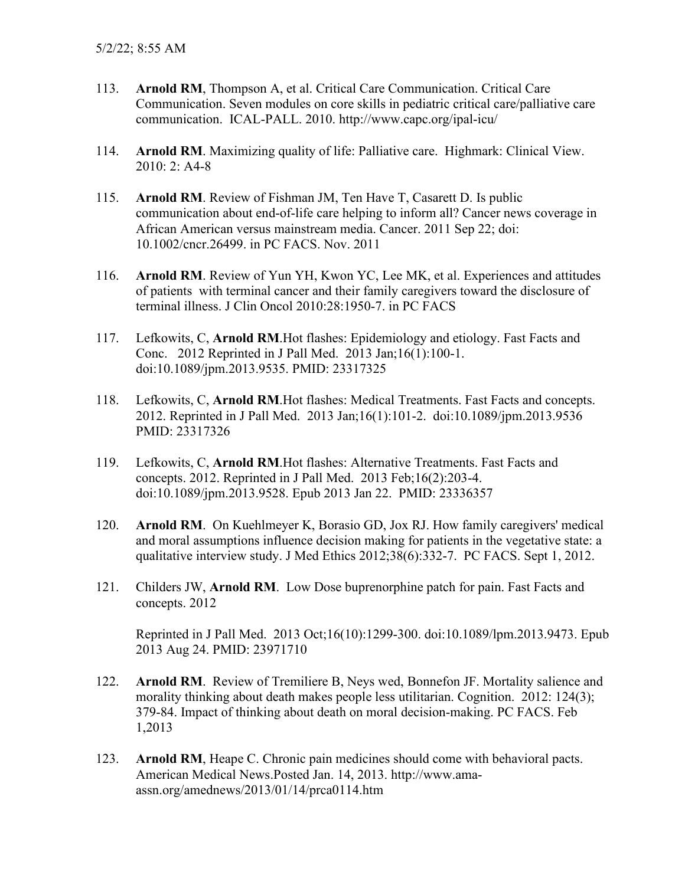113. **Arnold RM**, Thompson A, et al. Critical Care Communication. Critical Care Communication. Seven modules on core skills in pediatric critical care/palliative care communication. ICAL-PALL. 2010. http://www.capc.org/ipal-icu/

114. **Arnold RM**. Maximizing quality of life: Palliative care. Highmark: Clinical View. 2010: 2: A4-8

115. **Arnold RM**. Review of Fishman JM, Ten Have T, Casarett D. Is public communication about end-of-life care helping to inform all? Cancer news coverage in African American versus mainstream media. Cancer. 2011 Sep 22; doi: 10.1002/cncr.26499. in PC FACS. Nov. 2011

116. **Arnold RM**. Review of Yun YH, Kwon YC, Lee MK, et al. Experiences and attitudes of patients with terminal cancer and their family caregivers toward the disclosure of terminal illness. J Clin Oncol 2010:28:1950-7. in PC FACS

117. Lefkowits, C, **Arnold RM**.Hot flashes: Epidemiology and etiology. Fast Facts and Conc. 2012 Reprinted in J Pall Med. 2013 Jan;16(1):100-1. doi:10.1089/jpm.2013.9535. PMID: 23317325

118. Lefkowits, C, **Arnold RM**.Hot flashes: Medical Treatments. Fast Facts and concepts. 2012. Reprinted in J Pall Med. 2013 Jan;16(1):101-2. doi:10.1089/jpm.2013.9536 PMID: 23317326

119. Lefkowits, C, **Arnold RM**.Hot flashes: Alternative Treatments. Fast Facts and concepts. 2012. Reprinted in J Pall Med. 2013 Feb;16(2):203-4. doi:10.1089/jpm.2013.9528. Epub 2013 Jan 22. PMID: 23336357

120. **Arnold RM**. On Kuehlmeyer K, Borasio GD, Jox RJ. How family caregivers' medical and moral assumptions influence decision making for patients in the vegetative state: a qualitative interview study. J Med Ethics 2012;38(6):332-7. PC FACS. Sept 1, 2012.

121. Childers JW, **Arnold RM**. Low Dose buprenorphine patch for pain. Fast Facts and concepts. 2012

    Reprinted in J Pall Med. 2013 Oct;16(10):1299-300. doi:10.1089/lpm.2013.9473. Epub 2013 Aug 24. PMID: 23971710

122. **Arnold RM**. Review of Tremiliere B, Neys wed, Bonnefon JF. Mortality salience and morality thinking about death makes people less utilitarian. Cognition. 2012: 124(3); 379-84. Impact of thinking about death on moral decision-making. PC FACS. Feb 1,2013

123. **Arnold RM**, Heape C. Chronic pain medicines should come with behavioral pacts. American Medical News.Posted Jan. 14, 2013. http://www.ama-assn.org/amednews/2013/01/14/prca0114.htm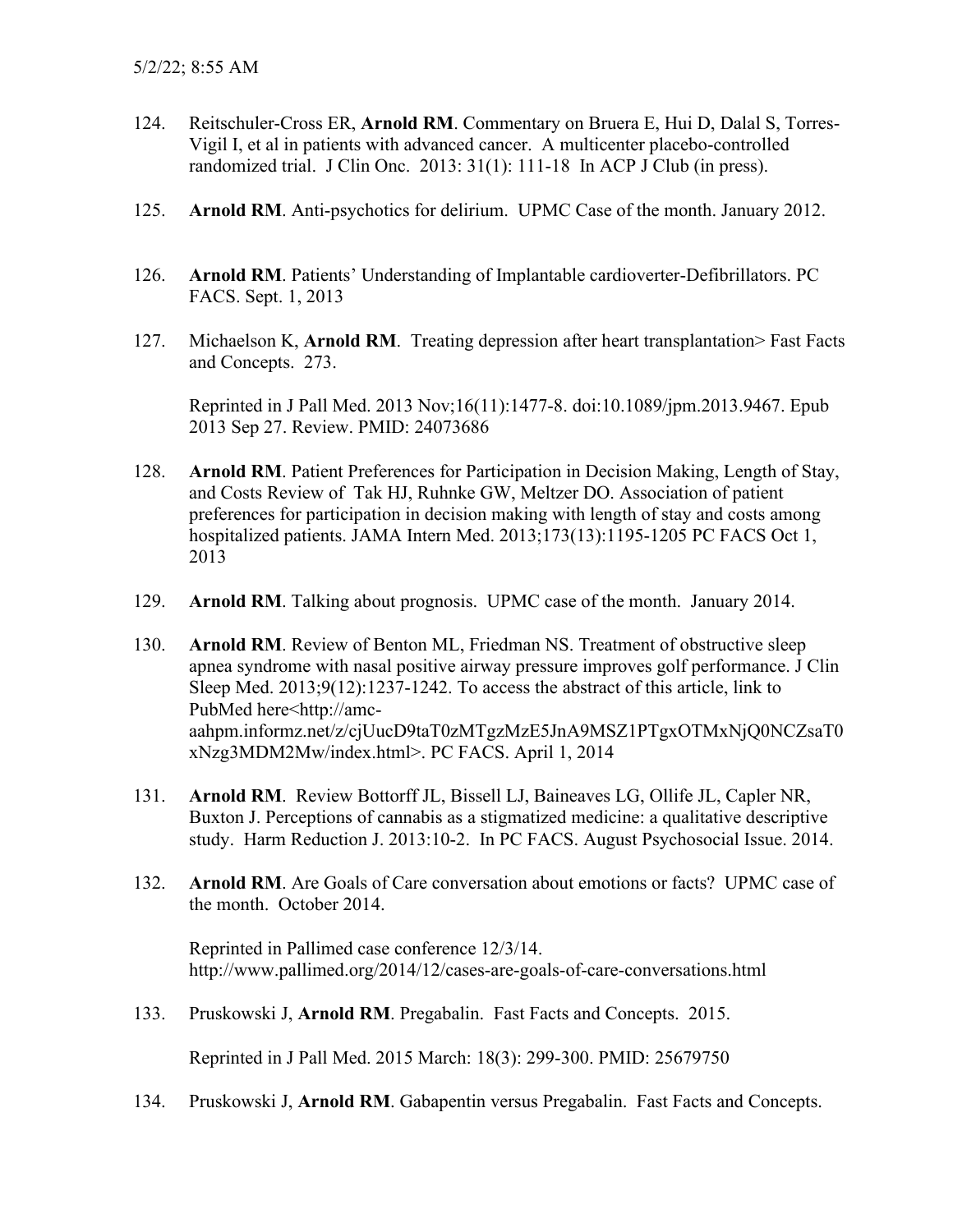124. Reitschuler-Cross ER, **Arnold RM**. Commentary on Bruera E, Hui D, Dalal S, Torres-Vigil I, et al in patients with advanced cancer. A multicenter placebo-controlled randomized trial. J Clin Onc. 2013: 31(1): 111-18 In ACP J Club (in press).

125. **Arnold RM**. Anti-psychotics for delirium. UPMC Case of the month. January 2012.

126. **Arnold RM**. Patients' Understanding of Implantable cardioverter-Defibrillators. PC FACS. Sept. 1, 2013

127. Michaelson K, **Arnold RM**. Treating depression after heart transplantation> Fast Facts and Concepts. 273.

     Reprinted in J Pall Med. 2013 Nov;16(11):1477-8. doi:10.1089/jpm.2013.9467. Epub 2013 Sep 27. Review. PMID: 24073686

128. **Arnold RM**. Patient Preferences for Participation in Decision Making, Length of Stay, and Costs Review of Tak HJ, Ruhnke GW, Meltzer DO. Association of patient preferences for participation in decision making with length of stay and costs among hospitalized patients. JAMA Intern Med. 2013;173(13):1195-1205 PC FACS Oct 1, 2013

129. **Arnold RM**. Talking about prognosis. UPMC case of the month. January 2014.

130. **Arnold RM**. Review of Benton ML, Friedman NS. Treatment of obstructive sleep apnea syndrome with nasal positive airway pressure improves golf performance. J Clin Sleep Med. 2013;9(12):1237-1242. To access the abstract of this article, link to PubMed here<http://amc-aahpm.informz.net/z/cjUucD9taT0zMTgzMzE5JnA9MSZ1PTgxOTMxNjQ0NCZsaT0xNzg3MDM2Mw/index.html>. PC FACS. April 1, 2014

131. **Arnold RM**. Review Bottorff JL, Bissell LJ, Baineaves LG, Ollife JL, Capler NR, Buxton J. Perceptions of cannabis as a stigmatized medicine: a qualitative descriptive study. Harm Reduction J. 2013:10-2. In PC FACS. August Psychosocial Issue. 2014.

132. **Arnold RM**. Are Goals of Care conversation about emotions or facts? UPMC case of the month. October 2014.

     Reprinted in Pallimed case conference 12/3/14. http://www.pallimed.org/2014/12/cases-are-goals-of-care-conversations.html

133. Pruskowski J, **Arnold RM**. Pregabalin. Fast Facts and Concepts. 2015.

     Reprinted in J Pall Med. 2015 March: 18(3): 299-300. PMID: 25679750

134. Pruskowski J, **Arnold RM**. Gabapentin versus Pregabalin. Fast Facts and Concepts.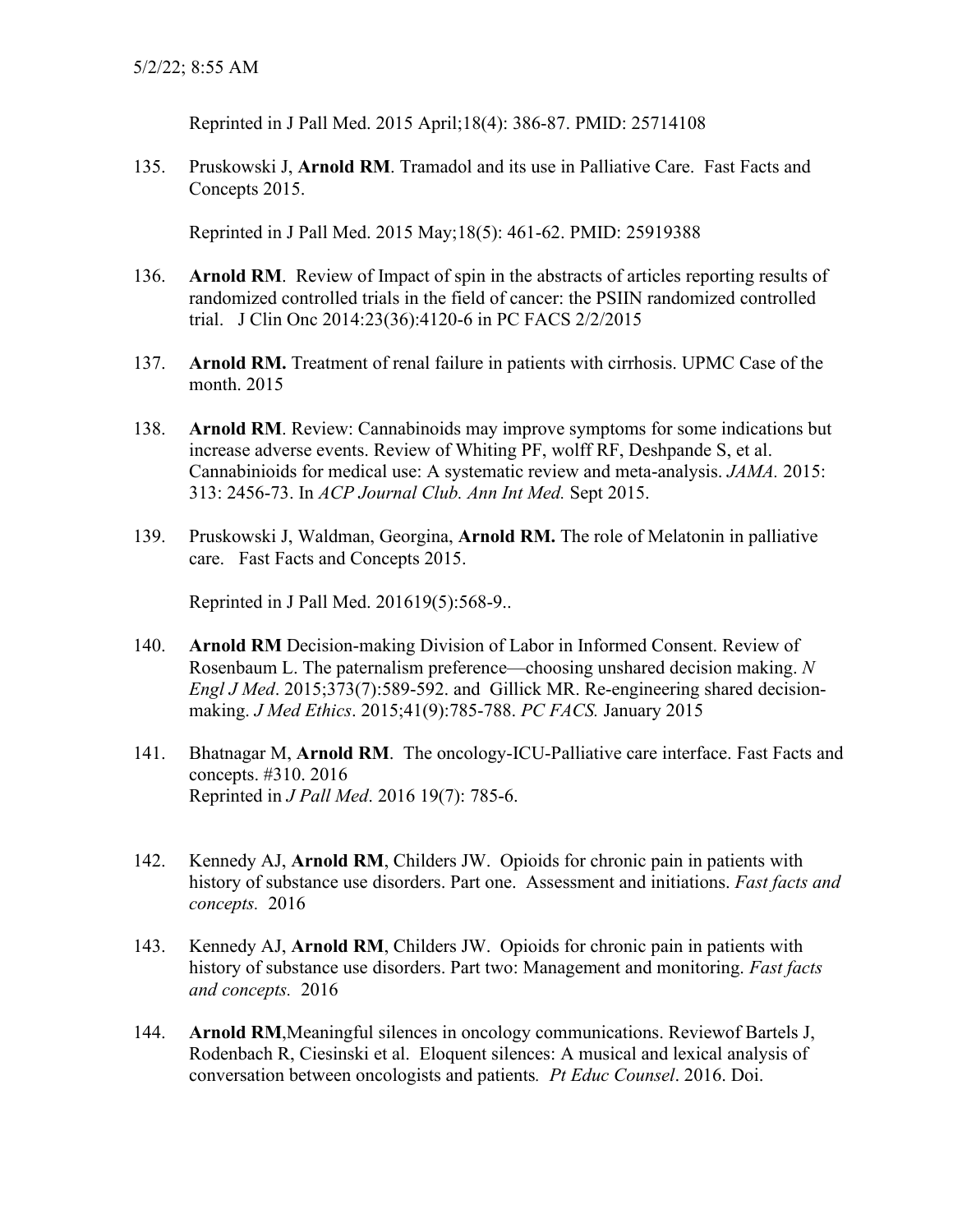Reprinted in J Pall Med. 2015 April;18(4): 386-87. PMID: 25714108

135. Pruskowski J, **Arnold RM**. Tramadol and its use in Palliative Care. Fast Facts and Concepts 2015.

   Reprinted in J Pall Med. 2015 May;18(5): 461-62. PMID: 25919388

136. **Arnold RM**. Review of Impact of spin in the abstracts of articles reporting results of randomized controlled trials in the field of cancer: the PSIIN randomized controlled trial. J Clin Onc 2014:23(36):4120-6 in PC FACS 2/2/2015

137. **Arnold RM.** Treatment of renal failure in patients with cirrhosis. UPMC Case of the month. 2015

138. **Arnold RM**. Review: Cannabinoids may improve symptoms for some indications but increase adverse events. Review of Whiting PF, wolff RF, Deshpande S, et al. Cannabinioids for medical use: A systematic review and meta-analysis. *JAMA.* 2015: 313: 2456-73. In *ACP Journal Club. Ann Int Med.* Sept 2015.

139. Pruskowski J, Waldman, Georgina, **Arnold RM.** The role of Melatonin in palliative care. Fast Facts and Concepts 2015.

   Reprinted in J Pall Med. 201619(5):568-9..

140. **Arnold RM** Decision-making Division of Labor in Informed Consent. Review of Rosenbaum L. The paternalism preference—choosing unshared decision making. *N Engl J Med*. 2015;373(7):589-592. and Gillick MR. Re-engineering shared decision-making. *J Med Ethics*. 2015;41(9):785-788. *PC FACS.* January 2015

141. Bhatnagar M, **Arnold RM**. The oncology-ICU-Palliative care interface. Fast Facts and concepts. #310. 2016
   Reprinted in *J Pall Med*. 2016 19(7): 785-6.

142. Kennedy AJ, **Arnold RM**, Childers JW. Opioids for chronic pain in patients with history of substance use disorders. Part one. Assessment and initiations. *Fast facts and concepts.* 2016

143. Kennedy AJ, **Arnold RM**, Childers JW. Opioids for chronic pain in patients with history of substance use disorders. Part two: Management and monitoring. *Fast facts and concepts.* 2016

144. **Arnold RM**,Meaningful silences in oncology communications. Reviewof Bartels J, Rodenbach R, Ciesinski et al. Eloquent silences: A musical and lexical analysis of conversation between oncologists and patients*. Pt Educ Counsel*. 2016. Doi.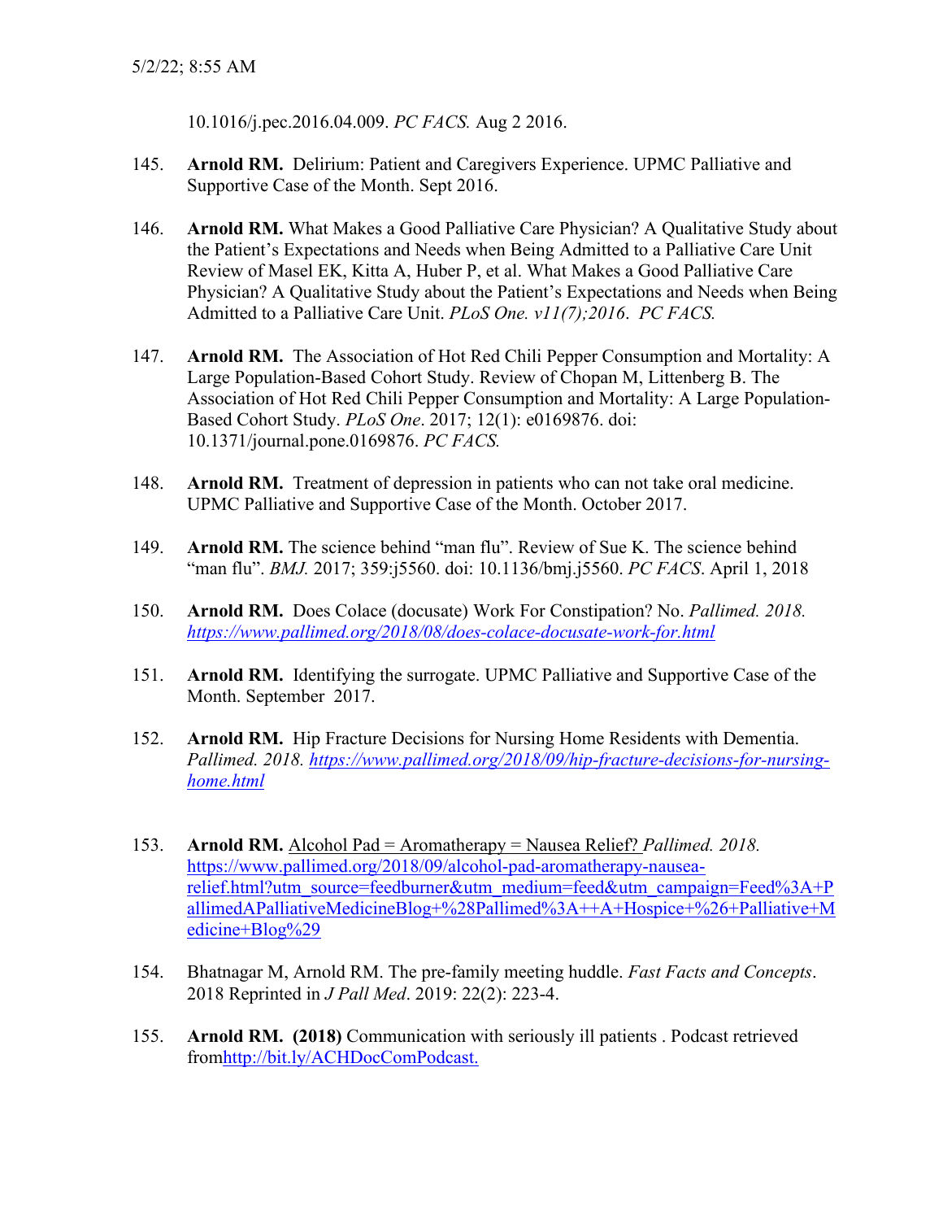10.1016/j.pec.2016.04.009. *PC FACS.* Aug 2 2016.

145. **Arnold RM.** Delirium: Patient and Caregivers Experience. UPMC Palliative and Supportive Case of the Month. Sept 2016.

146. **Arnold RM.** What Makes a Good Palliative Care Physician? A Qualitative Study about the Patient's Expectations and Needs when Being Admitted to a Palliative Care Unit Review of Masel EK, Kitta A, Huber P, et al. What Makes a Good Palliative Care Physician? A Qualitative Study about the Patient's Expectations and Needs when Being Admitted to a Palliative Care Unit. *PLoS One. v11(7);2016*. *PC FACS.*

147. **Arnold RM.** The Association of Hot Red Chili Pepper Consumption and Mortality: A Large Population-Based Cohort Study. Review of Chopan M, Littenberg B. The Association of Hot Red Chili Pepper Consumption and Mortality: A Large Population-Based Cohort Study. *PLoS One*. 2017; 12(1): e0169876. doi: 10.1371/journal.pone.0169876. *PC FACS.*

148. **Arnold RM.** Treatment of depression in patients who can not take oral medicine. UPMC Palliative and Supportive Case of the Month. October 2017.

149. **Arnold RM.** The science behind "man flu". Review of Sue K. The science behind "man flu". *BMJ.* 2017; 359:j5560. doi: 10.1136/bmj.j5560. *PC FACS*. April 1, 2018

150. **Arnold RM.** Does Colace (docusate) Work For Constipation? No. *Pallimed. 2018.* https://www.pallimed.org/2018/08/does-colace-docusate-work-for.html

151. **Arnold RM.** Identifying the surrogate. UPMC Palliative and Supportive Case of the Month. September 2017.

152. **Arnold RM.** Hip Fracture Decisions for Nursing Home Residents with Dementia. *Pallimed. 2018.* https://www.pallimed.org/2018/09/hip-fracture-decisions-for-nursing-home.html

153. **Arnold RM.** Alcohol Pad = Aromatherapy = Nausea Relief? *Pallimed. 2018.* https://www.pallimed.org/2018/09/alcohol-pad-aromatherapy-nausea-relief.html?utm_source=feedburner&utm_medium=feed&utm_campaign=Feed%3A+PallimedAPalliativeMedicineBlog+%28Pallimed%3A++A+Hospice+%26+Palliative+Medicine+Blog%29

154. Bhatnagar M, Arnold RM. The pre-family meeting huddle. *Fast Facts and Concepts*. 2018 Reprinted in *J Pall Med*. 2019: 22(2): 223-4.

155. **Arnold RM. (2018)** Communication with seriously ill patients . Podcast retrieved fromhttp://bit.ly/ACHDocComPodcast.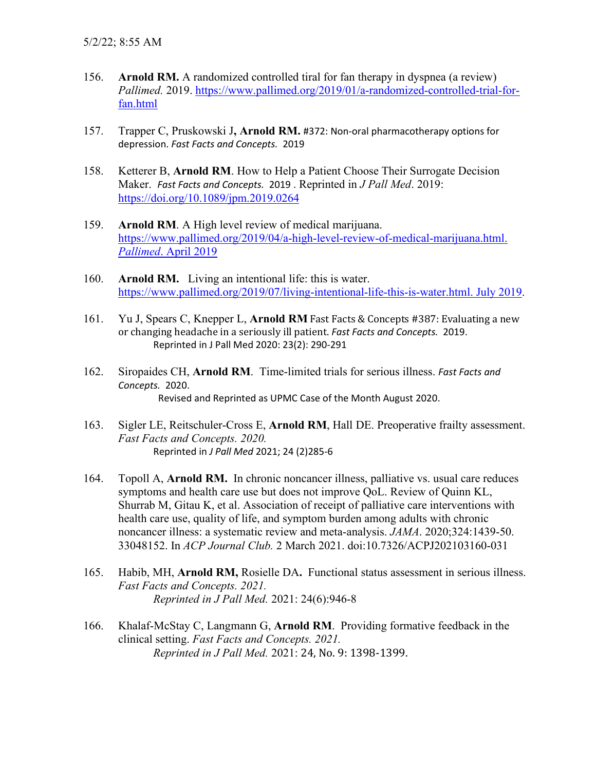156. **Arnold RM.** A randomized controlled tiral for fan therapy in dyspnea (a review) *Pallimed.* 2019. https://www.pallimed.org/2019/01/a-randomized-controlled-trial-for-fan.html

157. Trapper C, Pruskowski J**, Arnold RM.** #372: Non-oral pharmacotherapy options for depression. *Fast Facts and Concepts.* 2019

158. Ketterer B, **Arnold RM**. How to Help a Patient Choose Their Surrogate Decision Maker. *Fast Facts and Concepts.* 2019 . Reprinted in *J Pall Med*. 2019: https://doi.org/10.1089/jpm.2019.0264

159. **Arnold RM**. A High level review of medical marijuana. https://www.pallimed.org/2019/04/a-high-level-review-of-medical-marijuana.html. *Pallimed*. April 2019

160. **Arnold RM.** Living an intentional life: this is water. https://www.pallimed.org/2019/07/living-intentional-life-this-is-water.html. July 2019.

161. Yu J, Spears C, Knepper L, **Arnold RM** Fast Facts & Concepts #387: Evaluating a new or changing headache in a seriously ill patient. *Fast Facts and Concepts.* 2019.
    Reprinted in J Pall Med 2020: 23(2): 290-291

162. Siropaides CH, **Arnold RM**. Time-limited trials for serious illness. *Fast Facts and Concepts.* 2020.
    Revised and Reprinted as UPMC Case of the Month August 2020.

163. Sigler LE, Reitschuler-Cross E, **Arnold RM**, Hall DE. Preoperative frailty assessment. *Fast Facts and Concepts. 2020.*
    Reprinted in *J Pall Med* 2021; 24 (2)285-6

164. Topoll A, **Arnold RM.** In chronic noncancer illness, palliative vs. usual care reduces symptoms and health care use but does not improve QoL. Review of Quinn KL, Shurrab M, Gitau K, et al. Association of receipt of palliative care interventions with health care use, quality of life, and symptom burden among adults with chronic noncancer illness: a systematic review and meta-analysis. *JAMA*. 2020;324:1439-50. 33048152. In *ACP Journal Club.* 2 March 2021. doi:10.7326/ACPJ202103160-031

165. Habib, MH, **Arnold RM,** Rosielle DA**.** Functional status assessment in serious illness. *Fast Facts and Concepts. 2021.*
    *Reprinted in J Pall Med.* 2021: 24(6):946-8

166. Khalaf-McStay C, Langmann G, **Arnold RM**. Providing formative feedback in the clinical setting. *Fast Facts and Concepts. 2021.*
    *Reprinted in J Pall Med.* 2021: 24, No. 9: 1398-1399.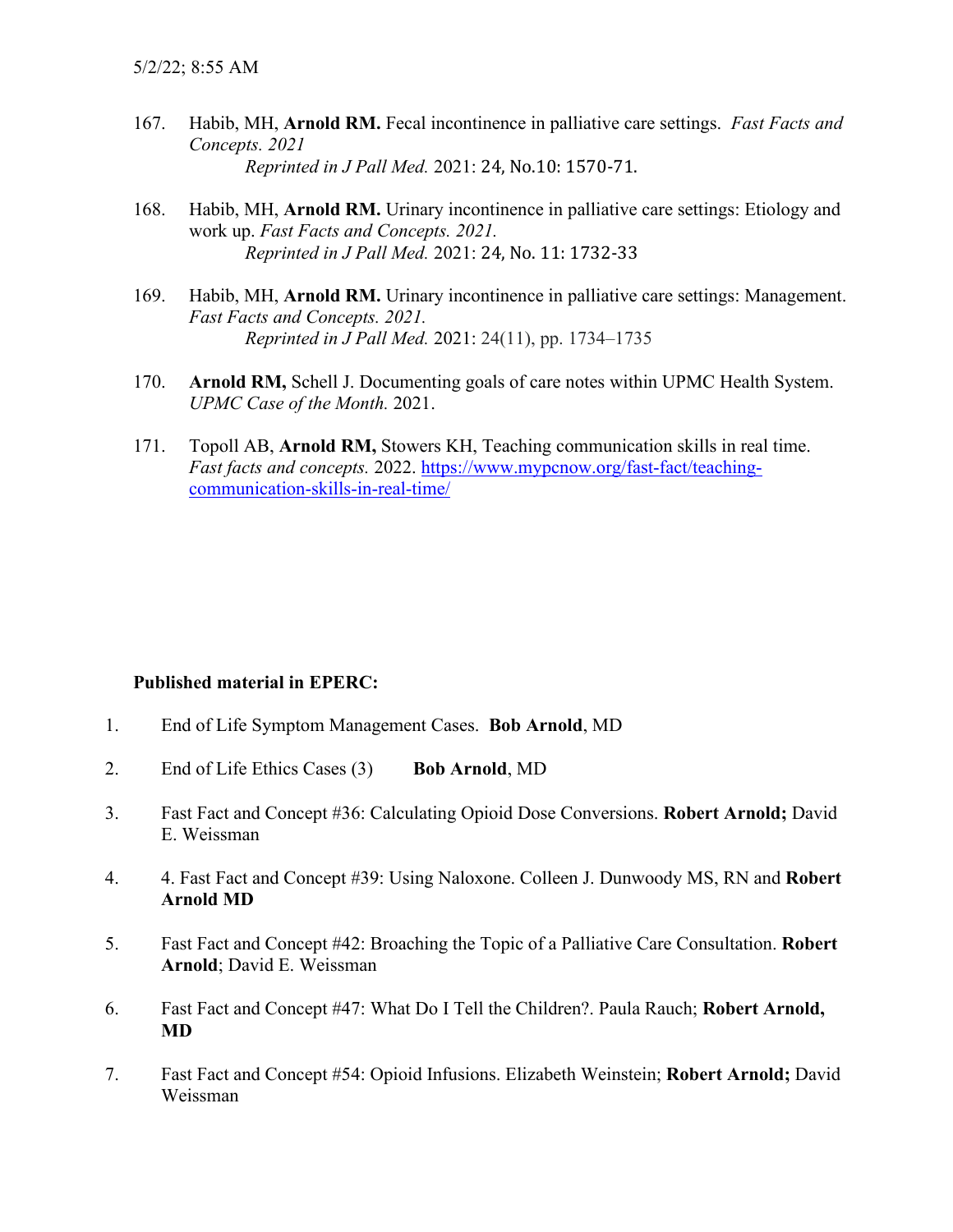167. Habib, MH, **Arnold RM.** Fecal incontinence in palliative care settings. *Fast Facts and Concepts. 2021*
   *Reprinted in J Pall Med.* 2021: 24, No.10: 1570-71.

168. Habib, MH, **Arnold RM.** Urinary incontinence in palliative care settings: Etiology and work up. *Fast Facts and Concepts. 2021.*
   *Reprinted in J Pall Med.* 2021: 24, No. 11: 1732-33

169. Habib, MH, **Arnold RM.** Urinary incontinence in palliative care settings: Management. *Fast Facts and Concepts. 2021.*
   *Reprinted in J Pall Med.* 2021: 24(11), pp. 1734–1735

170. **Arnold RM,** Schell J. Documenting goals of care notes within UPMC Health System. *UPMC Case of the Month.* 2021.

171. Topoll AB, **Arnold RM,** Stowers KH, Teaching communication skills in real time. *Fast facts and concepts.* 2022. https://www.mypcnow.org/fast-fact/teaching-communication-skills-in-real-time/

**Published material in EPERC:**

1. End of Life Symptom Management Cases. **Bob Arnold**, MD
2. End of Life Ethics Cases (3) **Bob Arnold**, MD
3. Fast Fact and Concept #36: Calculating Opioid Dose Conversions. **Robert Arnold;** David E. Weissman
4. 4. Fast Fact and Concept #39: Using Naloxone. Colleen J. Dunwoody MS, RN and **Robert Arnold MD**
5. Fast Fact and Concept #42: Broaching the Topic of a Palliative Care Consultation. **Robert Arnold**; David E. Weissman
6. Fast Fact and Concept #47: What Do I Tell the Children?. Paula Rauch; **Robert Arnold, MD**
7. Fast Fact and Concept #54: Opioid Infusions. Elizabeth Weinstein; **Robert Arnold;** David Weissman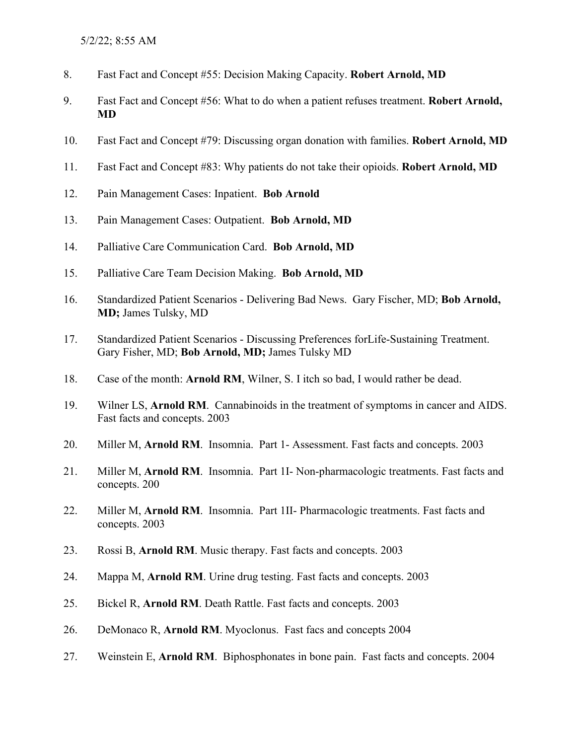8. Fast Fact and Concept #55: Decision Making Capacity. **Robert Arnold, MD**

9. Fast Fact and Concept #56: What to do when a patient refuses treatment. **Robert Arnold, MD**

10. Fast Fact and Concept #79: Discussing organ donation with families. **Robert Arnold, MD**

11. Fast Fact and Concept #83: Why patients do not take their opioids. **Robert Arnold, MD**

12. Pain Management Cases: Inpatient. **Bob Arnold**

13. Pain Management Cases: Outpatient. **Bob Arnold, MD**

14. Palliative Care Communication Card. **Bob Arnold, MD**

15. Palliative Care Team Decision Making. **Bob Arnold, MD**

16. Standardized Patient Scenarios - Delivering Bad News. Gary Fischer, MD; **Bob Arnold, MD;** James Tulsky, MD

17. Standardized Patient Scenarios - Discussing Preferences forLife-Sustaining Treatment. Gary Fisher, MD; **Bob Arnold, MD;** James Tulsky MD

18. Case of the month: **Arnold RM**, Wilner, S. I itch so bad, I would rather be dead.

19. Wilner LS, **Arnold RM**. Cannabinoids in the treatment of symptoms in cancer and AIDS. Fast facts and concepts. 2003

20. Miller M, **Arnold RM**. Insomnia. Part 1- Assessment. Fast facts and concepts. 2003

21. Miller M, **Arnold RM**. Insomnia. Part 1I- Non-pharmacologic treatments. Fast facts and concepts. 200

22. Miller M, **Arnold RM**. Insomnia. Part 1II- Pharmacologic treatments. Fast facts and concepts. 2003

23. Rossi B, **Arnold RM**. Music therapy. Fast facts and concepts. 2003

24. Mappa M, **Arnold RM**. Urine drug testing. Fast facts and concepts. 2003

25. Bickel R, **Arnold RM**. Death Rattle. Fast facts and concepts. 2003

26. DeMonaco R, **Arnold RM**. Myoclonus. Fast facs and concepts 2004

27. Weinstein E, **Arnold RM**. Biphosphonates in bone pain. Fast facts and concepts. 2004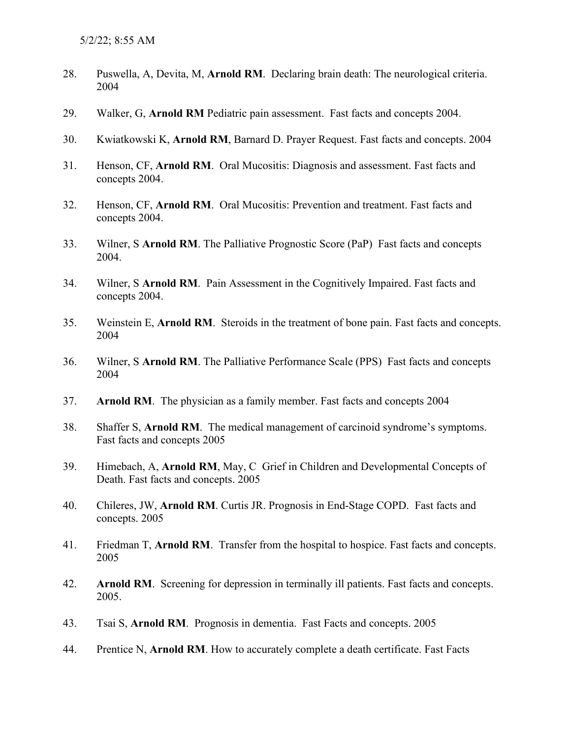28. Puswella, A, Devita, M, **Arnold RM**. Declaring brain death: The neurological criteria. 2004

29. Walker, G, **Arnold RM** Pediatric pain assessment. Fast facts and concepts 2004.

30. Kwiatkowski K, **Arnold RM**, Barnard D. Prayer Request. Fast facts and concepts. 2004

31. Henson, CF, **Arnold RM**. Oral Mucositis: Diagnosis and assessment. Fast facts and concepts 2004.

32. Henson, CF, **Arnold RM**. Oral Mucositis: Prevention and treatment. Fast facts and concepts 2004.

33. Wilner, S **Arnold RM**. The Palliative Prognostic Score (PaP) Fast facts and concepts 2004.

34. Wilner, S **Arnold RM**. Pain Assessment in the Cognitively Impaired. Fast facts and concepts 2004.

35. Weinstein E, **Arnold RM**. Steroids in the treatment of bone pain. Fast facts and concepts. 2004

36. Wilner, S **Arnold RM**. The Palliative Performance Scale (PPS) Fast facts and concepts 2004

37. **Arnold RM**. The physician as a family member. Fast facts and concepts 2004

38. Shaffer S, **Arnold RM**. The medical management of carcinoid syndrome's symptoms. Fast facts and concepts 2005

39. Himebach, A, **Arnold RM**, May, C Grief in Children and Developmental Concepts of Death. Fast facts and concepts. 2005

40. Chileres, JW, **Arnold RM**. Curtis JR. Prognosis in End-Stage COPD. Fast facts and concepts. 2005

41. Friedman T, **Arnold RM**. Transfer from the hospital to hospice. Fast facts and concepts. 2005

42. **Arnold RM**. Screening for depression in terminally ill patients. Fast facts and concepts. 2005.

43. Tsai S, **Arnold RM**. Prognosis in dementia. Fast Facts and concepts. 2005

44. Prentice N, **Arnold RM**. How to accurately complete a death certificate. Fast Facts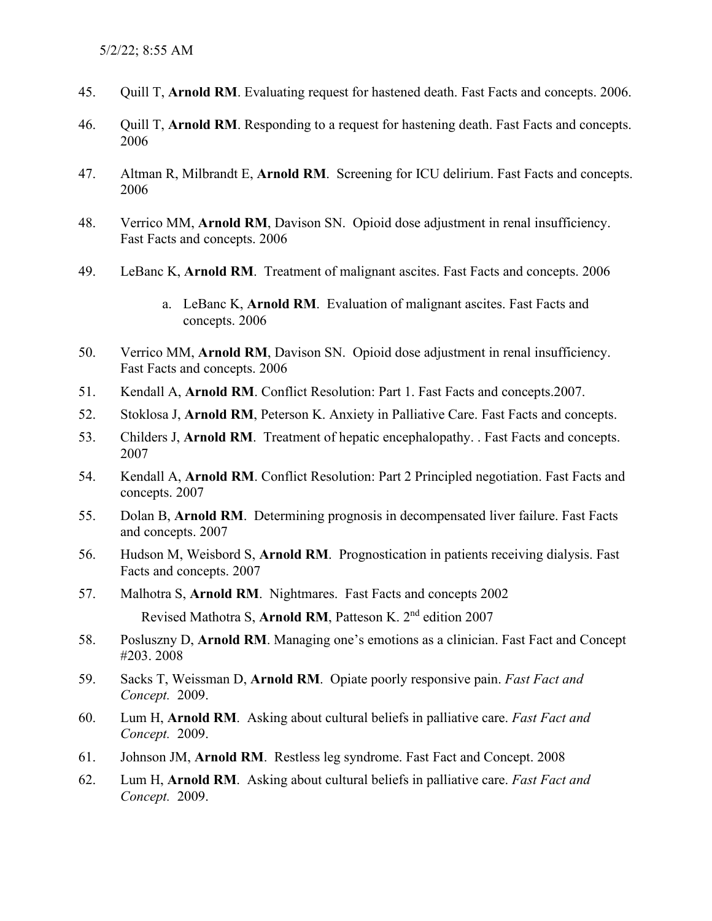45. Quill T, **Arnold RM**. Evaluating request for hastened death. Fast Facts and concepts. 2006.

46. Quill T, **Arnold RM**. Responding to a request for hastening death. Fast Facts and concepts. 2006

47. Altman R, Milbrandt E, **Arnold RM**. Screening for ICU delirium. Fast Facts and concepts. 2006

48. Verrico MM, **Arnold RM**, Davison SN. Opioid dose adjustment in renal insufficiency. Fast Facts and concepts. 2006

49. LeBanc K, **Arnold RM**. Treatment of malignant ascites. Fast Facts and concepts. 2006

    a. LeBanc K, **Arnold RM**. Evaluation of malignant ascites. Fast Facts and concepts. 2006

50. Verrico MM, **Arnold RM**, Davison SN. Opioid dose adjustment in renal insufficiency. Fast Facts and concepts. 2006

51. Kendall A, **Arnold RM**. Conflict Resolution: Part 1. Fast Facts and concepts.2007.

52. Stoklosa J, **Arnold RM**, Peterson K. Anxiety in Palliative Care. Fast Facts and concepts.

53. Childers J, **Arnold RM**. Treatment of hepatic encephalopathy. . Fast Facts and concepts. 2007

54. Kendall A, **Arnold RM**. Conflict Resolution: Part 2 Principled negotiation. Fast Facts and concepts. 2007

55. Dolan B, **Arnold RM**. Determining prognosis in decompensated liver failure. Fast Facts and concepts. 2007

56. Hudson M, Weisbord S, **Arnold RM**. Prognostication in patients receiving dialysis. Fast Facts and concepts. 2007

57. Malhotra S, **Arnold RM**. Nightmares. Fast Facts and concepts 2002

    Revised Mathotra S, **Arnold RM**, Patteson K. 2nd edition 2007

58. Posluszny D, **Arnold RM**. Managing one's emotions as a clinician. Fast Fact and Concept #203. 2008

59. Sacks T, Weissman D, **Arnold RM**. Opiate poorly responsive pain. *Fast Fact and Concept.* 2009.

60. Lum H, **Arnold RM**. Asking about cultural beliefs in palliative care. *Fast Fact and Concept.* 2009.

61. Johnson JM, **Arnold RM**. Restless leg syndrome. Fast Fact and Concept. 2008

62. Lum H, **Arnold RM**. Asking about cultural beliefs in palliative care. *Fast Fact and Concept.* 2009.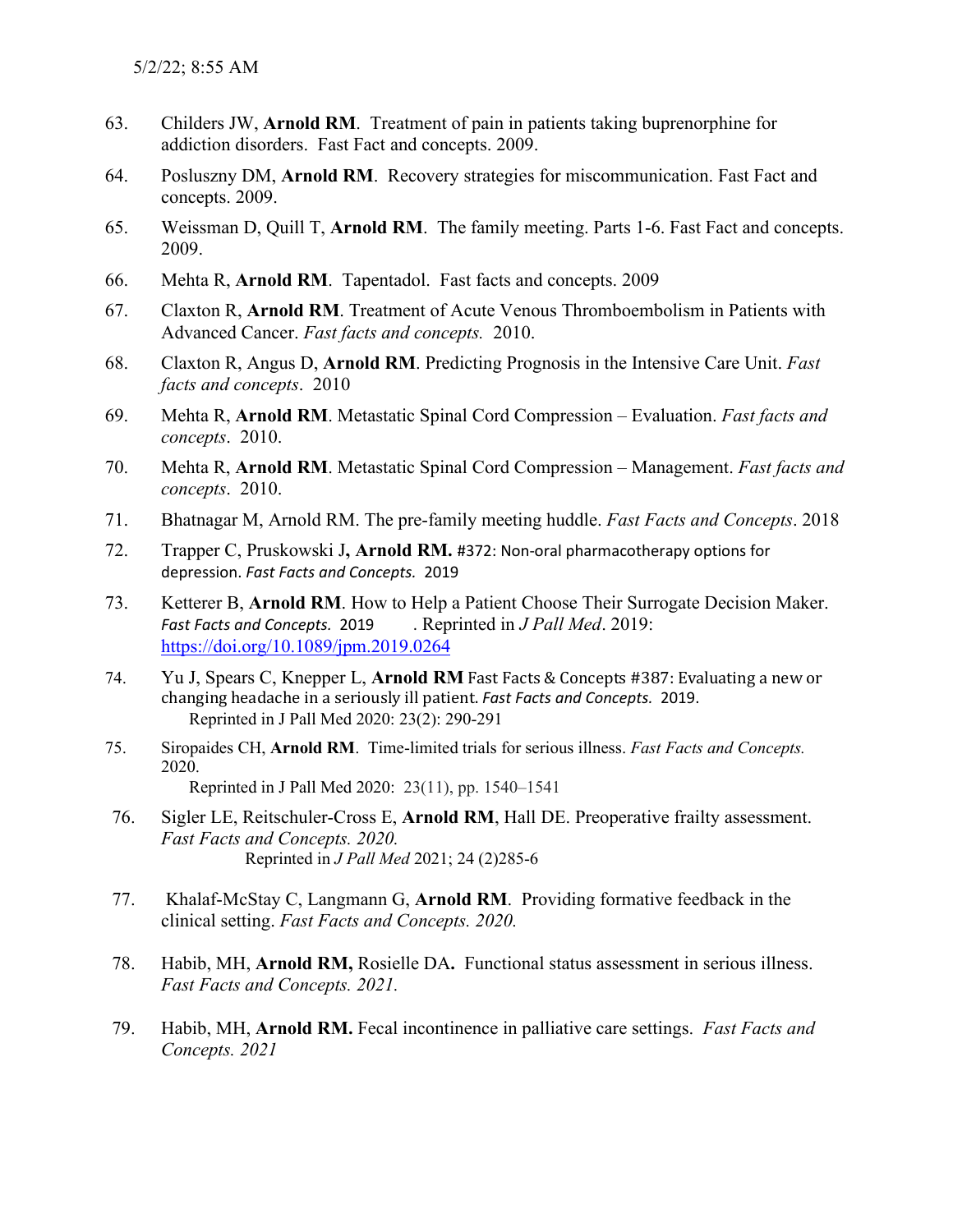63. Childers JW, **Arnold RM**. Treatment of pain in patients taking buprenorphine for addiction disorders. Fast Fact and concepts. 2009.

64. Posluszny DM, **Arnold RM**. Recovery strategies for miscommunication. Fast Fact and concepts. 2009.

65. Weissman D, Quill T, **Arnold RM**. The family meeting. Parts 1-6. Fast Fact and concepts. 2009.

66. Mehta R, **Arnold RM**. Tapentadol. Fast facts and concepts. 2009

67. Claxton R, **Arnold RM**. Treatment of Acute Venous Thromboembolism in Patients with Advanced Cancer. *Fast facts and concepts.* 2010.

68. Claxton R, Angus D, **Arnold RM**. Predicting Prognosis in the Intensive Care Unit. *Fast facts and concepts*. 2010

69. Mehta R, **Arnold RM**. Metastatic Spinal Cord Compression – Evaluation. *Fast facts and concepts*. 2010.

70. Mehta R, **Arnold RM**. Metastatic Spinal Cord Compression – Management. *Fast facts and concepts*. 2010.

71. Bhatnagar M, Arnold RM. The pre-family meeting huddle. *Fast Facts and Concepts*. 2018

72. Trapper C, Pruskowski J**, Arnold RM.** #372: Non-oral pharmacotherapy options for depression. *Fast Facts and Concepts.* 2019

73. Ketterer B, **Arnold RM**. How to Help a Patient Choose Their Surrogate Decision Maker. *Fast Facts and Concepts.* 2019 . Reprinted in *J Pall Med*. 2019: https://doi.org/10.1089/jpm.2019.0264

74. Yu J, Spears C, Knepper L, **Arnold RM** Fast Facts & Concepts #387: Evaluating a new or changing headache in a seriously ill patient. *Fast Facts and Concepts.* 2019.
    Reprinted in J Pall Med 2020: 23(2): 290-291

75. Siropaides CH, **Arnold RM**. Time-limited trials for serious illness. *Fast Facts and Concepts.* 2020.
    Reprinted in J Pall Med 2020: 23(11), pp. 1540–1541

76. Sigler LE, Reitschuler-Cross E, **Arnold RM**, Hall DE. Preoperative frailty assessment. *Fast Facts and Concepts. 2020.*
    Reprinted in *J Pall Med* 2021; 24 (2)285-6

77. Khalaf-McStay C, Langmann G, **Arnold RM**. Providing formative feedback in the clinical setting. *Fast Facts and Concepts. 2020.*

78. Habib, MH, **Arnold RM,** Rosielle DA**.** Functional status assessment in serious illness. *Fast Facts and Concepts. 2021.*

79. Habib, MH, **Arnold RM.** Fecal incontinence in palliative care settings. *Fast Facts and Concepts. 2021*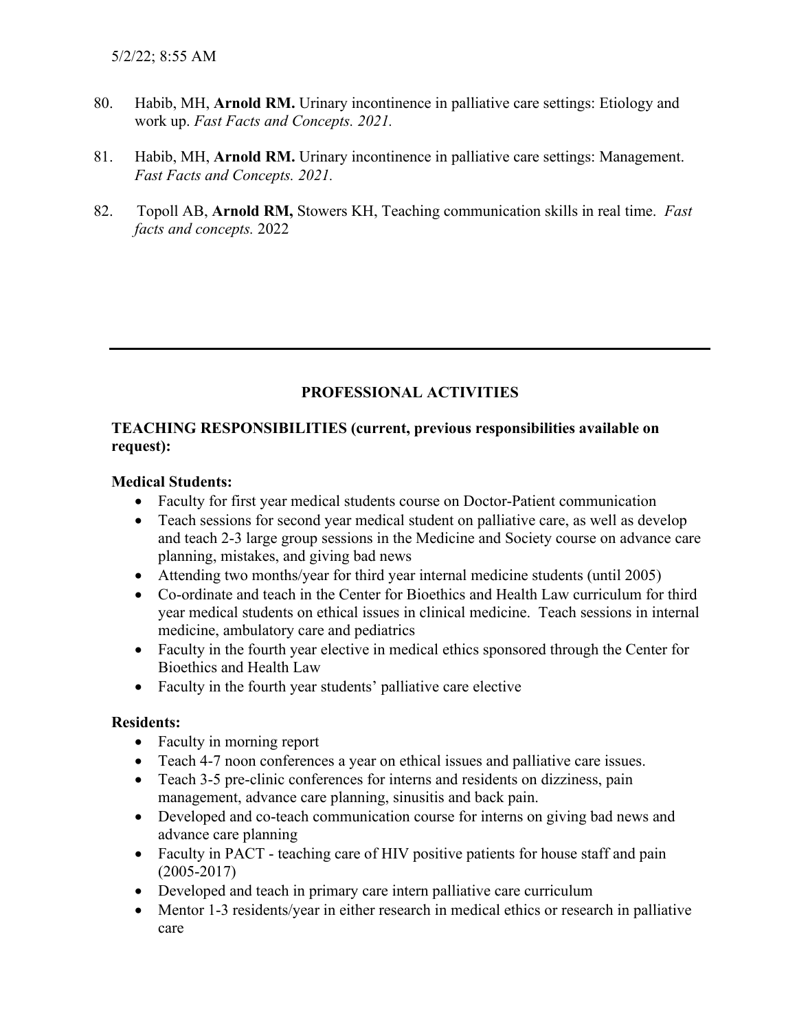80. Habib, MH, **Arnold RM.** Urinary incontinence in palliative care settings: Etiology and work up. *Fast Facts and Concepts. 2021.*

81. Habib, MH, **Arnold RM.** Urinary incontinence in palliative care settings: Management. *Fast Facts and Concepts. 2021.*

82. Topoll AB, **Arnold RM,** Stowers KH, Teaching communication skills in real time. *Fast facts and concepts.* 2022

---

## PROFESSIONAL ACTIVITIES

### TEACHING RESPONSIBILITIES (current, previous responsibilities available on request):

**Medical Students:**

- Faculty for first year medical students course on Doctor-Patient communication
- Teach sessions for second year medical student on palliative care, as well as develop and teach 2-3 large group sessions in the Medicine and Society course on advance care planning, mistakes, and giving bad news
- Attending two months/year for third year internal medicine students (until 2005)
- Co-ordinate and teach in the Center for Bioethics and Health Law curriculum for third year medical students on ethical issues in clinical medicine. Teach sessions in internal medicine, ambulatory care and pediatrics
- Faculty in the fourth year elective in medical ethics sponsored through the Center for Bioethics and Health Law
- Faculty in the fourth year students' palliative care elective

**Residents:**

- Faculty in morning report
- Teach 4-7 noon conferences a year on ethical issues and palliative care issues.
- Teach 3-5 pre-clinic conferences for interns and residents on dizziness, pain management, advance care planning, sinusitis and back pain.
- Developed and co-teach communication course for interns on giving bad news and advance care planning
- Faculty in PACT - teaching care of HIV positive patients for house staff and pain (2005-2017)
- Developed and teach in primary care intern palliative care curriculum
- Mentor 1-3 residents/year in either research in medical ethics or research in palliative care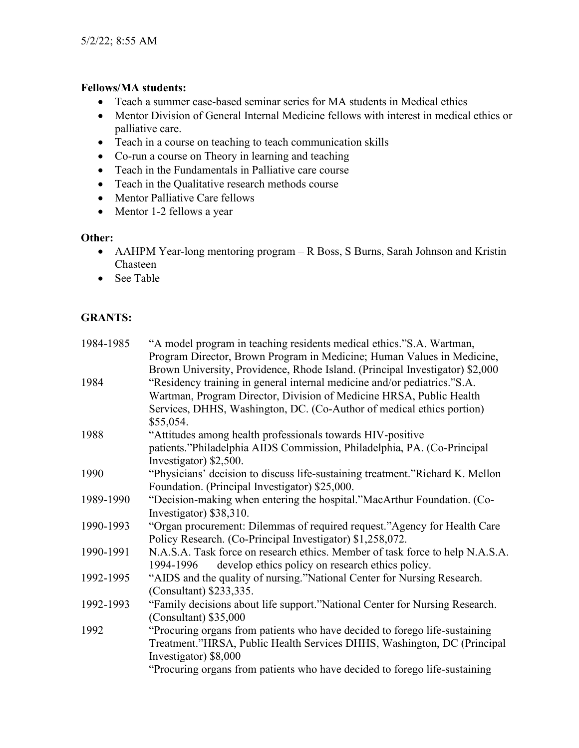**Fellows/MA students:**

- Teach a summer case-based seminar series for MA students in Medical ethics
- Mentor Division of General Internal Medicine fellows with interest in medical ethics or palliative care.
- Teach in a course on teaching to teach communication skills
- Co-run a course on Theory in learning and teaching
- Teach in the Fundamentals in Palliative care course
- Teach in the Qualitative research methods course
- Mentor Palliative Care fellows
- Mentor 1-2 fellows a year

**Other:**

- AAHPM Year-long mentoring program – R Boss, S Burns, Sarah Johnson and Kristin Chasteen
- See Table

**GRANTS:**

| | |
|---|---|
| 1984-1985 | "A model program in teaching residents medical ethics."S.A. Wartman, Program Director, Brown Program in Medicine; Human Values in Medicine, Brown University, Providence, Rhode Island. (Principal Investigator) $2,000 |
| 1984 | "Residency training in general internal medicine and/or pediatrics."S.A. Wartman, Program Director, Division of Medicine HRSA, Public Health Services, DHHS, Washington, DC. (Co-Author of medical ethics portion) $55,054. |
| 1988 | "Attitudes among health professionals towards HIV-positive patients."Philadelphia AIDS Commission, Philadelphia, PA. (Co-Principal Investigator) $2,500. |
| 1990 | "Physicians' decision to discuss life-sustaining treatment."Richard K. Mellon Foundation. (Principal Investigator) $25,000. |
| 1989-1990 | "Decision-making when entering the hospital."MacArthur Foundation. (Co-Investigator) $38,310. |
| 1990-1993 | "Organ procurement: Dilemmas of required request."Agency for Health Care Policy Research. (Co-Principal Investigator) $1,258,072. |
| 1990-1991 | N.A.S.A. Task force on research ethics. Member of task force to help N.A.S.A. 1994-1996 develop ethics policy on research ethics policy. |
| 1992-1995 | "AIDS and the quality of nursing."National Center for Nursing Research. (Consultant) $233,335. |
| 1992-1993 | "Family decisions about life support."National Center for Nursing Research. (Consultant) $35,000 |
| 1992 | "Procuring organs from patients who have decided to forego life-sustaining Treatment."HRSA, Public Health Services DHHS, Washington, DC (Principal Investigator) $8,000 |
| | "Procuring organs from patients who have decided to forego life-sustaining |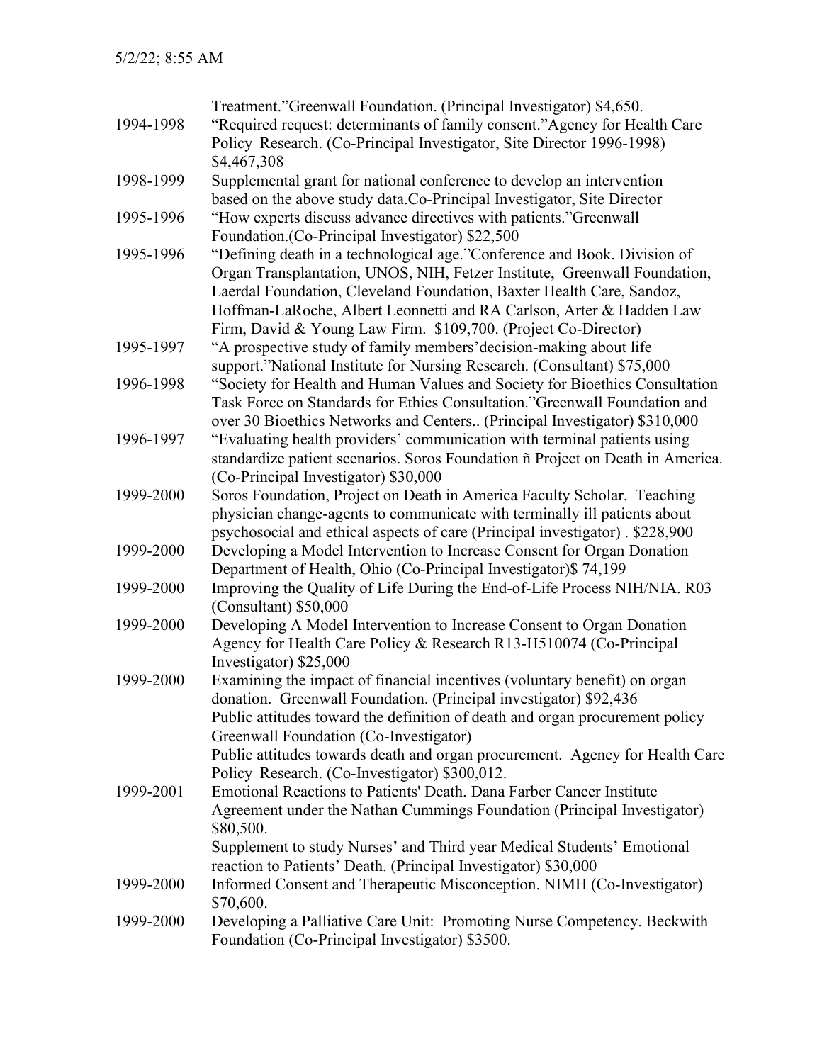| | |
|---|---|
| | Treatment."Greenwall Foundation. (Principal Investigator) $4,650. |
| 1994-1998 | "Required request: determinants of family consent."Agency for Health Care Policy Research. (Co-Principal Investigator, Site Director 1996-1998) $4,467,308 |
| 1998-1999 | Supplemental grant for national conference to develop an intervention based on the above study data.Co-Principal Investigator, Site Director |
| 1995-1996 | "How experts discuss advance directives with patients."Greenwall Foundation.(Co-Principal Investigator) $22,500 |
| 1995-1996 | "Defining death in a technological age."Conference and Book. Division of Organ Transplantation, UNOS, NIH, Fetzer Institute, Greenwall Foundation, Laerdal Foundation, Cleveland Foundation, Baxter Health Care, Sandoz, Hoffman-LaRoche, Albert Leonnetti and RA Carlson, Arter & Hadden Law Firm, David & Young Law Firm. $109,700. (Project Co-Director) |
| 1995-1997 | "A prospective study of family members'decision-making about life support."National Institute for Nursing Research. (Consultant) $75,000 |
| 1996-1998 | "Society for Health and Human Values and Society for Bioethics Consultation Task Force on Standards for Ethics Consultation."Greenwall Foundation and over 30 Bioethics Networks and Centers.. (Principal Investigator) $310,000 |
| 1996-1997 | "Evaluating health providers' communication with terminal patients using standardize patient scenarios. Soros Foundation ñ Project on Death in America. (Co-Principal Investigator) $30,000 |
| 1999-2000 | Soros Foundation, Project on Death in America Faculty Scholar. Teaching physician change-agents to communicate with terminally ill patients about psychosocial and ethical aspects of care (Principal investigator) . $228,900 |
| 1999-2000 | Developing a Model Intervention to Increase Consent for Organ Donation Department of Health, Ohio (Co-Principal Investigator)$ 74,199 |
| 1999-2000 | Improving the Quality of Life During the End-of-Life Process NIH/NIA. R03 (Consultant) $50,000 |
| 1999-2000 | Developing A Model Intervention to Increase Consent to Organ Donation Agency for Health Care Policy & Research R13-H510074 (Co-Principal Investigator) $25,000 |
| 1999-2000 | Examining the impact of financial incentives (voluntary benefit) on organ donation. Greenwall Foundation. (Principal investigator) $92,436 |
| | Public attitudes toward the definition of death and organ procurement policy Greenwall Foundation (Co-Investigator) |
| | Public attitudes towards death and organ procurement. Agency for Health Care Policy Research. (Co-Investigator) $300,012. |
| 1999-2001 | Emotional Reactions to Patients' Death. Dana Farber Cancer Institute Agreement under the Nathan Cummings Foundation (Principal Investigator) $80,500. |
| | Supplement to study Nurses' and Third year Medical Students' Emotional reaction to Patients' Death. (Principal Investigator) $30,000 |
| 1999-2000 | Informed Consent and Therapeutic Misconception. NIMH (Co-Investigator) $70,600. |
| 1999-2000 | Developing a Palliative Care Unit: Promoting Nurse Competency. Beckwith Foundation (Co-Principal Investigator) $3500. |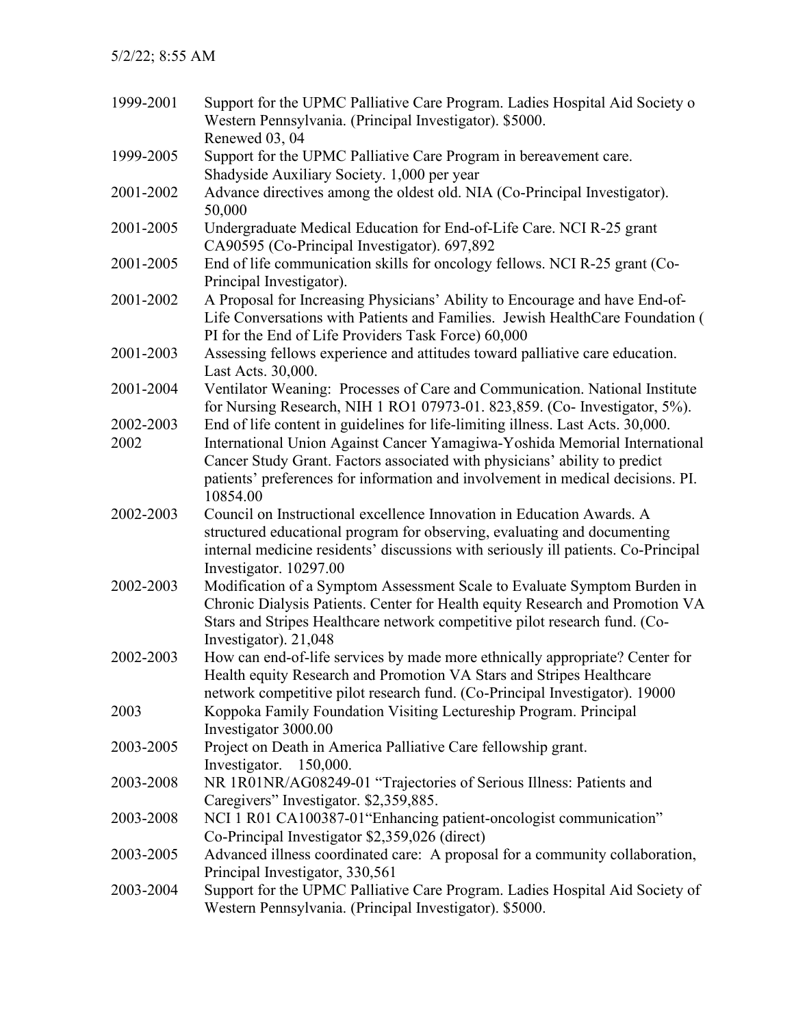| | |
|---|---|
| 1999-2001 | Support for the UPMC Palliative Care Program. Ladies Hospital Aid Society o Western Pennsylvania. (Principal Investigator). $5000. Renewed 03, 04 |
| 1999-2005 | Support for the UPMC Palliative Care Program in bereavement care. Shadyside Auxiliary Society. 1,000 per year |
| 2001-2002 | Advance directives among the oldest old. NIA (Co-Principal Investigator). 50,000 |
| 2001-2005 | Undergraduate Medical Education for End-of-Life Care. NCI R-25 grant CA90595 (Co-Principal Investigator). 697,892 |
| 2001-2005 | End of life communication skills for oncology fellows. NCI R-25 grant (Co-Principal Investigator). |
| 2001-2002 | A Proposal for Increasing Physicians' Ability to Encourage and have End-of-Life Conversations with Patients and Families. Jewish HealthCare Foundation ( PI for the End of Life Providers Task Force) 60,000 |
| 2001-2003 | Assessing fellows experience and attitudes toward palliative care education. Last Acts. 30,000. |
| 2001-2004 | Ventilator Weaning: Processes of Care and Communication. National Institute for Nursing Research, NIH 1 RO1 07973-01. 823,859. (Co- Investigator, 5%). |
| 2002-2003 | End of life content in guidelines for life-limiting illness. Last Acts. 30,000. |
| 2002 | International Union Against Cancer Yamagiwa-Yoshida Memorial International Cancer Study Grant. Factors associated with physicians' ability to predict patients' preferences for information and involvement in medical decisions. PI. 10854.00 |
| 2002-2003 | Council on Instructional excellence Innovation in Education Awards. A structured educational program for observing, evaluating and documenting internal medicine residents' discussions with seriously ill patients. Co-Principal Investigator. 10297.00 |
| 2002-2003 | Modification of a Symptom Assessment Scale to Evaluate Symptom Burden in Chronic Dialysis Patients. Center for Health equity Research and Promotion VA Stars and Stripes Healthcare network competitive pilot research fund. (Co-Investigator). 21,048 |
| 2002-2003 | How can end-of-life services by made more ethnically appropriate? Center for Health equity Research and Promotion VA Stars and Stripes Healthcare network competitive pilot research fund. (Co-Principal Investigator). 19000 |
| 2003 | Koppoka Family Foundation Visiting Lectureship Program. Principal Investigator 3000.00 |
| 2003-2005 | Project on Death in America Palliative Care fellowship grant. Investigator. 150,000. |
| 2003-2008 | NR 1R01NR/AG08249-01 "Trajectories of Serious Illness: Patients and Caregivers" Investigator. $2,359,885. |
| 2003-2008 | NCI 1 R01 CA100387-01"Enhancing patient-oncologist communication" Co-Principal Investigator $2,359,026 (direct) |
| 2003-2005 | Advanced illness coordinated care: A proposal for a community collaboration, Principal Investigator, 330,561 |
| 2003-2004 | Support for the UPMC Palliative Care Program. Ladies Hospital Aid Society of Western Pennsylvania. (Principal Investigator). $5000. |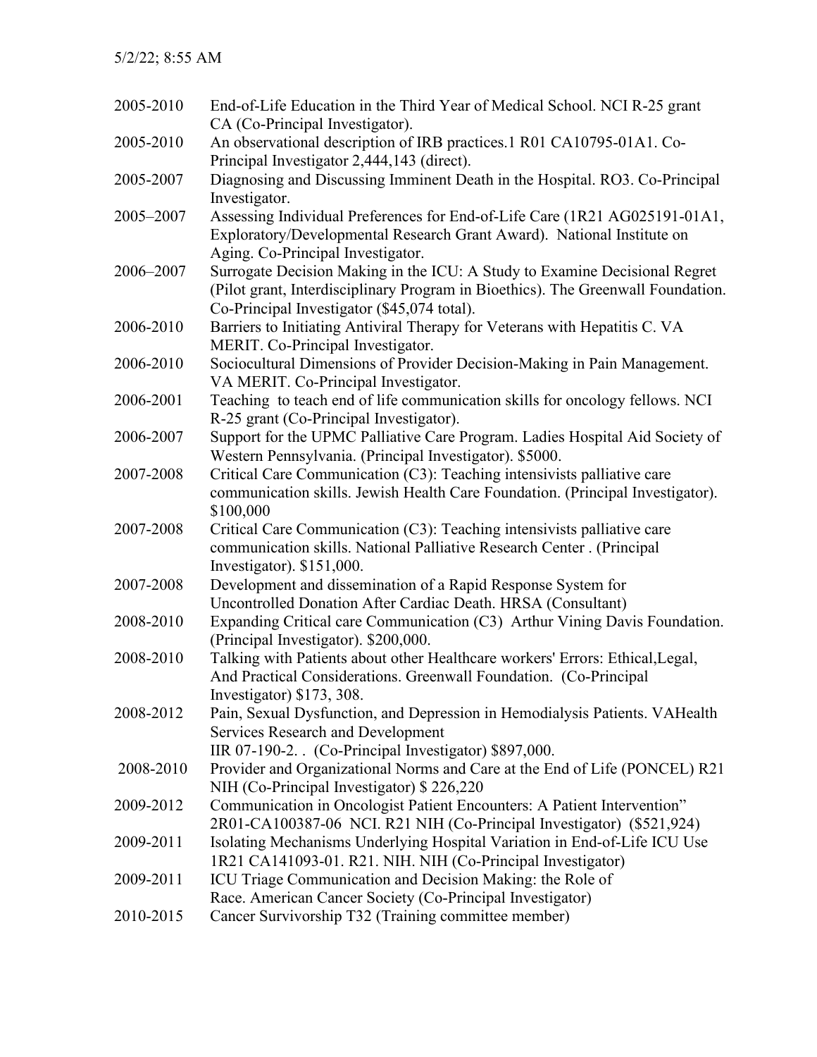| | |
|---|---|
| 2005-2010 | End-of-Life Education in the Third Year of Medical School. NCI R-25 grant CA (Co-Principal Investigator). |
| 2005-2010 | An observational description of IRB practices.1 R01 CA10795-01A1. Co-Principal Investigator 2,444,143 (direct). |
| 2005-2007 | Diagnosing and Discussing Imminent Death in the Hospital. RO3. Co-Principal Investigator. |
| 2005–2007 | Assessing Individual Preferences for End-of-Life Care (1R21 AG025191-01A1, Exploratory/Developmental Research Grant Award). National Institute on Aging. Co-Principal Investigator. |
| 2006–2007 | Surrogate Decision Making in the ICU: A Study to Examine Decisional Regret (Pilot grant, Interdisciplinary Program in Bioethics). The Greenwall Foundation. Co-Principal Investigator ($45,074 total). |
| 2006-2010 | Barriers to Initiating Antiviral Therapy for Veterans with Hepatitis C. VA MERIT. Co-Principal Investigator. |
| 2006-2010 | Sociocultural Dimensions of Provider Decision-Making in Pain Management. VA MERIT. Co-Principal Investigator. |
| 2006-2001 | Teaching to teach end of life communication skills for oncology fellows. NCI R-25 grant (Co-Principal Investigator). |
| 2006-2007 | Support for the UPMC Palliative Care Program. Ladies Hospital Aid Society of Western Pennsylvania. (Principal Investigator). $5000. |
| 2007-2008 | Critical Care Communication (C3): Teaching intensivists palliative care communication skills. Jewish Health Care Foundation. (Principal Investigator). $100,000 |
| 2007-2008 | Critical Care Communication (C3): Teaching intensivists palliative care communication skills. National Palliative Research Center . (Principal Investigator). $151,000. |
| 2007-2008 | Development and dissemination of a Rapid Response System for Uncontrolled Donation After Cardiac Death. HRSA (Consultant) |
| 2008-2010 | Expanding Critical care Communication (C3) Arthur Vining Davis Foundation. (Principal Investigator). $200,000. |
| 2008-2010 | Talking with Patients about other Healthcare workers' Errors: Ethical,Legal, And Practical Considerations. Greenwall Foundation. (Co-Principal Investigator) $173, 308. |
| 2008-2012 | Pain, Sexual Dysfunction, and Depression in Hemodialysis Patients. VAHealth Services Research and Development IIR 07-190-2. . (Co-Principal Investigator) $897,000. |
| 2008-2010 | Provider and Organizational Norms and Care at the End of Life (PONCEL) R21 NIH (Co-Principal Investigator) $ 226,220 |
| 2009-2012 | Communication in Oncologist Patient Encounters: A Patient Intervention" 2R01-CA100387-06 NCI. R21 NIH (Co-Principal Investigator) ($521,924) |
| 2009-2011 | Isolating Mechanisms Underlying Hospital Variation in End-of-Life ICU Use 1R21 CA141093-01. R21. NIH. NIH (Co-Principal Investigator) |
| 2009-2011 | ICU Triage Communication and Decision Making: the Role of Race. American Cancer Society (Co-Principal Investigator) |
| 2010-2015 | Cancer Survivorship T32 (Training committee member) |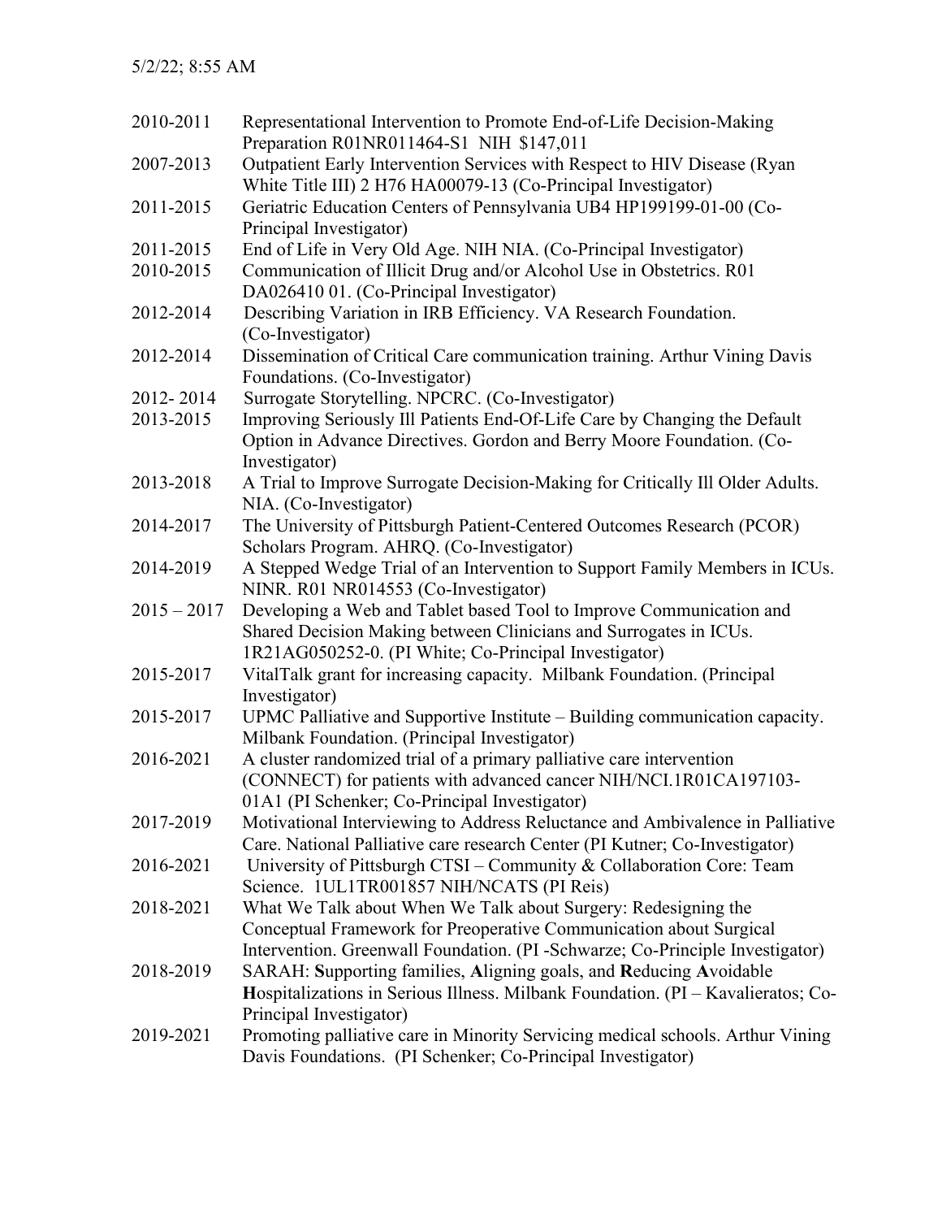| | |
|---|---|
| 2010-2011 | Representational Intervention to Promote End-of-Life Decision-Making Preparation R01NR011464-S1 NIH $147,011 |
| 2007-2013 | Outpatient Early Intervention Services with Respect to HIV Disease (Ryan White Title III) 2 H76 HA00079-13 (Co-Principal Investigator) |
| 2011-2015 | Geriatric Education Centers of Pennsylvania UB4 HP199199-01-00 (Co-Principal Investigator) |
| 2011-2015 | End of Life in Very Old Age. NIH NIA. (Co-Principal Investigator) |
| 2010-2015 | Communication of Illicit Drug and/or Alcohol Use in Obstetrics. R01 DA026410 01. (Co-Principal Investigator) |
| 2012-2014 | Describing Variation in IRB Efficiency. VA Research Foundation. (Co-Investigator) |
| 2012-2014 | Dissemination of Critical Care communication training. Arthur Vining Davis Foundations. (Co-Investigator) |
| 2012- 2014 | Surrogate Storytelling. NPCRC. (Co-Investigator) |
| 2013-2015 | Improving Seriously Ill Patients End-Of-Life Care by Changing the Default Option in Advance Directives. Gordon and Berry Moore Foundation. (Co-Investigator) |
| 2013-2018 | A Trial to Improve Surrogate Decision-Making for Critically Ill Older Adults. NIA. (Co-Investigator) |
| 2014-2017 | The University of Pittsburgh Patient-Centered Outcomes Research (PCOR) Scholars Program. AHRQ. (Co-Investigator) |
| 2014-2019 | A Stepped Wedge Trial of an Intervention to Support Family Members in ICUs. NINR. R01 NR014553 (Co-Investigator) |
| 2015 – 2017 | Developing a Web and Tablet based Tool to Improve Communication and Shared Decision Making between Clinicians and Surrogates in ICUs. 1R21AG050252-0. (PI White; Co-Principal Investigator) |
| 2015-2017 | VitalTalk grant for increasing capacity. Milbank Foundation. (Principal Investigator) |
| 2015-2017 | UPMC Palliative and Supportive Institute – Building communication capacity. Milbank Foundation. (Principal Investigator) |
| 2016-2021 | A cluster randomized trial of a primary palliative care intervention (CONNECT) for patients with advanced cancer NIH/NCI.1R01CA197103-01A1 (PI Schenker; Co-Principal Investigator) |
| 2017-2019 | Motivational Interviewing to Address Reluctance and Ambivalence in Palliative Care. National Palliative care research Center (PI Kutner; Co-Investigator) |
| 2016-2021 | University of Pittsburgh CTSI – Community & Collaboration Core: Team Science. 1UL1TR001857 NIH/NCATS (PI Reis) |
| 2018-2021 | What We Talk about When We Talk about Surgery: Redesigning the Conceptual Framework for Preoperative Communication about Surgical Intervention. Greenwall Foundation. (PI -Schwarze; Co-Principle Investigator) |
| 2018-2019 | SARAH: **S**upporting families, **A**ligning goals, and **R**educing **A**voidable **H**ospitalizations in Serious Illness. Milbank Foundation. (PI – Kavalieratos; Co-Principal Investigator) |
| 2019-2021 | Promoting palliative care in Minority Servicing medical schools. Arthur Vining Davis Foundations. (PI Schenker; Co-Principal Investigator) |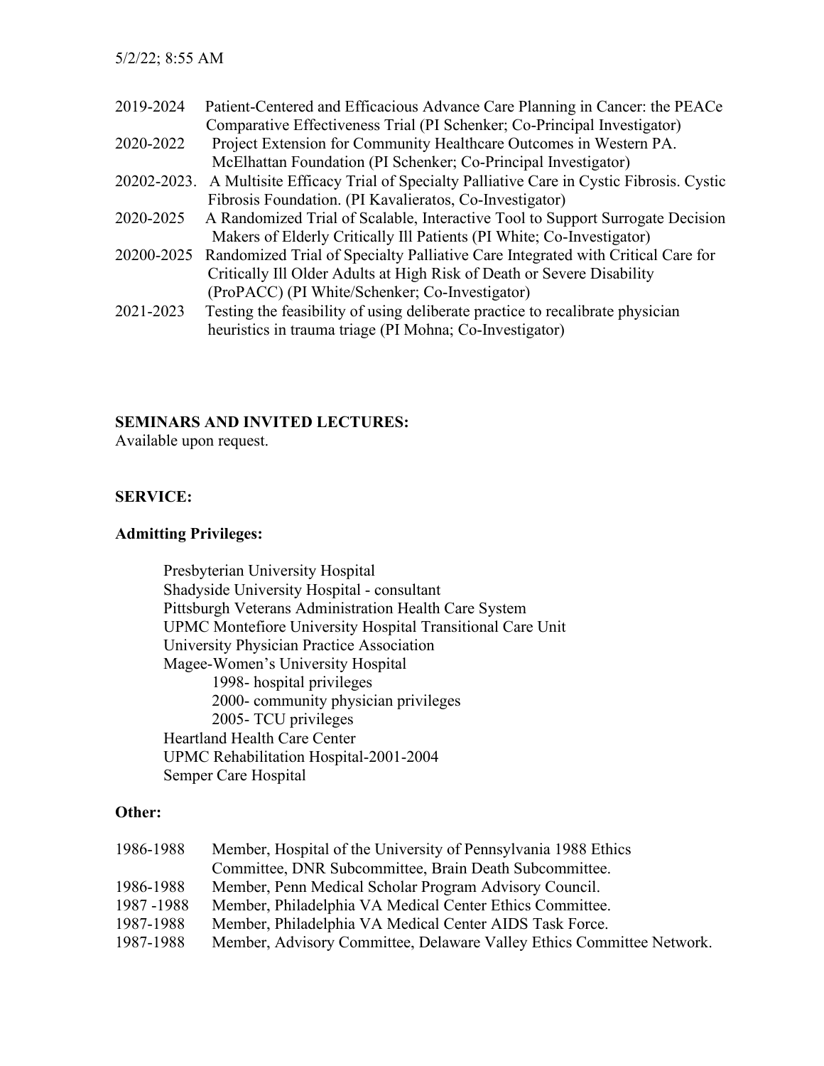2019-2024 Patient-Centered and Efficacious Advance Care Planning in Cancer: the PEACe Comparative Effectiveness Trial (PI Schenker; Co-Principal Investigator)

2020-2022 Project Extension for Community Healthcare Outcomes in Western PA. McElhattan Foundation (PI Schenker; Co-Principal Investigator)

20202-2023. A Multisite Efficacy Trial of Specialty Palliative Care in Cystic Fibrosis. Cystic Fibrosis Foundation. (PI Kavalieratos, Co-Investigator)

2020-2025 A Randomized Trial of Scalable, Interactive Tool to Support Surrogate Decision Makers of Elderly Critically Ill Patients (PI White; Co-Investigator)

20200-2025 Randomized Trial of Specialty Palliative Care Integrated with Critical Care for Critically Ill Older Adults at High Risk of Death or Severe Disability (ProPACC) (PI White/Schenker; Co-Investigator)

2021-2023 Testing the feasibility of using deliberate practice to recalibrate physician heuristics in trauma triage (PI Mohna; Co-Investigator)

**SEMINARS AND INVITED LECTURES:**

Available upon request.

**SERVICE:**

**Admitting Privileges:**

Presbyterian University Hospital
Shadyside University Hospital - consultant
Pittsburgh Veterans Administration Health Care System
UPMC Montefiore University Hospital Transitional Care Unit
University Physician Practice Association
Magee-Women's University Hospital
- 1998- hospital privileges
- 2000- community physician privileges
- 2005- TCU privileges

Heartland Health Care Center
UPMC Rehabilitation Hospital-2001-2004
Semper Care Hospital

**Other:**

1986-1988 Member, Hospital of the University of Pennsylvania 1988 Ethics Committee, DNR Subcommittee, Brain Death Subcommittee.

1986-1988 Member, Penn Medical Scholar Program Advisory Council.

1987 -1988 Member, Philadelphia VA Medical Center Ethics Committee.

1987-1988 Member, Philadelphia VA Medical Center AIDS Task Force.

1987-1988 Member, Advisory Committee, Delaware Valley Ethics Committee Network.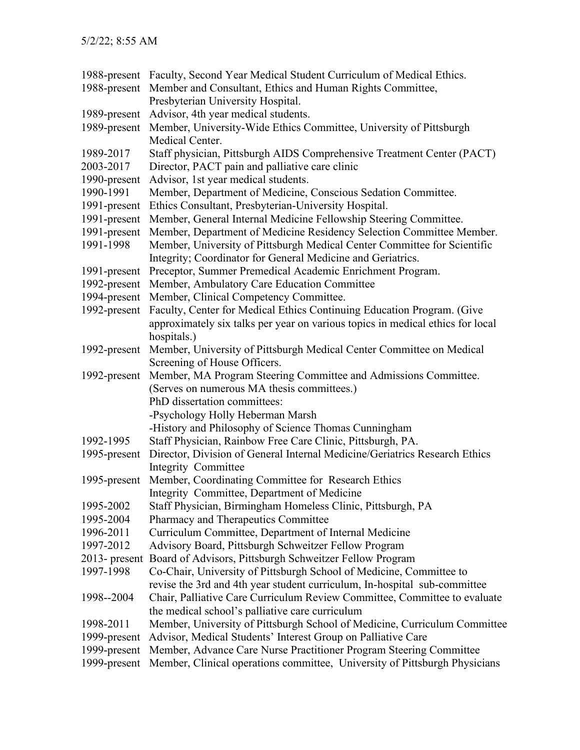| | |
|---|---|
| 1988-present | Faculty, Second Year Medical Student Curriculum of Medical Ethics. |
| 1988-present | Member and Consultant, Ethics and Human Rights Committee, Presbyterian University Hospital. |
| 1989-present | Advisor, 4th year medical students. |
| 1989-present | Member, University-Wide Ethics Committee, University of Pittsburgh Medical Center. |
| 1989-2017 | Staff physician, Pittsburgh AIDS Comprehensive Treatment Center (PACT) |
| 2003-2017 | Director, PACT pain and palliative care clinic |
| 1990-present | Advisor, 1st year medical students. |
| 1990-1991 | Member, Department of Medicine, Conscious Sedation Committee. |
| 1991-present | Ethics Consultant, Presbyterian-University Hospital. |
| 1991-present | Member, General Internal Medicine Fellowship Steering Committee. |
| 1991-present | Member, Department of Medicine Residency Selection Committee Member. |
| 1991-1998 | Member, University of Pittsburgh Medical Center Committee for Scientific Integrity; Coordinator for General Medicine and Geriatrics. |
| 1991-present | Preceptor, Summer Premedical Academic Enrichment Program. |
| 1992-present | Member, Ambulatory Care Education Committee |
| 1994-present | Member, Clinical Competency Committee. |
| 1992-present | Faculty, Center for Medical Ethics Continuing Education Program. (Give approximately six talks per year on various topics in medical ethics for local hospitals.) |
| 1992-present | Member, University of Pittsburgh Medical Center Committee on Medical Screening of House Officers. |
| 1992-present | Member, MA Program Steering Committee and Admissions Committee. (Serves on numerous MA thesis committees.)<br>PhD dissertation committees:<br>-Psychology Holly Heberman Marsh<br>-History and Philosophy of Science Thomas Cunningham |
| 1992-1995 | Staff Physician, Rainbow Free Care Clinic, Pittsburgh, PA. |
| 1995-present | Director, Division of General Internal Medicine/Geriatrics Research Ethics Integrity Committee |
| 1995-present | Member, Coordinating Committee for Research Ethics Integrity Committee, Department of Medicine |
| 1995-2002 | Staff Physician, Birmingham Homeless Clinic, Pittsburgh, PA |
| 1995-2004 | Pharmacy and Therapeutics Committee |
| 1996-2011 | Curriculum Committee, Department of Internal Medicine |
| 1997-2012 | Advisory Board, Pittsburgh Schweitzer Fellow Program |
| 2013- present | Board of Advisors, Pittsburgh Schweitzer Fellow Program |
| 1997-1998 | Co-Chair, University of Pittsburgh School of Medicine, Committee to revise the 3rd and 4th year student curriculum, In-hospital sub-committee |
| 1998--2004 | Chair, Palliative Care Curriculum Review Committee, Committee to evaluate the medical school's palliative care curriculum |
| 1998-2011 | Member, University of Pittsburgh School of Medicine, Curriculum Committee |
| 1999-present | Advisor, Medical Students' Interest Group on Palliative Care |
| 1999-present | Member, Advance Care Nurse Practitioner Program Steering Committee |
| 1999-present | Member, Clinical operations committee, University of Pittsburgh Physicians |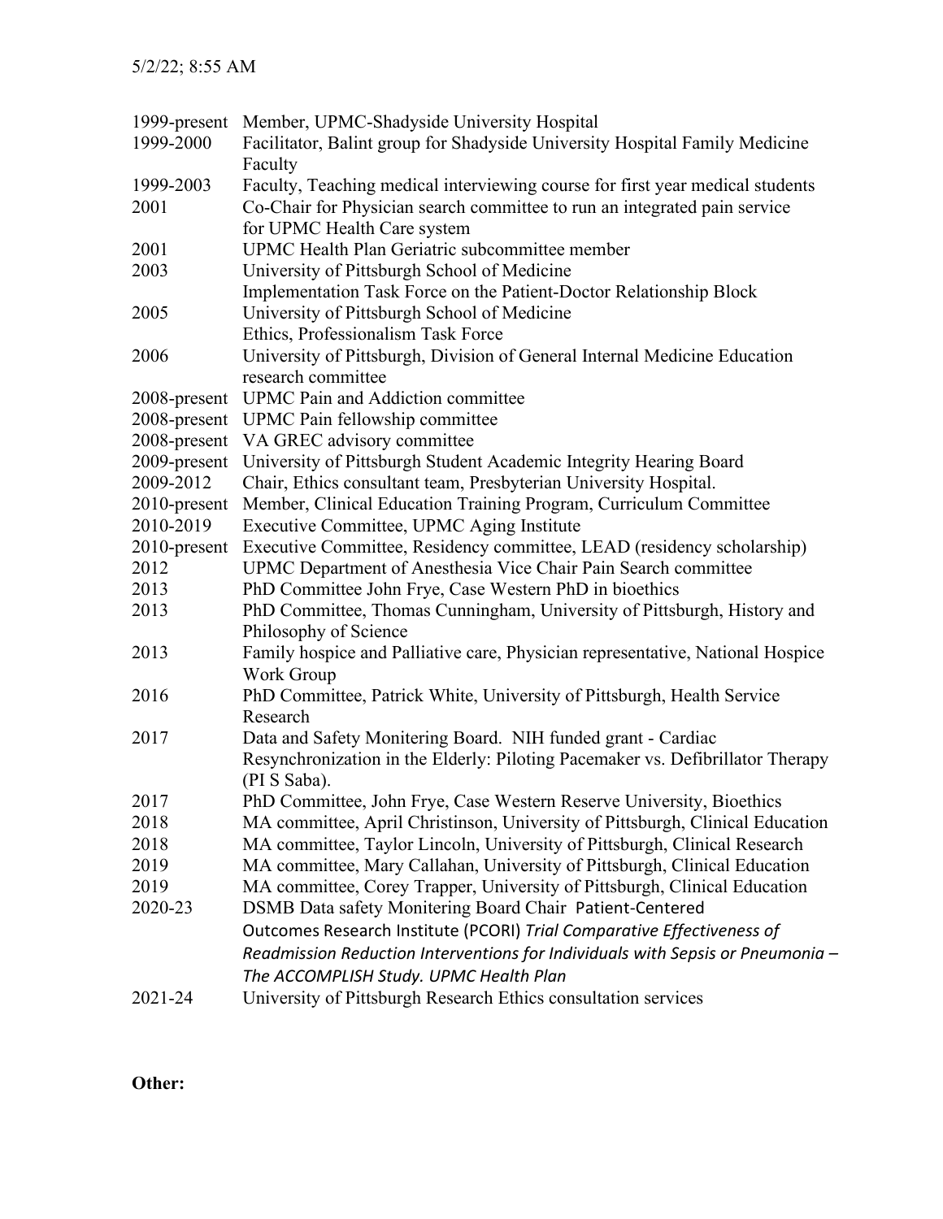| | |
|---|---|
| 1999-present | Member, UPMC-Shadyside University Hospital |
| 1999-2000 | Facilitator, Balint group for Shadyside University Hospital Family Medicine Faculty |
| 1999-2003 | Faculty, Teaching medical interviewing course for first year medical students |
| 2001 | Co-Chair for Physician search committee to run an integrated pain service for UPMC Health Care system |
| 2001 | UPMC Health Plan Geriatric subcommittee member |
| 2003 | University of Pittsburgh School of Medicine Implementation Task Force on the Patient-Doctor Relationship Block |
| 2005 | University of Pittsburgh School of Medicine Ethics, Professionalism Task Force |
| 2006 | University of Pittsburgh, Division of General Internal Medicine Education research committee |
| 2008-present | UPMC Pain and Addiction committee |
| 2008-present | UPMC Pain fellowship committee |
| 2008-present | VA GREC advisory committee |
| 2009-present | University of Pittsburgh Student Academic Integrity Hearing Board |
| 2009-2012 | Chair, Ethics consultant team, Presbyterian University Hospital. |
| 2010-present | Member, Clinical Education Training Program, Curriculum Committee |
| 2010-2019 | Executive Committee, UPMC Aging Institute |
| 2010-present | Executive Committee, Residency committee, LEAD (residency scholarship) |
| 2012 | UPMC Department of Anesthesia Vice Chair Pain Search committee |
| 2013 | PhD Committee John Frye, Case Western PhD in bioethics |
| 2013 | PhD Committee, Thomas Cunningham, University of Pittsburgh, History and Philosophy of Science |
| 2013 | Family hospice and Palliative care, Physician representative, National Hospice Work Group |
| 2016 | PhD Committee, Patrick White, University of Pittsburgh, Health Service Research |
| 2017 | Data and Safety Monitering Board. NIH funded grant - Cardiac Resynchronization in the Elderly: Piloting Pacemaker vs. Defibrillator Therapy (PI S Saba). |
| 2017 | PhD Committee, John Frye, Case Western Reserve University, Bioethics |
| 2018 | MA committee, April Christinson, University of Pittsburgh, Clinical Education |
| 2018 | MA committee, Taylor Lincoln, University of Pittsburgh, Clinical Research |
| 2019 | MA committee, Mary Callahan, University of Pittsburgh, Clinical Education |
| 2019 | MA committee, Corey Trapper, University of Pittsburgh, Clinical Education |
| 2020-23 | DSMB Data safety Monitering Board Chair Patient-Centered Outcomes Research Institute (PCORI) *Trial Comparative Effectiveness of Readmission Reduction Interventions for Individuals with Sepsis or Pneumonia – The ACCOMPLISH Study. UPMC Health Plan* |
| 2021-24 | University of Pittsburgh Research Ethics consultation services |

**Other:**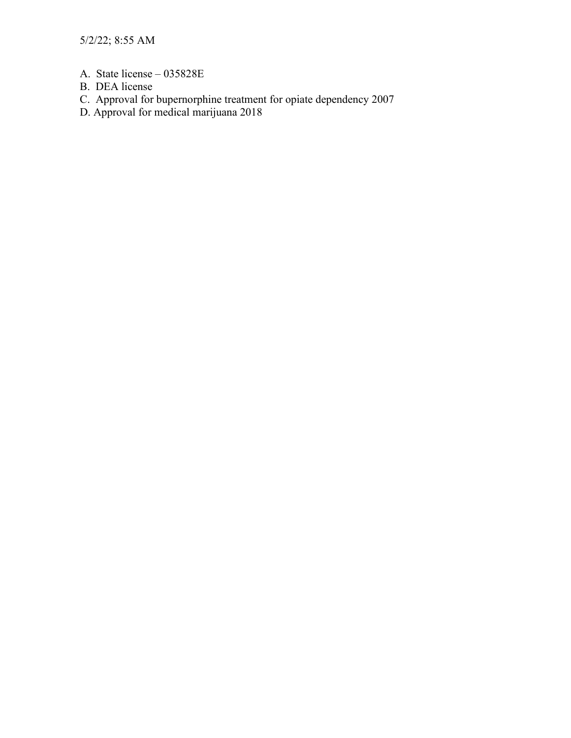5/2/22; 8:55 AM

A. State license – 035828E
B. DEA license
C. Approval for bupernorphine treatment for opiate dependency 2007
D. Approval for medical marijuana 2018